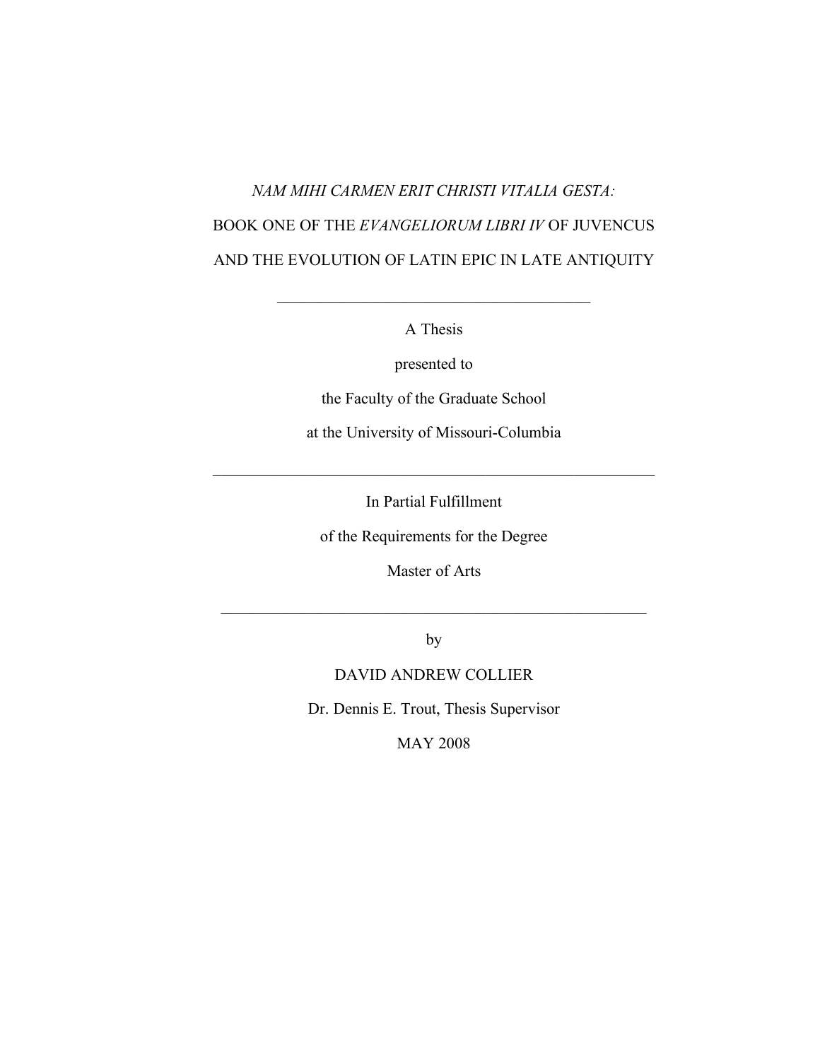*NAM MIHI CARMEN ERIT CHRISTI VITALIA GESTA:*

BOOK ONE OF THE *EVANGELIORUM LIBRI IV* OF JUVENCUS

AND THE EVOLUTION OF LATIN EPIC IN LATE ANTIQUITY

---

A Thesis

presented to

the Faculty of the Graduate School

at the University of Missouri-Columbia

---

In Partial Fulfillment

of the Requirements for the Degree

Master of Arts

---

by

DAVID ANDREW COLLIER

Dr. Dennis E. Trout, Thesis Supervisor

MAY 2008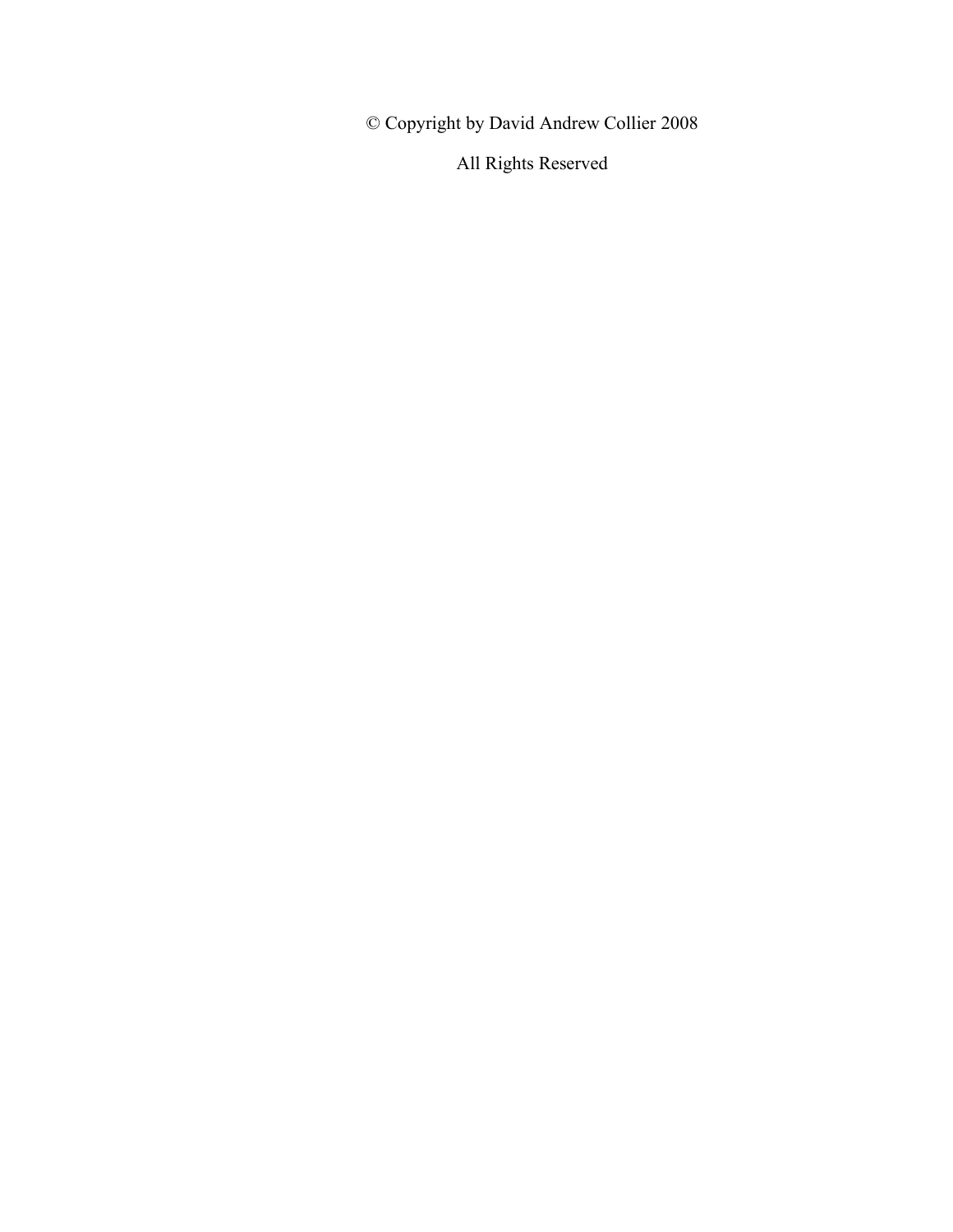© Copyright by David Andrew Collier 2008

All Rights Reserved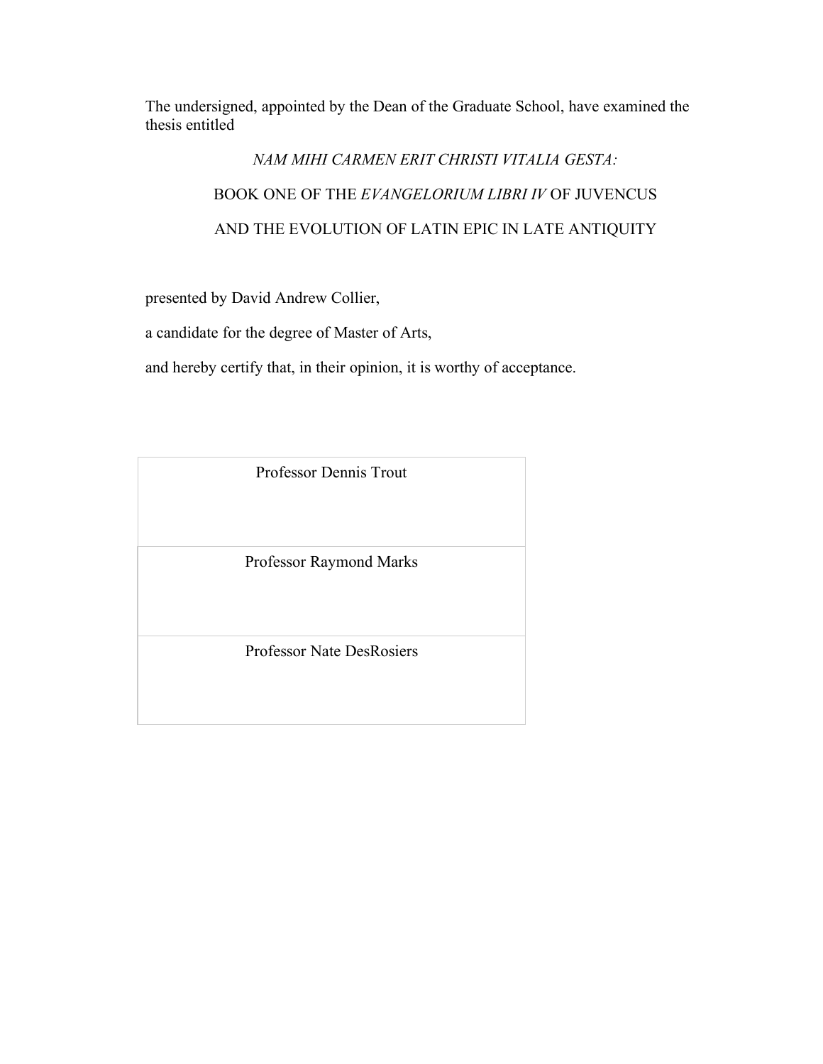The undersigned, appointed by the Dean of the Graduate School, have examined the thesis entitled

*NAM MIHI CARMEN ERIT CHRISTI VITALIA GESTA:*

BOOK ONE OF THE *EVANGELORIUM LIBRI IV* OF JUVENCUS

AND THE EVOLUTION OF LATIN EPIC IN LATE ANTIQUITY

presented by David Andrew Collier,

a candidate for the degree of Master of Arts,

and hereby certify that, in their opinion, it is worthy of acceptance.

| Professor Dennis Trout |
| --- |
| Professor Raymond Marks |
| Professor Nate DesRosiers |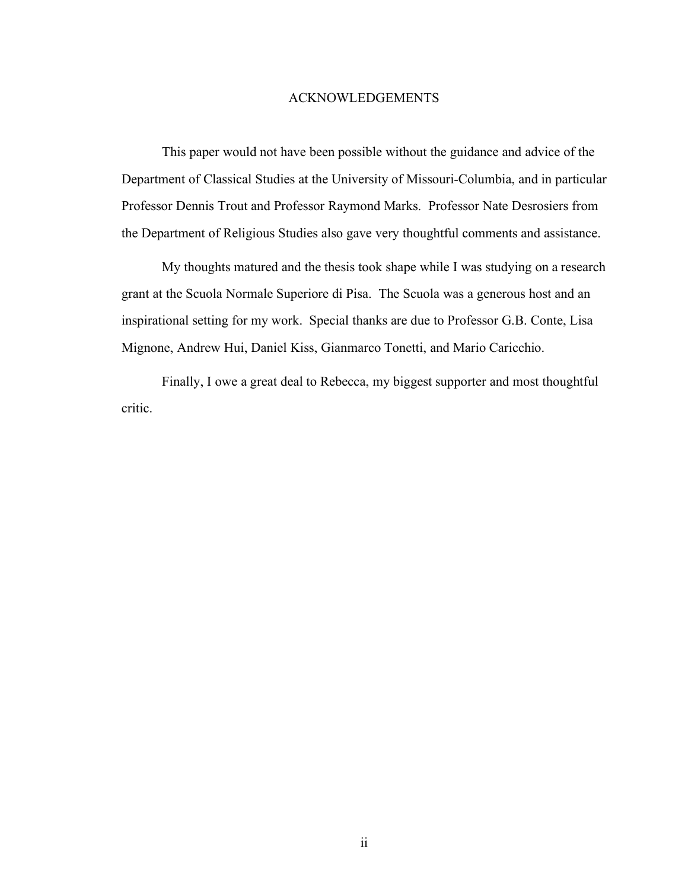# ACKNOWLEDGEMENTS

This paper would not have been possible without the guidance and advice of the Department of Classical Studies at the University of Missouri-Columbia, and in particular Professor Dennis Trout and Professor Raymond Marks. Professor Nate Desrosiers from the Department of Religious Studies also gave very thoughtful comments and assistance.

My thoughts matured and the thesis took shape while I was studying on a research grant at the Scuola Normale Superiore di Pisa. The Scuola was a generous host and an inspirational setting for my work. Special thanks are due to Professor G.B. Conte, Lisa Mignone, Andrew Hui, Daniel Kiss, Gianmarco Tonetti, and Mario Caricchio.

Finally, I owe a great deal to Rebecca, my biggest supporter and most thoughtful critic.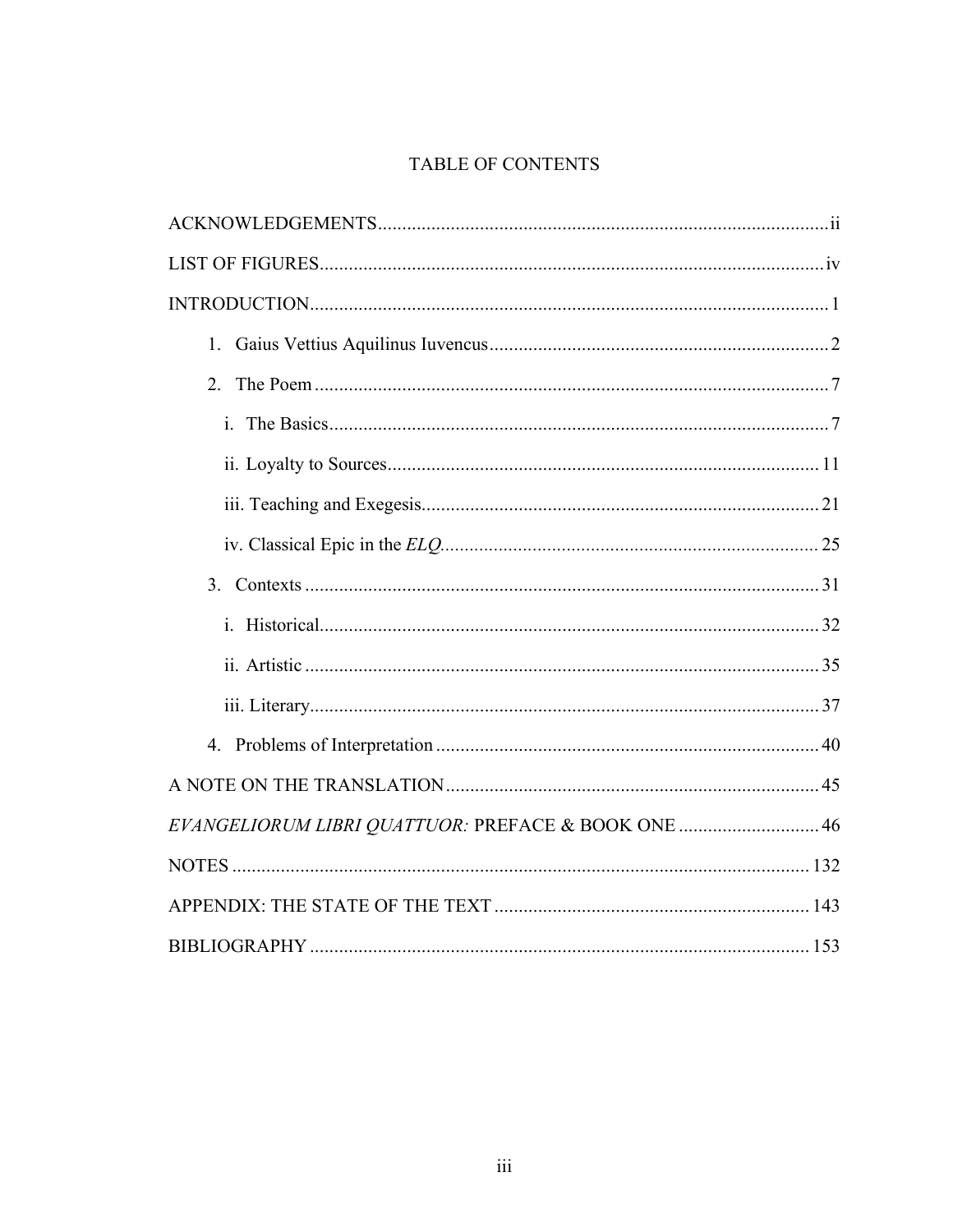# TABLE OF CONTENTS

ACKNOWLEDGEMENTS .......... ii

LIST OF FIGURES .......... iv

INTRODUCTION .......... 1

- 1. Gaius Vettius Aquilinus Iuvencus .......... 2
- 2. The Poem .......... 7
  - i. The Basics .......... 7
  - ii. Loyalty to Sources .......... 11
  - iii. Teaching and Exegesis .......... 21
  - iv. Classical Epic in the *ELQ* .......... 25
- 3. Contexts .......... 31
  - i. Historical .......... 32
  - ii. Artistic .......... 35
  - iii. Literary .......... 37
- 4. Problems of Interpretation .......... 40

A NOTE ON THE TRANSLATION .......... 45

*EVANGELIORUM LIBRI QUATTUOR:* PREFACE & BOOK ONE .......... 46

NOTES .......... 132

APPENDIX: THE STATE OF THE TEXT .......... 143

BIBLIOGRAPHY .......... 153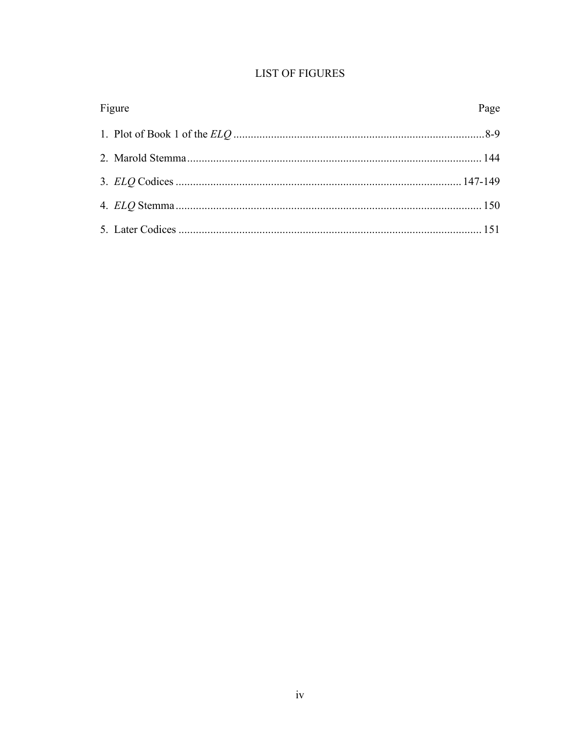# LIST OF FIGURES

| Figure | Page |
| --- | --- |
| 1. Plot of Book 1 of the *ELQ* | 8-9 |
| 2. Marold Stemma | 144 |
| 3. *ELQ* Codices | 147-149 |
| 4. *ELQ* Stemma | 150 |
| 5. Later Codices | 151 |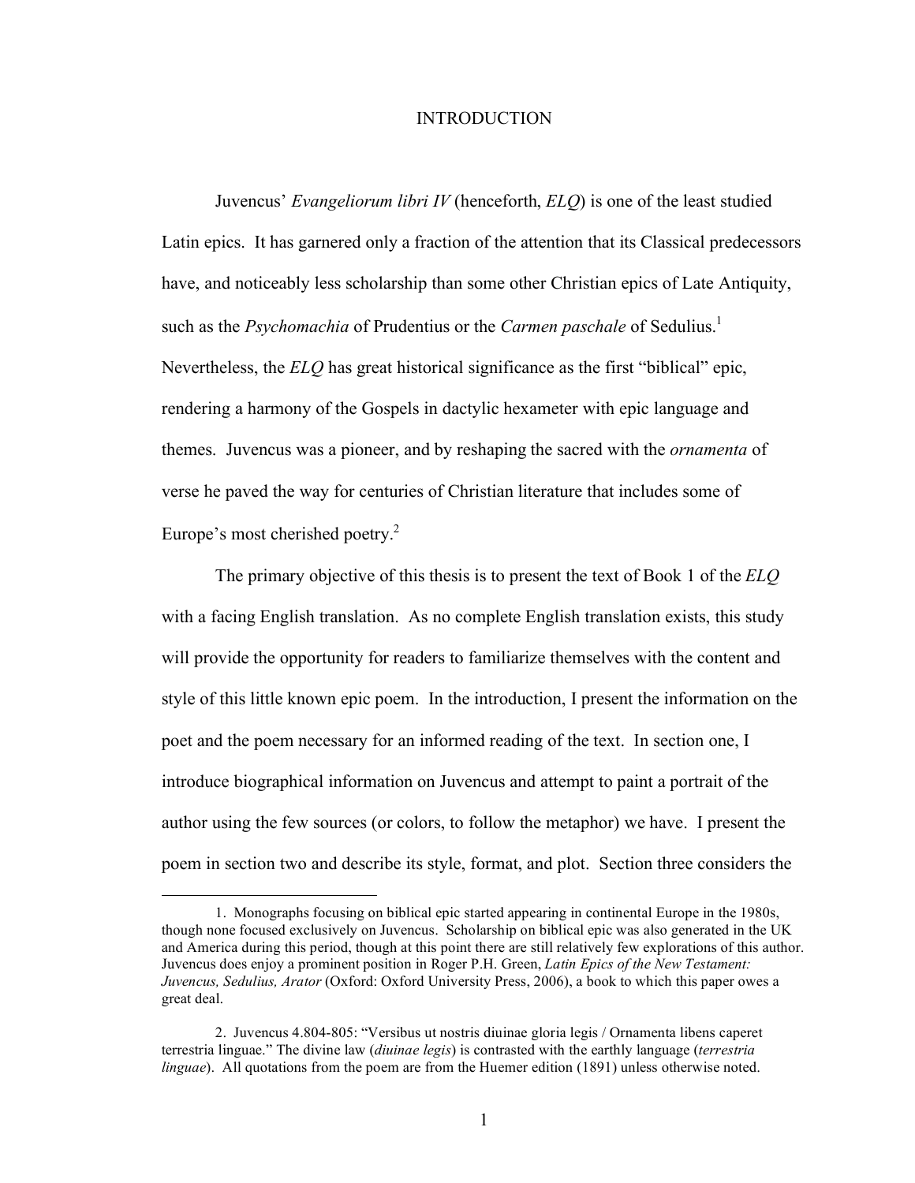# INTRODUCTION

Juvencus' *Evangeliorum libri IV* (henceforth, *ELQ*) is one of the least studied Latin epics. It has garnered only a fraction of the attention that its Classical predecessors have, and noticeably less scholarship than some other Christian epics of Late Antiquity, such as the *Psychomachia* of Prudentius or the *Carmen paschale* of Sedulius.[1] Nevertheless, the *ELQ* has great historical significance as the first "biblical" epic, rendering a harmony of the Gospels in dactylic hexameter with epic language and themes. Juvencus was a pioneer, and by reshaping the sacred with the *ornamenta* of verse he paved the way for centuries of Christian literature that includes some of Europe's most cherished poetry.[2]

The primary objective of this thesis is to present the text of Book 1 of the *ELQ* with a facing English translation. As no complete English translation exists, this study will provide the opportunity for readers to familiarize themselves with the content and style of this little known epic poem. In the introduction, I present the information on the poet and the poem necessary for an informed reading of the text. In section one, I introduce biographical information on Juvencus and attempt to paint a portrait of the author using the few sources (or colors, to follow the metaphor) we have. I present the poem in section two and describe its style, format, and plot. Section three considers the

---

1. Monographs focusing on biblical epic started appearing in continental Europe in the 1980s, though none focused exclusively on Juvencus. Scholarship on biblical epic was also generated in the UK and America during this period, though at this point there are still relatively few explorations of this author. Juvencus does enjoy a prominent position in Roger P.H. Green, *Latin Epics of the New Testament: Juvencus, Sedulius, Arator* (Oxford: Oxford University Press, 2006), a book to which this paper owes a great deal.

2. Juvencus 4.804-805: "Versibus ut nostris diuinae gloria legis / Ornamenta libens caperet terrestria linguae." The divine law (*diuinae legis*) is contrasted with the earthly language (*terrestria linguae*). All quotations from the poem are from the Huemer edition (1891) unless otherwise noted.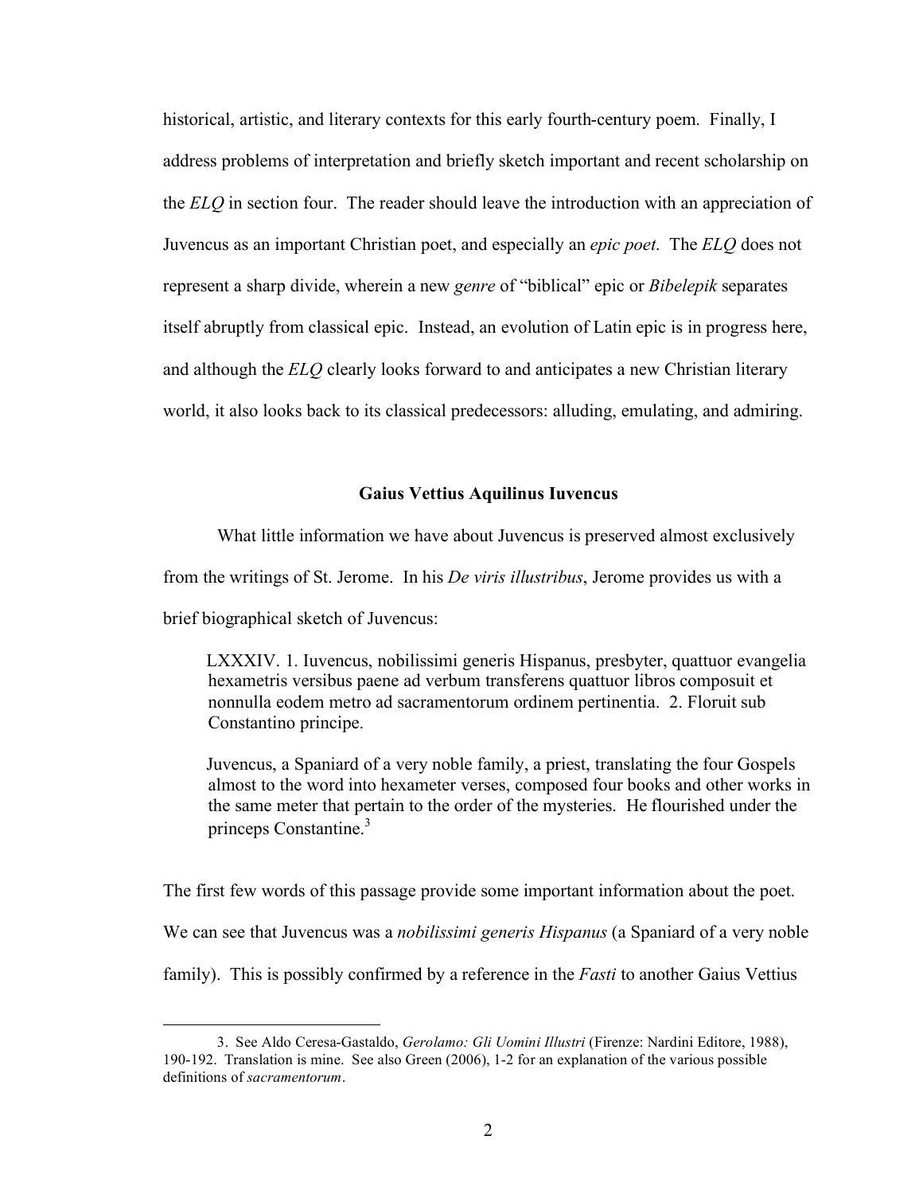historical, artistic, and literary contexts for this early fourth-century poem. Finally, I address problems of interpretation and briefly sketch important and recent scholarship on the *ELQ* in section four. The reader should leave the introduction with an appreciation of Juvencus as an important Christian poet, and especially an *epic poet*. The *ELQ* does not represent a sharp divide, wherein a new *genre* of "biblical" epic or *Bibelepik* separates itself abruptly from classical epic. Instead, an evolution of Latin epic is in progress here, and although the *ELQ* clearly looks forward to and anticipates a new Christian literary world, it also looks back to its classical predecessors: alluding, emulating, and admiring.

### Gaius Vettius Aquilinus Iuvencus

What little information we have about Juvencus is preserved almost exclusively from the writings of St. Jerome. In his *De viris illustribus*, Jerome provides us with a brief biographical sketch of Juvencus:

> LXXXIV. 1. Iuvencus, nobilissimi generis Hispanus, presbyter, quattuor evangelia hexametris versibus paene ad verbum transferens quattuor libros composuit et nonnulla eodem metro ad sacramentorum ordinem pertinentia. 2. Floruit sub Constantino principe.

> Juvencus, a Spaniard of a very noble family, a priest, translating the four Gospels almost to the word into hexameter verses, composed four books and other works in the same meter that pertain to the order of the mysteries. He flourished under the princeps Constantine.[3]

The first few words of this passage provide some important information about the poet. We can see that Juvencus was a *nobilissimi generis Hispanus* (a Spaniard of a very noble family). This is possibly confirmed by a reference in the *Fasti* to another Gaius Vettius

---

3. See Aldo Ceresa-Gastaldo, *Gerolamo: Gli Uomini Illustri* (Firenze: Nardini Editore, 1988), 190-192. Translation is mine. See also Green (2006), 1-2 for an explanation of the various possible definitions of *sacramentorum*.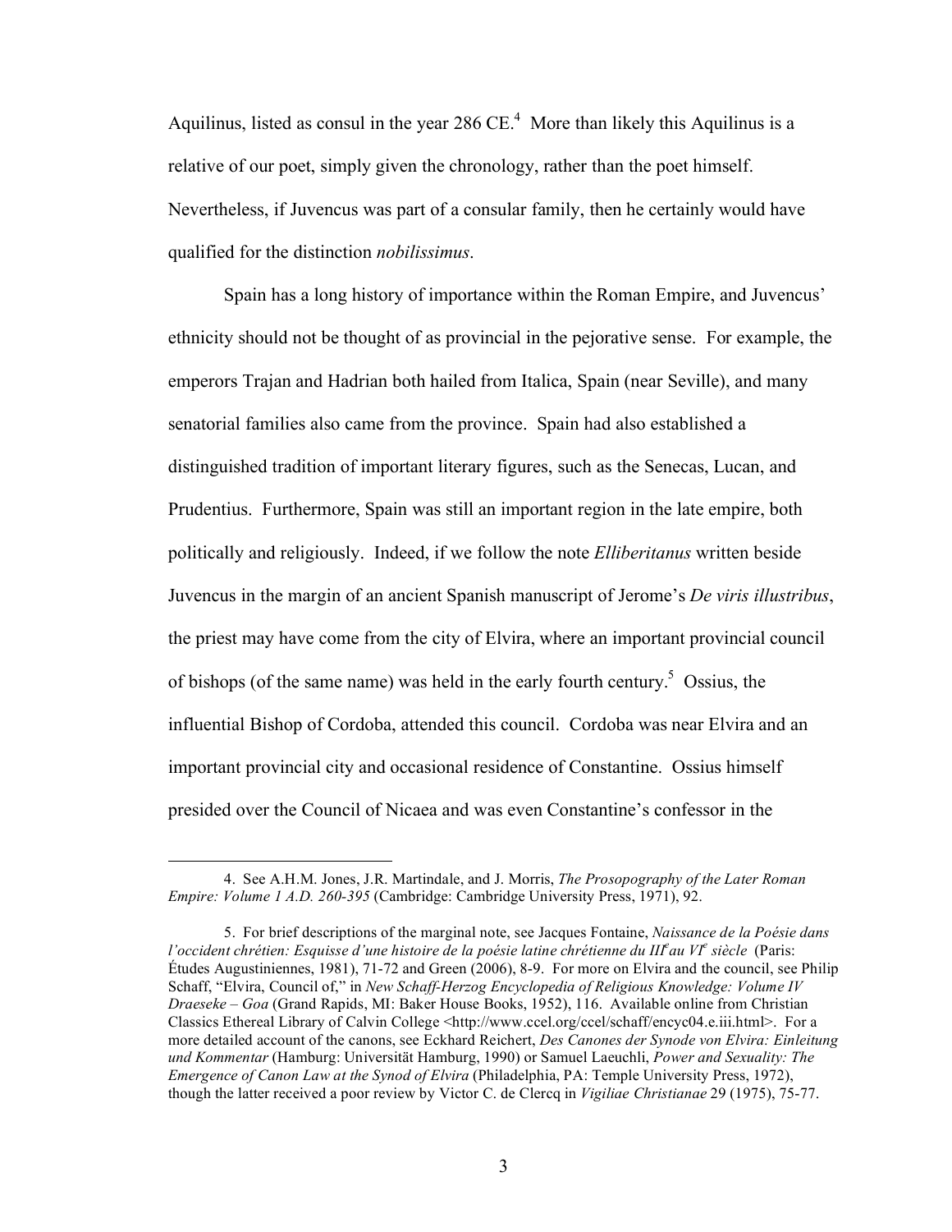Aquilinus, listed as consul in the year 286 CE.[4] More than likely this Aquilinus is a relative of our poet, simply given the chronology, rather than the poet himself. Nevertheless, if Juvencus was part of a consular family, then he certainly would have qualified for the distinction *nobilissimus*.

Spain has a long history of importance within the Roman Empire, and Juvencus' ethnicity should not be thought of as provincial in the pejorative sense. For example, the emperors Trajan and Hadrian both hailed from Italica, Spain (near Seville), and many senatorial families also came from the province. Spain had also established a distinguished tradition of important literary figures, such as the Senecas, Lucan, and Prudentius. Furthermore, Spain was still an important region in the late empire, both politically and religiously. Indeed, if we follow the note *Elliberitanus* written beside Juvencus in the margin of an ancient Spanish manuscript of Jerome's *De viris illustribus*, the priest may have come from the city of Elvira, where an important provincial council of bishops (of the same name) was held in the early fourth century.[5] Ossius, the influential Bishop of Cordoba, attended this council. Cordoba was near Elvira and an important provincial city and occasional residence of Constantine. Ossius himself presided over the Council of Nicaea and was even Constantine's confessor in the

4. See A.H.M. Jones, J.R. Martindale, and J. Morris, *The Prosopography of the Later Roman Empire: Volume 1 A.D. 260-395* (Cambridge: Cambridge University Press, 1971), 92.

5. For brief descriptions of the marginal note, see Jacques Fontaine, *Naissance de la Poésie dans l'occident chrétien: Esquisse d'une histoire de la poésie latine chrétienne du III^e au VI^e siècle* (Paris: Études Augustiniennes, 1981), 71-72 and Green (2006), 8-9. For more on Elvira and the council, see Philip Schaff, "Elvira, Council of," in *New Schaff-Herzog Encyclopedia of Religious Knowledge: Volume IV Draeseke – Goa* (Grand Rapids, MI: Baker House Books, 1952), 116. Available online from Christian Classics Ethereal Library of Calvin College <http://www.ccel.org/ccel/schaff/encyc04.e.iii.html>. For a more detailed account of the canons, see Eckhard Reichert, *Des Canones der Synode von Elvira: Einleitung und Kommentar* (Hamburg: Universität Hamburg, 1990) or Samuel Laeuchli, *Power and Sexuality: The Emergence of Canon Law at the Synod of Elvira* (Philadelphia, PA: Temple University Press, 1972), though the latter received a poor review by Victor C. de Clercq in *Vigiliae Christianae* 29 (1975), 75-77.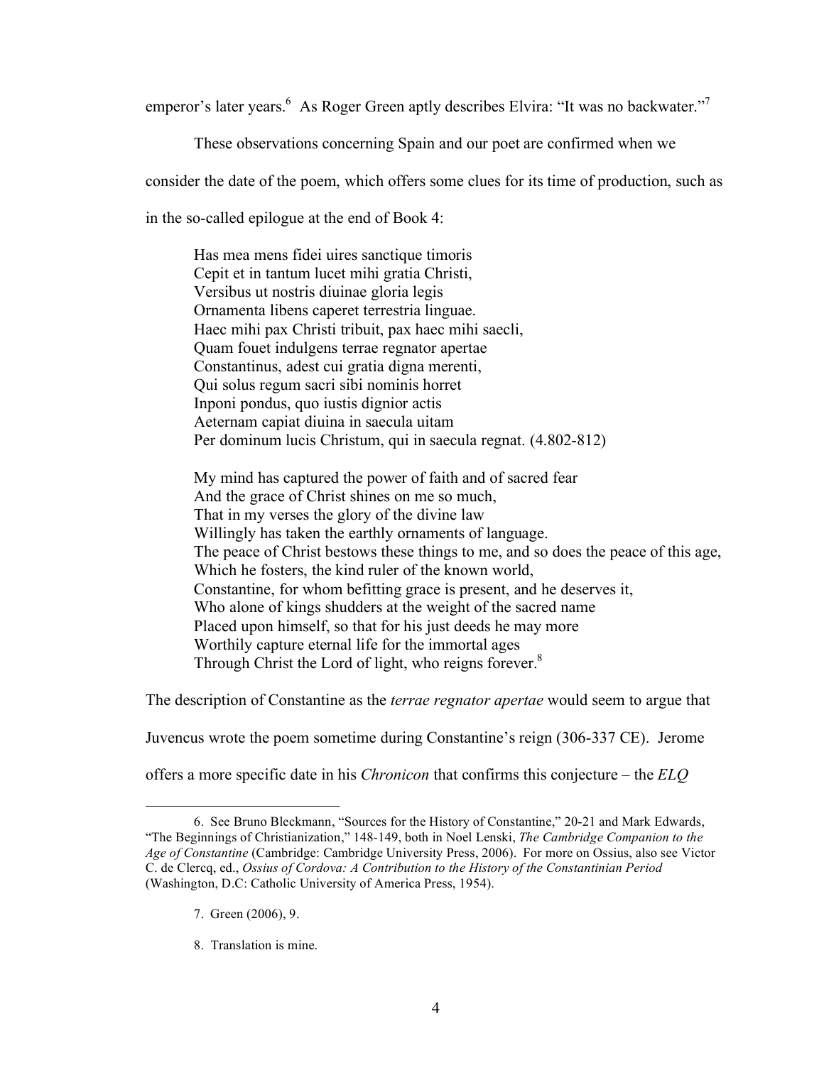emperor's later years.[6] As Roger Green aptly describes Elvira: "It was no backwater."[7]

These observations concerning Spain and our poet are confirmed when we consider the date of the poem, which offers some clues for its time of production, such as in the so-called epilogue at the end of Book 4:

> Has mea mens fidei uires sanctique timoris
> Cepit et in tantum lucet mihi gratia Christi,
> Versibus ut nostris diuinae gloria legis
> Ornamenta libens caperet terrestria linguae.
> Haec mihi pax Christi tribuit, pax haec mihi saecli,
> Quam fouet indulgens terrae regnator apertae
> Constantinus, adest cui gratia digna merenti,
> Qui solus regum sacri sibi nominis horret
> Inponi pondus, quo iustis dignior actis
> Aeternam capiat diuina in saecula uitam
> Per dominum lucis Christum, qui in saecula regnat. (4.802-812)

> My mind has captured the power of faith and of sacred fear
> And the grace of Christ shines on me so much,
> That in my verses the glory of the divine law
> Willingly has taken the earthly ornaments of language.
> The peace of Christ bestows these things to me, and so does the peace of this age,
> Which he fosters, the kind ruler of the known world,
> Constantine, for whom befitting grace is present, and he deserves it,
> Who alone of kings shudders at the weight of the sacred name
> Placed upon himself, so that for his just deeds he may more
> Worthily capture eternal life for the immortal ages
> Through Christ the Lord of light, who reigns forever.[8]

The description of Constantine as the *terrae regnator apertae* would seem to argue that Juvencus wrote the poem sometime during Constantine's reign (306-337 CE). Jerome offers a more specific date in his *Chronicon* that confirms this conjecture – the *ELQ*

---

6. See Bruno Bleckmann, "Sources for the History of Constantine," 20-21 and Mark Edwards, "The Beginnings of Christianization," 148-149, both in Noel Lenski, *The Cambridge Companion to the Age of Constantine* (Cambridge: Cambridge University Press, 2006). For more on Ossius, also see Victor C. de Clercq, ed., *Ossius of Cordova: A Contribution to the History of the Constantinian Period* (Washington, D.C: Catholic University of America Press, 1954).

7. Green (2006), 9.

8. Translation is mine.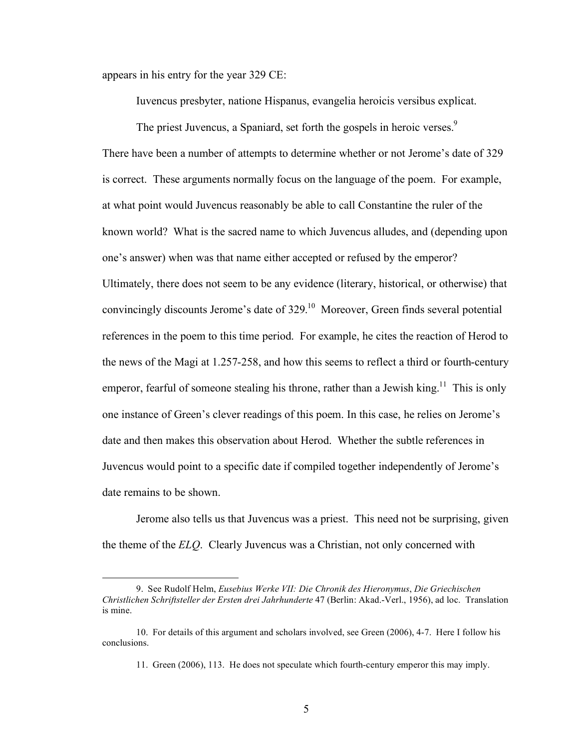appears in his entry for the year 329 CE:

> Iuvencus presbyter, natione Hispanus, evangelia heroicis versibus explicat.
>
> The priest Juvencus, a Spaniard, set forth the gospels in heroic verses.[9]

There have been a number of attempts to determine whether or not Jerome's date of 329 is correct. These arguments normally focus on the language of the poem. For example, at what point would Juvencus reasonably be able to call Constantine the ruler of the known world? What is the sacred name to which Juvencus alludes, and (depending upon one's answer) when was that name either accepted or refused by the emperor? Ultimately, there does not seem to be any evidence (literary, historical, or otherwise) that convincingly discounts Jerome's date of 329.[10] Moreover, Green finds several potential references in the poem to this time period. For example, he cites the reaction of Herod to the news of the Magi at 1.257-258, and how this seems to reflect a third or fourth-century emperor, fearful of someone stealing his throne, rather than a Jewish king.[11] This is only one instance of Green's clever readings of this poem. In this case, he relies on Jerome's date and then makes this observation about Herod. Whether the subtle references in Juvencus would point to a specific date if compiled together independently of Jerome's date remains to be shown.

Jerome also tells us that Juvencus was a priest. This need not be surprising, given the theme of the *ELQ*. Clearly Juvencus was a Christian, not only concerned with

---

9. See Rudolf Helm, *Eusebius Werke VII: Die Chronik des Hieronymus*, *Die Griechischen Christlichen Schriftsteller der Ersten drei Jahrhunderte* 47 (Berlin: Akad.-Verl., 1956), ad loc. Translation is mine.

10. For details of this argument and scholars involved, see Green (2006), 4-7. Here I follow his conclusions.

11. Green (2006), 113. He does not speculate which fourth-century emperor this may imply.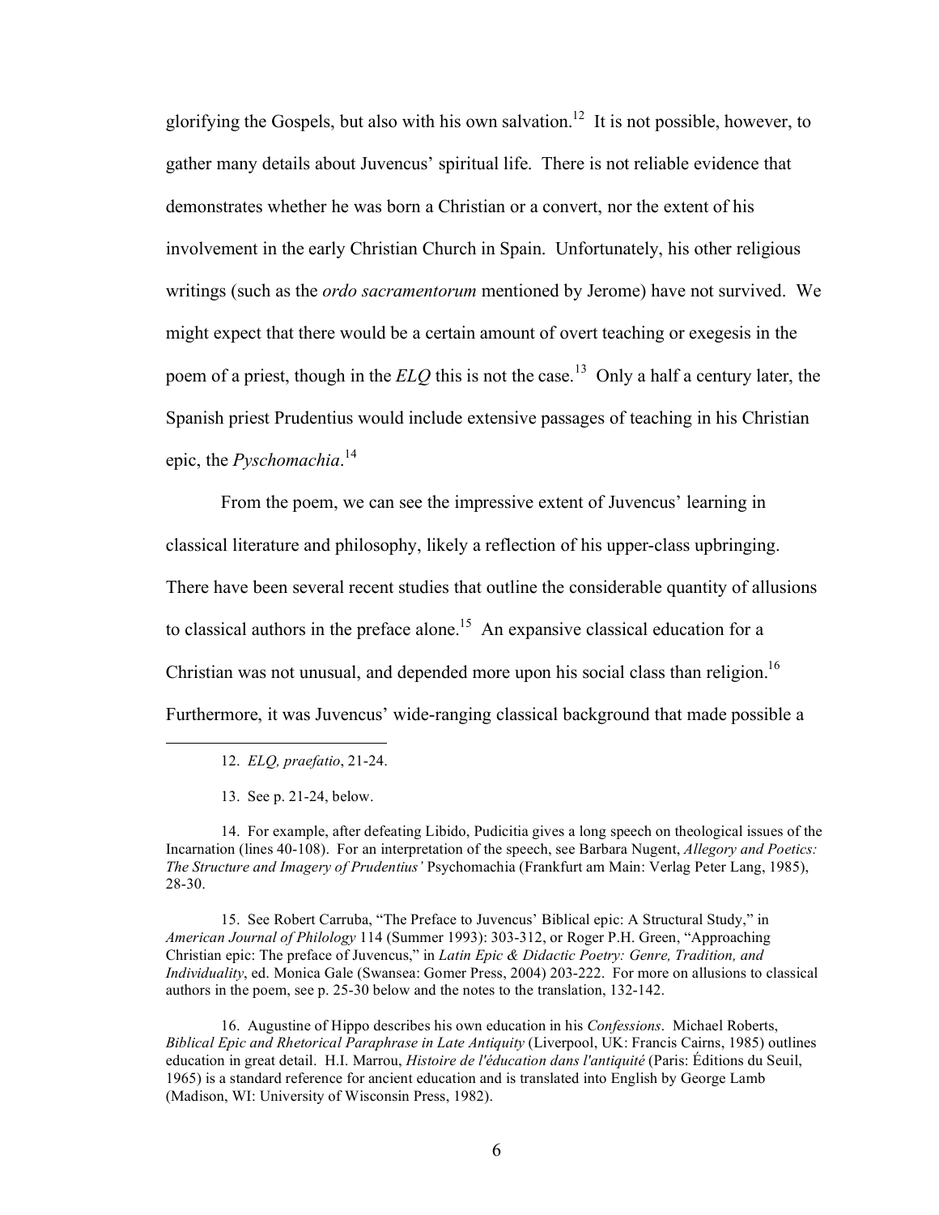glorifying the Gospels, but also with his own salvation.[12] It is not possible, however, to gather many details about Juvencus' spiritual life. There is not reliable evidence that demonstrates whether he was born a Christian or a convert, nor the extent of his involvement in the early Christian Church in Spain. Unfortunately, his other religious writings (such as the *ordo sacramentorum* mentioned by Jerome) have not survived. We might expect that there would be a certain amount of overt teaching or exegesis in the poem of a priest, though in the *ELQ* this is not the case.[13] Only a half a century later, the Spanish priest Prudentius would include extensive passages of teaching in his Christian epic, the *Pyschomachia*.[14]

From the poem, we can see the impressive extent of Juvencus' learning in classical literature and philosophy, likely a reflection of his upper-class upbringing. There have been several recent studies that outline the considerable quantity of allusions to classical authors in the preface alone.[15] An expansive classical education for a Christian was not unusual, and depended more upon his social class than religion.[16] Furthermore, it was Juvencus' wide-ranging classical background that made possible a

---

12. *ELQ, praefatio*, 21-24.

13. See p. 21-24, below.

14. For example, after defeating Libido, Pudicitia gives a long speech on theological issues of the Incarnation (lines 40-108). For an interpretation of the speech, see Barbara Nugent, *Allegory and Poetics: The Structure and Imagery of Prudentius'* Psychomachia (Frankfurt am Main: Verlag Peter Lang, 1985), 28-30.

15. See Robert Carruba, "The Preface to Juvencus' Biblical epic: A Structural Study," in *American Journal of Philology* 114 (Summer 1993): 303-312, or Roger P.H. Green, "Approaching Christian epic: The preface of Juvencus," in *Latin Epic & Didactic Poetry: Genre, Tradition, and Individuality*, ed. Monica Gale (Swansea: Gomer Press, 2004) 203-222. For more on allusions to classical authors in the poem, see p. 25-30 below and the notes to the translation, 132-142.

16. Augustine of Hippo describes his own education in his *Confessions*. Michael Roberts, *Biblical Epic and Rhetorical Paraphrase in Late Antiquity* (Liverpool, UK: Francis Cairns, 1985) outlines education in great detail. H.I. Marrou, *Histoire de l'éducation dans l'antiquité* (Paris: Éditions du Seuil, 1965) is a standard reference for ancient education and is translated into English by George Lamb (Madison, WI: University of Wisconsin Press, 1982).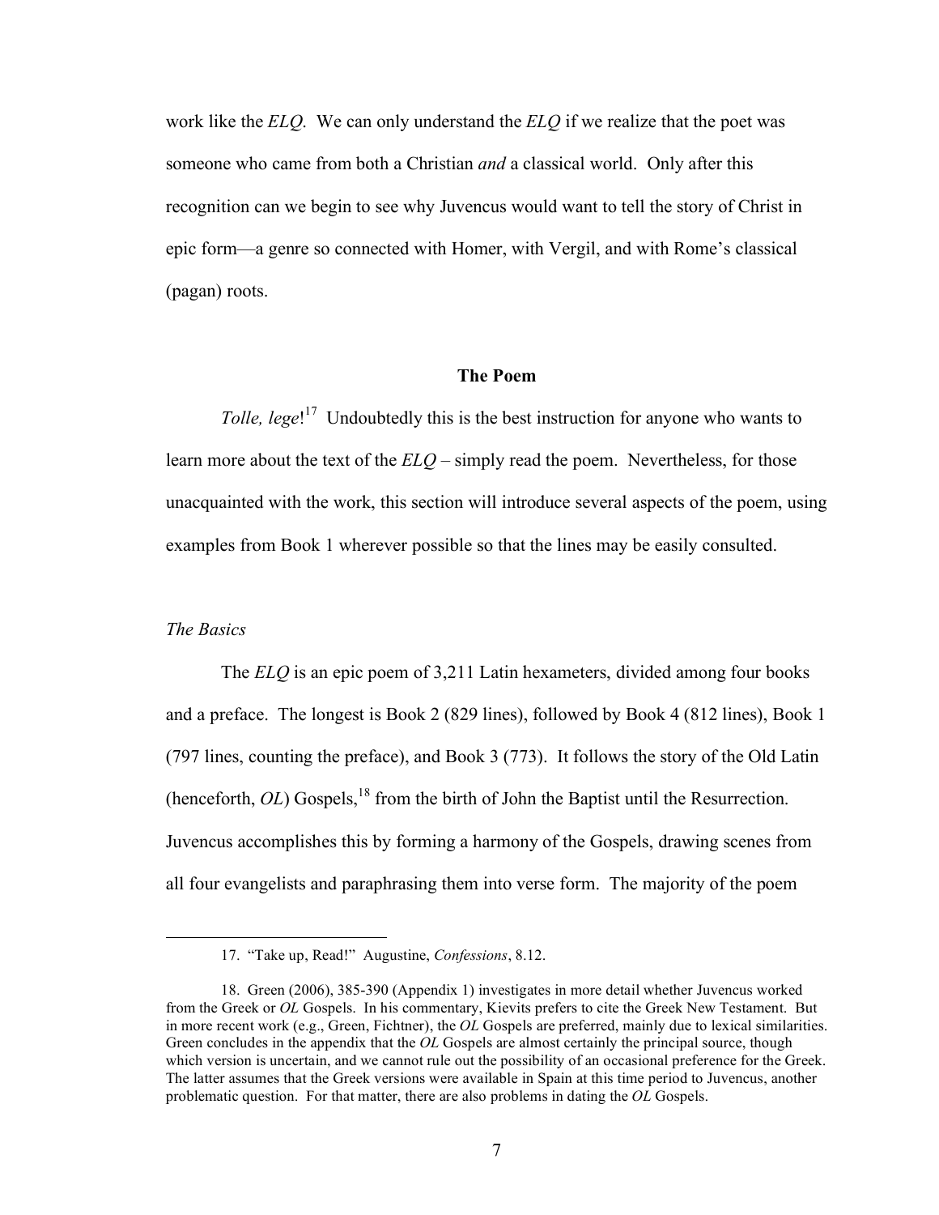work like the *ELQ*. We can only understand the *ELQ* if we realize that the poet was someone who came from both a Christian *and* a classical world. Only after this recognition can we begin to see why Juvencus would want to tell the story of Christ in epic form—a genre so connected with Homer, with Vergil, and with Rome's classical (pagan) roots.

## The Poem

*Tolle, lege*![17] Undoubtedly this is the best instruction for anyone who wants to learn more about the text of the *ELQ* – simply read the poem. Nevertheless, for those unacquainted with the work, this section will introduce several aspects of the poem, using examples from Book 1 wherever possible so that the lines may be easily consulted.

### *The Basics*

The *ELQ* is an epic poem of 3,211 Latin hexameters, divided among four books and a preface. The longest is Book 2 (829 lines), followed by Book 4 (812 lines), Book 1 (797 lines, counting the preface), and Book 3 (773). It follows the story of the Old Latin (henceforth, *OL*) Gospels,[18] from the birth of John the Baptist until the Resurrection. Juvencus accomplishes this by forming a harmony of the Gospels, drawing scenes from all four evangelists and paraphrasing them into verse form. The majority of the poem

---

17. "Take up, Read!" Augustine, *Confessions*, 8.12.

18. Green (2006), 385-390 (Appendix 1) investigates in more detail whether Juvencus worked from the Greek or *OL* Gospels. In his commentary, Kievits prefers to cite the Greek New Testament. But in more recent work (e.g., Green, Fichtner), the *OL* Gospels are preferred, mainly due to lexical similarities. Green concludes in the appendix that the *OL* Gospels are almost certainly the principal source, though which version is uncertain, and we cannot rule out the possibility of an occasional preference for the Greek. The latter assumes that the Greek versions were available in Spain at this time period to Juvencus, another problematic question. For that matter, there are also problems in dating the *OL* Gospels.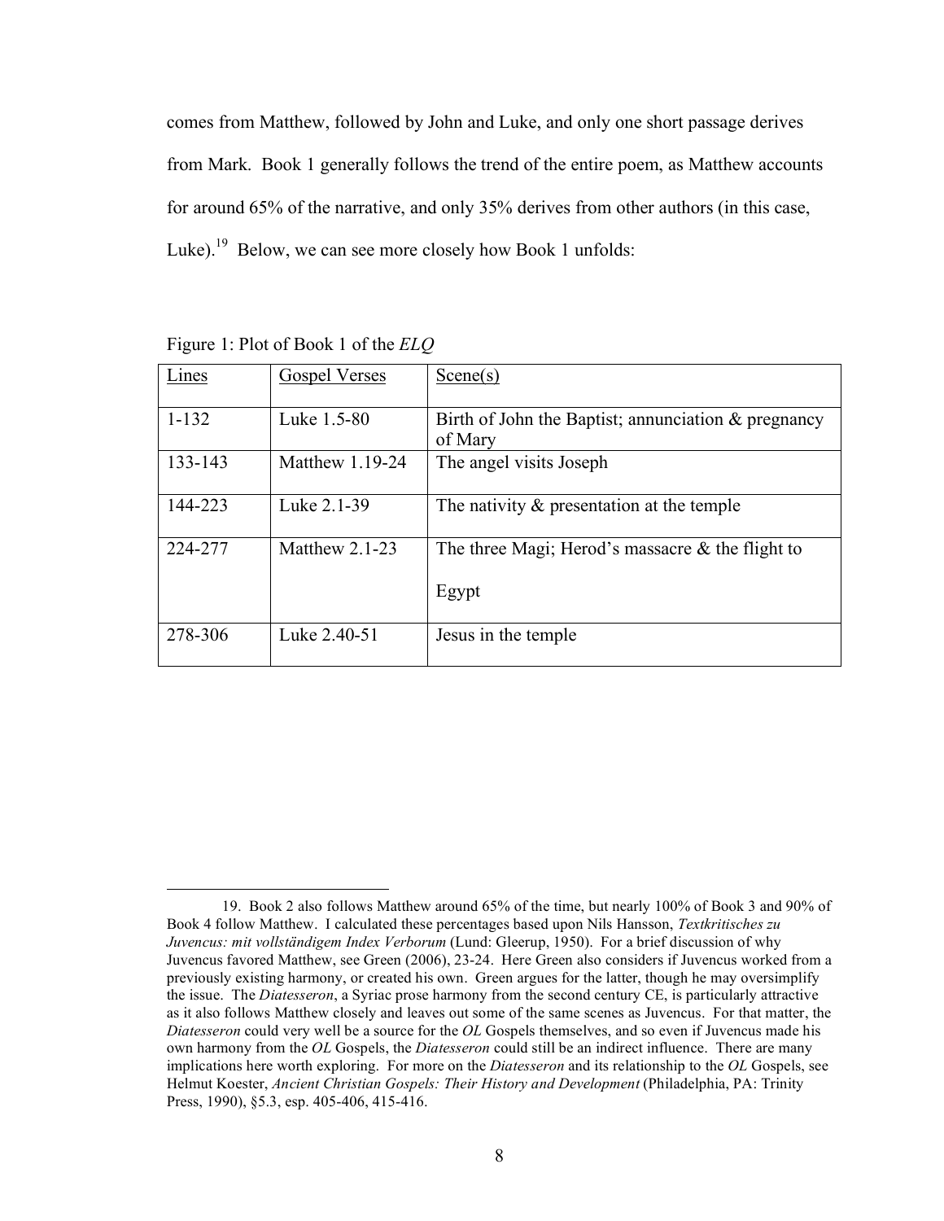comes from Matthew, followed by John and Luke, and only one short passage derives from Mark. Book 1 generally follows the trend of the entire poem, as Matthew accounts for around 65% of the narrative, and only 35% derives from other authors (in this case, Luke).[19] Below, we can see more closely how Book 1 unfolds:

Figure 1: Plot of Book 1 of the *ELQ*

| Lines | Gospel Verses | Scene(s) |
|---|---|---|
| 1-132 | Luke 1.5-80 | Birth of John the Baptist; annunciation & pregnancy of Mary |
| 133-143 | Matthew 1.19-24 | The angel visits Joseph |
| 144-223 | Luke 2.1-39 | The nativity & presentation at the temple |
| 224-277 | Matthew 2.1-23 | The three Magi; Herod's massacre & the flight to Egypt |
| 278-306 | Luke 2.40-51 | Jesus in the temple |

---

19. Book 2 also follows Matthew around 65% of the time, but nearly 100% of Book 3 and 90% of Book 4 follow Matthew. I calculated these percentages based upon Nils Hansson, *Textkritisches zu Juvencus: mit vollständigem Index Verborum* (Lund: Gleerup, 1950). For a brief discussion of why Juvencus favored Matthew, see Green (2006), 23-24. Here Green also considers if Juvencus worked from a previously existing harmony, or created his own. Green argues for the latter, though he may oversimplify the issue. The *Diatesseron*, a Syriac prose harmony from the second century CE, is particularly attractive as it also follows Matthew closely and leaves out some of the same scenes as Juvencus. For that matter, the *Diatesseron* could very well be a source for the *OL* Gospels themselves, and so even if Juvencus made his own harmony from the *OL* Gospels, the *Diatesseron* could still be an indirect influence. There are many implications here worth exploring. For more on the *Diatesseron* and its relationship to the *OL* Gospels, see Helmut Koester, *Ancient Christian Gospels: Their History and Development* (Philadelphia, PA: Trinity Press, 1990), §5.3, esp. 405-406, 415-416.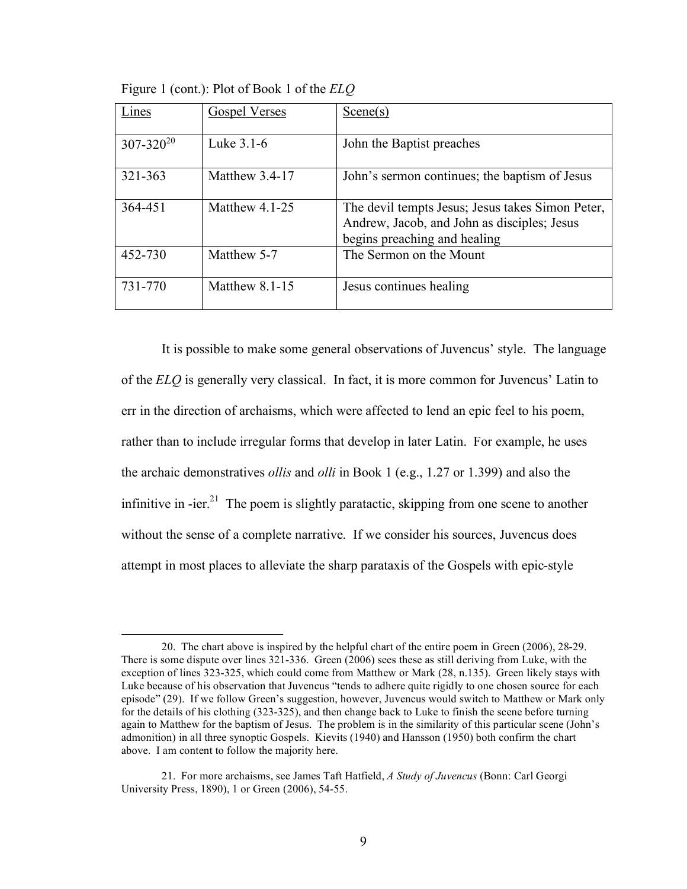Figure 1 (cont.): Plot of Book 1 of the *ELQ*

| Lines | Gospel Verses | Scene(s) |
| --- | --- | --- |
| 307-320[20] | Luke 3.1-6 | John the Baptist preaches |
| 321-363 | Matthew 3.4-17 | John's sermon continues; the baptism of Jesus |
| 364-451 | Matthew 4.1-25 | The devil tempts Jesus; Jesus takes Simon Peter, Andrew, Jacob, and John as disciples; Jesus begins preaching and healing |
| 452-730 | Matthew 5-7 | The Sermon on the Mount |
| 731-770 | Matthew 8.1-15 | Jesus continues healing |

It is possible to make some general observations of Juvencus' style. The language of the *ELQ* is generally very classical. In fact, it is more common for Juvencus' Latin to err in the direction of archaisms, which were affected to lend an epic feel to his poem, rather than to include irregular forms that develop in later Latin. For example, he uses the archaic demonstratives *ollis* and *olli* in Book 1 (e.g., 1.27 or 1.399) and also the infinitive in -ier.[21] The poem is slightly paratactic, skipping from one scene to another without the sense of a complete narrative. If we consider his sources, Juvencus does attempt in most places to alleviate the sharp parataxis of the Gospels with epic-style

---

20. The chart above is inspired by the helpful chart of the entire poem in Green (2006), 28-29. There is some dispute over lines 321-336. Green (2006) sees these as still deriving from Luke, with the exception of lines 323-325, which could come from Matthew or Mark (28, n.135). Green likely stays with Luke because of his observation that Juvencus "tends to adhere quite rigidly to one chosen source for each episode" (29). If we follow Green's suggestion, however, Juvencus would switch to Matthew or Mark only for the details of his clothing (323-325), and then change back to Luke to finish the scene before turning again to Matthew for the baptism of Jesus. The problem is in the similarity of this particular scene (John's admonition) in all three synoptic Gospels. Kievits (1940) and Hansson (1950) both confirm the chart above. I am content to follow the majority here.

21. For more archaisms, see James Taft Hatfield, *A Study of Juvencus* (Bonn: Carl Georgi University Press, 1890), 1 or Green (2006), 54-55.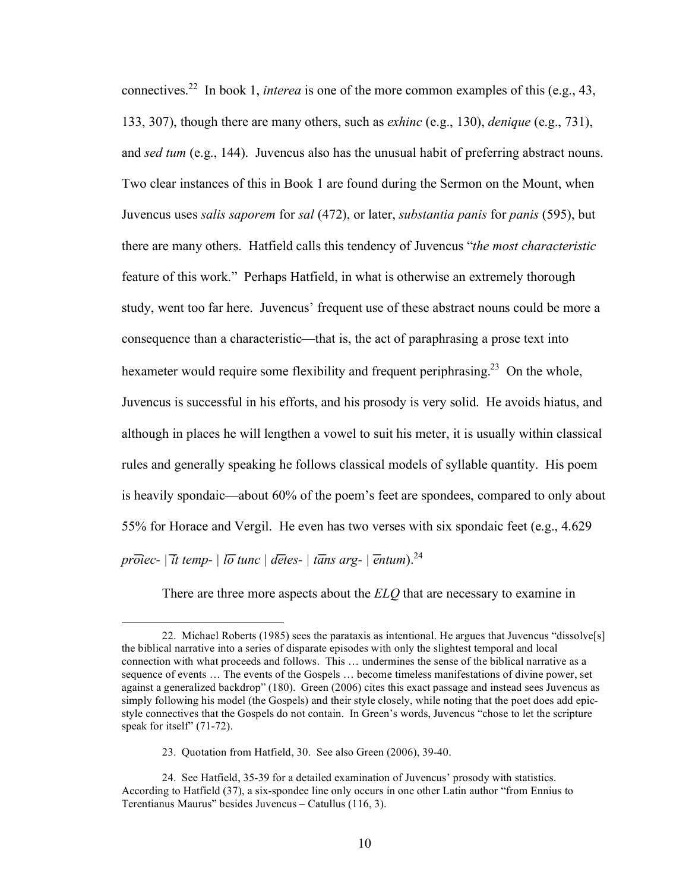connectives.[22] In book 1, *interea* is one of the more common examples of this (e.g., 43, 133, 307), though there are many others, such as *exhinc* (e.g., 130), *denique* (e.g., 731), and *sed tum* (e.g., 144). Juvencus also has the unusual habit of preferring abstract nouns. Two clear instances of this in Book 1 are found during the Sermon on the Mount, when Juvencus uses *salis saporem* for *sal* (472), or later, *substantia panis* for *panis* (595), but there are many others. Hatfield calls this tendency of Juvencus "*the most characteristic* feature of this work." Perhaps Hatfield, in what is otherwise an extremely thorough study, went too far here. Juvencus' frequent use of these abstract nouns could be more a consequence than a characteristic—that is, the act of paraphrasing a prose text into hexameter would require some flexibility and frequent periphrasing.[23] On the whole, Juvencus is successful in his efforts, and his prosody is very solid. He avoids hiatus, and although in places he will lengthen a vowel to suit his meter, it is usually within classical rules and generally speaking he follows classical models of syllable quantity. His poem is heavily spondaic—about 60% of the poem's feet are spondees, compared to only about 55% for Horace and Vergil. He even has two verses with six spondaic feet (e.g., 4.629 *prōiec- | īt temp- | lō tunc | dētes- | tāns arg- | ēntum*).[24]

There are three more aspects about the *ELQ* that are necessary to examine in

---

22. Michael Roberts (1985) sees the parataxis as intentional. He argues that Juvencus "dissolve[s] the biblical narrative into a series of disparate episodes with only the slightest temporal and local connection with what proceeds and follows. This … undermines the sense of the biblical narrative as a sequence of events … The events of the Gospels … become timeless manifestations of divine power, set against a generalized backdrop" (180). Green (2006) cites this exact passage and instead sees Juvencus as simply following his model (the Gospels) and their style closely, while noting that the poet does add epic-style connectives that the Gospels do not contain. In Green's words, Juvencus "chose to let the scripture speak for itself" (71-72).

23. Quotation from Hatfield, 30. See also Green (2006), 39-40.

24. See Hatfield, 35-39 for a detailed examination of Juvencus' prosody with statistics. According to Hatfield (37), a six-spondee line only occurs in one other Latin author "from Ennius to Terentianus Maurus" besides Juvencus – Catullus (116, 3).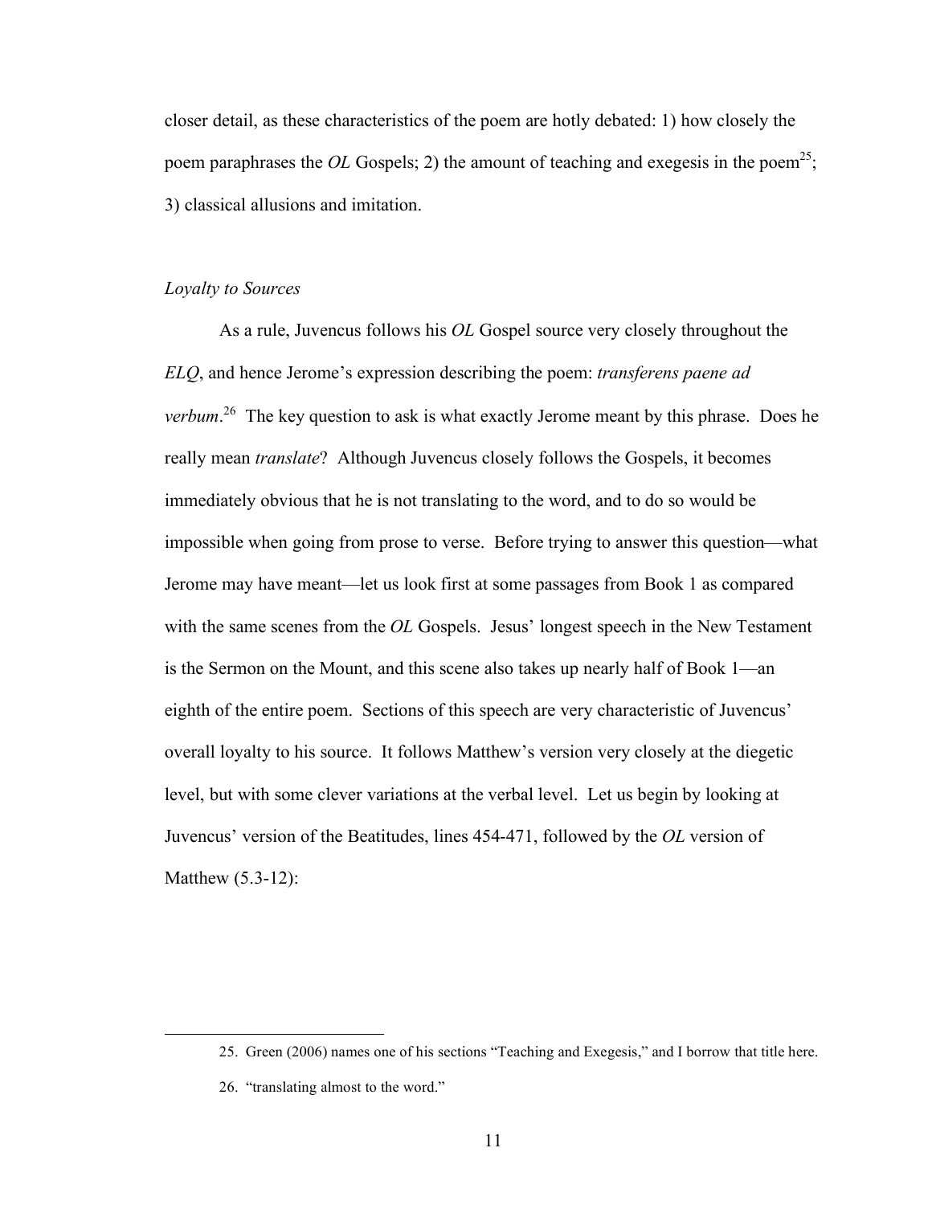closer detail, as these characteristics of the poem are hotly debated: 1) how closely the poem paraphrases the *OL* Gospels; 2) the amount of teaching and exegesis in the poem[25]; 3) classical allusions and imitation.

### *Loyalty to Sources*

As a rule, Juvencus follows his *OL* Gospel source very closely throughout the *ELQ*, and hence Jerome's expression describing the poem: *transferens paene ad verbum*.[26] The key question to ask is what exactly Jerome meant by this phrase. Does he really mean *translate*? Although Juvencus closely follows the Gospels, it becomes immediately obvious that he is not translating to the word, and to do so would be impossible when going from prose to verse. Before trying to answer this question—what Jerome may have meant—let us look first at some passages from Book 1 as compared with the same scenes from the *OL* Gospels. Jesus' longest speech in the New Testament is the Sermon on the Mount, and this scene also takes up nearly half of Book 1—an eighth of the entire poem. Sections of this speech are very characteristic of Juvencus' overall loyalty to his source. It follows Matthew's version very closely at the diegetic level, but with some clever variations at the verbal level. Let us begin by looking at Juvencus' version of the Beatitudes, lines 454-471, followed by the *OL* version of Matthew (5.3-12):

---

25. Green (2006) names one of his sections "Teaching and Exegesis," and I borrow that title here.

26. "translating almost to the word."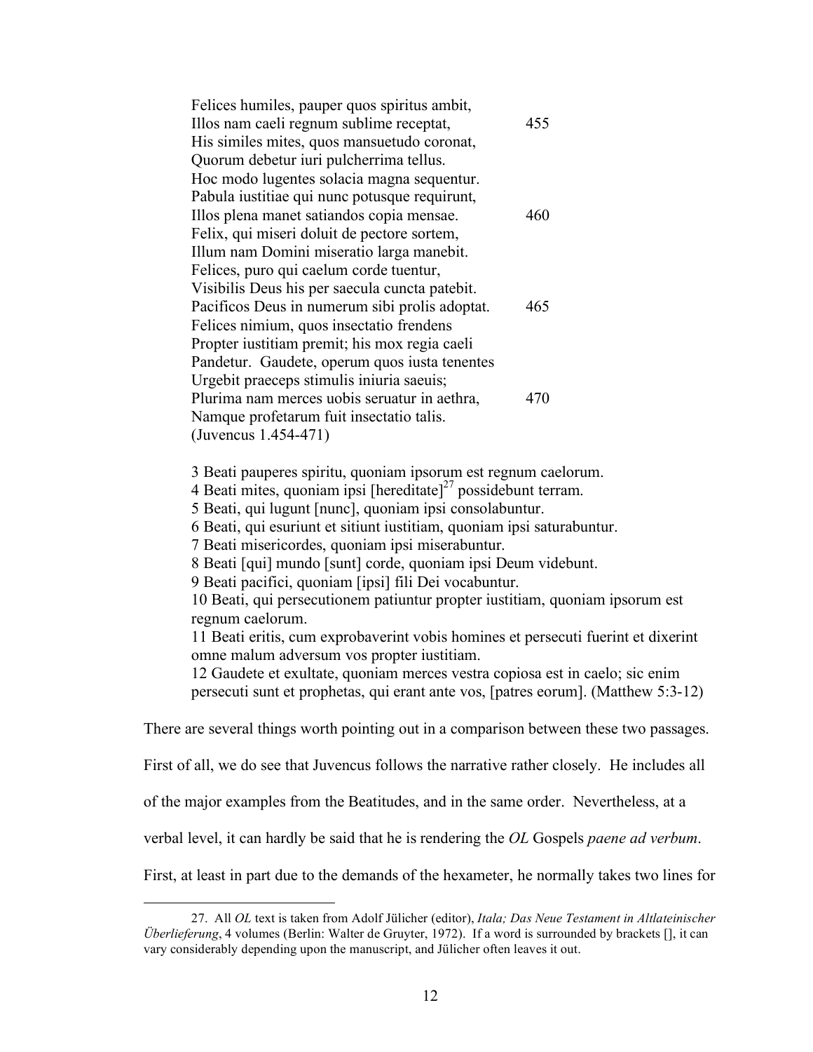Felices humiles, pauper quos spiritus ambit,  
Illos nam caeli regnum sublime receptat, 455  
His similes mites, quos mansuetudo coronat,  
Quorum debetur iuri pulcherrima tellus.  
Hoc modo lugentes solacia magna sequentur.  
Pabula iustitiae qui nunc potusque requirunt,  
Illos plena manet satiandos copia mensae. 460  
Felix, qui miseri doluit de pectore sortem,  
Illum nam Domini miseratio larga manebit.  
Felices, puro qui caelum corde tuentur,  
Visibilis Deus his per saecula cuncta patebit.  
Pacificos Deus in numerum sibi prolis adoptat. 465  
Felices nimium, quos insectatio frendens  
Propter iustitiam premit; his mox regia caeli  
Pandetur. Gaudete, operum quos iusta tenentes  
Urgebit praeceps stimulis iniuria saeuis;  
Plurima nam merces uobis seruatur in aethra, 470  
Namque profetarum fuit insectatio talis.  
(Juvencus 1.454-471)

3 Beati pauperes spiritu, quoniam ipsorum est regnum caelorum.  
4 Beati mites, quoniam ipsi [hereditate][27] possidebunt terram.  
5 Beati, qui lugunt [nunc], quoniam ipsi consolabuntur.  
6 Beati, qui esuriunt et sitiunt iustitiam, quoniam ipsi saturabuntur.  
7 Beati misericordes, quoniam ipsi miserabuntur.  
8 Beati [qui] mundo [sunt] corde, quoniam ipsi Deum videbunt.  
9 Beati pacifici, quoniam [ipsi] fili Dei vocabuntur.  
10 Beati, qui persecutionem patiuntur propter iustitiam, quoniam ipsorum est regnum caelorum.  
11 Beati eritis, cum exprobaverint vobis homines et persecuti fuerint et dixerint omne malum adversum vos propter iustitiam.  
12 Gaudete et exultate, quoniam merces vestra copiosa est in caelo; sic enim persecuti sunt et prophetas, qui erant ante vos, [patres eorum]. (Matthew 5:3-12)

There are several things worth pointing out in a comparison between these two passages. First of all, we do see that Juvencus follows the narrative rather closely. He includes all of the major examples from the Beatitudes, and in the same order. Nevertheless, at a verbal level, it can hardly be said that he is rendering the *OL* Gospels *paene ad verbum*. First, at least in part due to the demands of the hexameter, he normally takes two lines for

---

27. All *OL* text is taken from Adolf Jülicher (editor), *Itala; Das Neue Testament in Altlateinischer Überlieferung*, 4 volumes (Berlin: Walter de Gruyter, 1972). If a word is surrounded by brackets [], it can vary considerably depending upon the manuscript, and Jülicher often leaves it out.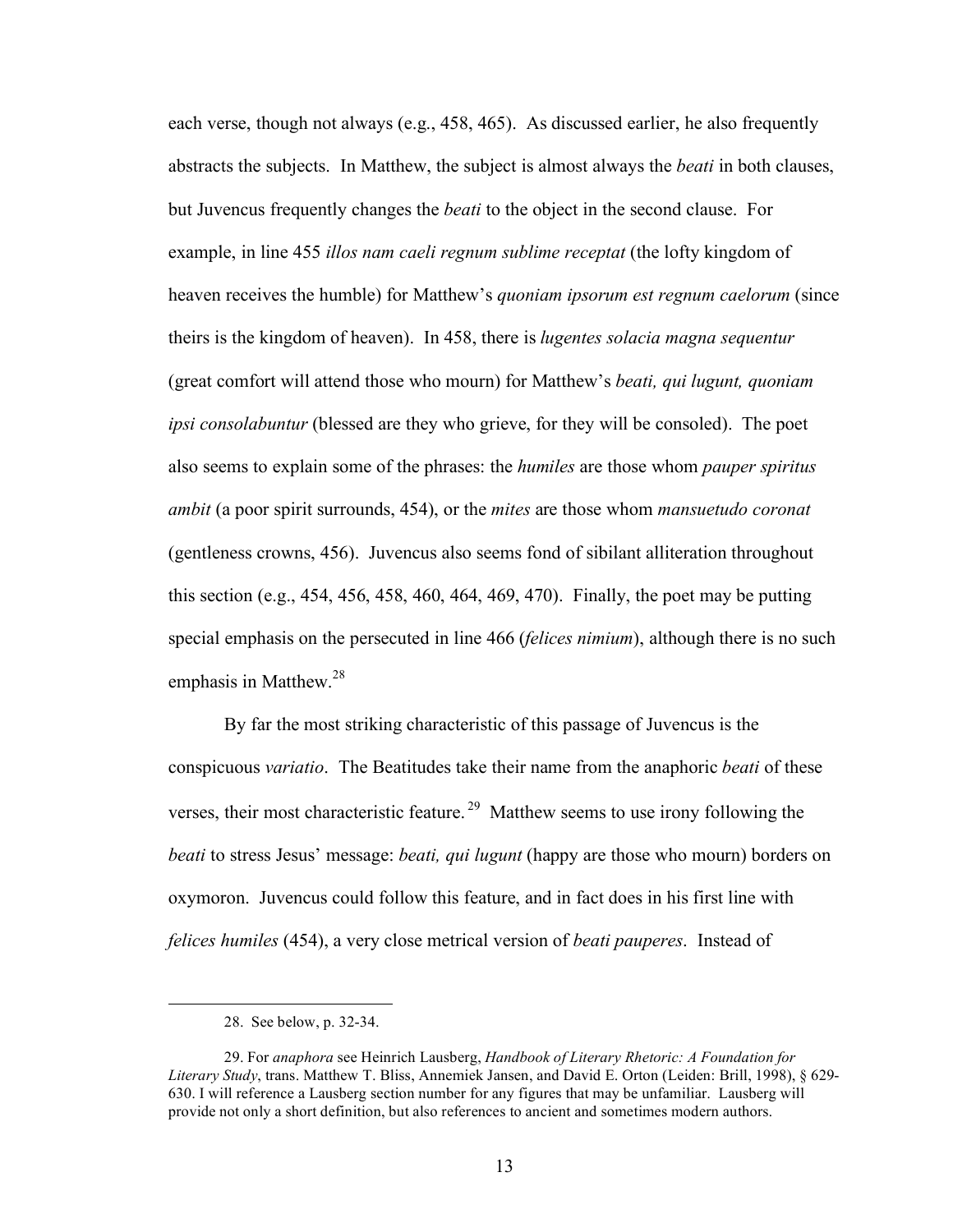each verse, though not always (e.g., 458, 465). As discussed earlier, he also frequently abstracts the subjects. In Matthew, the subject is almost always the *beati* in both clauses, but Juvencus frequently changes the *beati* to the object in the second clause. For example, in line 455 *illos nam caeli regnum sublime receptat* (the lofty kingdom of heaven receives the humble) for Matthew's *quoniam ipsorum est regnum caelorum* (since theirs is the kingdom of heaven). In 458, there is *lugentes solacia magna sequentur* (great comfort will attend those who mourn) for Matthew's *beati, qui lugunt, quoniam ipsi consolabuntur* (blessed are they who grieve, for they will be consoled). The poet also seems to explain some of the phrases: the *humiles* are those whom *pauper spiritus ambit* (a poor spirit surrounds, 454), or the *mites* are those whom *mansuetudo coronat* (gentleness crowns, 456). Juvencus also seems fond of sibilant alliteration throughout this section (e.g., 454, 456, 458, 460, 464, 469, 470). Finally, the poet may be putting special emphasis on the persecuted in line 466 (*felices nimium*), although there is no such emphasis in Matthew.[28]

By far the most striking characteristic of this passage of Juvencus is the conspicuous *variatio*. The Beatitudes take their name from the anaphoric *beati* of these verses, their most characteristic feature.[29] Matthew seems to use irony following the *beati* to stress Jesus' message: *beati, qui lugunt* (happy are those who mourn) borders on oxymoron. Juvencus could follow this feature, and in fact does in his first line with *felices humiles* (454), a very close metrical version of *beati pauperes*. Instead of

---

28. See below, p. 32-34.

29. For *anaphora* see Heinrich Lausberg, *Handbook of Literary Rhetoric: A Foundation for Literary Study*, trans. Matthew T. Bliss, Annemiek Jansen, and David E. Orton (Leiden: Brill, 1998), § 629-630. I will reference a Lausberg section number for any figures that may be unfamiliar. Lausberg will provide not only a short definition, but also references to ancient and sometimes modern authors.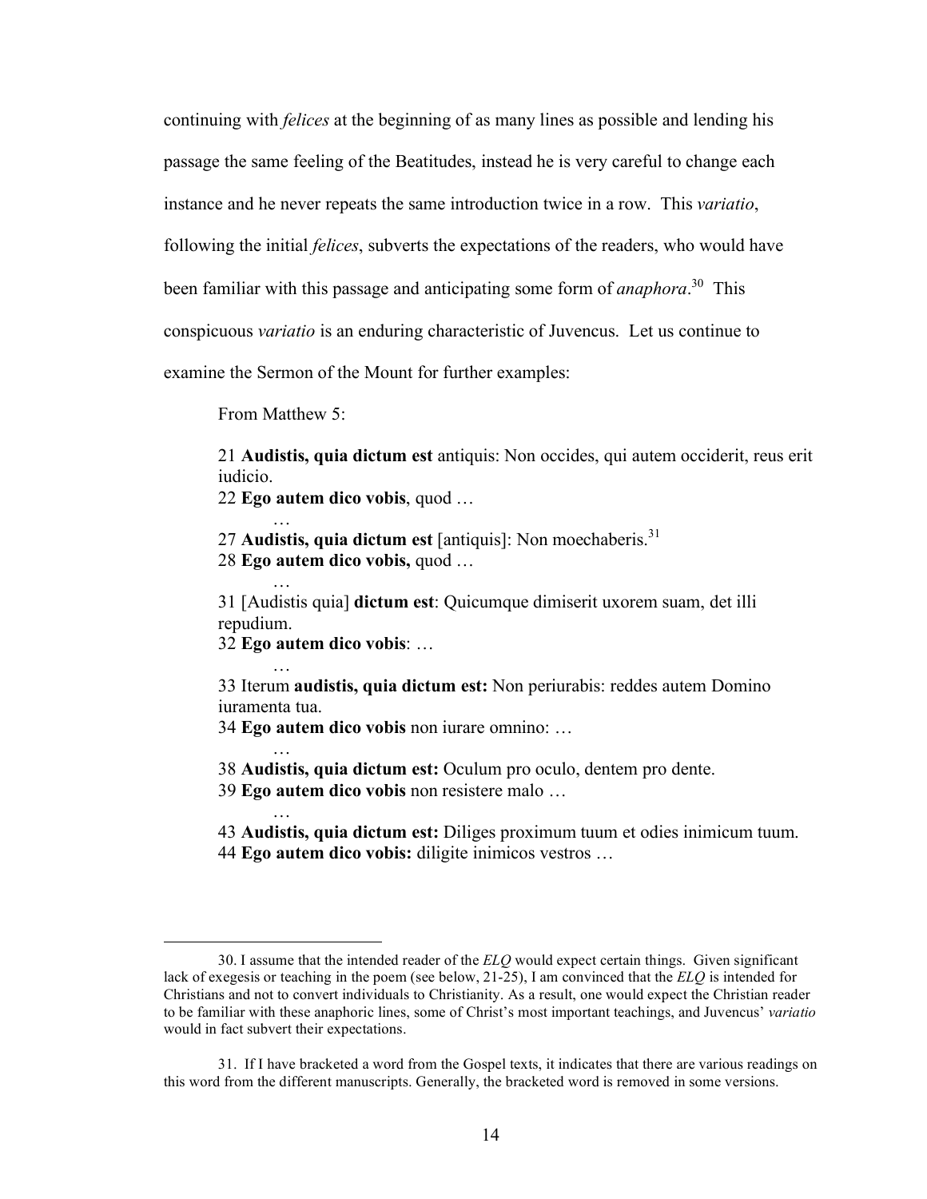continuing with *felices* at the beginning of as many lines as possible and lending his passage the same feeling of the Beatitudes, instead he is very careful to change each instance and he never repeats the same introduction twice in a row. This *variatio*, following the initial *felices*, subverts the expectations of the readers, who would have been familiar with this passage and anticipating some form of *anaphora*.[30] This conspicuous *variatio* is an enduring characteristic of Juvencus. Let us continue to examine the Sermon of the Mount for further examples:

> From Matthew 5:
>
> 21 **Audistis, quia dictum est** antiquis: Non occides, qui autem occiderit, reus erit iudicio.
> 22 **Ego autem dico vobis**, quod …
> …
> 27 **Audistis, quia dictum est** [antiquis]: Non moechaberis.[31]
> 28 **Ego autem dico vobis,** quod …
> …
> 31 [Audistis quia] **dictum est**: Quicumque dimiserit uxorem suam, det illi repudium.
> 32 **Ego autem dico vobis**: …
> …
> 33 Iterum **audistis, quia dictum est:** Non periurabis: reddes autem Domino iuramenta tua.
> 34 **Ego autem dico vobis** non iurare omnino: …
> …
> 38 **Audistis, quia dictum est:** Oculum pro oculo, dentem pro dente.
> 39 **Ego autem dico vobis** non resistere malo …
> …
> 43 **Audistis, quia dictum est:** Diliges proximum tuum et odies inimicum tuum.
> 44 **Ego autem dico vobis:** diligite inimicos vestros …

---

30. I assume that the intended reader of the *ELQ* would expect certain things. Given significant lack of exegesis or teaching in the poem (see below, 21-25), I am convinced that the *ELQ* is intended for Christians and not to convert individuals to Christianity. As a result, one would expect the Christian reader to be familiar with these anaphoric lines, some of Christ's most important teachings, and Juvencus' *variatio* would in fact subvert their expectations.

31. If I have bracketed a word from the Gospel texts, it indicates that there are various readings on this word from the different manuscripts. Generally, the bracketed word is removed in some versions.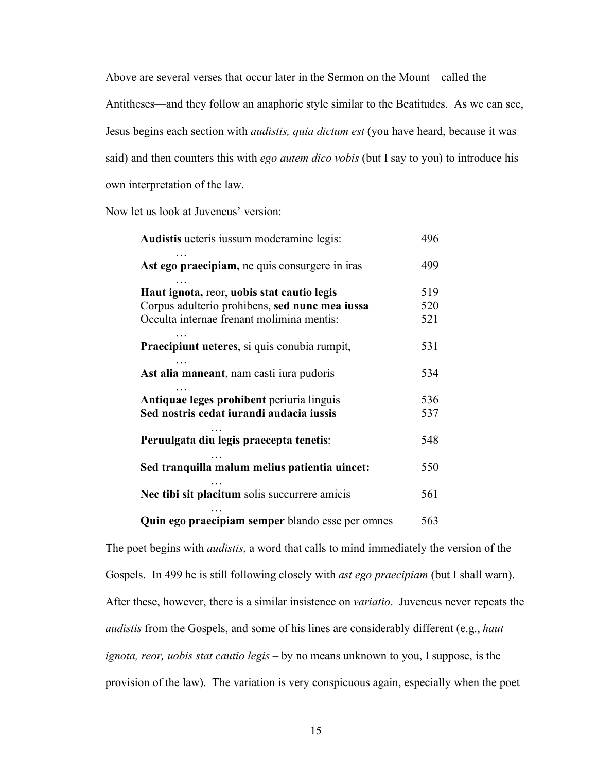Above are several verses that occur later in the Sermon on the Mount—called the Antitheses—and they follow an anaphoric style similar to the Beatitudes. As we can see, Jesus begins each section with *audistis, quia dictum est* (you have heard, because it was said) and then counters this with *ego autem dico vobis* (but I say to you) to introduce his own interpretation of the law.

Now let us look at Juvencus' version:

| | |
|---|---|
| **Audistis** ueteris iussum moderamine legis: | 496 |
| … | |
| **Ast ego praecipiam,** ne quis consurgere in iras | 499 |
| … | |
| **Haut ignota,** reor, **uobis stat cautio legis** | 519 |
| Corpus adulterio prohibens, **sed nunc mea iussa** | 520 |
| Occulta internae frenant molimina mentis: | 521 |
| … | |
| **Praecipiunt ueteres**, si quis conubia rumpit, | 531 |
| … | |
| **Ast alia maneant**, nam casti iura pudoris | 534 |
| … | |
| **Antiquae leges prohibent** periuria linguis | 536 |
| **Sed nostris cedat iurandi audacia iussis** | 537 |
| … | |
| **Peruulgata diu legis praecepta tenetis**: | 548 |
| … | |
| **Sed tranquilla malum melius patientia uincet:** | 550 |
| … | |
| **Nec tibi sit placitum** solis succurrere amicis | 561 |
| … | |
| **Quin ego praecipiam semper** blando esse per omnes | 563 |

The poet begins with *audistis*, a word that calls to mind immediately the version of the Gospels. In 499 he is still following closely with *ast ego praecipiam* (but I shall warn). After these, however, there is a similar insistence on *variatio*. Juvencus never repeats the *audistis* from the Gospels, and some of his lines are considerably different (e.g., *haut ignota, reor, uobis stat cautio legis* – by no means unknown to you, I suppose, is the provision of the law). The variation is very conspicuous again, especially when the poet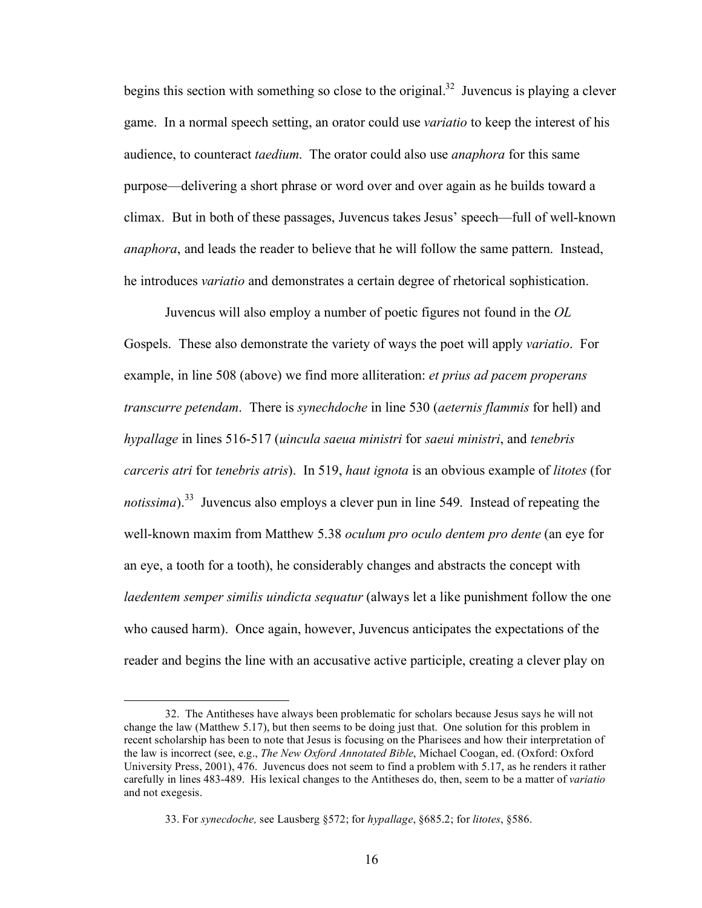begins this section with something so close to the original.[32] Juvencus is playing a clever game. In a normal speech setting, an orator could use *variatio* to keep the interest of his audience, to counteract *taedium*. The orator could also use *anaphora* for this same purpose—delivering a short phrase or word over and over again as he builds toward a climax. But in both of these passages, Juvencus takes Jesus' speech—full of well-known *anaphora*, and leads the reader to believe that he will follow the same pattern. Instead, he introduces *variatio* and demonstrates a certain degree of rhetorical sophistication.

Juvencus will also employ a number of poetic figures not found in the *OL* Gospels. These also demonstrate the variety of ways the poet will apply *variatio*. For example, in line 508 (above) we find more alliteration: *et prius ad pacem properans transcurre petendam*. There is *synechdoche* in line 530 (*aeternis flammis* for hell) and *hypallage* in lines 516-517 (*uincula saeua ministri* for *saeui ministri*, and *tenebris carceris atri* for *tenebris atris*). In 519, *haut ignota* is an obvious example of *litotes* (for *notissima*).[33] Juvencus also employs a clever pun in line 549. Instead of repeating the well-known maxim from Matthew 5.38 *oculum pro oculo dentem pro dente* (an eye for an eye, a tooth for a tooth), he considerably changes and abstracts the concept with *laedentem semper similis uindicta sequatur* (always let a like punishment follow the one who caused harm). Once again, however, Juvencus anticipates the expectations of the reader and begins the line with an accusative active participle, creating a clever play on

---

32. The Antitheses have always been problematic for scholars because Jesus says he will not change the law (Matthew 5.17), but then seems to be doing just that. One solution for this problem in recent scholarship has been to note that Jesus is focusing on the Pharisees and how their interpretation of the law is incorrect (see, e.g., *The New Oxford Annotated Bible*, Michael Coogan, ed. (Oxford: Oxford University Press, 2001), 476. Juvencus does not seem to find a problem with 5.17, as he renders it rather carefully in lines 483-489. His lexical changes to the Antitheses do, then, seem to be a matter of *variatio* and not exegesis.

33. For *synecdoche,* see Lausberg §572; for *hypallage*, §685.2; for *litotes*, §586.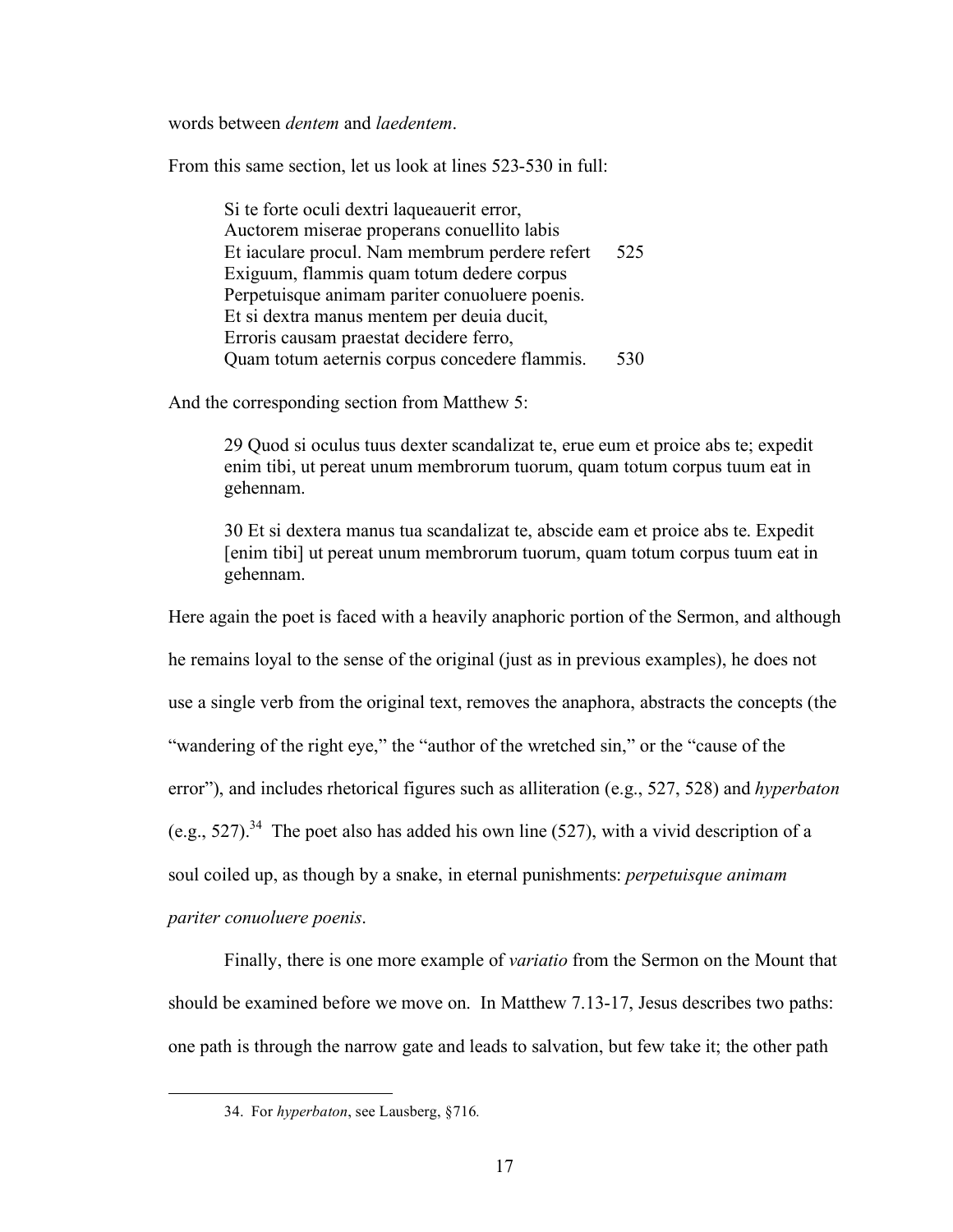words between *dentem* and *laedentem*.

From this same section, let us look at lines 523-530 in full:

> Si te forte oculi dextri laqueauerit error,  
> Auctorem miserae properans conuellito labis  
> Et iaculare procul. Nam membrum perdere refert 525  
> Exiguum, flammis quam totum dedere corpus  
> Perpetuisque animam pariter conuoluere poenis.  
> Et si dextra manus mentem per deuia ducit,  
> Erroris causam praestat decidere ferro,  
> Quam totum aeternis corpus concedere flammis. 530

And the corresponding section from Matthew 5:

> 29 Quod si oculus tuus dexter scandalizat te, erue eum et proice abs te; expedit enim tibi, ut pereat unum membrorum tuorum, quam totum corpus tuum eat in gehennam.
>
> 30 Et si dextera manus tua scandalizat te, abscide eam et proice abs te. Expedit [enim tibi] ut pereat unum membrorum tuorum, quam totum corpus tuum eat in gehennam.

Here again the poet is faced with a heavily anaphoric portion of the Sermon, and although he remains loyal to the sense of the original (just as in previous examples), he does not use a single verb from the original text, removes the anaphora, abstracts the concepts (the "wandering of the right eye," the "author of the wretched sin," or the "cause of the error"), and includes rhetorical figures such as alliteration (e.g., 527, 528) and *hyperbaton* (e.g., 527).[34] The poet also has added his own line (527), with a vivid description of a soul coiled up, as though by a snake, in eternal punishments: *perpetuisque animam pariter conuoluere poenis*.

Finally, there is one more example of *variatio* from the Sermon on the Mount that should be examined before we move on. In Matthew 7.13-17, Jesus describes two paths: one path is through the narrow gate and leads to salvation, but few take it; the other path

---

34. For *hyperbaton*, see Lausberg, §716.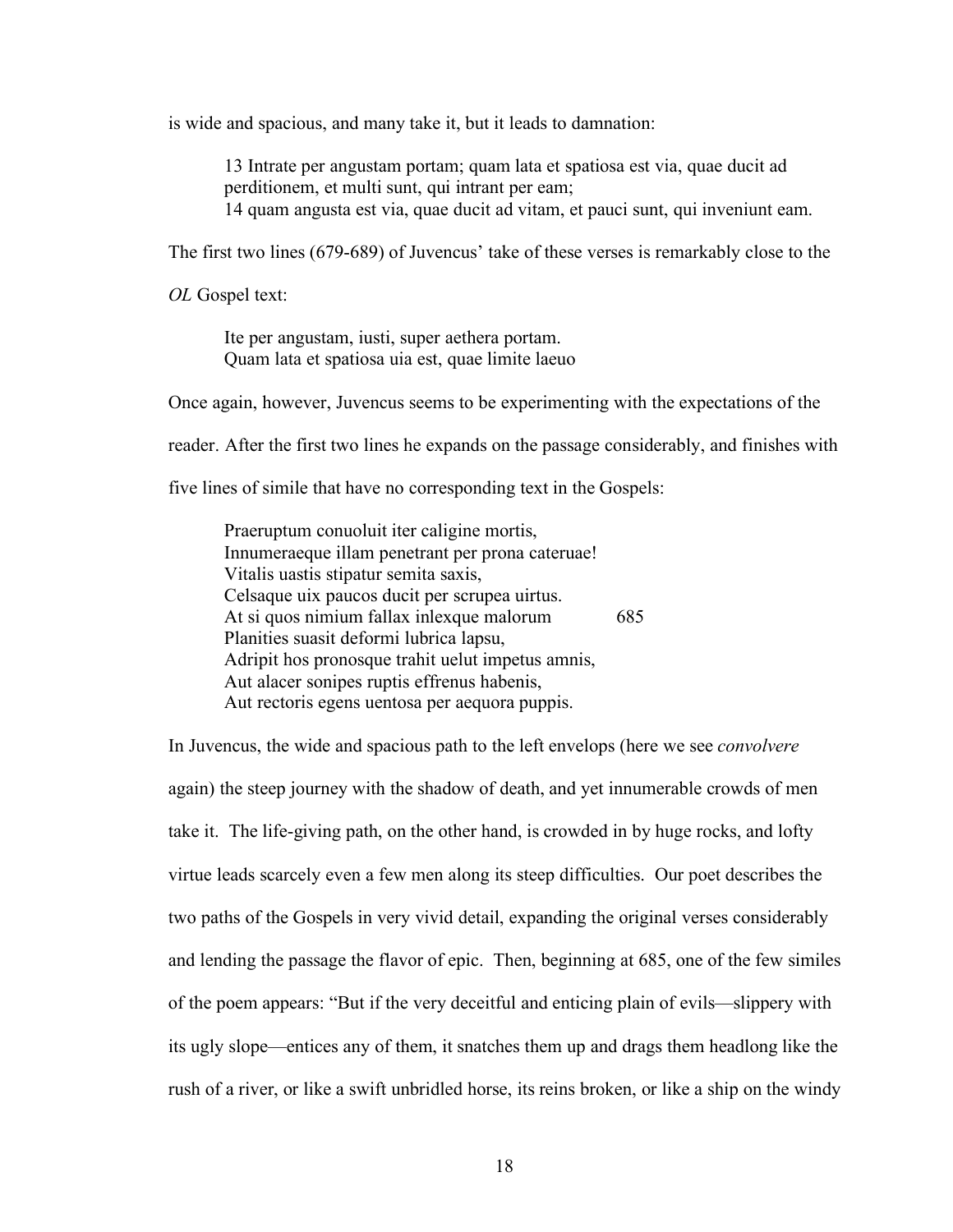is wide and spacious, and many take it, but it leads to damnation:

> 13 Intrate per angustam portam; quam lata et spatiosa est via, quae ducit ad perditionem, et multi sunt, qui intrant per eam;
> 14 quam angusta est via, quae ducit ad vitam, et pauci sunt, qui inveniunt eam.

The first two lines (679-689) of Juvencus' take of these verses is remarkably close to the *OL* Gospel text:

> Ite per angustam, iusti, super aethera portam.
> Quam lata et spatiosa uia est, quae limite laeuo

Once again, however, Juvencus seems to be experimenting with the expectations of the reader. After the first two lines he expands on the passage considerably, and finishes with five lines of simile that have no corresponding text in the Gospels:

> Praeruptum conuoluit iter caligine mortis,
> Innumeraeque illam penetrant per prona cateruae!
> Vitalis uastis stipatur semita saxis,
> Celsaque uix paucos ducit per scrupea uirtus.
> At si quos nimium fallax inlexque malorum 685
> Planities suasit deformi lubrica lapsu,
> Adripit hos pronosque trahit uelut impetus amnis,
> Aut alacer sonipes ruptis effrenus habenis,
> Aut rectoris egens uentosa per aequora puppis.

In Juvencus, the wide and spacious path to the left envelops (here we see *convolvere* again) the steep journey with the shadow of death, and yet innumerable crowds of men take it. The life-giving path, on the other hand, is crowded in by huge rocks, and lofty virtue leads scarcely even a few men along its steep difficulties. Our poet describes the two paths of the Gospels in very vivid detail, expanding the original verses considerably and lending the passage the flavor of epic. Then, beginning at 685, one of the few similes of the poem appears: "But if the very deceitful and enticing plain of evils—slippery with its ugly slope—entices any of them, it snatches them up and drags them headlong like the rush of a river, or like a swift unbridled horse, its reins broken, or like a ship on the windy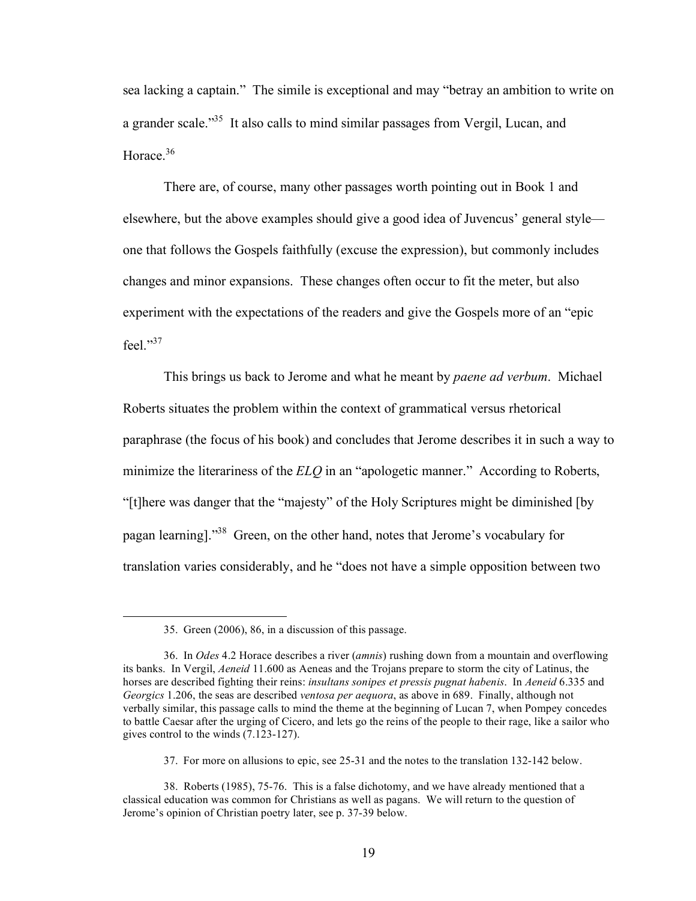sea lacking a captain." The simile is exceptional and may "betray an ambition to write on a grander scale."[35] It also calls to mind similar passages from Vergil, Lucan, and Horace.[36]

There are, of course, many other passages worth pointing out in Book 1 and elsewhere, but the above examples should give a good idea of Juvencus' general style—one that follows the Gospels faithfully (excuse the expression), but commonly includes changes and minor expansions. These changes often occur to fit the meter, but also experiment with the expectations of the readers and give the Gospels more of an "epic feel."[37]

This brings us back to Jerome and what he meant by *paene ad verbum*. Michael Roberts situates the problem within the context of grammatical versus rhetorical paraphrase (the focus of his book) and concludes that Jerome describes it in such a way to minimize the literariness of the *ELQ* in an "apologetic manner." According to Roberts, "[t]here was danger that the "majesty" of the Holy Scriptures might be diminished [by pagan learning]."[38] Green, on the other hand, notes that Jerome's vocabulary for translation varies considerably, and he "does not have a simple opposition between two

---

35. Green (2006), 86, in a discussion of this passage.

36. In *Odes* 4.2 Horace describes a river (*amnis*) rushing down from a mountain and overflowing its banks. In Vergil, *Aeneid* 11.600 as Aeneas and the Trojans prepare to storm the city of Latinus, the horses are described fighting their reins: *insultans sonipes et pressis pugnat habenis*. In *Aeneid* 6.335 and *Georgics* 1.206, the seas are described *ventosa per aequora*, as above in 689. Finally, although not verbally similar, this passage calls to mind the theme at the beginning of Lucan 7, when Pompey concedes to battle Caesar after the urging of Cicero, and lets go the reins of the people to their rage, like a sailor who gives control to the winds (7.123-127).

37. For more on allusions to epic, see 25-31 and the notes to the translation 132-142 below.

38. Roberts (1985), 75-76. This is a false dichotomy, and we have already mentioned that a classical education was common for Christians as well as pagans. We will return to the question of Jerome's opinion of Christian poetry later, see p. 37-39 below.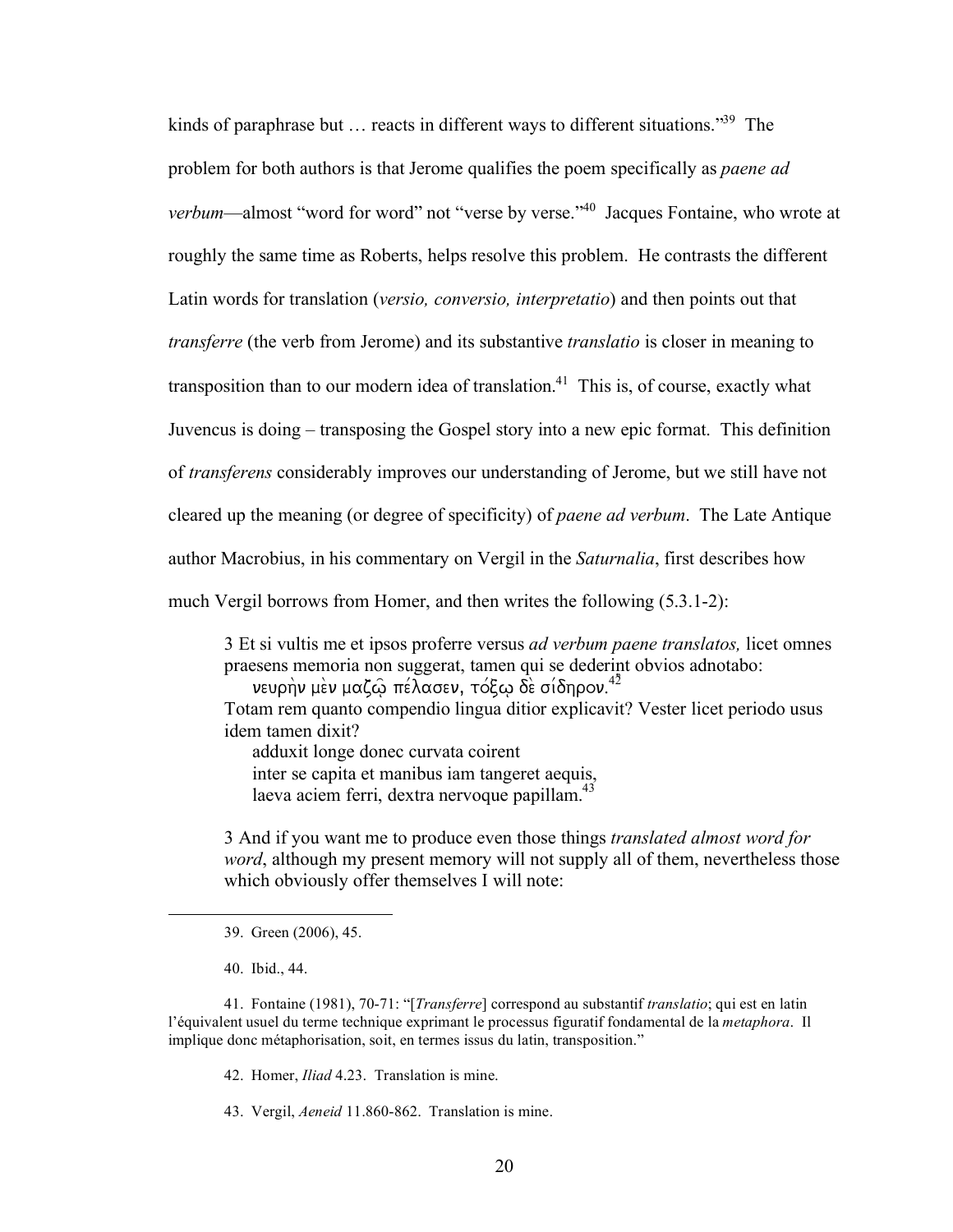kinds of paraphrase but … reacts in different ways to different situations."[39] The problem for both authors is that Jerome qualifies the poem specifically as *paene ad verbum*—almost "word for word" not "verse by verse."[40] Jacques Fontaine, who wrote at roughly the same time as Roberts, helps resolve this problem. He contrasts the different Latin words for translation (*versio, conversio, interpretatio*) and then points out that *transferre* (the verb from Jerome) and its substantive *translatio* is closer in meaning to transposition than to our modern idea of translation.[41] This is, of course, exactly what Juvencus is doing – transposing the Gospel story into a new epic format. This definition of *transferens* considerably improves our understanding of Jerome, but we still have not cleared up the meaning (or degree of specificity) of *paene ad verbum*. The Late Antique author Macrobius, in his commentary on Vergil in the *Saturnalia*, first describes how much Vergil borrows from Homer, and then writes the following (5.3.1-2):

> 3 Et si vultis me et ipsos proferre versus *ad verbum paene translatos,* licet omnes praesens memoria non suggerat, tamen qui se dederint obvios adnotabo:
>
> νευρὴν μὲν μαζῷ πέλασεν, τόξῳ δὲ σίδηρον.[42]
>
> Totam rem quanto compendio lingua ditior explicavit? Vester licet periodo usus idem tamen dixit?
>
> adduxit longe donec curvata coirent
> inter se capita et manibus iam tangeret aequis,
> laeva aciem ferri, dextra nervoque papillam.[43]
>
> 3 And if you want me to produce even those things *translated almost word for word*, although my present memory will not supply all of them, nevertheless those which obviously offer themselves I will note:

---

39. Green (2006), 45.

40. Ibid., 44.

41. Fontaine (1981), 70-71: "[*Transferre*] correspond au substantif *translatio*; qui est en latin l'équivalent usuel du terme technique exprimant le processus figuratif fondamental de la *metaphora*. Il implique donc métaphorisation, soit, en termes issus du latin, transposition."

42. Homer, *Iliad* 4.23. Translation is mine.

43. Vergil, *Aeneid* 11.860-862. Translation is mine.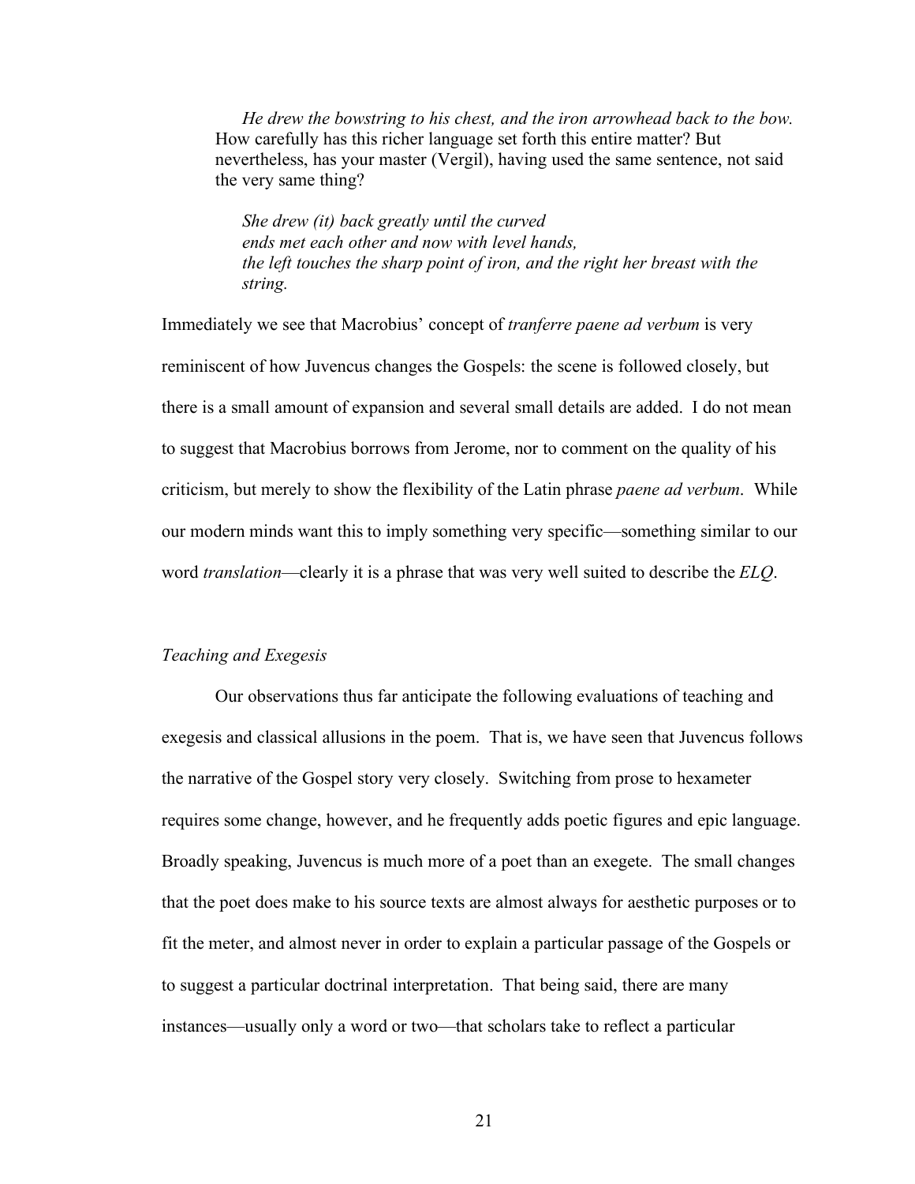> *He drew the bowstring to his chest, and the iron arrowhead back to the bow.*
> How carefully has this richer language set forth this entire matter? But nevertheless, has your master (Vergil), having used the same sentence, not said the very same thing?
>
> > *She drew (it) back greatly until the curved*
> > *ends met each other and now with level hands,*
> > *the left touches the sharp point of iron, and the right her breast with the string.*

Immediately we see that Macrobius' concept of *tranferre paene ad verbum* is very reminiscent of how Juvencus changes the Gospels: the scene is followed closely, but there is a small amount of expansion and several small details are added. I do not mean to suggest that Macrobius borrows from Jerome, nor to comment on the quality of his criticism, but merely to show the flexibility of the Latin phrase *paene ad verbum*. While our modern minds want this to imply something very specific—something similar to our word *translation*—clearly it is a phrase that was very well suited to describe the *ELQ*.

### *Teaching and Exegesis*

Our observations thus far anticipate the following evaluations of teaching and exegesis and classical allusions in the poem. That is, we have seen that Juvencus follows the narrative of the Gospel story very closely. Switching from prose to hexameter requires some change, however, and he frequently adds poetic figures and epic language. Broadly speaking, Juvencus is much more of a poet than an exegete. The small changes that the poet does make to his source texts are almost always for aesthetic purposes or to fit the meter, and almost never in order to explain a particular passage of the Gospels or to suggest a particular doctrinal interpretation. That being said, there are many instances—usually only a word or two—that scholars take to reflect a particular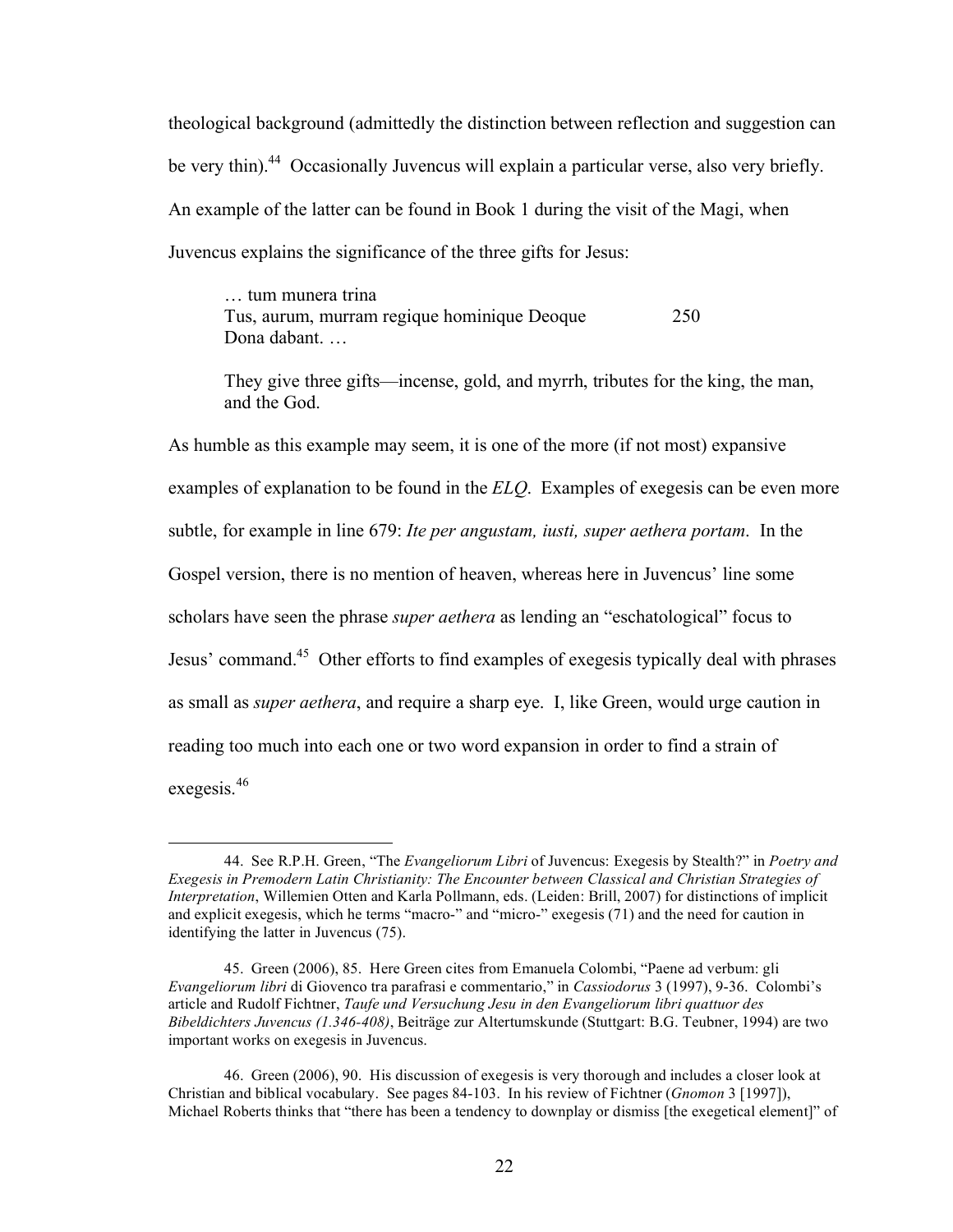theological background (admittedly the distinction between reflection and suggestion can be very thin).[44] Occasionally Juvencus will explain a particular verse, also very briefly. An example of the latter can be found in Book 1 during the visit of the Magi, when Juvencus explains the significance of the three gifts for Jesus:

> … tum munera trina  
> Tus, aurum, murram regique hominique Deoque 250  
> Dona dabant. …
>
> They give three gifts—incense, gold, and myrrh, tributes for the king, the man, and the God.

As humble as this example may seem, it is one of the more (if not most) expansive examples of explanation to be found in the *ELQ*. Examples of exegesis can be even more subtle, for example in line 679: *Ite per angustam, iusti, super aethera portam*. In the Gospel version, there is no mention of heaven, whereas here in Juvencus' line some scholars have seen the phrase *super aethera* as lending an "eschatological" focus to Jesus' command.[45] Other efforts to find examples of exegesis typically deal with phrases as small as *super aethera*, and require a sharp eye. I, like Green, would urge caution in reading too much into each one or two word expansion in order to find a strain of exegesis.[46]

---

44. See R.P.H. Green, "The *Evangeliorum Libri* of Juvencus: Exegesis by Stealth?" in *Poetry and Exegesis in Premodern Latin Christianity: The Encounter between Classical and Christian Strategies of Interpretation*, Willemien Otten and Karla Pollmann, eds. (Leiden: Brill, 2007) for distinctions of implicit and explicit exegesis, which he terms "macro-" and "micro-" exegesis (71) and the need for caution in identifying the latter in Juvencus (75).

45. Green (2006), 85. Here Green cites from Emanuela Colombi, "Paene ad verbum: gli *Evangeliorum libri* di Giovenco tra parafrasi e commentario," in *Cassiodorus* 3 (1997), 9-36. Colombi's article and Rudolf Fichtner, *Taufe und Versuchung Jesu in den Evangeliorum libri quattuor des Bibeldichters Juvencus (1.346-408)*, Beiträge zur Altertumskunde (Stuttgart: B.G. Teubner, 1994) are two important works on exegesis in Juvencus.

46. Green (2006), 90. His discussion of exegesis is very thorough and includes a closer look at Christian and biblical vocabulary. See pages 84-103. In his review of Fichtner (*Gnomon* 3 [1997]), Michael Roberts thinks that "there has been a tendency to downplay or dismiss [the exegetical element]" of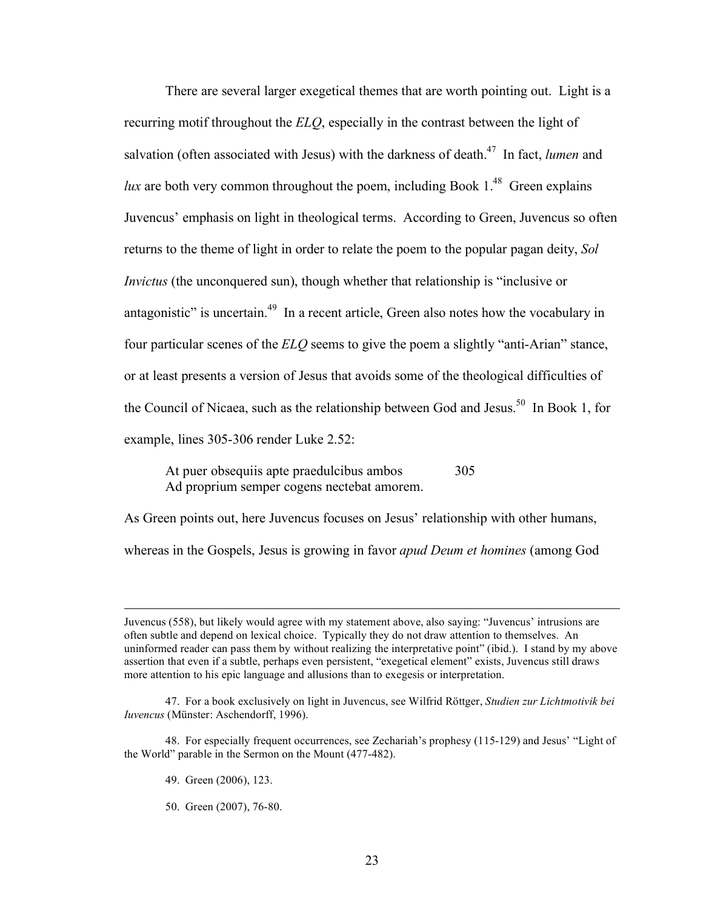There are several larger exegetical themes that are worth pointing out. Light is a recurring motif throughout the *ELQ*, especially in the contrast between the light of salvation (often associated with Jesus) with the darkness of death.[47] In fact, *lumen* and *lux* are both very common throughout the poem, including Book 1.[48] Green explains Juvencus' emphasis on light in theological terms. According to Green, Juvencus so often returns to the theme of light in order to relate the poem to the popular pagan deity, *Sol Invictus* (the unconquered sun), though whether that relationship is "inclusive or antagonistic" is uncertain.[49] In a recent article, Green also notes how the vocabulary in four particular scenes of the *ELQ* seems to give the poem a slightly "anti-Arian" stance, or at least presents a version of Jesus that avoids some of the theological difficulties of the Council of Nicaea, such as the relationship between God and Jesus.[50] In Book 1, for example, lines 305-306 render Luke 2.52:

> At puer obsequiis apte praedulcibus ambos 305
> Ad proprium semper cogens nectebat amorem.

As Green points out, here Juvencus focuses on Jesus' relationship with other humans, whereas in the Gospels, Jesus is growing in favor *apud Deum et homines* (among God

---

Juvencus (558), but likely would agree with my statement above, also saying: "Juvencus' intrusions are often subtle and depend on lexical choice. Typically they do not draw attention to themselves. An uninformed reader can pass them by without realizing the interpretative point" (ibid.). I stand by my above assertion that even if a subtle, perhaps even persistent, "exegetical element" exists, Juvencus still draws more attention to his epic language and allusions than to exegesis or interpretation.

47. For a book exclusively on light in Juvencus, see Wilfrid Röttger, *Studien zur Lichtmotivik bei Iuvencus* (Münster: Aschendorff, 1996).

48. For especially frequent occurrences, see Zechariah's prophesy (115-129) and Jesus' "Light of the World" parable in the Sermon on the Mount (477-482).

49. Green (2006), 123.

50. Green (2007), 76-80.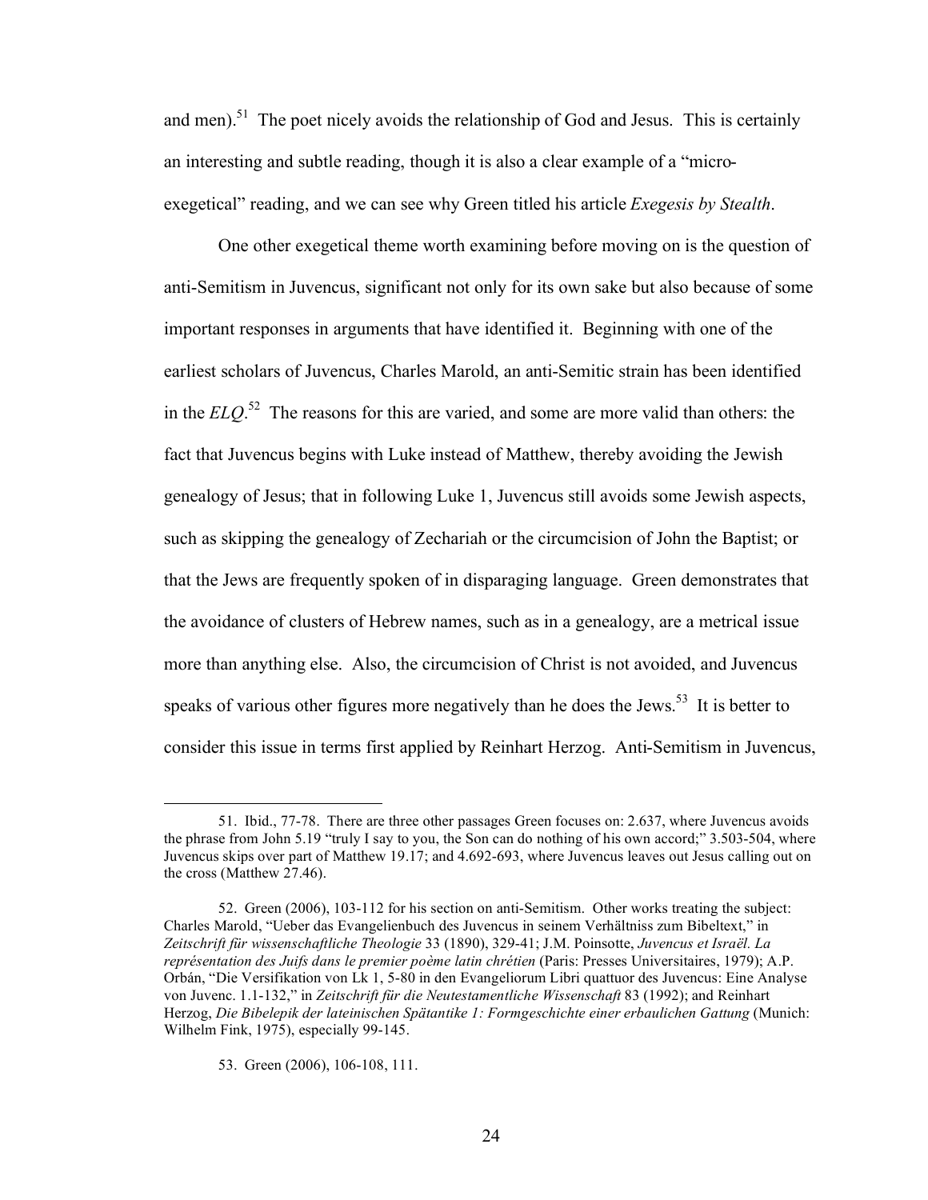and men).[51] The poet nicely avoids the relationship of God and Jesus. This is certainly an interesting and subtle reading, though it is also a clear example of a "micro-exegetical" reading, and we can see why Green titled his article *Exegesis by Stealth*.

One other exegetical theme worth examining before moving on is the question of anti-Semitism in Juvencus, significant not only for its own sake but also because of some important responses in arguments that have identified it. Beginning with one of the earliest scholars of Juvencus, Charles Marold, an anti-Semitic strain has been identified in the *ELQ*.[52] The reasons for this are varied, and some are more valid than others: the fact that Juvencus begins with Luke instead of Matthew, thereby avoiding the Jewish genealogy of Jesus; that in following Luke 1, Juvencus still avoids some Jewish aspects, such as skipping the genealogy of Zechariah or the circumcision of John the Baptist; or that the Jews are frequently spoken of in disparaging language. Green demonstrates that the avoidance of clusters of Hebrew names, such as in a genealogy, are a metrical issue more than anything else. Also, the circumcision of Christ is not avoided, and Juvencus speaks of various other figures more negatively than he does the Jews.[53] It is better to consider this issue in terms first applied by Reinhart Herzog. Anti-Semitism in Juvencus,

---

51. Ibid., 77-78. There are three other passages Green focuses on: 2.637, where Juvencus avoids the phrase from John 5.19 "truly I say to you, the Son can do nothing of his own accord;" 3.503-504, where Juvencus skips over part of Matthew 19.17; and 4.692-693, where Juvencus leaves out Jesus calling out on the cross (Matthew 27.46).

52. Green (2006), 103-112 for his section on anti-Semitism. Other works treating the subject: Charles Marold, "Ueber das Evangelienbuch des Juvencus in seinem Verhältniss zum Bibeltext," in *Zeitschrift für wissenschaftliche Theologie* 33 (1890), 329-41; J.M. Poinsotte, *Juvencus et Israël. La représentation des Juifs dans le premier poème latin chrétien* (Paris: Presses Universitaires, 1979); A.P. Orbán, "Die Versifikation von Lk 1, 5-80 in den Evangeliorum Libri quattuor des Juvencus: Eine Analyse von Juvenc. 1.1-132," in *Zeitschrift für die Neutestamentliche Wissenschaft* 83 (1992); and Reinhart Herzog, *Die Bibelepik der lateinischen Spätantike 1: Formgeschichte einer erbaulichen Gattung* (Munich: Wilhelm Fink, 1975), especially 99-145.

53. Green (2006), 106-108, 111.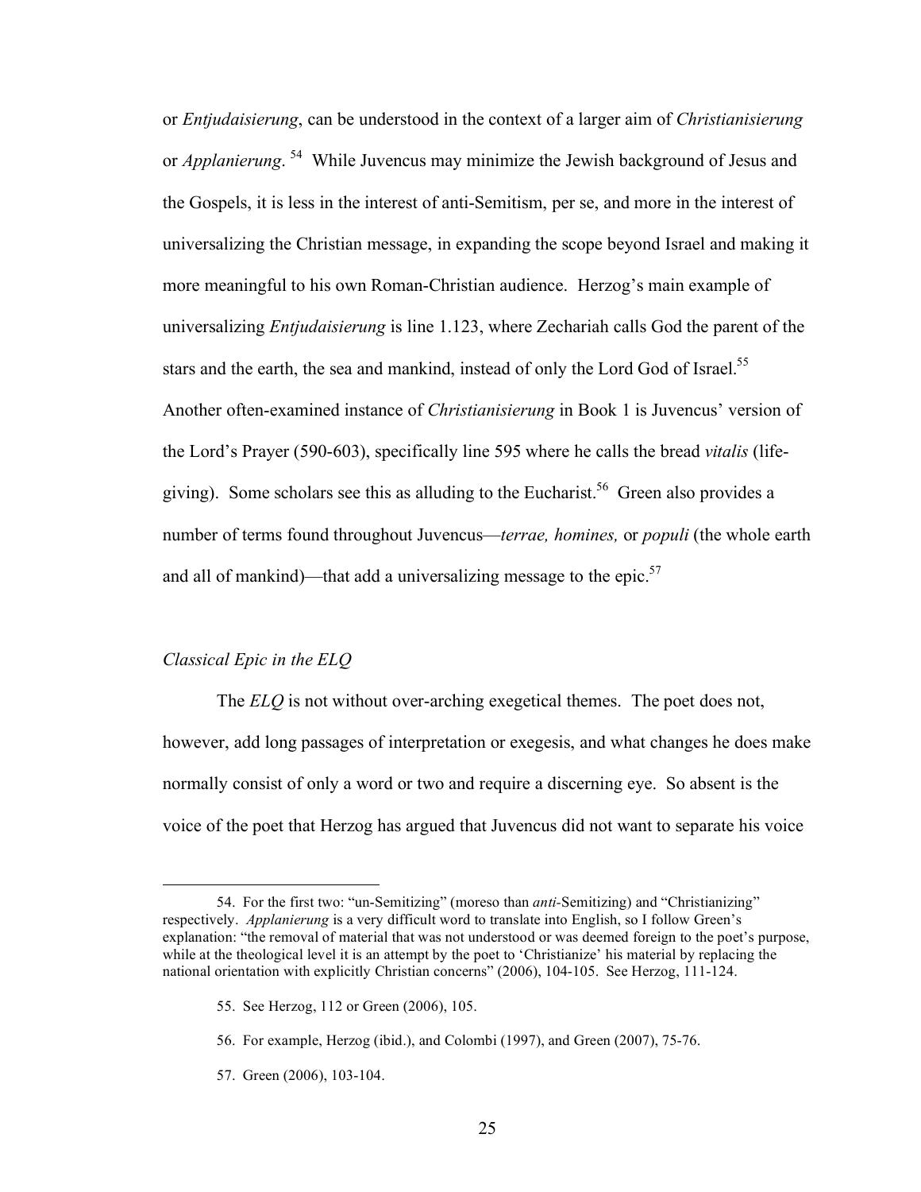or *Entjudaisierung*, can be understood in the context of a larger aim of *Christianisierung* or *Applanierung*. [54] While Juvencus may minimize the Jewish background of Jesus and the Gospels, it is less in the interest of anti-Semitism, per se, and more in the interest of universalizing the Christian message, in expanding the scope beyond Israel and making it more meaningful to his own Roman-Christian audience. Herzog's main example of universalizing *Entjudaisierung* is line 1.123, where Zechariah calls God the parent of the stars and the earth, the sea and mankind, instead of only the Lord God of Israel.[55] Another often-examined instance of *Christianisierung* in Book 1 is Juvencus' version of the Lord's Prayer (590-603), specifically line 595 where he calls the bread *vitalis* (life-giving). Some scholars see this as alluding to the Eucharist.[56] Green also provides a number of terms found throughout Juvencus—*terrae, homines,* or *populi* (the whole earth and all of mankind)—that add a universalizing message to the epic.[57]

### *Classical Epic in the ELQ*

The *ELQ* is not without over-arching exegetical themes. The poet does not, however, add long passages of interpretation or exegesis, and what changes he does make normally consist of only a word or two and require a discerning eye. So absent is the voice of the poet that Herzog has argued that Juvencus did not want to separate his voice

---

54. For the first two: "un-Semitizing" (moreso than *anti*-Semitizing) and "Christianizing" respectively. *Applanierung* is a very difficult word to translate into English, so I follow Green's explanation: "the removal of material that was not understood or was deemed foreign to the poet's purpose, while at the theological level it is an attempt by the poet to 'Christianize' his material by replacing the national orientation with explicitly Christian concerns" (2006), 104-105. See Herzog, 111-124.

55. See Herzog, 112 or Green (2006), 105.

56. For example, Herzog (ibid.), and Colombi (1997), and Green (2007), 75-76.

57. Green (2006), 103-104.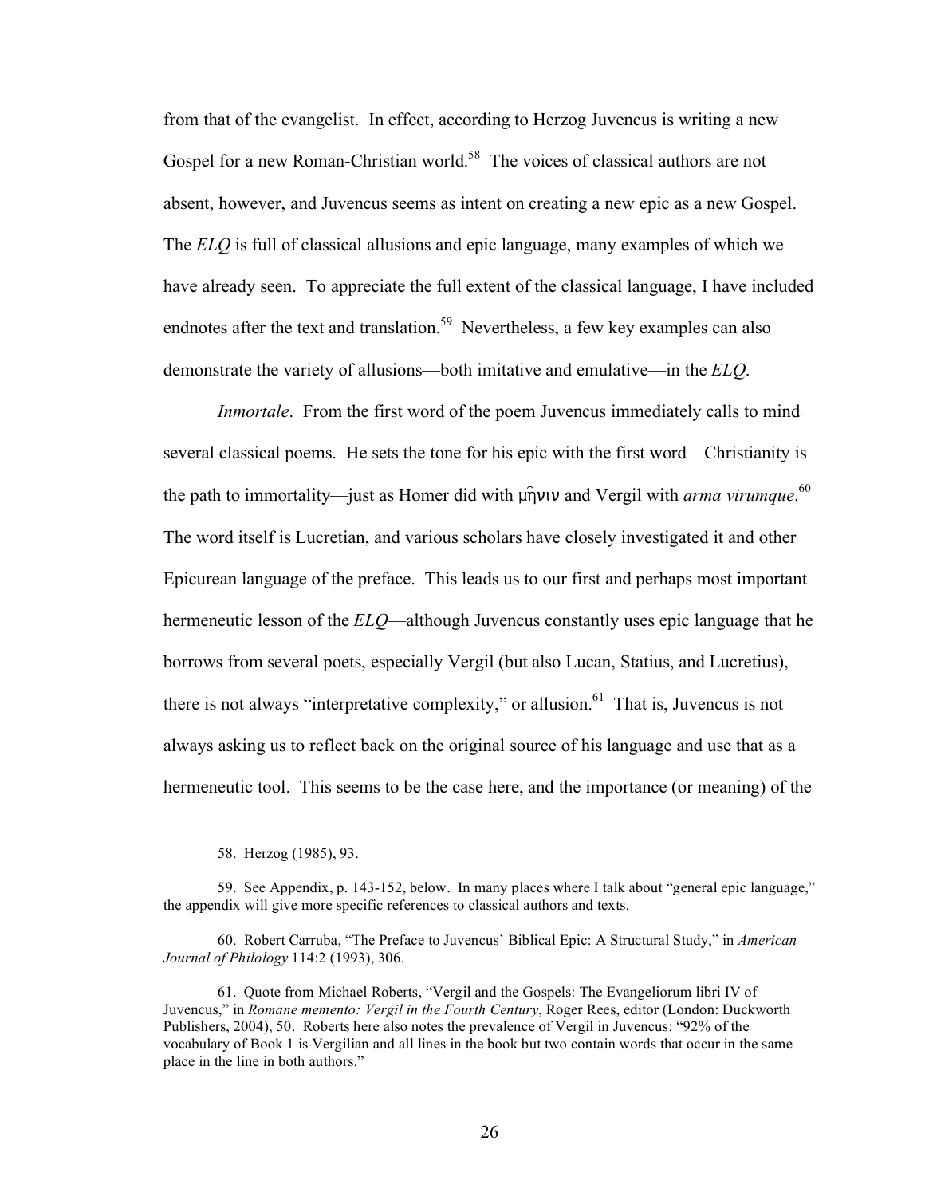from that of the evangelist. In effect, according to Herzog Juvencus is writing a new Gospel for a new Roman-Christian world.[58] The voices of classical authors are not absent, however, and Juvencus seems as intent on creating a new epic as a new Gospel. The *ELQ* is full of classical allusions and epic language, many examples of which we have already seen. To appreciate the full extent of the classical language, I have included endnotes after the text and translation.[59] Nevertheless, a few key examples can also demonstrate the variety of allusions—both imitative and emulative—in the *ELQ*.

*Inmortale*. From the first word of the poem Juvencus immediately calls to mind several classical poems. He sets the tone for his epic with the first word—Christianity is the path to immortality—just as Homer did with μῆνιν and Vergil with *arma virumque*.[60] The word itself is Lucretian, and various scholars have closely investigated it and other Epicurean language of the preface. This leads us to our first and perhaps most important hermeneutic lesson of the *ELQ*—although Juvencus constantly uses epic language that he borrows from several poets, especially Vergil (but also Lucan, Statius, and Lucretius), there is not always "interpretative complexity," or allusion.[61] That is, Juvencus is not always asking us to reflect back on the original source of his language and use that as a hermeneutic tool. This seems to be the case here, and the importance (or meaning) of the

---

58. Herzog (1985), 93.

59. See Appendix, p. 143-152, below. In many places where I talk about "general epic language," the appendix will give more specific references to classical authors and texts.

60. Robert Carruba, "The Preface to Juvencus' Biblical Epic: A Structural Study," in *American Journal of Philology* 114:2 (1993), 306.

61. Quote from Michael Roberts, "Vergil and the Gospels: The Evangeliorum libri IV of Juvencus," in *Romane memento: Vergil in the Fourth Century*, Roger Rees, editor (London: Duckworth Publishers, 2004), 50. Roberts here also notes the prevalence of Vergil in Juvencus: "92% of the vocabulary of Book 1 is Vergilian and all lines in the book but two contain words that occur in the same place in the line in both authors."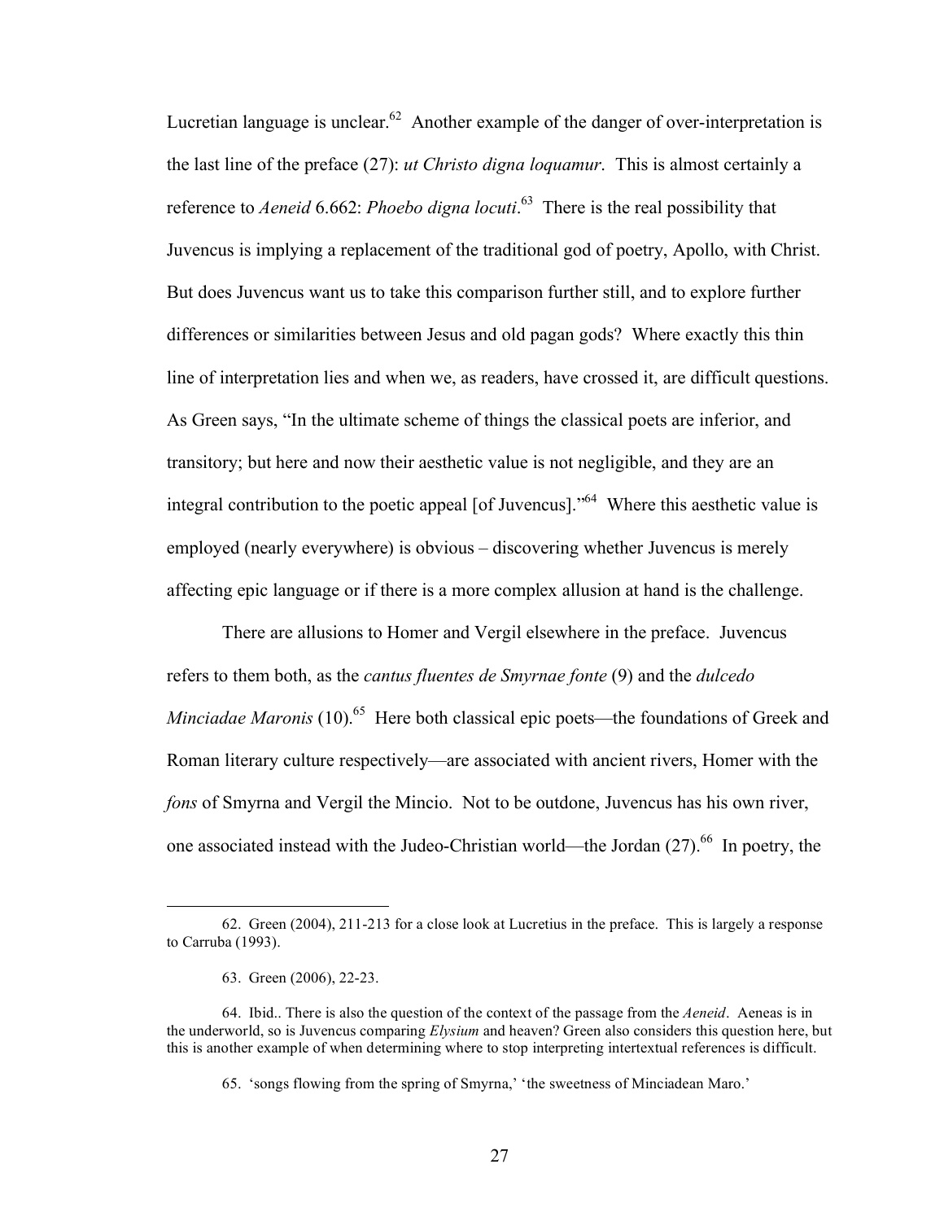Lucretian language is unclear.[62] Another example of the danger of over-interpretation is the last line of the preface (27): *ut Christo digna loquamur*. This is almost certainly a reference to *Aeneid* 6.662: *Phoebo digna locuti*.[63] There is the real possibility that Juvencus is implying a replacement of the traditional god of poetry, Apollo, with Christ. But does Juvencus want us to take this comparison further still, and to explore further differences or similarities between Jesus and old pagan gods? Where exactly this thin line of interpretation lies and when we, as readers, have crossed it, are difficult questions. As Green says, "In the ultimate scheme of things the classical poets are inferior, and transitory; but here and now their aesthetic value is not negligible, and they are an integral contribution to the poetic appeal [of Juvencus]."[64] Where this aesthetic value is employed (nearly everywhere) is obvious – discovering whether Juvencus is merely affecting epic language or if there is a more complex allusion at hand is the challenge.

There are allusions to Homer and Vergil elsewhere in the preface. Juvencus refers to them both, as the *cantus fluentes de Smyrnae fonte* (9) and the *dulcedo Minciadae Maronis* (10).[65] Here both classical epic poets—the foundations of Greek and Roman literary culture respectively—are associated with ancient rivers, Homer with the *fons* of Smyrna and Vergil the Mincio. Not to be outdone, Juvencus has his own river, one associated instead with the Judeo-Christian world—the Jordan (27).[66] In poetry, the

---

62. Green (2004), 211-213 for a close look at Lucretius in the preface. This is largely a response to Carruba (1993).

63. Green (2006), 22-23.

64. Ibid.. There is also the question of the context of the passage from the *Aeneid*. Aeneas is in the underworld, so is Juvencus comparing *Elysium* and heaven? Green also considers this question here, but this is another example of when determining where to stop interpreting intertextual references is difficult.

65. 'songs flowing from the spring of Smyrna,' 'the sweetness of Minciadean Maro.'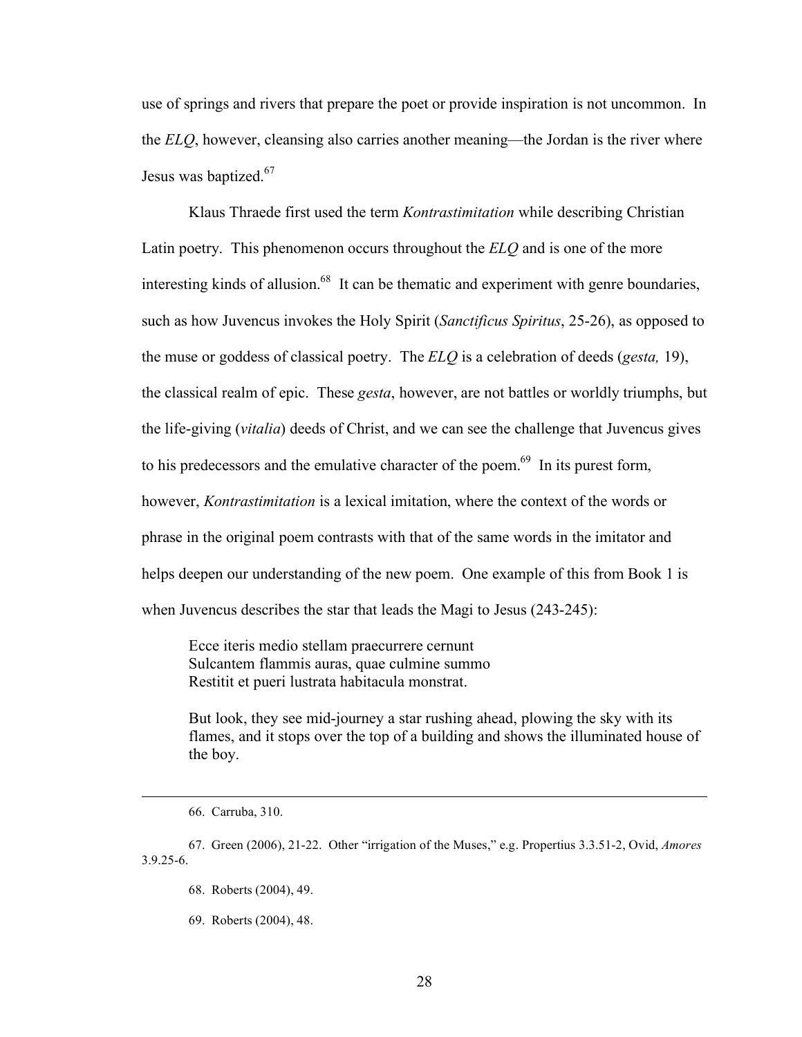use of springs and rivers that prepare the poet or provide inspiration is not uncommon. In the *ELQ*, however, cleansing also carries another meaning—the Jordan is the river where Jesus was baptized.[67]

Klaus Thraede first used the term *Kontrastimitation* while describing Christian Latin poetry. This phenomenon occurs throughout the *ELQ* and is one of the more interesting kinds of allusion.[68] It can be thematic and experiment with genre boundaries, such as how Juvencus invokes the Holy Spirit (*Sanctificus Spiritus*, 25-26), as opposed to the muse or goddess of classical poetry. The *ELQ* is a celebration of deeds (*gesta,* 19), the classical realm of epic. These *gesta*, however, are not battles or worldly triumphs, but the life-giving (*vitalia*) deeds of Christ, and we can see the challenge that Juvencus gives to his predecessors and the emulative character of the poem.[69] In its purest form, however, *Kontrastimitation* is a lexical imitation, where the context of the words or phrase in the original poem contrasts with that of the same words in the imitator and helps deepen our understanding of the new poem. One example of this from Book 1 is when Juvencus describes the star that leads the Magi to Jesus (243-245):

> Ecce iteris medio stellam praecurrere cernunt
> Sulcantem flammis auras, quae culmine summo
> Restitit et pueri lustrata habitacula monstrat.
>
> But look, they see mid-journey a star rushing ahead, plowing the sky with its flames, and it stops over the top of a building and shows the illuminated house of the boy.

---

66. Carruba, 310.

67. Green (2006), 21-22. Other "irrigation of the Muses," e.g. Propertius 3.3.51-2, Ovid, *Amores* 3.9.25-6.

68. Roberts (2004), 49.

69. Roberts (2004), 48.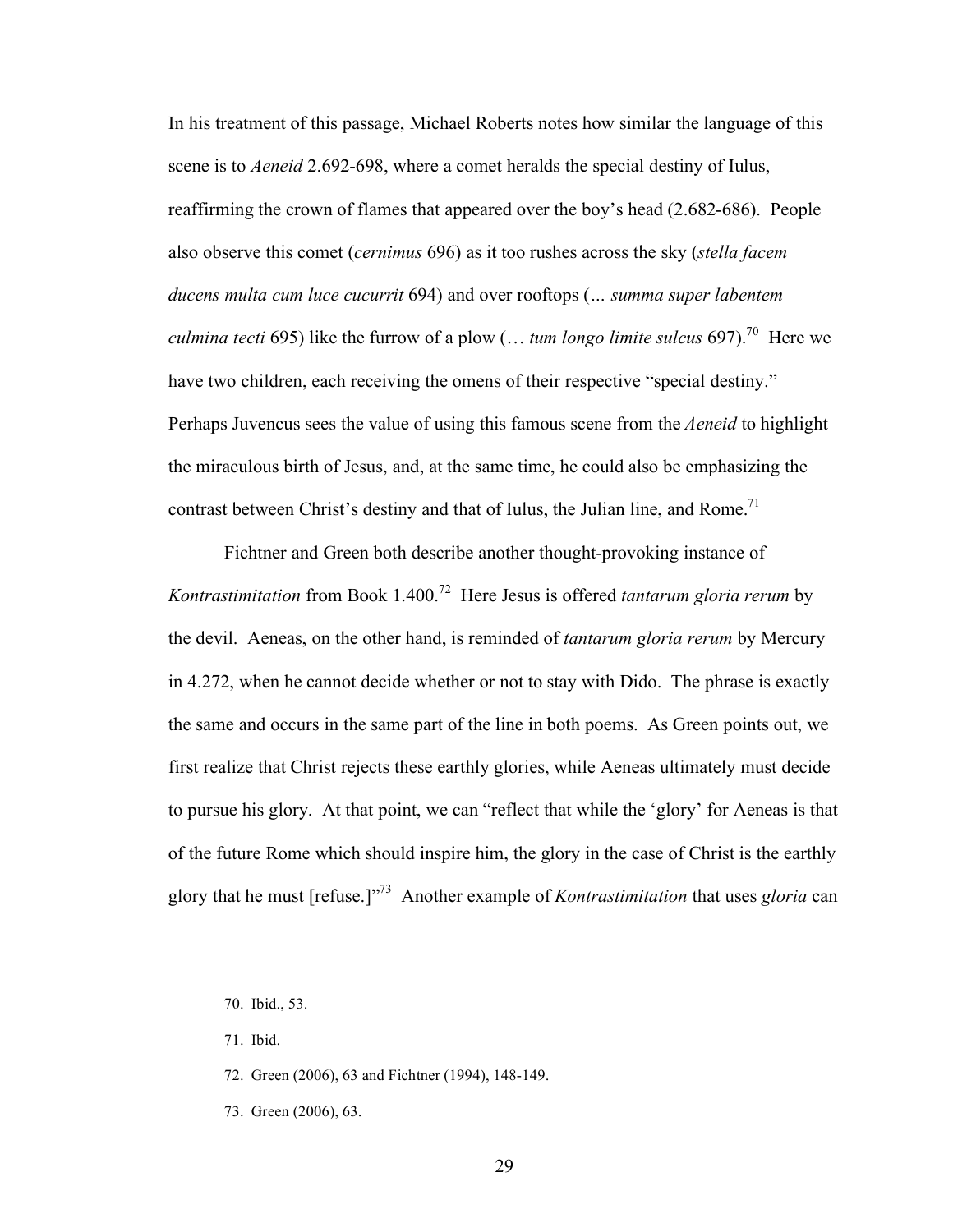In his treatment of this passage, Michael Roberts notes how similar the language of this scene is to *Aeneid* 2.692-698, where a comet heralds the special destiny of Iulus, reaffirming the crown of flames that appeared over the boy's head (2.682-686). People also observe this comet (*cernimus* 696) as it too rushes across the sky (*stella facem ducens multa cum luce cucurrit* 694) and over rooftops (... *summa super labentem culmina tecti* 695) like the furrow of a plow (… *tum longo limite sulcus* 697).[70] Here we have two children, each receiving the omens of their respective "special destiny." Perhaps Juvencus sees the value of using this famous scene from the *Aeneid* to highlight the miraculous birth of Jesus, and, at the same time, he could also be emphasizing the contrast between Christ's destiny and that of Iulus, the Julian line, and Rome.[71]

Fichtner and Green both describe another thought-provoking instance of *Kontrastimitation* from Book 1.400.[72] Here Jesus is offered *tantarum gloria rerum* by the devil. Aeneas, on the other hand, is reminded of *tantarum gloria rerum* by Mercury in 4.272, when he cannot decide whether or not to stay with Dido. The phrase is exactly the same and occurs in the same part of the line in both poems. As Green points out, we first realize that Christ rejects these earthly glories, while Aeneas ultimately must decide to pursue his glory. At that point, we can "reflect that while the 'glory' for Aeneas is that of the future Rome which should inspire him, the glory in the case of Christ is the earthly glory that he must [refuse.]"[73] Another example of *Kontrastimitation* that uses *gloria* can

---

70. Ibid., 53.

71. Ibid.

72. Green (2006), 63 and Fichtner (1994), 148-149.

73. Green (2006), 63.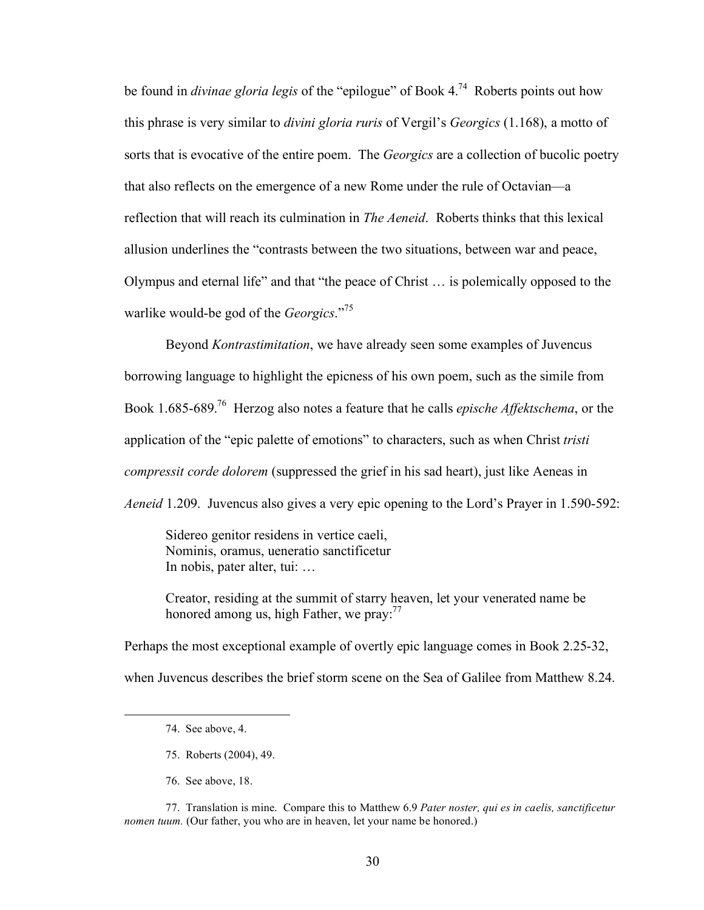be found in *divinae gloria legis* of the "epilogue" of Book 4.[74] Roberts points out how this phrase is very similar to *divini gloria ruris* of Vergil's *Georgics* (1.168), a motto of sorts that is evocative of the entire poem. The *Georgics* are a collection of bucolic poetry that also reflects on the emergence of a new Rome under the rule of Octavian—a reflection that will reach its culmination in *The Aeneid*. Roberts thinks that this lexical allusion underlines the "contrasts between the two situations, between war and peace, Olympus and eternal life" and that "the peace of Christ … is polemically opposed to the warlike would-be god of the *Georgics*."[75]

Beyond *Kontrastimitation*, we have already seen some examples of Juvencus borrowing language to highlight the epicness of his own poem, such as the simile from Book 1.685-689.[76] Herzog also notes a feature that he calls *epische Affektschema*, or the application of the "epic palette of emotions" to characters, such as when Christ *tristi compressit corde dolorem* (suppressed the grief in his sad heart), just like Aeneas in *Aeneid* 1.209. Juvencus also gives a very epic opening to the Lord's Prayer in 1.590-592:

> Sidereo genitor residens in vertice caeli,
> Nominis, oramus, ueneratio sanctificetur
> In nobis, pater alter, tui: …
>
> Creator, residing at the summit of starry heaven, let your venerated name be honored among us, high Father, we pray:[77]

Perhaps the most exceptional example of overtly epic language comes in Book 2.25-32, when Juvencus describes the brief storm scene on the Sea of Galilee from Matthew 8.24.

---

74. See above, 4.

75. Roberts (2004), 49.

76. See above, 18.

77. Translation is mine. Compare this to Matthew 6.9 *Pater noster, qui es in caelis, sanctificetur nomen tuum.* (Our father, you who are in heaven, let your name be honored.)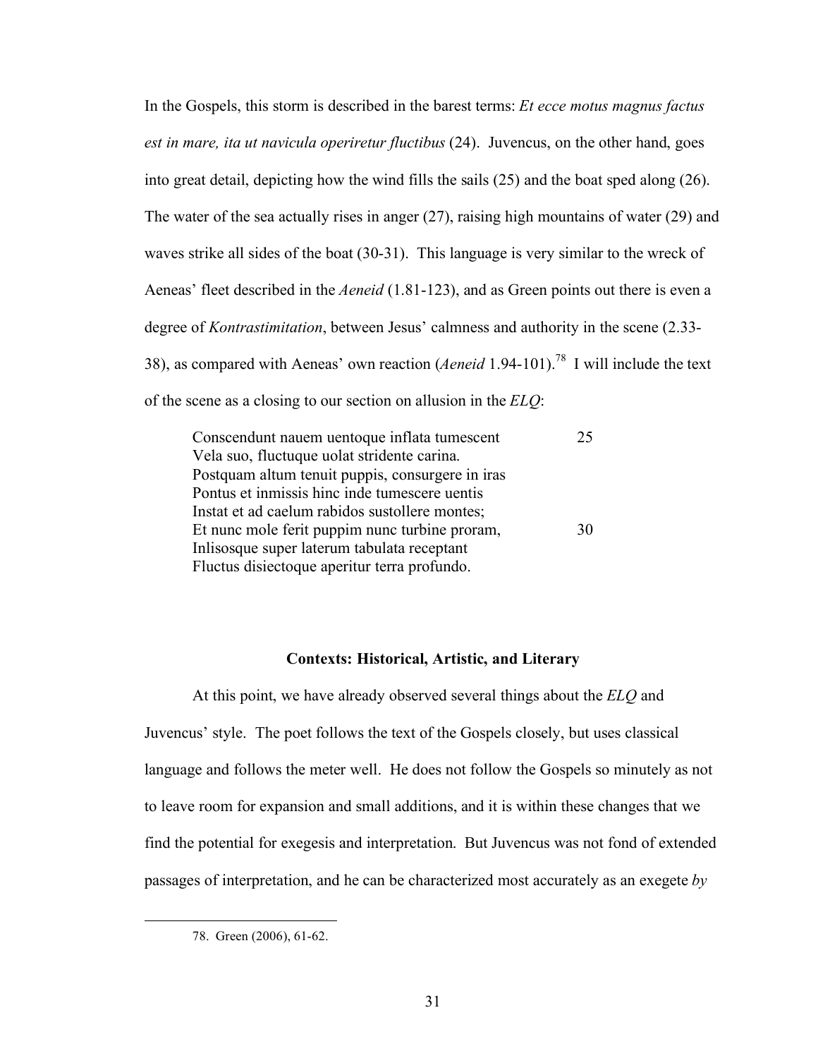In the Gospels, this storm is described in the barest terms: *Et ecce motus magnus factus est in mare, ita ut navicula operiretur fluctibus* (24). Juvencus, on the other hand, goes into great detail, depicting how the wind fills the sails (25) and the boat sped along (26). The water of the sea actually rises in anger (27), raising high mountains of water (29) and waves strike all sides of the boat (30-31). This language is very similar to the wreck of Aeneas' fleet described in the *Aeneid* (1.81-123), and as Green points out there is even a degree of *Kontrastimitation*, between Jesus' calmness and authority in the scene (2.33-38), as compared with Aeneas' own reaction (*Aeneid* 1.94-101).[78] I will include the text of the scene as a closing to our section on allusion in the *ELQ*:

> Conscendunt nauem uentoque inflata tumescent 25
> Vela suo, fluctuque uolat stridente carina.
> Postquam altum tenuit puppis, consurgere in iras
> Pontus et inmissis hinc inde tumescere uentis
> Instat et ad caelum rabidos sustollere montes;
> Et nunc mole ferit puppim nunc turbine proram, 30
> Inlisosque super laterum tabulata receptant
> Fluctus disiectoque aperitur terra profundo.

## Contexts: Historical, Artistic, and Literary

At this point, we have already observed several things about the *ELQ* and Juvencus' style. The poet follows the text of the Gospels closely, but uses classical language and follows the meter well. He does not follow the Gospels so minutely as not to leave room for expansion and small additions, and it is within these changes that we find the potential for exegesis and interpretation. But Juvencus was not fond of extended passages of interpretation, and he can be characterized most accurately as an exegete *by*

---

78. Green (2006), 61-62.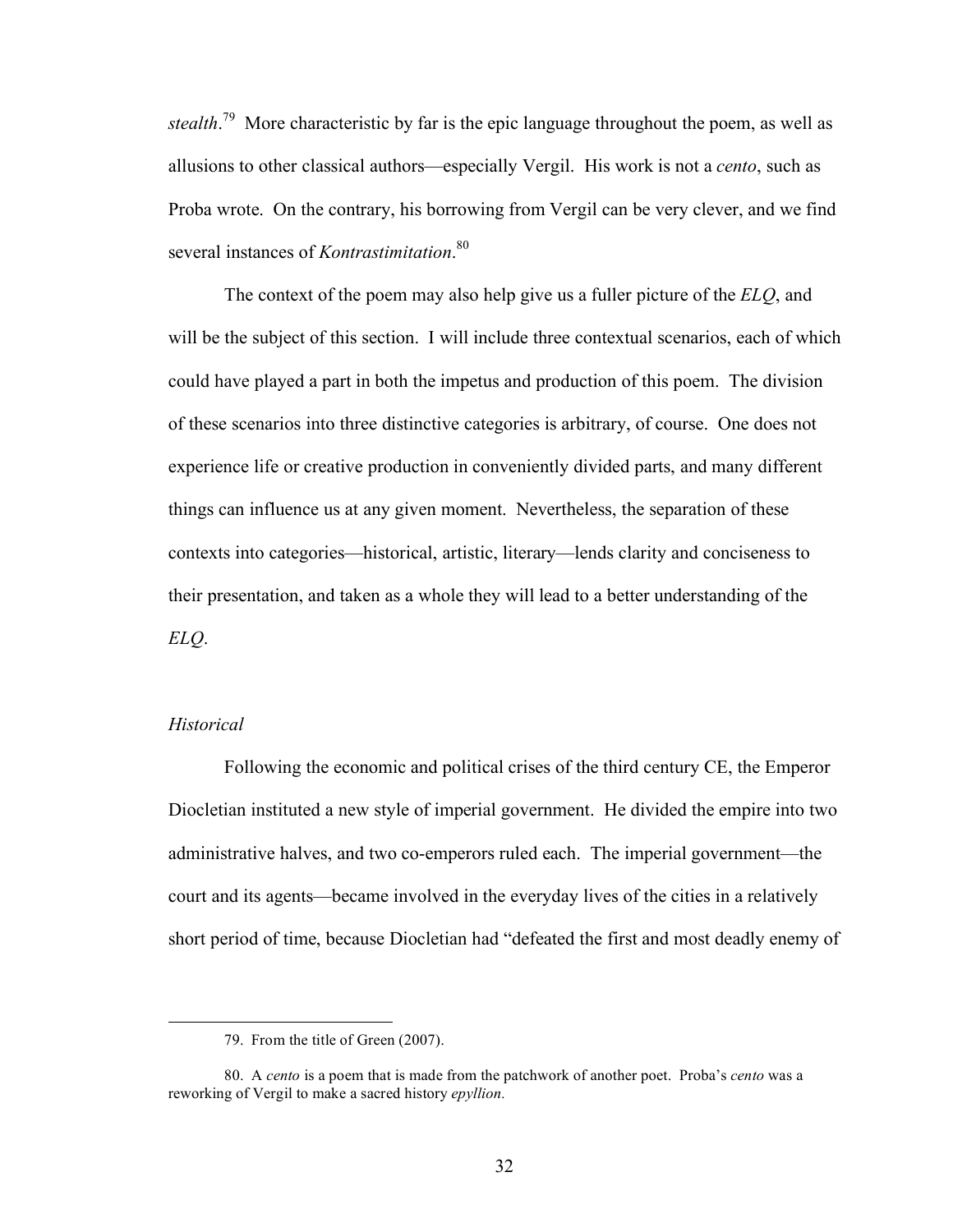*stealth*.[79] More characteristic by far is the epic language throughout the poem, as well as allusions to other classical authors—especially Vergil. His work is not a *cento*, such as Proba wrote. On the contrary, his borrowing from Vergil can be very clever, and we find several instances of *Kontrastimitation*.[80]

The context of the poem may also help give us a fuller picture of the *ELQ*, and will be the subject of this section. I will include three contextual scenarios, each of which could have played a part in both the impetus and production of this poem. The division of these scenarios into three distinctive categories is arbitrary, of course. One does not experience life or creative production in conveniently divided parts, and many different things can influence us at any given moment. Nevertheless, the separation of these contexts into categories—historical, artistic, literary—lends clarity and conciseness to their presentation, and taken as a whole they will lead to a better understanding of the *ELQ*.

### *Historical*

Following the economic and political crises of the third century CE, the Emperor Diocletian instituted a new style of imperial government. He divided the empire into two administrative halves, and two co-emperors ruled each. The imperial government—the court and its agents—became involved in the everyday lives of the cities in a relatively short period of time, because Diocletian had "defeated the first and most deadly enemy of

---

79. From the title of Green (2007).

80. A *cento* is a poem that is made from the patchwork of another poet. Proba's *cento* was a reworking of Vergil to make a sacred history *epyllion*.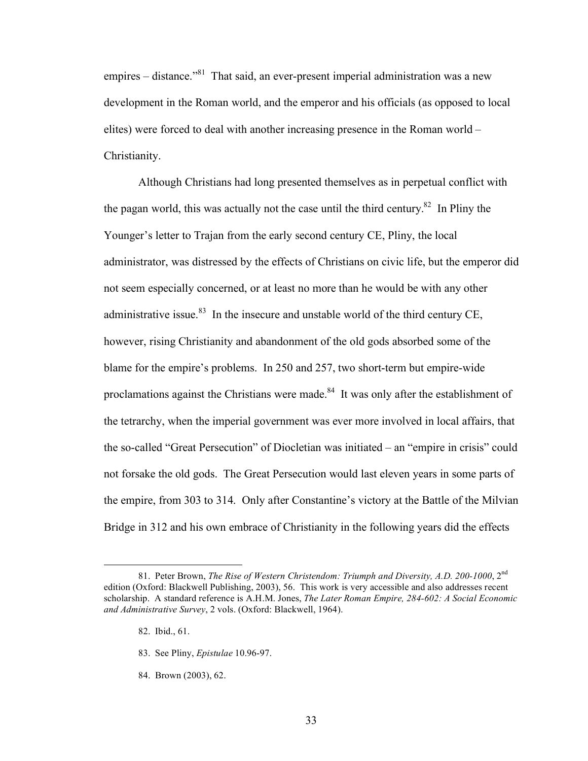empires – distance."[81] That said, an ever-present imperial administration was a new development in the Roman world, and the emperor and his officials (as opposed to local elites) were forced to deal with another increasing presence in the Roman world – Christianity.

Although Christians had long presented themselves as in perpetual conflict with the pagan world, this was actually not the case until the third century.[82] In Pliny the Younger's letter to Trajan from the early second century CE, Pliny, the local administrator, was distressed by the effects of Christians on civic life, but the emperor did not seem especially concerned, or at least no more than he would be with any other administrative issue.[83] In the insecure and unstable world of the third century CE, however, rising Christianity and abandonment of the old gods absorbed some of the blame for the empire's problems. In 250 and 257, two short-term but empire-wide proclamations against the Christians were made.[84] It was only after the establishment of the tetrarchy, when the imperial government was ever more involved in local affairs, that the so-called "Great Persecution" of Diocletian was initiated – an "empire in crisis" could not forsake the old gods. The Great Persecution would last eleven years in some parts of the empire, from 303 to 314. Only after Constantine's victory at the Battle of the Milvian Bridge in 312 and his own embrace of Christianity in the following years did the effects

---

81. Peter Brown, *The Rise of Western Christendom: Triumph and Diversity, A.D. 200-1000*, 2nd edition (Oxford: Blackwell Publishing, 2003), 56. This work is very accessible and also addresses recent scholarship. A standard reference is A.H.M. Jones, *The Later Roman Empire, 284-602: A Social Economic and Administrative Survey*, 2 vols. (Oxford: Blackwell, 1964).

82. Ibid., 61.

83. See Pliny, *Epistulae* 10.96-97.

84. Brown (2003), 62.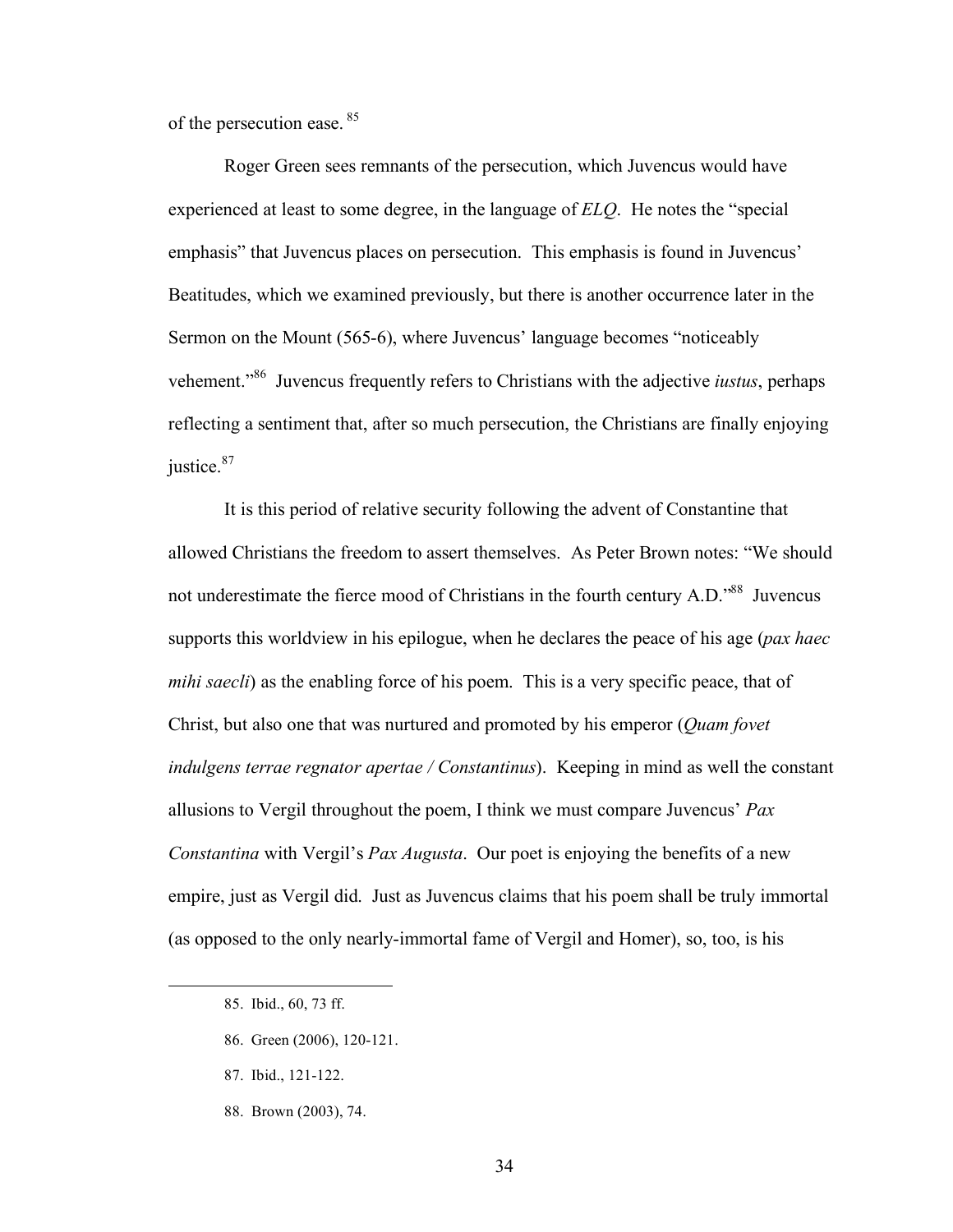of the persecution ease. [85]

Roger Green sees remnants of the persecution, which Juvencus would have experienced at least to some degree, in the language of *ELQ*. He notes the "special emphasis" that Juvencus places on persecution. This emphasis is found in Juvencus' Beatitudes, which we examined previously, but there is another occurrence later in the Sermon on the Mount (565-6), where Juvencus' language becomes "noticeably vehement."[86] Juvencus frequently refers to Christians with the adjective *iustus*, perhaps reflecting a sentiment that, after so much persecution, the Christians are finally enjoying justice.[87]

It is this period of relative security following the advent of Constantine that allowed Christians the freedom to assert themselves. As Peter Brown notes: "We should not underestimate the fierce mood of Christians in the fourth century A.D."[88] Juvencus supports this worldview in his epilogue, when he declares the peace of his age (*pax haec mihi saecli*) as the enabling force of his poem. This is a very specific peace, that of Christ, but also one that was nurtured and promoted by his emperor (*Quam fovet indulgens terrae regnator apertae / Constantinus*). Keeping in mind as well the constant allusions to Vergil throughout the poem, I think we must compare Juvencus' *Pax Constantina* with Vergil's *Pax Augusta*. Our poet is enjoying the benefits of a new empire, just as Vergil did. Just as Juvencus claims that his poem shall be truly immortal (as opposed to the only nearly-immortal fame of Vergil and Homer), so, too, is his

---

85. Ibid., 60, 73 ff.

86. Green (2006), 120-121.

87. Ibid., 121-122.

88. Brown (2003), 74.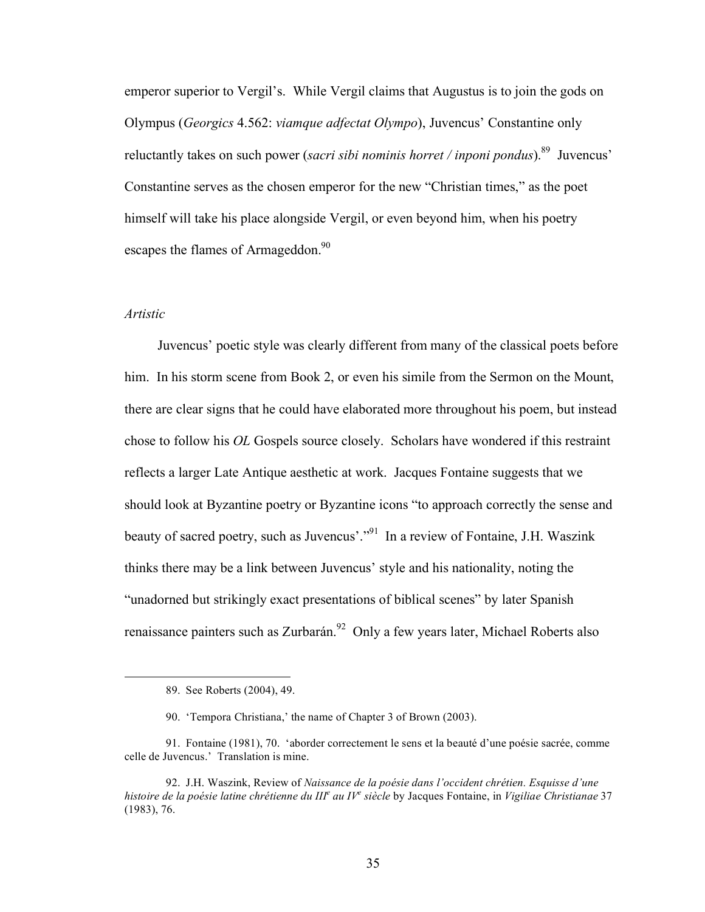emperor superior to Vergil's. While Vergil claims that Augustus is to join the gods on Olympus (*Georgics* 4.562: *viamque adfectat Olympo*), Juvencus' Constantine only reluctantly takes on such power (*sacri sibi nominis horret / inponi pondus*).[89] Juvencus' Constantine serves as the chosen emperor for the new "Christian times," as the poet himself will take his place alongside Vergil, or even beyond him, when his poetry escapes the flames of Armageddon.[90]

*Artistic*

Juvencus' poetic style was clearly different from many of the classical poets before him. In his storm scene from Book 2, or even his simile from the Sermon on the Mount, there are clear signs that he could have elaborated more throughout his poem, but instead chose to follow his *OL* Gospels source closely. Scholars have wondered if this restraint reflects a larger Late Antique aesthetic at work. Jacques Fontaine suggests that we should look at Byzantine poetry or Byzantine icons "to approach correctly the sense and beauty of sacred poetry, such as Juvencus'."[91] In a review of Fontaine, J.H. Waszink thinks there may be a link between Juvencus' style and his nationality, noting the "unadorned but strikingly exact presentations of biblical scenes" by later Spanish renaissance painters such as Zurbarán.[92] Only a few years later, Michael Roberts also

---

89. See Roberts (2004), 49.

90. 'Tempora Christiana,' the name of Chapter 3 of Brown (2003).

91. Fontaine (1981), 70. 'aborder correctement le sens et la beauté d'une poésie sacrée, comme celle de Juvencus.' Translation is mine.

92. J.H. Waszink, Review of *Naissance de la poésie dans l'occident chrétien. Esquisse d'une histoire de la poésie latine chrétienne du III^e au IV^e siècle* by Jacques Fontaine, in *Vigiliae Christianae* 37 (1983), 76.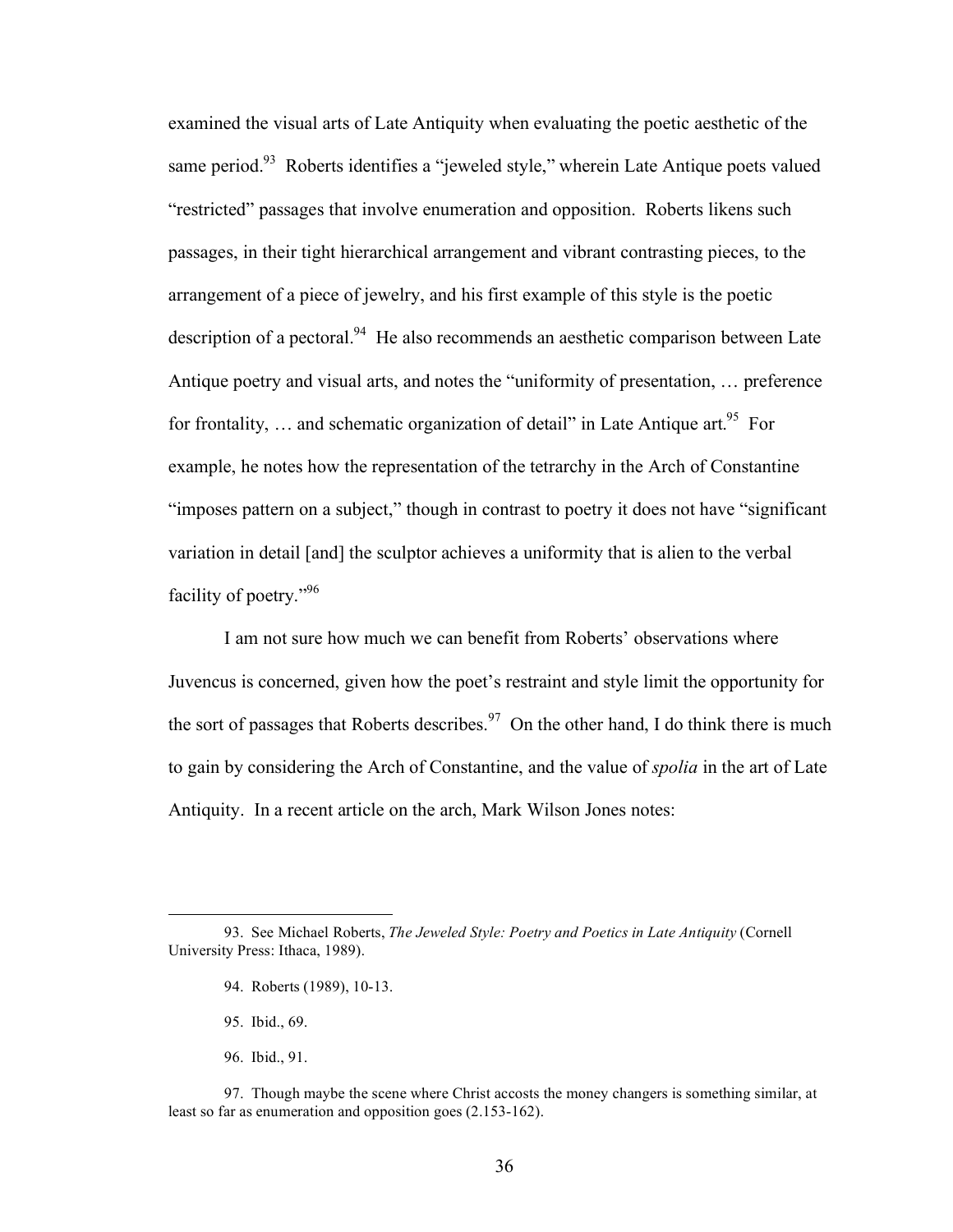examined the visual arts of Late Antiquity when evaluating the poetic aesthetic of the same period.[93] Roberts identifies a "jeweled style," wherein Late Antique poets valued "restricted" passages that involve enumeration and opposition. Roberts likens such passages, in their tight hierarchical arrangement and vibrant contrasting pieces, to the arrangement of a piece of jewelry, and his first example of this style is the poetic description of a pectoral.[94] He also recommends an aesthetic comparison between Late Antique poetry and visual arts, and notes the "uniformity of presentation, … preference for frontality, … and schematic organization of detail" in Late Antique art.[95] For example, he notes how the representation of the tetrarchy in the Arch of Constantine "imposes pattern on a subject," though in contrast to poetry it does not have "significant variation in detail [and] the sculptor achieves a uniformity that is alien to the verbal facility of poetry."[96]

I am not sure how much we can benefit from Roberts' observations where Juvencus is concerned, given how the poet's restraint and style limit the opportunity for the sort of passages that Roberts describes.[97] On the other hand, I do think there is much to gain by considering the Arch of Constantine, and the value of *spolia* in the art of Late Antiquity. In a recent article on the arch, Mark Wilson Jones notes:

---

93. See Michael Roberts, *The Jeweled Style: Poetry and Poetics in Late Antiquity* (Cornell University Press: Ithaca, 1989).

94. Roberts (1989), 10-13.

95. Ibid., 69.

96. Ibid., 91.

97. Though maybe the scene where Christ accosts the money changers is something similar, at least so far as enumeration and opposition goes (2.153-162).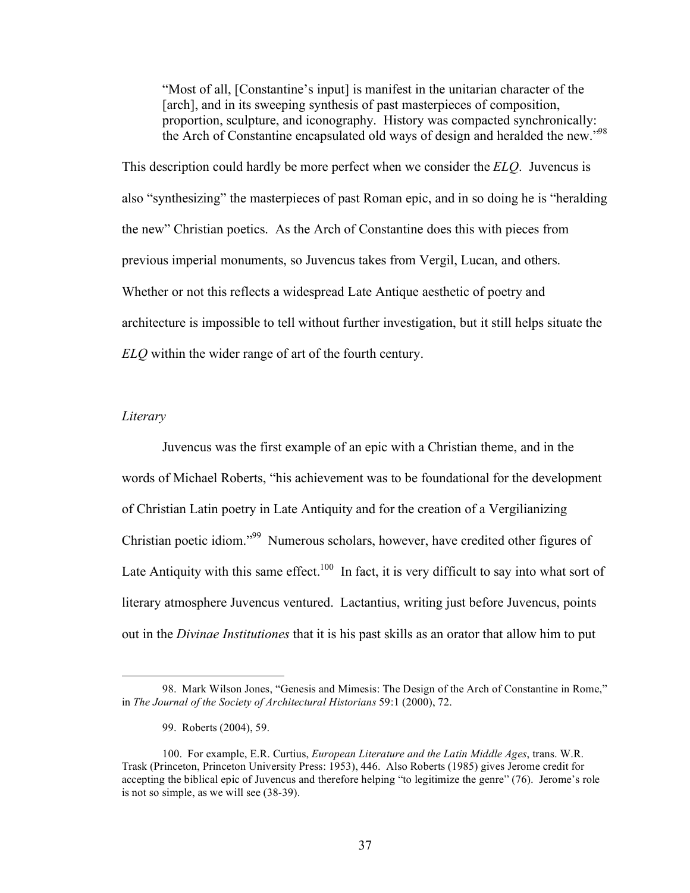> "Most of all, [Constantine's input] is manifest in the unitarian character of the [arch], and in its sweeping synthesis of past masterpieces of composition, proportion, sculpture, and iconography. History was compacted synchronically: the Arch of Constantine encapsulated old ways of design and heralded the new."[98]

This description could hardly be more perfect when we consider the *ELQ*. Juvencus is also "synthesizing" the masterpieces of past Roman epic, and in so doing he is "heralding the new" Christian poetics. As the Arch of Constantine does this with pieces from previous imperial monuments, so Juvencus takes from Vergil, Lucan, and others. Whether or not this reflects a widespread Late Antique aesthetic of poetry and architecture is impossible to tell without further investigation, but it still helps situate the *ELQ* within the wider range of art of the fourth century.

*Literary*

Juvencus was the first example of an epic with a Christian theme, and in the words of Michael Roberts, "his achievement was to be foundational for the development of Christian Latin poetry in Late Antiquity and for the creation of a Vergilianizing Christian poetic idiom."[99] Numerous scholars, however, have credited other figures of Late Antiquity with this same effect.[100] In fact, it is very difficult to say into what sort of literary atmosphere Juvencus ventured. Lactantius, writing just before Juvencus, points out in the *Divinae Institutiones* that it is his past skills as an orator that allow him to put

---

98. Mark Wilson Jones, "Genesis and Mimesis: The Design of the Arch of Constantine in Rome," in *The Journal of the Society of Architectural Historians* 59:1 (2000), 72.

99. Roberts (2004), 59.

100. For example, E.R. Curtius, *European Literature and the Latin Middle Ages*, trans. W.R. Trask (Princeton, Princeton University Press: 1953), 446. Also Roberts (1985) gives Jerome credit for accepting the biblical epic of Juvencus and therefore helping "to legitimize the genre" (76). Jerome's role is not so simple, as we will see (38-39).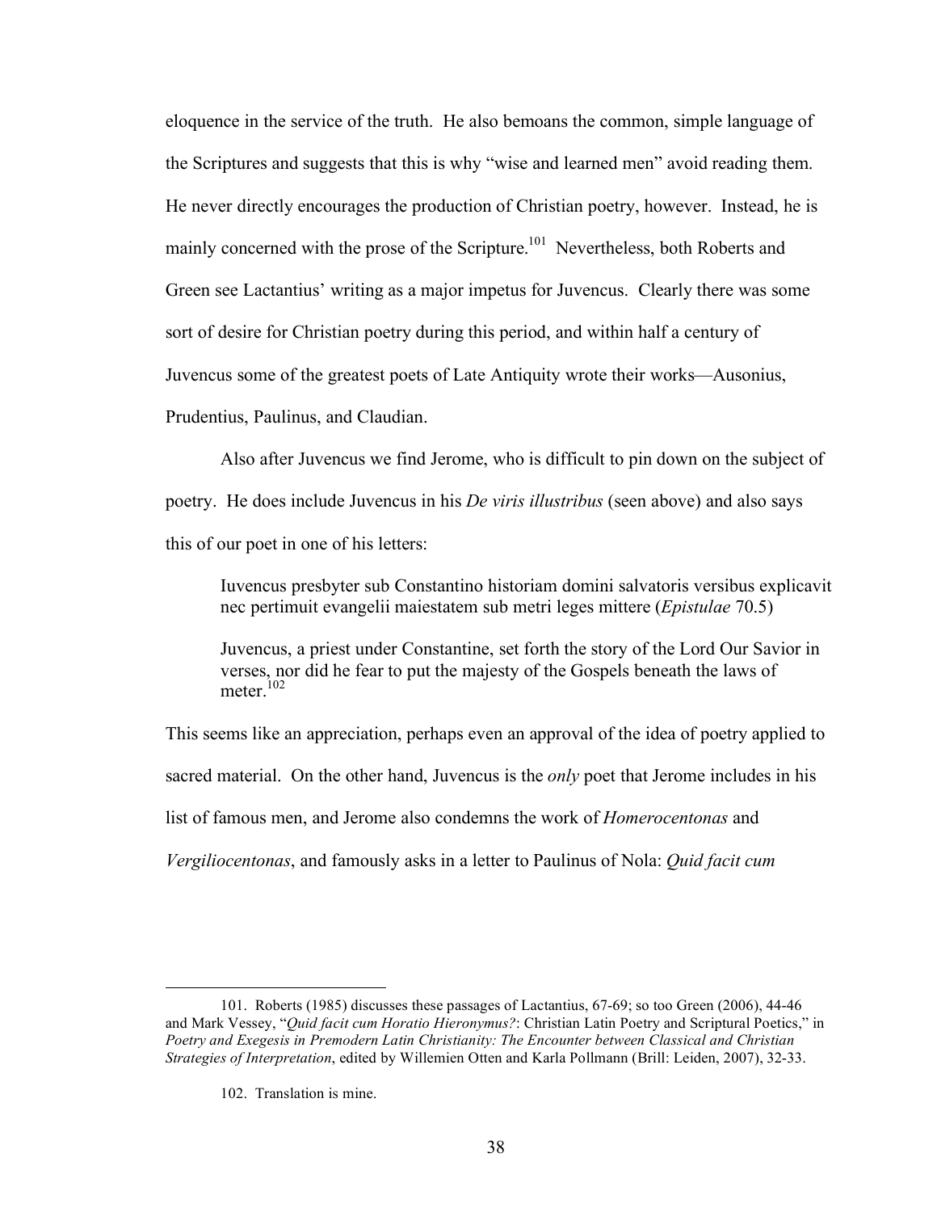eloquence in the service of the truth. He also bemoans the common, simple language of the Scriptures and suggests that this is why "wise and learned men" avoid reading them. He never directly encourages the production of Christian poetry, however. Instead, he is mainly concerned with the prose of the Scripture.[101] Nevertheless, both Roberts and Green see Lactantius' writing as a major impetus for Juvencus. Clearly there was some sort of desire for Christian poetry during this period, and within half a century of Juvencus some of the greatest poets of Late Antiquity wrote their works—Ausonius, Prudentius, Paulinus, and Claudian.

Also after Juvencus we find Jerome, who is difficult to pin down on the subject of poetry. He does include Juvencus in his *De viris illustribus* (seen above) and also says this of our poet in one of his letters:

> Iuvencus presbyter sub Constantino historiam domini salvatoris versibus explicavit nec pertimuit evangelii maiestatem sub metri leges mittere (*Epistulae* 70.5)
>
> Juvencus, a priest under Constantine, set forth the story of the Lord Our Savior in verses, nor did he fear to put the majesty of the Gospels beneath the laws of meter.[102]

This seems like an appreciation, perhaps even an approval of the idea of poetry applied to sacred material. On the other hand, Juvencus is the *only* poet that Jerome includes in his list of famous men, and Jerome also condemns the work of *Homerocentonas* and *Vergiliocentonas*, and famously asks in a letter to Paulinus of Nola: *Quid facit cum*

---

101. Roberts (1985) discusses these passages of Lactantius, 67-69; so too Green (2006), 44-46 and Mark Vessey, "*Quid facit cum Horatio Hieronymus?*: Christian Latin Poetry and Scriptural Poetics," in *Poetry and Exegesis in Premodern Latin Christianity: The Encounter between Classical and Christian Strategies of Interpretation*, edited by Willemien Otten and Karla Pollmann (Brill: Leiden, 2007), 32-33.

102. Translation is mine.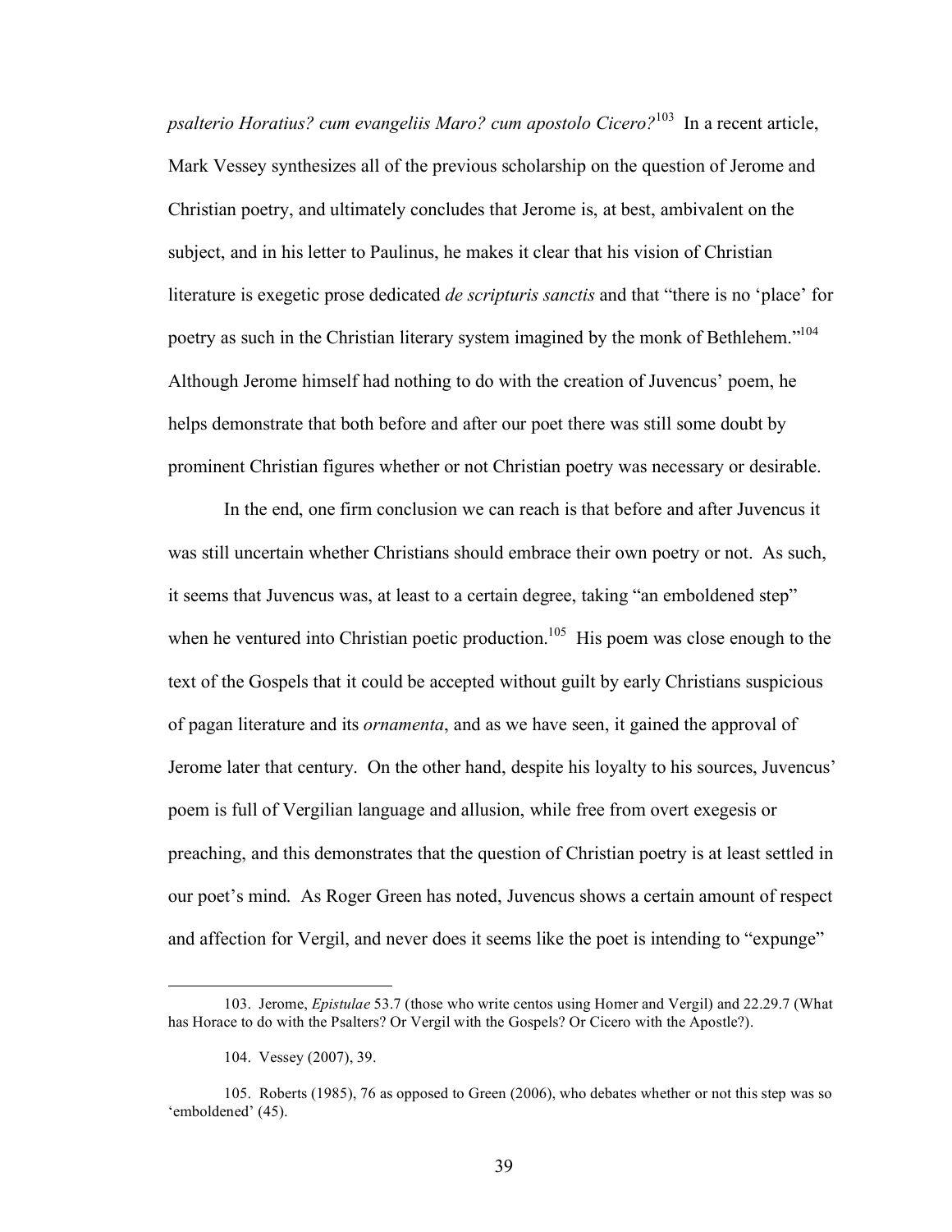*psalterio Horatius? cum evangeliis Maro? cum apostolo Cicero?*[103] In a recent article, Mark Vessey synthesizes all of the previous scholarship on the question of Jerome and Christian poetry, and ultimately concludes that Jerome is, at best, ambivalent on the subject, and in his letter to Paulinus, he makes it clear that his vision of Christian literature is exegetic prose dedicated *de scripturis sanctis* and that "there is no 'place' for poetry as such in the Christian literary system imagined by the monk of Bethlehem."[104] Although Jerome himself had nothing to do with the creation of Juvencus' poem, he helps demonstrate that both before and after our poet there was still some doubt by prominent Christian figures whether or not Christian poetry was necessary or desirable.

In the end, one firm conclusion we can reach is that before and after Juvencus it was still uncertain whether Christians should embrace their own poetry or not. As such, it seems that Juvencus was, at least to a certain degree, taking "an emboldened step" when he ventured into Christian poetic production.[105] His poem was close enough to the text of the Gospels that it could be accepted without guilt by early Christians suspicious of pagan literature and its *ornamenta*, and as we have seen, it gained the approval of Jerome later that century. On the other hand, despite his loyalty to his sources, Juvencus' poem is full of Vergilian language and allusion, while free from overt exegesis or preaching, and this demonstrates that the question of Christian poetry is at least settled in our poet's mind. As Roger Green has noted, Juvencus shows a certain amount of respect and affection for Vergil, and never does it seems like the poet is intending to "expunge"

---

103. Jerome, *Epistulae* 53.7 (those who write centos using Homer and Vergil) and 22.29.7 (What has Horace to do with the Psalters? Or Vergil with the Gospels? Or Cicero with the Apostle?).

104. Vessey (2007), 39.

105. Roberts (1985), 76 as opposed to Green (2006), who debates whether or not this step was so 'emboldened' (45).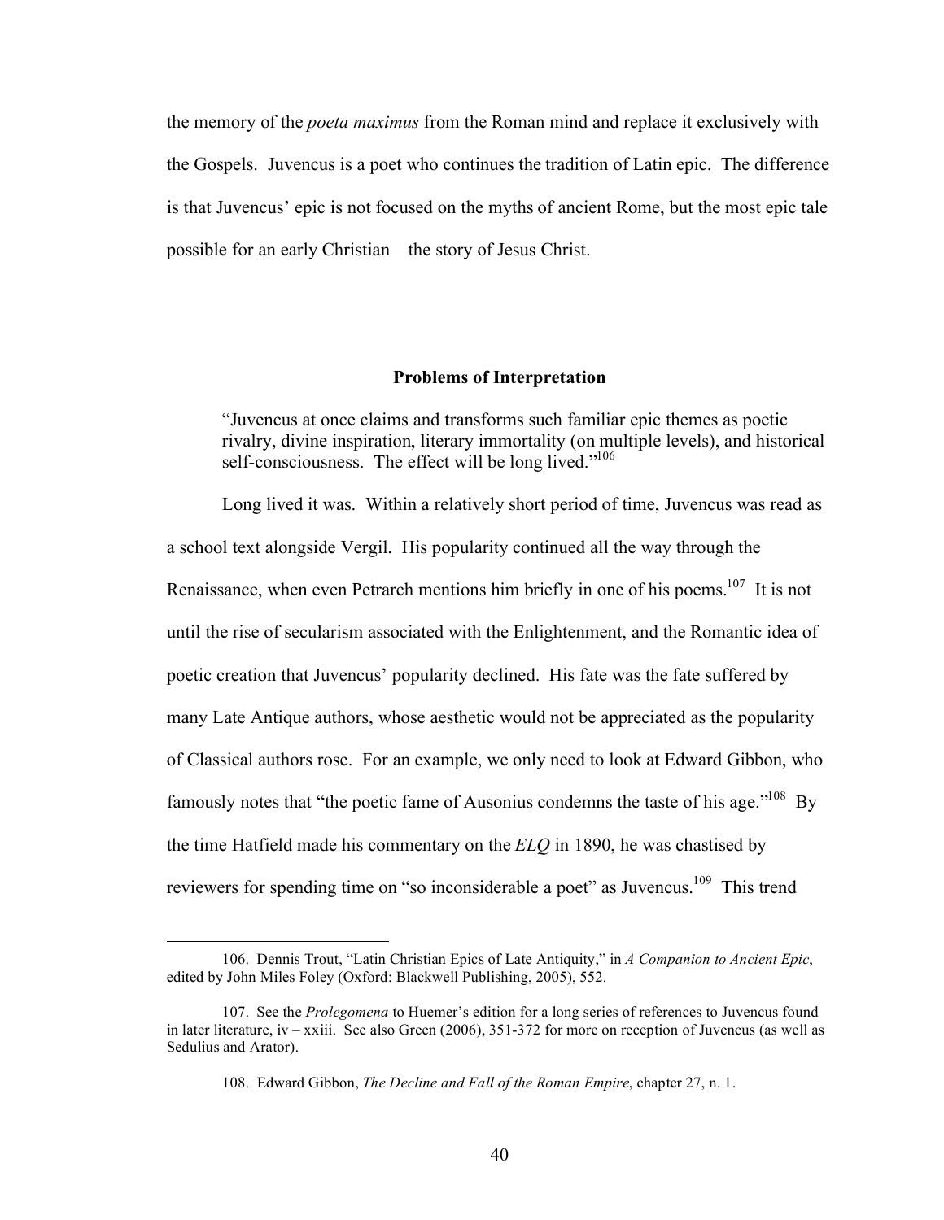the memory of the *poeta maximus* from the Roman mind and replace it exclusively with the Gospels. Juvencus is a poet who continues the tradition of Latin epic. The difference is that Juvencus' epic is not focused on the myths of ancient Rome, but the most epic tale possible for an early Christian—the story of Jesus Christ.

## Problems of Interpretation

> "Juvencus at once claims and transforms such familiar epic themes as poetic rivalry, divine inspiration, literary immortality (on multiple levels), and historical self-consciousness. The effect will be long lived."[106]

Long lived it was. Within a relatively short period of time, Juvencus was read as a school text alongside Vergil. His popularity continued all the way through the Renaissance, when even Petrarch mentions him briefly in one of his poems.[107] It is not until the rise of secularism associated with the Enlightenment, and the Romantic idea of poetic creation that Juvencus' popularity declined. His fate was the fate suffered by many Late Antique authors, whose aesthetic would not be appreciated as the popularity of Classical authors rose. For an example, we only need to look at Edward Gibbon, who famously notes that "the poetic fame of Ausonius condemns the taste of his age."[108] By the time Hatfield made his commentary on the *ELQ* in 1890, he was chastised by reviewers for spending time on "so inconsiderable a poet" as Juvencus.[109] This trend

---

106. Dennis Trout, "Latin Christian Epics of Late Antiquity," in *A Companion to Ancient Epic*, edited by John Miles Foley (Oxford: Blackwell Publishing, 2005), 552.

107. See the *Prolegomena* to Huemer's edition for a long series of references to Juvencus found in later literature, iv – xxiii. See also Green (2006), 351-372 for more on reception of Juvencus (as well as Sedulius and Arator).

108. Edward Gibbon, *The Decline and Fall of the Roman Empire*, chapter 27, n. 1.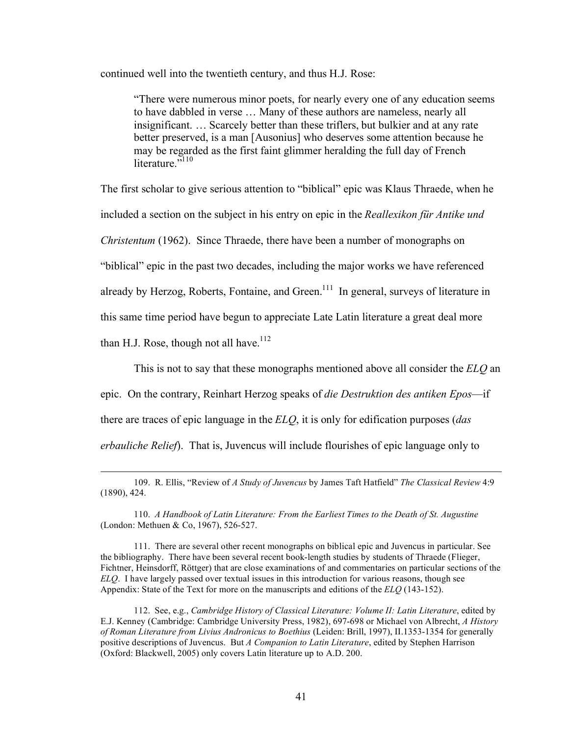continued well into the twentieth century, and thus H.J. Rose:

> "There were numerous minor poets, for nearly every one of any education seems to have dabbled in verse … Many of these authors are nameless, nearly all insignificant. … Scarcely better than these triflers, but bulkier and at any rate better preserved, is a man [Ausonius] who deserves some attention because he may be regarded as the first faint glimmer heralding the full day of French literature."[110]

The first scholar to give serious attention to "biblical" epic was Klaus Thraede, when he included a section on the subject in his entry on epic in the *Reallexikon für Antike und Christentum* (1962). Since Thraede, there have been a number of monographs on "biblical" epic in the past two decades, including the major works we have referenced already by Herzog, Roberts, Fontaine, and Green.[111] In general, surveys of literature in this same time period have begun to appreciate Late Latin literature a great deal more than H.J. Rose, though not all have.[112]

This is not to say that these monographs mentioned above all consider the *ELQ* an epic. On the contrary, Reinhart Herzog speaks of *die Destruktion des antiken Epos*—if there are traces of epic language in the *ELQ*, it is only for edification purposes (*das erbauliche Relief*). That is, Juvencus will include flourishes of epic language only to

---

109. R. Ellis, "Review of *A Study of Juvencus* by James Taft Hatfield" *The Classical Review* 4:9 (1890), 424.

110. *A Handbook of Latin Literature: From the Earliest Times to the Death of St. Augustine* (London: Methuen & Co, 1967), 526-527.

111. There are several other recent monographs on biblical epic and Juvencus in particular. See the bibliography. There have been several recent book-length studies by students of Thraede (Flieger, Fichtner, Heinsdorff, Röttger) that are close examinations of and commentaries on particular sections of the *ELQ*. I have largely passed over textual issues in this introduction for various reasons, though see Appendix: State of the Text for more on the manuscripts and editions of the *ELQ* (143-152).

112. See, e.g., *Cambridge History of Classical Literature: Volume II: Latin Literature*, edited by E.J. Kenney (Cambridge: Cambridge University Press, 1982), 697-698 or Michael von Albrecht, *A History of Roman Literature from Livius Andronicus to Boethius* (Leiden: Brill, 1997), II.1353-1354 for generally positive descriptions of Juvencus. But *A Companion to Latin Literature*, edited by Stephen Harrison (Oxford: Blackwell, 2005) only covers Latin literature up to A.D. 200.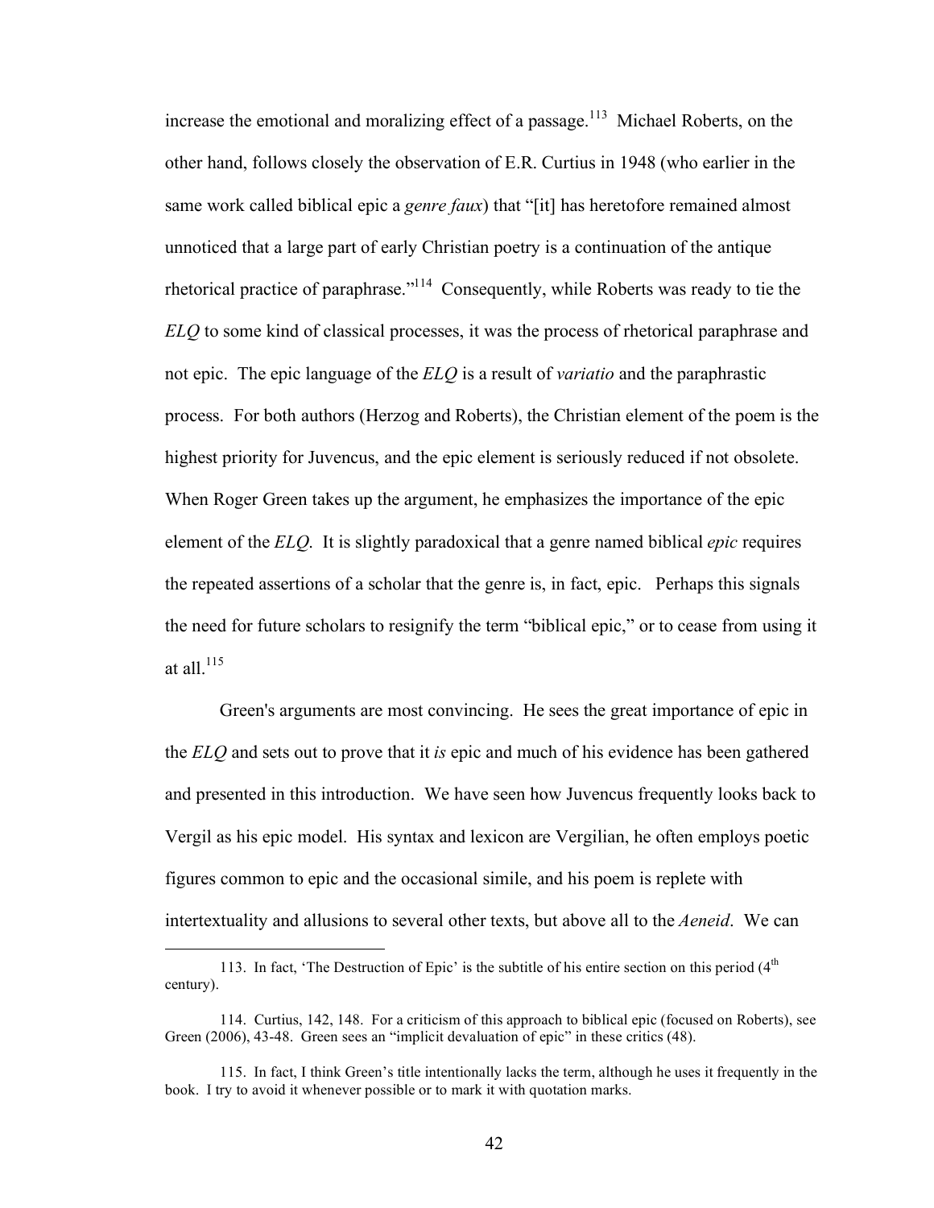increase the emotional and moralizing effect of a passage.[113] Michael Roberts, on the other hand, follows closely the observation of E.R. Curtius in 1948 (who earlier in the same work called biblical epic a *genre faux*) that "[it] has heretofore remained almost unnoticed that a large part of early Christian poetry is a continuation of the antique rhetorical practice of paraphrase."[114] Consequently, while Roberts was ready to tie the *ELQ* to some kind of classical processes, it was the process of rhetorical paraphrase and not epic. The epic language of the *ELQ* is a result of *variatio* and the paraphrastic process. For both authors (Herzog and Roberts), the Christian element of the poem is the highest priority for Juvencus, and the epic element is seriously reduced if not obsolete. When Roger Green takes up the argument, he emphasizes the importance of the epic element of the *ELQ*. It is slightly paradoxical that a genre named biblical *epic* requires the repeated assertions of a scholar that the genre is, in fact, epic. Perhaps this signals the need for future scholars to resignify the term "biblical epic," or to cease from using it at all.[115]

Green's arguments are most convincing. He sees the great importance of epic in the *ELQ* and sets out to prove that it *is* epic and much of his evidence has been gathered and presented in this introduction. We have seen how Juvencus frequently looks back to Vergil as his epic model. His syntax and lexicon are Vergilian, he often employs poetic figures common to epic and the occasional simile, and his poem is replete with intertextuality and allusions to several other texts, but above all to the *Aeneid*. We can

---

113. In fact, 'The Destruction of Epic' is the subtitle of his entire section on this period (4th century).

114. Curtius, 142, 148. For a criticism of this approach to biblical epic (focused on Roberts), see Green (2006), 43-48. Green sees an "implicit devaluation of epic" in these critics (48).

115. In fact, I think Green's title intentionally lacks the term, although he uses it frequently in the book. I try to avoid it whenever possible or to mark it with quotation marks.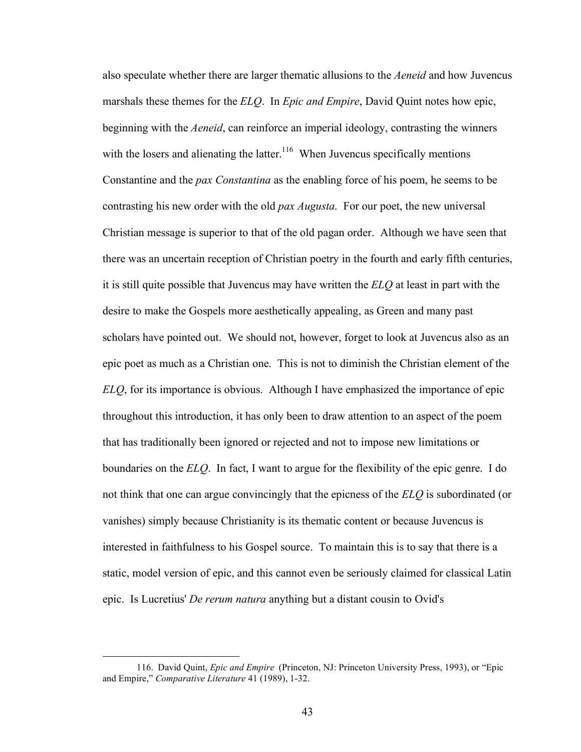also speculate whether there are larger thematic allusions to the *Aeneid* and how Juvencus marshals these themes for the *ELQ*. In *Epic and Empire*, David Quint notes how epic, beginning with the *Aeneid*, can reinforce an imperial ideology, contrasting the winners with the losers and alienating the latter.[116] When Juvencus specifically mentions Constantine and the *pax Constantina* as the enabling force of his poem, he seems to be contrasting his new order with the old *pax Augusta*. For our poet, the new universal Christian message is superior to that of the old pagan order. Although we have seen that there was an uncertain reception of Christian poetry in the fourth and early fifth centuries, it is still quite possible that Juvencus may have written the *ELQ* at least in part with the desire to make the Gospels more aesthetically appealing, as Green and many past scholars have pointed out. We should not, however, forget to look at Juvencus also as an epic poet as much as a Christian one. This is not to diminish the Christian element of the *ELQ*, for its importance is obvious. Although I have emphasized the importance of epic throughout this introduction, it has only been to draw attention to an aspect of the poem that has traditionally been ignored or rejected and not to impose new limitations or boundaries on the *ELQ*. In fact, I want to argue for the flexibility of the epic genre. I do not think that one can argue convincingly that the epicness of the *ELQ* is subordinated (or vanishes) simply because Christianity is its thematic content or because Juvencus is interested in faithfulness to his Gospel source. To maintain this is to say that there is a static, model version of epic, and this cannot even be seriously claimed for classical Latin epic. Is Lucretius' *De rerum natura* anything but a distant cousin to Ovid's

116. David Quint, *Epic and Empire* (Princeton, NJ: Princeton University Press, 1993), or "Epic and Empire," *Comparative Literature* 41 (1989), 1-32.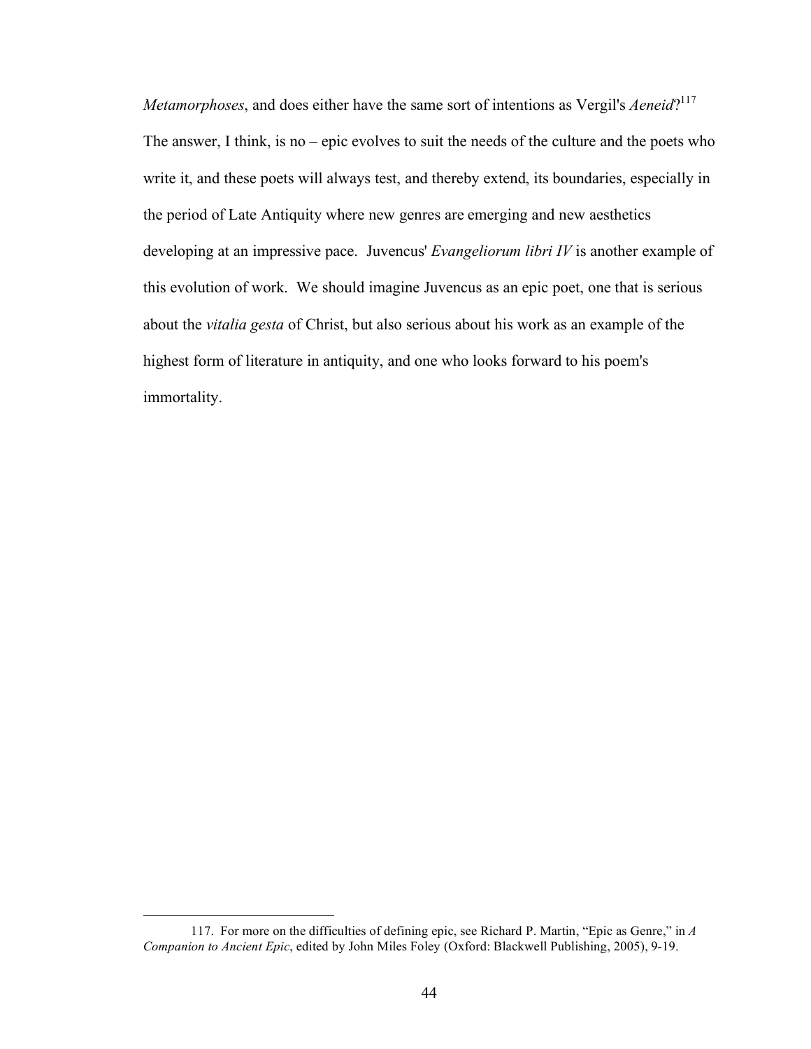*Metamorphoses*, and does either have the same sort of intentions as Vergil's *Aeneid*?[117] The answer, I think, is no – epic evolves to suit the needs of the culture and the poets who write it, and these poets will always test, and thereby extend, its boundaries, especially in the period of Late Antiquity where new genres are emerging and new aesthetics developing at an impressive pace. Juvencus' *Evangeliorum libri IV* is another example of this evolution of work. We should imagine Juvencus as an epic poet, one that is serious about the *vitalia gesta* of Christ, but also serious about his work as an example of the highest form of literature in antiquity, and one who looks forward to his poem's immortality.

---

117. For more on the difficulties of defining epic, see Richard P. Martin, "Epic as Genre," in *A Companion to Ancient Epic*, edited by John Miles Foley (Oxford: Blackwell Publishing, 2005), 9-19.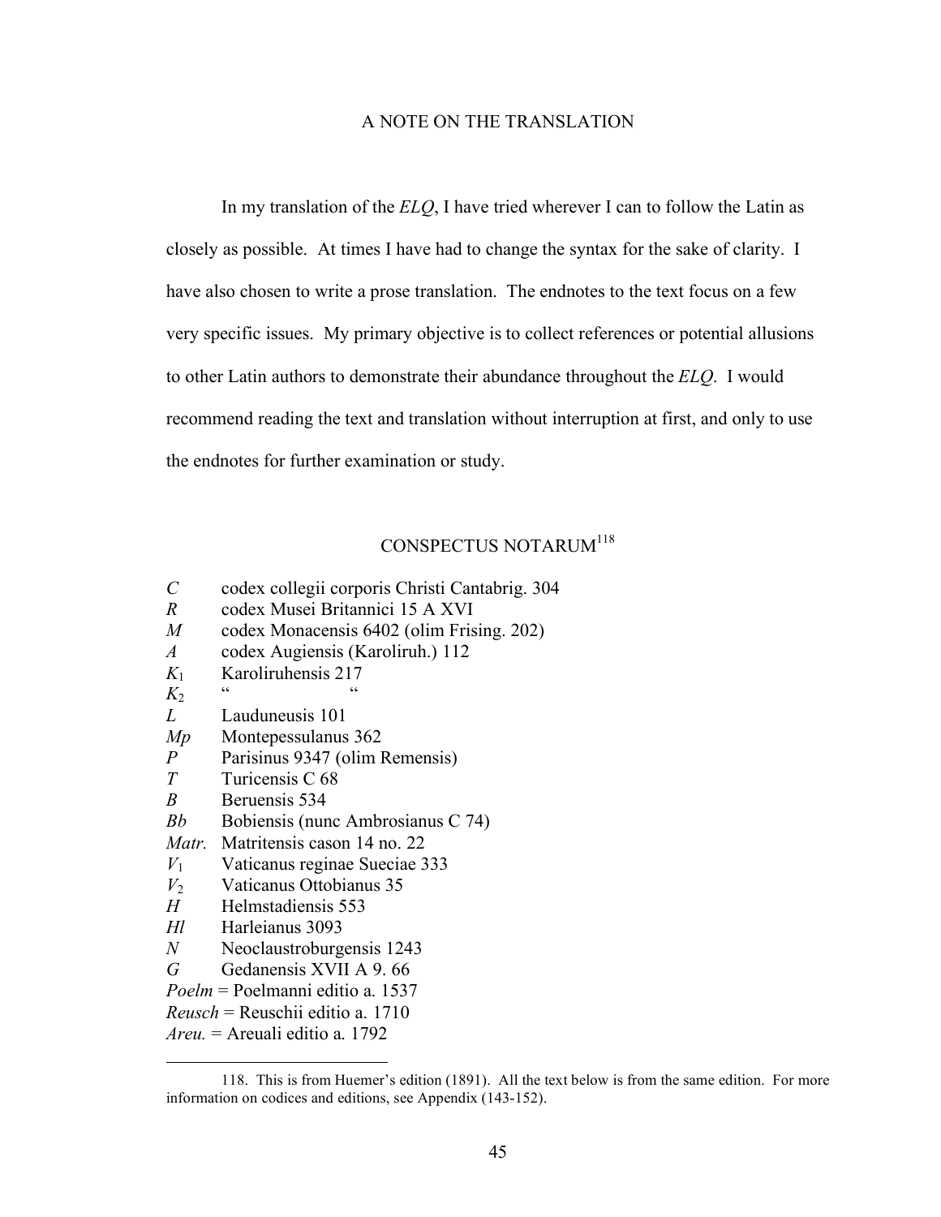## A NOTE ON THE TRANSLATION

In my translation of the *ELQ*, I have tried wherever I can to follow the Latin as closely as possible. At times I have had to change the syntax for the sake of clarity. I have also chosen to write a prose translation. The endnotes to the text focus on a few very specific issues. My primary objective is to collect references or potential allusions to other Latin authors to demonstrate their abundance throughout the *ELQ*. I would recommend reading the text and translation without interruption at first, and only to use the endnotes for further examination or study.

## CONSPECTUS NOTARUM[118]

| | |
|---|---|
| *C* | codex collegii corporis Christi Cantabrig. 304 |
| *R* | codex Musei Britannici 15 A XVI |
| *M* | codex Monacensis 6402 (olim Frising. 202) |
| *A* | codex Augiensis (Karoliruh.) 112 |
| $K_1$ | Karoliruhensis 217 |
| $K_2$ | " " |
| *L* | Lauduneusis 101 |
| *Mp* | Montepessulanus 362 |
| *P* | Parisinus 9347 (olim Remensis) |
| *T* | Turicensis C 68 |
| *B* | Beruensis 534 |
| *Bb* | Bobiensis (nunc Ambrosianus C 74) |
| *Matr.* | Matritensis cason 14 no. 22 |
| $V_1$ | Vaticanus reginae Sueciae 333 |
| $V_2$ | Vaticanus Ottobianus 35 |
| *H* | Helmstadiensis 553 |
| *Hl* | Harleianus 3093 |
| *N* | Neoclaustroburgensis 1243 |
| *G* | Gedanensis XVII A 9. 66 |

*Poelm* = Poelmanni editio a. 1537
*Reusch* = Reuschii editio a. 1710
*Areu.* = Areuali editio a. 1792

---

118. This is from Huemer's edition (1891). All the text below is from the same edition. For more information on codices and editions, see Appendix (143-152).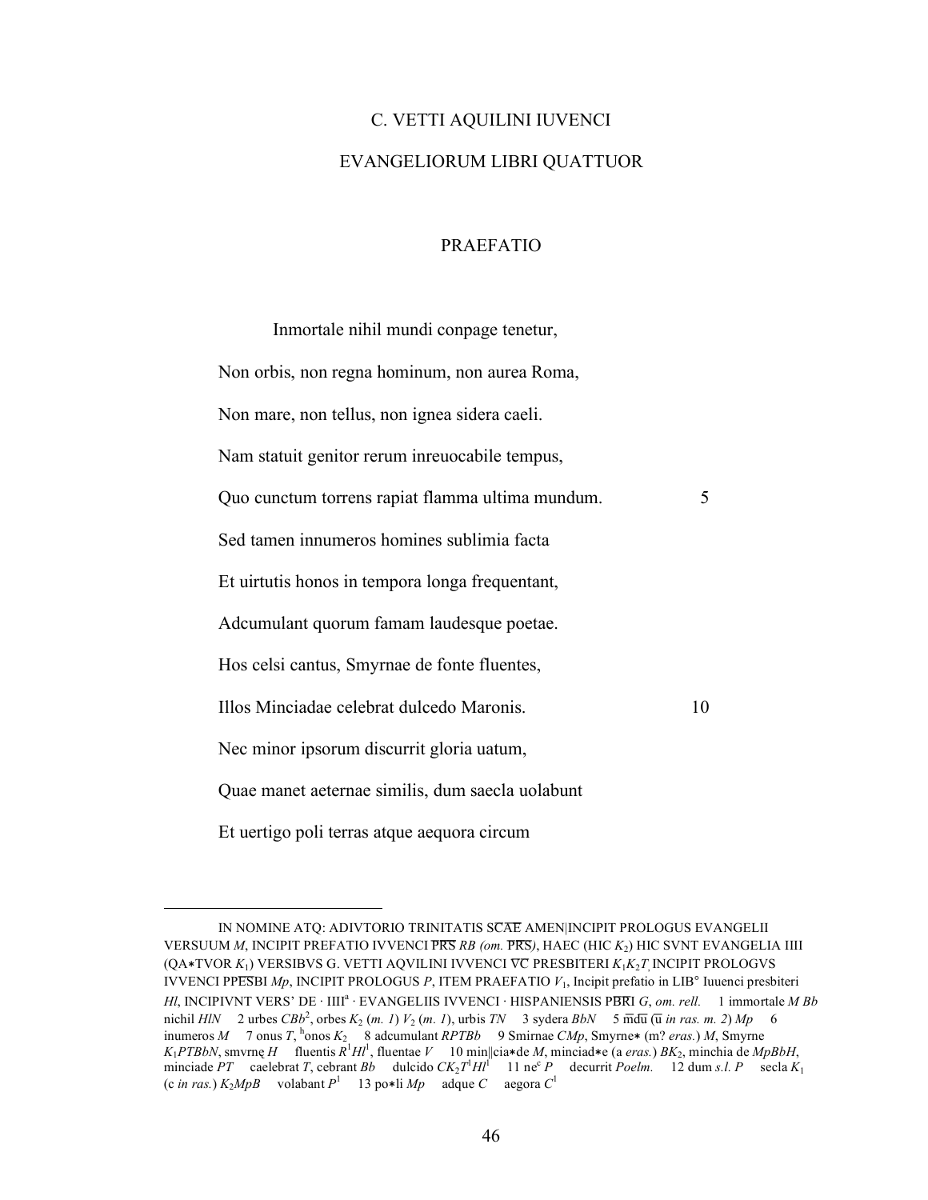# C. VETTI AQUILINI IUVENCI

# EVANGELIORUM LIBRI QUATTUOR

## PRAEFATIO

Inmortale nihil mundi conpage tenetur,
Non orbis, non regna hominum, non aurea Roma,
Non mare, non tellus, non ignea sidera caeli.
Nam statuit genitor rerum inreuocabile tempus,
Quo cunctum torrens rapiat flamma ultima mundum. 5
Sed tamen innumeros homines sublimia facta
Et uirtutis honos in tempora longa frequentant,
Adcumulant quorum famam laudesque poetae.
Hos celsi cantus, Smyrnae de fonte fluentes,
Illos Minciadae celebrat dulcedo Maronis. 10
Nec minor ipsorum discurrit gloria uatum,
Quae manet aeternae similis, dum saecla uolabunt
Et uertigo poli terras atque aequora circum

---

IN NOMINE ATQ: ADIVTORIO TRINITATIS SCAE AMEN|INCIPIT PROLOGUS EVANGELII VERSUUM *M*, INCIPIT PREFATIO IVVENCI PRS *RB (om.* PRS*)*, HAEC (HIC $K_2$) HIC SVNT EVANGELIA IIII (QA∗TVOR $K_1$) VERSIBVS G. VETTI AQVILINI IVVENCI VC PRESBITERI $K_1K_2T$, INCIPIT PROLOGVS IVVENCI PPESBI *Mp*, INCIPIT PROLOGUS *P*, ITEM PRAEFATIO $V_1$, Incipit prefatio in LIB° Iuuenci presbiteri *Hl*, INCIPIVNT VERS' DE · IIII[a] · EVANGELIIS IVVENCI · HISPANIENSIS PBRI *G*, *om. rell.* 1 immortale *M Bb* nichil *HlN* 2 urbes $CBb^2$, orbes $K_2$ (*m. 1*) $V_2$ (*m. 1*), urbis *TN* 3 sydera *BbN* 5 mdu (u *in ras. m. 2*) *Mp* 6 inumeros *M* 7 onus *T*, [h]onos $K_2$ 8 adcumulant *RPTBb* 9 Smirnae *CMp*, Smyrne∗ (m? *eras.*) *M*, Smyrne $K_1$*PTBbN*, smvrnę *H* fluentis $R^1Hl^1$, fluentae *V* 10 min||cia∗de *M*, minciad∗e (a *eras.*) $BK_2$, minchia de *MpBbH*, minciade *PT* caelebrat *T*, cebrant *Bb* dulcido $CK_2T^1Hl^1$ 11 ne[c] *P* decurrit *Poelm.* 12 dum *s.l. P* secla $K_1$ (c *in ras.*) $K_2$*MpB* volabant $P^1$ 13 po∗li *Mp* adque *C* aegora $C^1$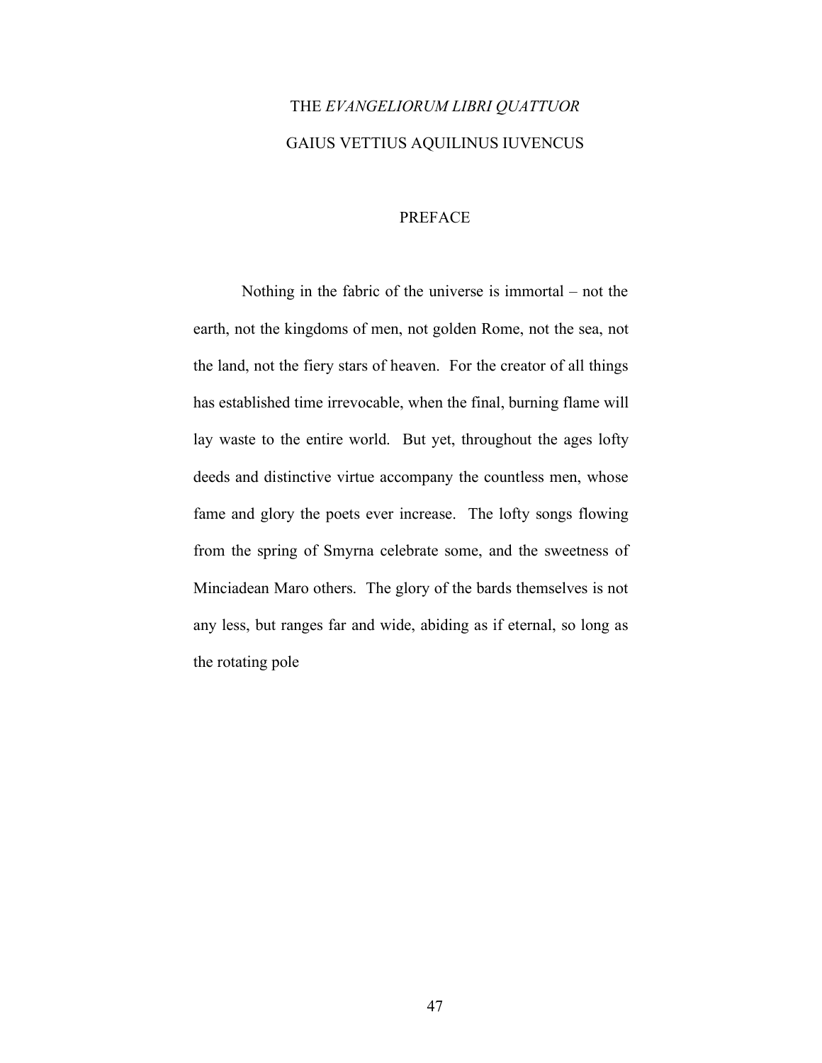# THE *EVANGELIORUM LIBRI QUATTUOR*

# GAIUS VETTIUS AQUILINUS IUVENCUS

## PREFACE

Nothing in the fabric of the universe is immortal – not the earth, not the kingdoms of men, not golden Rome, not the sea, not the land, not the fiery stars of heaven. For the creator of all things has established time irrevocable, when the final, burning flame will lay waste to the entire world. But yet, throughout the ages lofty deeds and distinctive virtue accompany the countless men, whose fame and glory the poets ever increase. The lofty songs flowing from the spring of Smyrna celebrate some, and the sweetness of Minciadean Maro others. The glory of the bards themselves is not any less, but ranges far and wide, abiding as if eternal, so long as the rotating pole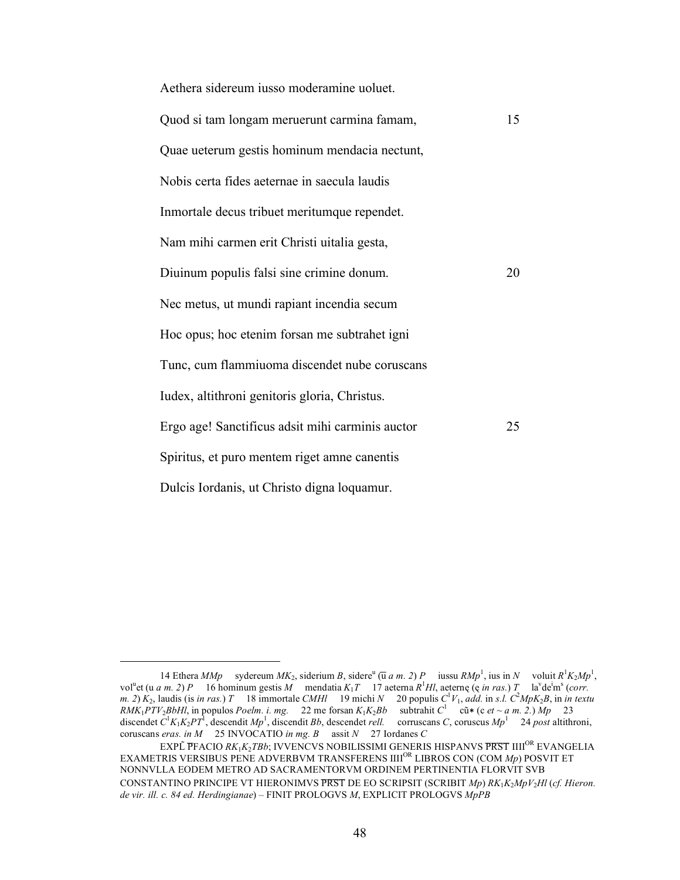Aethera sidereum iusso moderamine uoluet.

Quod si tam longam meruerunt carmina famam, 15

Quae ueterum gestis hominum mendacia nectunt,

Nobis certa fides aeternae in saecula laudis

Inmortale decus tribuet meritumque rependet.

Nam mihi carmen erit Christi uitalia gesta,

Diuinum populis falsi sine crimine donum. 20

Nec metus, ut mundi rapiant incendia secum

Hoc opus; hoc etenim forsan me subtrahet igni

Tunc, cum flammiuoma discendet nube coruscans

Iudex, altithroni genitoris gloria, Christus.

Ergo age! Sanctificus adsit mihi carminis auctor 25

Spiritus, et puro mentem riget amne canentis

Dulcis Iordanis, ut Christo digna loquamur.

---

14 Ethera *MMp* sydereum *MK*$_2$, siderium *B*, sidere$^u$ ($\overline{u}$ *a m. 2*) *P* iussu *RMp*$^1$, ius in *N* voluit *R*$^1$*K*$_2$*Mp*$^1$, vol$^u$et (u *a m. 2*) *P* 16 hominum gestis *M* mendatia *K*$_1$*T* 17 aeterna *R*$^1$*Hl*, aeternę (ę *in ras.*) *T* la$^v$de$^i$m$^s$ (*corr. m. 2*) *K*$_2$, laudis (is *in ras.*) *T* 18 immortale *CMHl* 19 michi *N* 20 populis *C*$^1$*V*$_1$, *add.* in *s.l. C*$^2$*MpK*$_2$*B*, in *in textu RMK*$_1$*PTV*$_2$*BbHl*, in populos *Poelm. i. mg.* 22 me forsan *K*$_1$*K*$_2$*Bb* subtrahit *C*$^1$ cū∗ (c *et* ~ *a m. 2.*) *Mp* 23 discendet *C*$^1$*K*$_1$*K*$_2$*PT*$^1$, descendit *Mp*$^1$, discendit *Bb*, descendet *rell.* corruscans *C*, coruscus *Mp*$^1$ 24 *post* altithroni, coruscans *eras. in M* 25 INVOCATIO *in mg. B* assit *N* 27 Iordanes *C*

EXPL̄ P̄FACIO *RK*$_1$*K*$_2$*TBb*; IVVENCVS NOBILISSIMI GENERIS HISPANVS $\overline{\text{PRST}}$ IIII$^{OR}$ EVANGELIA EXAMETRIS VERSIBUS PENE ADVERBVM TRANSFERENS IIII$^{OR}$ LIBROS CON (COM *Mp*) POSVIT ET NONNVLLA EODEM METRO AD SACRAMENTORVM ORDINEM PERTINENTIA FLORVIT SVB CONSTANTINO PRINCIPE VT HIERONIMVS $\overline{\text{PRST}}$ DE EO SCRIPSIT (SCRIBIT *Mp*) *RK*$_1$*K*$_2$*MpV*$_2$*Hl* (*cf. Hieron. de vir. ill. c. 84 ed. Herdingianae*) – FINIT PROLOGVS *M*, EXPLICIT PROLOGVS *MpPB*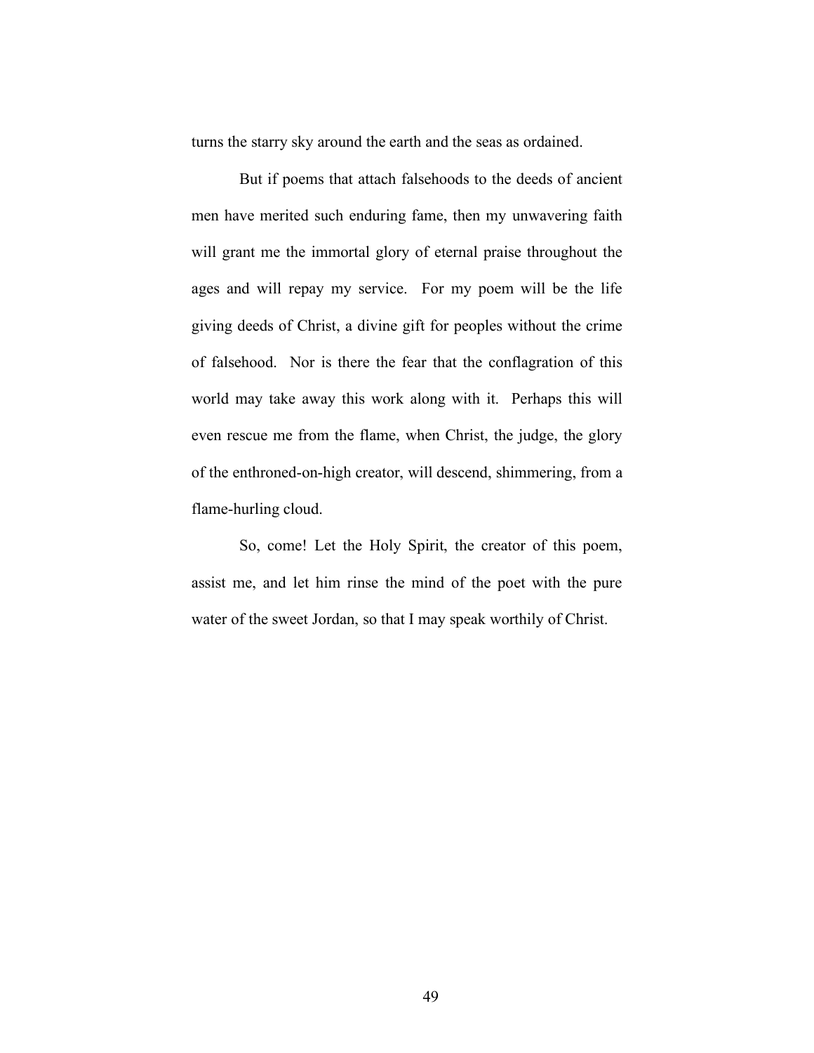turns the starry sky around the earth and the seas as ordained.

But if poems that attach falsehoods to the deeds of ancient men have merited such enduring fame, then my unwavering faith will grant me the immortal glory of eternal praise throughout the ages and will repay my service. For my poem will be the life giving deeds of Christ, a divine gift for peoples without the crime of falsehood. Nor is there the fear that the conflagration of this world may take away this work along with it. Perhaps this will even rescue me from the flame, when Christ, the judge, the glory of the enthroned-on-high creator, will descend, shimmering, from a flame-hurling cloud.

So, come! Let the Holy Spirit, the creator of this poem, assist me, and let him rinse the mind of the poet with the pure water of the sweet Jordan, so that I may speak worthily of Christ.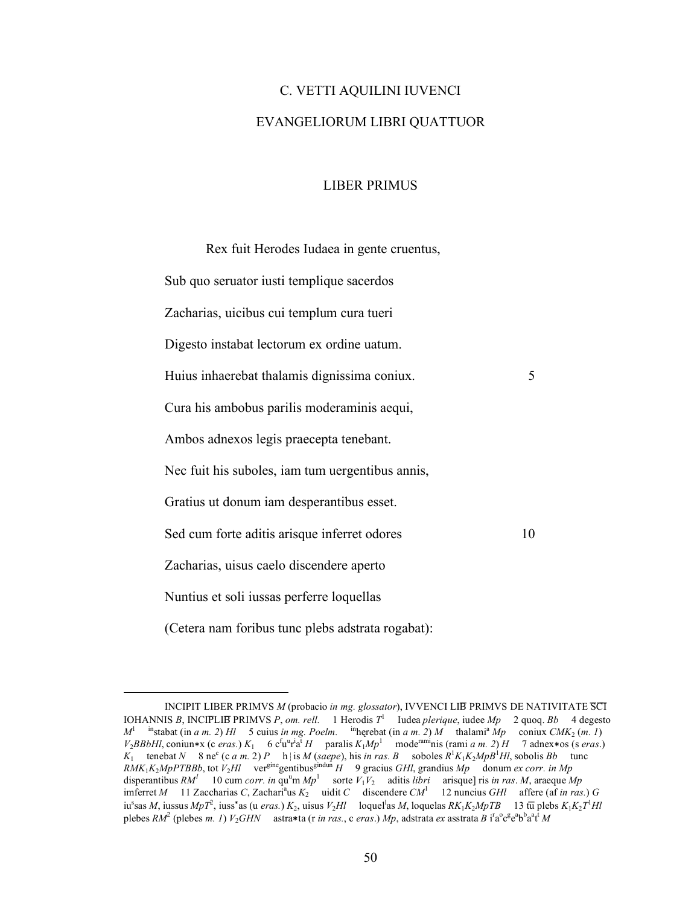# C. VETTI AQUILINI IUVENCI

# EVANGELIORUM LIBRI QUATTUOR

## LIBER PRIMUS

Rex fuit Herodes Iudaea in gente cruentus,
Sub quo seruator iusti templique sacerdos
Zacharias, uicibus cui templum cura tueri
Digesto instabat lectorum ex ordine uatum.
Huius inhaerebat thalamis dignissima coniux. 5
Cura his ambobus parilis moderaminis aequi,
Ambos adnexos legis praecepta tenebant.
Nec fuit his suboles, iam tum uergentibus annis,
Gratius ut donum iam desperantibus esset.
Sed cum forte aditis arisque inferret odores 10
Zacharias, uisus caelo discendere aperto
Nuntius et soli iussas perferre loquellas
(Cetera nam foribus tunc plebs adstrata rogabat):

---

INCIPIT LIBER PRIMVS *M* (probacio *in mg. glossator*), IVVENCI LIB̅ PRIMVS DE NATIVITATE S̅C̅I̅ IOHANNIS *B*, INCIP̅LIB̅ PRIMVS *P*, *om. rell.* 1 Herodis $T^1$ Iudea *plerique*, iudee *Mp* 2 quoq. *Bb* 4 degesto $M^1$ $^{in}$stabat (in *a m. 2*) *Hl* 5 cuius *in mg. Poelm.* $^{in}$hęrebat (in *a m. 2*) *M* thalami$^a$ *Mp* coniux $CMK_2$ (*m. 1*) $V_2BBbHl$, coniun∗x (c *eras.*) $K_1$ 6 c$^f$u$^u$r$^i$a$^t$ *H* paralis $K_1Mp^1$ mode$^{rami}$nis (rami *a m. 2*) *H* 7 adnex∗os (s *eras.*) $K_1$ tenebat *N* 8 ne$^c$ (c *a m. 2*) *P* h | is *M* (*saepe*), his *in ras. B* soboles $R^1K_1K_2MpB^1Hl$, sobolis *Bb* tunc $RMK_1K_2MpPTBBb$, tot $V_2Hl$ ver$^{gine}$gentibus$^{gindun}$ *H* 9 gracius *GHl*, grandius *Mp* donum *ex corr. in Mp* disperantibus $RM^1$ 10 cum *corr. in* qu$^u$m $Mp^1$ sorte $V_1V_2$ aditis *libri* arisque] ris *in ras. M*, araeque *Mp* imferret *M* 11 Zaccharias *C*, Zachari$^a$us $K_2$ uidit *C* discendere $CM^1$ 12 nuncius *GHl* affere (af *in ras.*) *G* iu$^s$sas *M*, iussus $MpT^2$, iuss$^*$as (u *eras.*) $K_2$, uisus $V_2Hl$ loquel$^l$as *M*, loquelas $RK_1K_2MpTB$ 13 t̅u̅ plebs $K_1K_2T^1Hl$ plebes $RM^2$ (plebes *m. 1*) $V_2GHN$ astra∗ta (r *in ras.*, c *eras.*) *Mp*, adstrata *ex* asstrata *B* i$^r$a$^o$c$^g$e$^a$b$^b$a$^a$t$^t$ *M*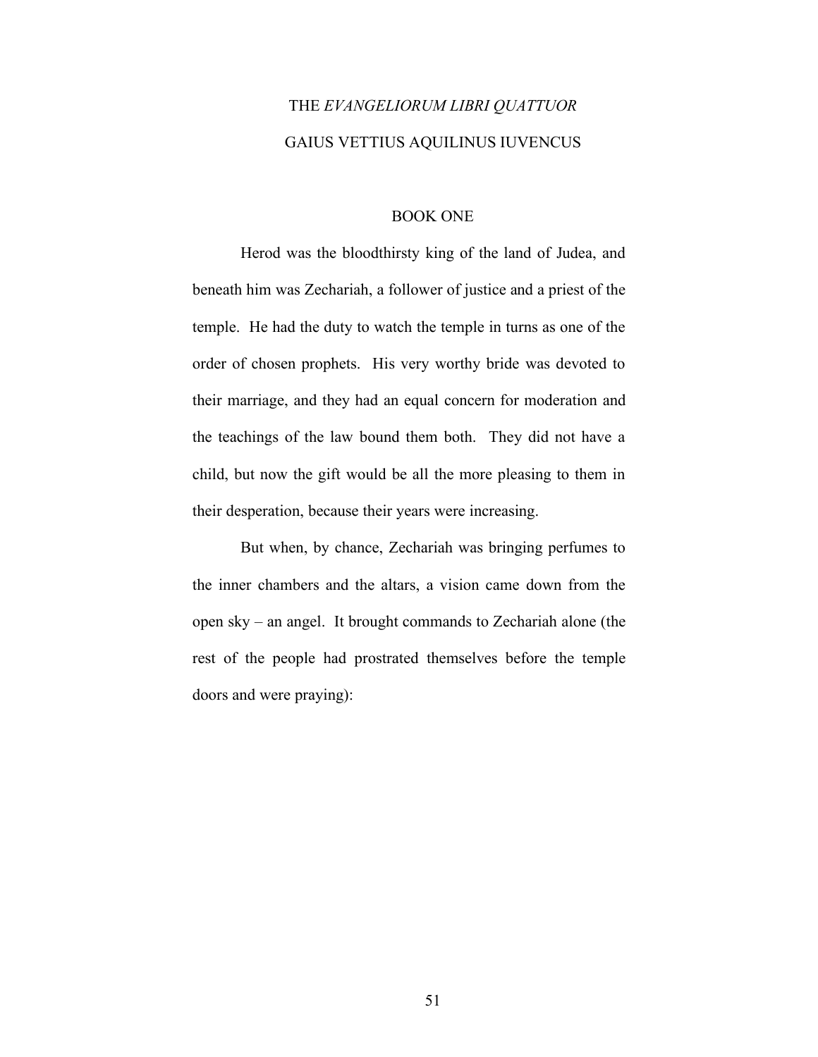# THE *EVANGELIORUM LIBRI QUATTUOR*

# GAIUS VETTIUS AQUILINUS IUVENCUS

## BOOK ONE

Herod was the bloodthirsty king of the land of Judea, and beneath him was Zechariah, a follower of justice and a priest of the temple. He had the duty to watch the temple in turns as one of the order of chosen prophets. His very worthy bride was devoted to their marriage, and they had an equal concern for moderation and the teachings of the law bound them both. They did not have a child, but now the gift would be all the more pleasing to them in their desperation, because their years were increasing.

But when, by chance, Zechariah was bringing perfumes to the inner chambers and the altars, a vision came down from the open sky – an angel. It brought commands to Zechariah alone (the rest of the people had prostrated themselves before the temple doors and were praying):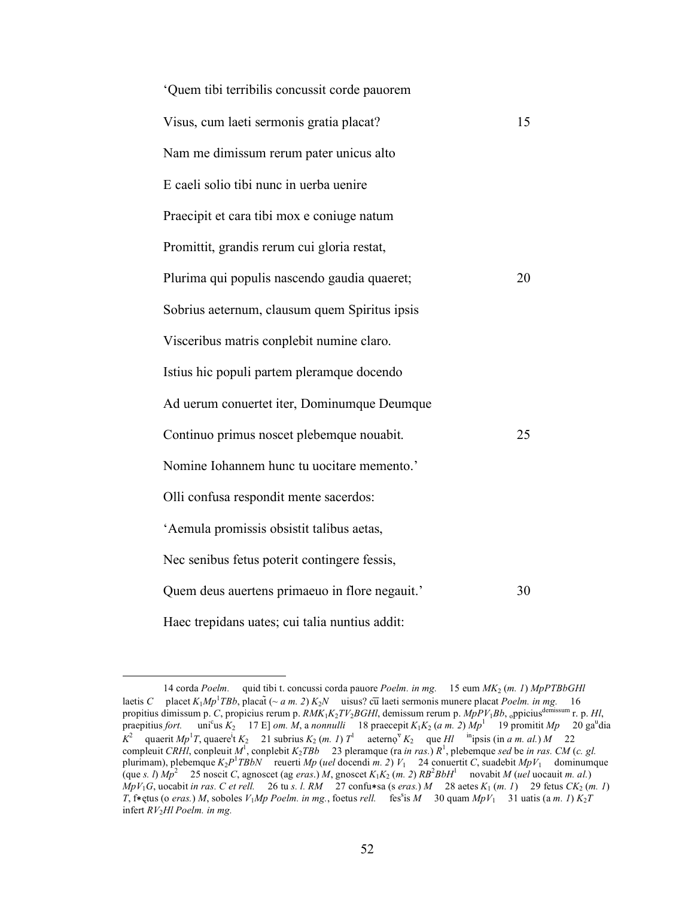'Quem tibi terribilis concussit corde pauorem

Visus, cum laeti sermonis gratia placat? 15

Nam me dimissum rerum pater unicus alto

E caeli solio tibi nunc in uerba uenire

Praecipit et cara tibi mox e coniuge natum

Promittit, grandis rerum cui gloria restat,

Plurima qui populis nascendo gaudia quaeret; 20

Sobrius aeternum, clausum quem Spiritus ipsis

Visceribus matris conplebit numine claro.

Istius hic populi partem pleramque docendo

Ad uerum conuertet iter, Dominumque Deumque

Continuo primus noscet plebemque nouabit. 25

Nomine Iohannem hunc tu uocitare memento.'

Olli confusa respondit mente sacerdos:

'Aemula promissis obsistit talibus aetas,

Nec senibus fetus poterit contingere fessis,

Quem deus auertens primaeuo in flore negauit.' 30

Haec trepidans uates; cui talia nuntius addit:

---

14 corda *Poelm.* quid tibi t. concussi corda pauore *Poelm. in mg.* 15 eum $MK_2$ (*m. 1*) $MpPTBbGHl$ laetis *C* placet $K_1Mp^1TBb$, placat̃ (~ *a m. 2*) $K_2N$ uisus? cū laeti sermonis munere placat *Poelm. in mg.* 16 propitius dimissum p. *C*, propicius rerum p. $RMK_1K_2TV_2BGHl$, demissum rerum p. $MpPV_1Bb$, ₒppicius$^{demissum}$ r. p. *Hl*, praepitius *fort.* uni$^{c}$us $K_2$ 17 E] *om. M*, a *nonnulli* 18 praecepit $K_1K_2$ (*a m. 2*) $Mp^1$ 19 promitit *Mp* 20 ga$^{u}$dia $K^2$ quaerit $Mp^1T$, quaere$^{i}$t $K_2$ 21 subrius $K_2$ (*m. 1*) $T^1$ aeternọ$^{v}$ $K_2$ que *Hl* $^{in}$ipsis (in *a m. al.*) *M* 22 compleuit *CRHl*, conpleuit $M^1$, conplebit $K_2TBb$ 23 pleramque (ra *in ras.*) $R^1$, plebemque *sed* be *in ras. CM* (*c. gl.* plurimam), plebemque $K_2P^1TBbN$ reuerti *Mp* (*uel* docendi *m. 2*) $V_1$ 24 conuertit *C*, suadebit $MpV_1$ dominumque (que *s. l*) $Mp^2$ 25 noscit *C*, agnoscet (ag *eras.*) *M*, gnoscet $K_1K_2$ (*m. 2*) $RB^2BbH^1$ novabit *M* (*uel* uocauit *m. al.*) $MpV_1G$, uocabit *in ras. C et rell.* 26 tu *s. l. RM* 27 confu*sa (s *eras.*) *M* 28 aetes $K_1$ (*m. 1*) 29 fetus $CK_2$ (*m. 1*) *T*, f*ętus (o *eras.*) *M*, soboles $V_1Mp$ *Poelm. in mg.*, foetus *rell.* fes$^{s}$is *M* 30 quam $MpV_1$ 31 uatis (a *m. 1*) $K_2T$ infert $RV_2Hl$ *Poelm. in mg.*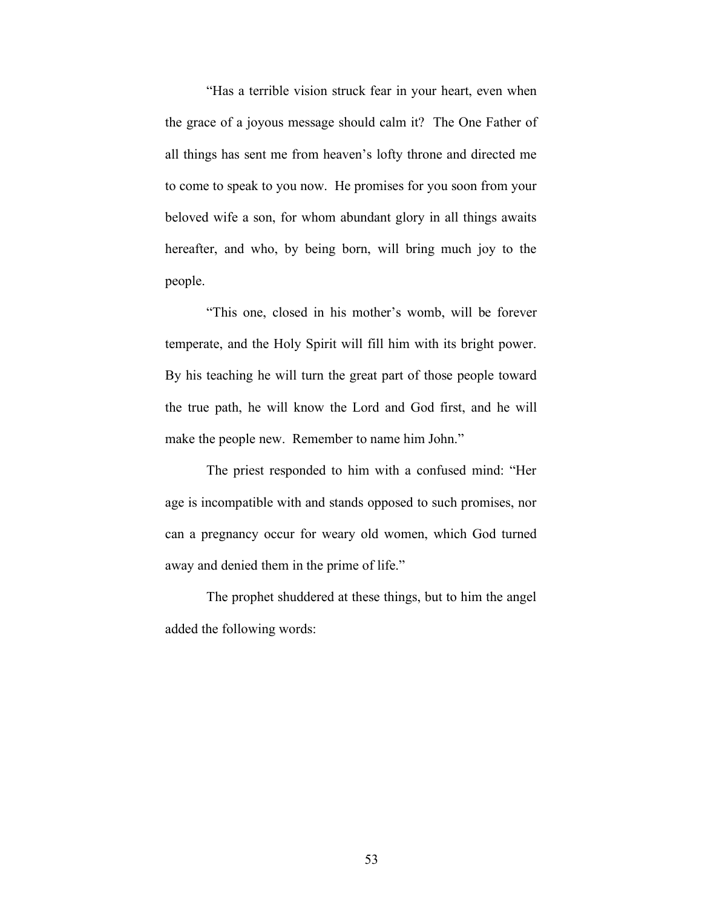"Has a terrible vision struck fear in your heart, even when the grace of a joyous message should calm it? The One Father of all things has sent me from heaven's lofty throne and directed me to come to speak to you now. He promises for you soon from your beloved wife a son, for whom abundant glory in all things awaits hereafter, and who, by being born, will bring much joy to the people.

"This one, closed in his mother's womb, will be forever temperate, and the Holy Spirit will fill him with its bright power. By his teaching he will turn the great part of those people toward the true path, he will know the Lord and God first, and he will make the people new. Remember to name him John."

The priest responded to him with a confused mind: "Her age is incompatible with and stands opposed to such promises, nor can a pregnancy occur for weary old women, which God turned away and denied them in the prime of life."

The prophet shuddered at these things, but to him the angel added the following words: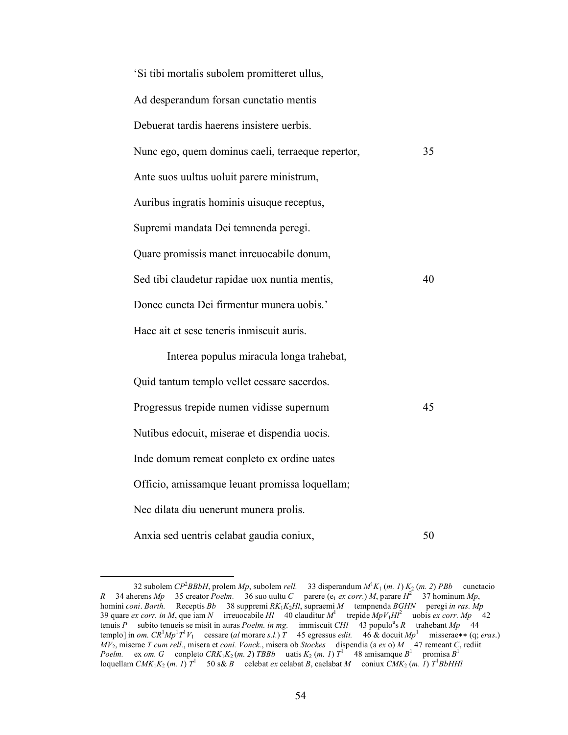'Si tibi mortalis subolem promitteret ullus,
Ad desperandum forsan cunctatio mentis
Debuerat tardis haerens insistere uerbis.
Nunc ego, quem dominus caeli, terraeque repertor, 35
Ante suos uultus uoluit parere ministrum,
Auribus ingratis hominis uisuque receptus,
Supremi mandata Dei temnenda peregi.
Quare promissis manet inreuocabile donum,
Sed tibi claudetur rapidae uox nuntia mentis, 40
Donec cuncta Dei firmentur munera uobis.'
Haec ait et sese teneris inmiscuit auris.

Interea populus miracula longa trahebat,
Quid tantum templo vellet cessare sacerdos.
Progressus trepide numen vidisse supernum 45
Nutibus edocuit, miserae et dispendia uocis.
Inde domum remeat conpleto ex ordine uates
Officio, amissamque leuant promissa loquellam;
Nec dilata diu uenerunt munera prolis.
Anxia sed uentris celabat gaudia coniux, 50

---

32 subolem *CP*[2]*BBbH*, prolem *Mp*, subolem *rell.* 33 disperandum *M*[1]*K*[1] (*m. 1*) *K*[2] (*m. 2*) *PBb* cunctacio *R* 34 aherens *Mp* 35 creator *Poelm.* 36 suo uultu *C* parere (e[1] *ex corr.*) *M*, parare *H*[2] 37 hominum *Mp*, homini *coni*. *Barth.* Receptis *Bb* 38 suppremi *RK*[1]*K*[2]*Hl*, supraemi *M* tempnenda *BGHN* peregi *in ras. Mp* 39 quare *ex corr. in M*, que iam *N* irreuocabile *Hl* 40 clauditur *M*[1] trepide *MpV*[1]*Hl*[2] uobis *ex corr. Mp* 42 tenuis *P* subito tenueis se misit in auras *Poelm. in mg.* immiscuit *CHl* 43 populo[u]s *R* trahebant *Mp* 44 templo] in *om. CR*[1]*Mp*[1]*T*[1]*V*[1] cessare (*al* morare *s.l.*) *T* 45 egressus *edit.* 46 & docuit *Mp*[1] misserae** (q; *eras.*) *MV*[2], miserae *T cum rell.*, misera et *coni. Vonck.*, misera ob *Stockes* dispendia (a *ex* o) *M* 47 remeant *C*, rediit *Poelm.* ex *om. G* conpleto *CRK*[1]*K*[2] (*m. 2*) *TBBb* uatis *K*[2] (*m. 1*) *T*[1] 48 amisamque *B*[1] promisa *B*[1] loquellam *CMK*[1]*K*[2] (*m. 1*) *T*[1] 50 s& *B* celebat *ex* celabat *B*, caelabat *M* coniux *CMK*[2] (*m. 1*) *T*[1]*BbHHl*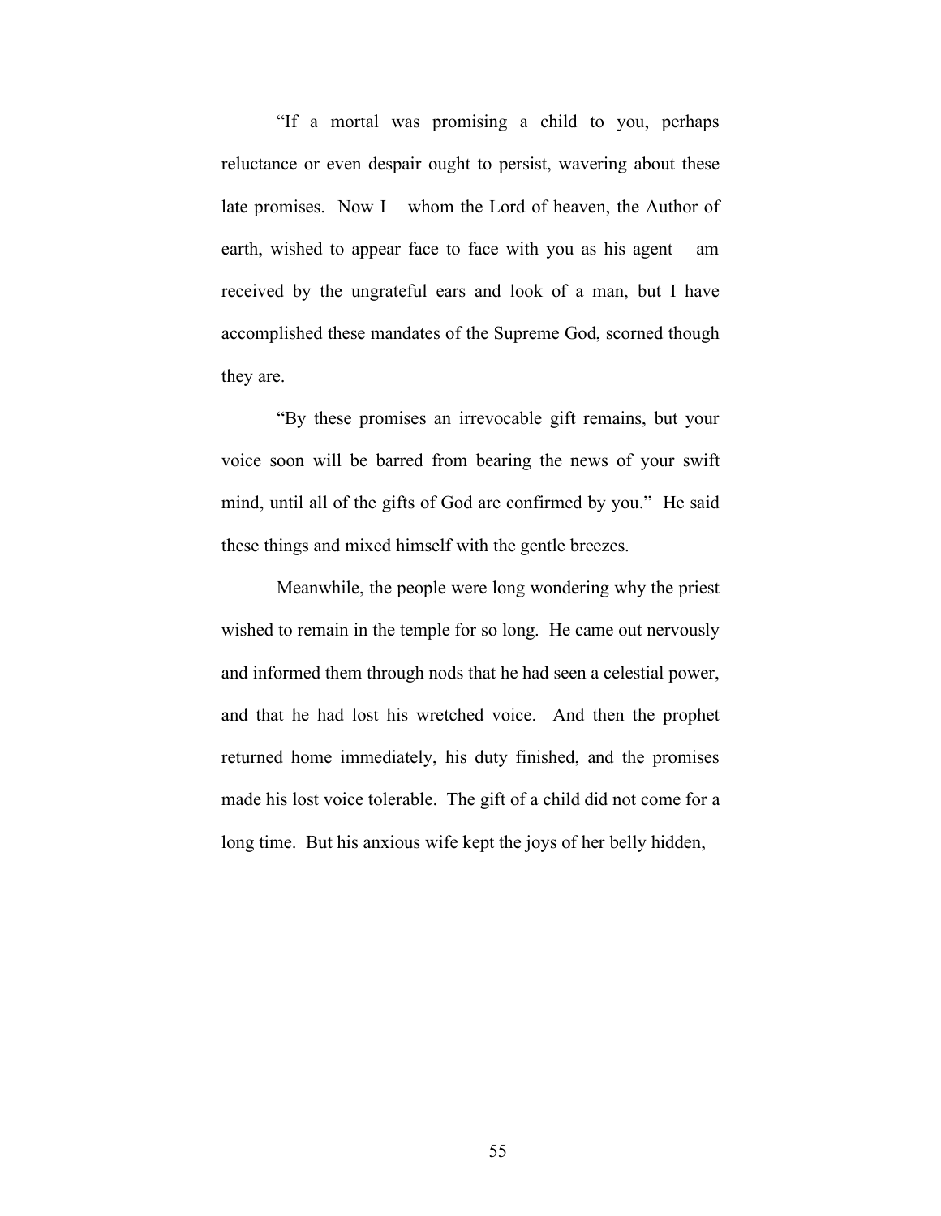"If a mortal was promising a child to you, perhaps reluctance or even despair ought to persist, wavering about these late promises. Now I – whom the Lord of heaven, the Author of earth, wished to appear face to face with you as his agent – am received by the ungrateful ears and look of a man, but I have accomplished these mandates of the Supreme God, scorned though they are.

"By these promises an irrevocable gift remains, but your voice soon will be barred from bearing the news of your swift mind, until all of the gifts of God are confirmed by you." He said these things and mixed himself with the gentle breezes.

Meanwhile, the people were long wondering why the priest wished to remain in the temple for so long. He came out nervously and informed them through nods that he had seen a celestial power, and that he had lost his wretched voice. And then the prophet returned home immediately, his duty finished, and the promises made his lost voice tolerable. The gift of a child did not come for a long time. But his anxious wife kept the joys of her belly hidden,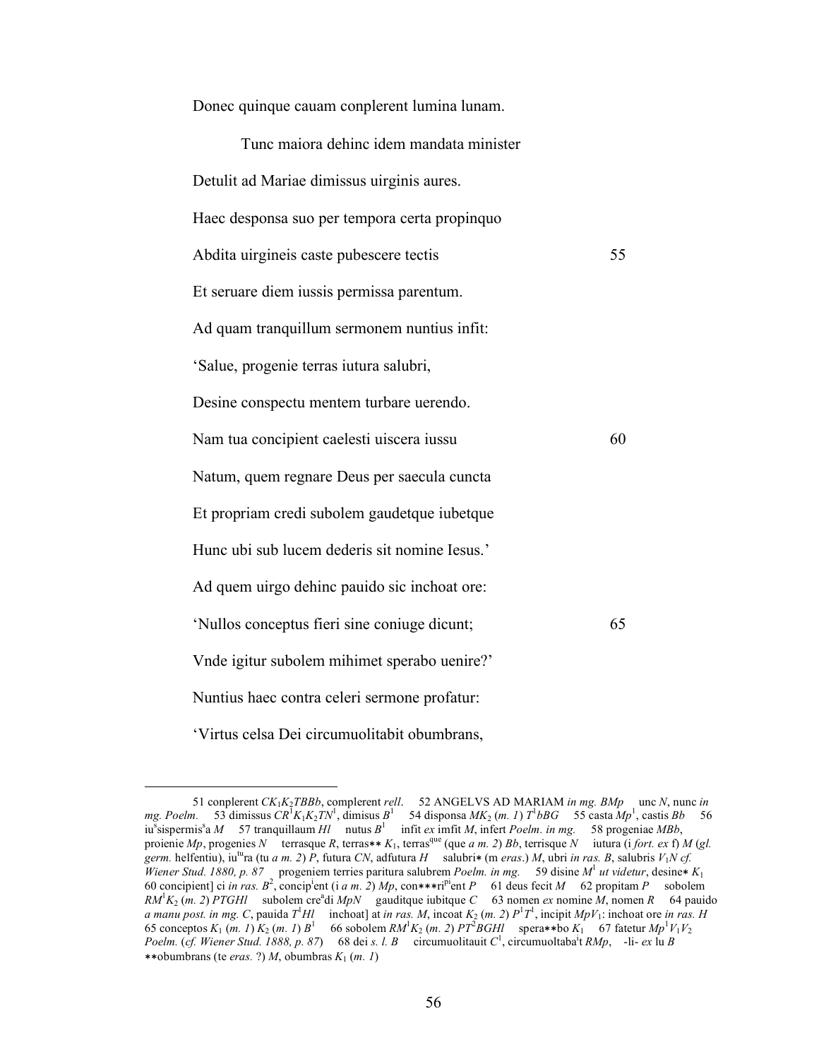Donec quinque cauam conplerent lumina lunam.

Tunc maiora dehinc idem mandata minister

Detulit ad Mariae dimissus uirginis aures.

Haec desponsa suo per tempora certa propinquo

Abdita uirgineis caste pubescere tectis 55

Et seruare diem iussis permissa parentum.

Ad quam tranquillum sermonem nuntius infit:

'Salue, progenie terras iutura salubri,

Desine conspectu mentem turbare uerendo.

Nam tua concipient caelesti uiscera iussu 60

Natum, quem regnare Deus per saecula cuncta

Et propriam credi subolem gaudetque iubetque

Hunc ubi sub lucem dederis sit nomine Iesus.'

Ad quem uirgo dehinc pauido sic inchoat ore:

'Nullos conceptus fieri sine coniuge dicunt; 65

Vnde igitur subolem mihimet sperabo uenire?'

Nuntius haec contra celeri sermone profatur:

'Virtus celsa Dei circumuolitabit obumbrans,

---

51 conplerent $CK_1K_2TBBb$, complerent *rell*. 52 ANGELVS AD MARIAM *in mg. BMp* unc *N*, nunc *in mg. Poelm.* 53 dimissus $CR^1K_1K_2TN^1$, dimisus $B^1$ 54 disponsa $MK_2$ (*m. 1*) $T^1bBG$ 55 casta $Mp^1$, castis *Bb* 56 iu$^s$sispermis$^s$a *M* 57 tranquillaum *Hl* nutus $B^1$ infit *ex* imfit *M*, infert *Poelm. in mg.* 58 progeniae *MBb*, proienie *Mp*, progenies *N* terrasque *R*, terras∗∗ $K_1$, terras$^{que}$ (que *a m. 2*) *Bb*, terrisque *N* iutura (i *fort. ex* f) *M* (*gl. germ.* helfentiu), iu$^{tu}$ra (tu *a m. 2*) *P*, futura *CN*, adfutura *H* salubri∗ (m *eras.*) *M*, ubri *in ras. B*, salubris $V_1N$ *cf. Wiener Stud. 1880, p. 87* progeniem terries paritura salubrem *Poelm. in mg.* 59 disine $M^1$ *ut videtur*, desine∗ $K_1$ 60 concipient] ci *in ras.* $B^2$, concip$^i$ent (i *a m. 2*) *Mp*, con∗∗∗ri$^{pi}$ent *P* 61 deus fecit *M* 62 propitam *P* sobolem $RM^1K_2$ (*m. 2*) *PTGHl* subolem cre$^a$di *MpN* gauditque iubitque *C* 63 nomen *ex* nomine *M*, nomen *R* 64 pauido *a manu post. in mg. C*, pauida $T^1Hl$ inchoat] at *in ras. M*, incoat $K_2$ (*m. 2*) $P^1T^1$, incipit $MpV_1$: inchoat ore *in ras. H* 65 conceptos $K_1$ (*m. 1*) $K_2$ (*m. 1*) $B^1$ 66 sobolem $RM^1K_2$ (*m. 2*) $PT^2BGHl$ spera∗∗bo $K_1$ 67 fatetur $Mp^1V_1V_2$ *Poelm.* (*cf. Wiener Stud. 1888, p. 87*) 68 dei *s. l. B* circumuolitauit $C^1$, circumuoltaba$^i$t *RMp*, -li- *ex* lu *B* ∗∗obumbrans (te *eras.* ?) *M*, obumbras $K_1$ (*m. 1*)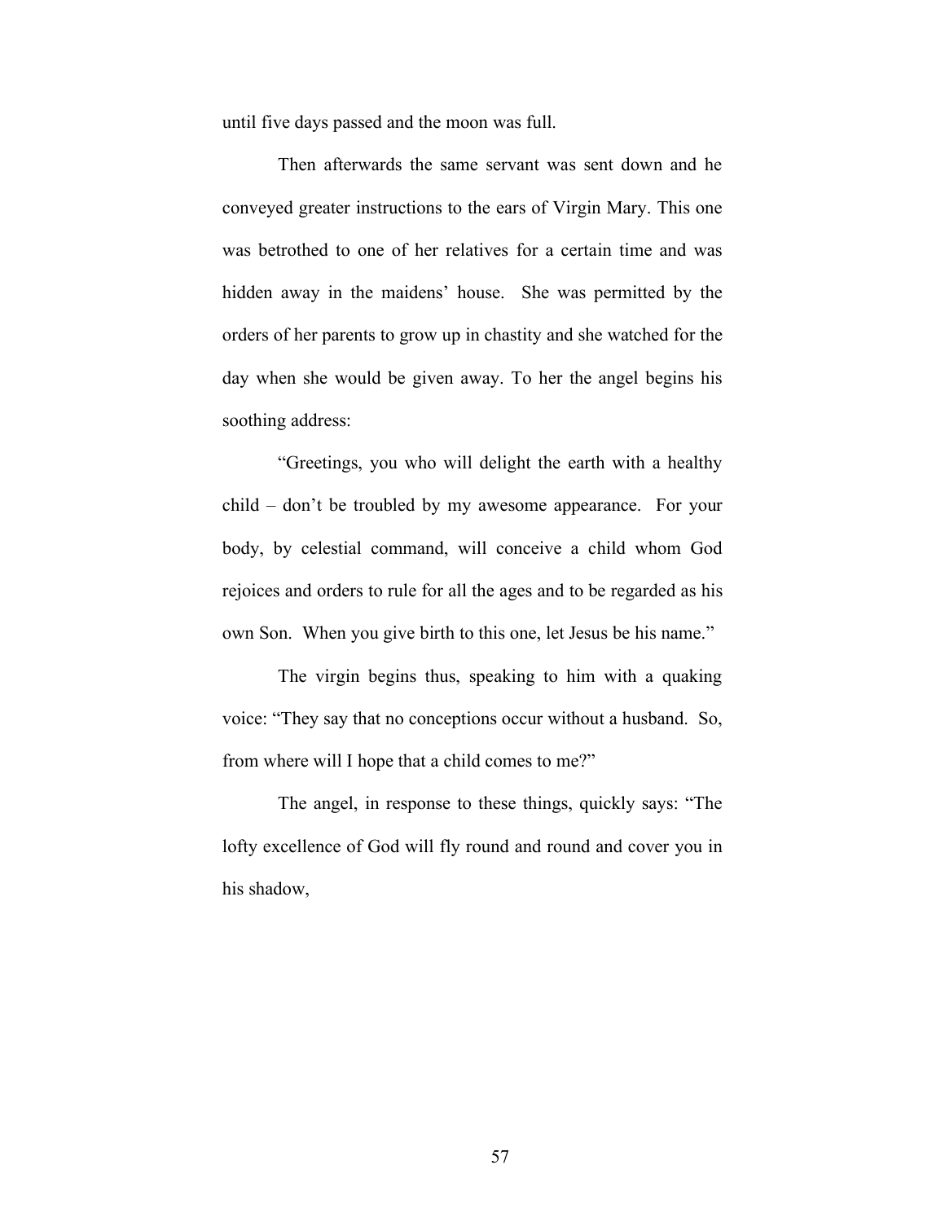until five days passed and the moon was full.

Then afterwards the same servant was sent down and he conveyed greater instructions to the ears of Virgin Mary. This one was betrothed to one of her relatives for a certain time and was hidden away in the maidens' house. She was permitted by the orders of her parents to grow up in chastity and she watched for the day when she would be given away. To her the angel begins his soothing address:

"Greetings, you who will delight the earth with a healthy child – don't be troubled by my awesome appearance. For your body, by celestial command, will conceive a child whom God rejoices and orders to rule for all the ages and to be regarded as his own Son. When you give birth to this one, let Jesus be his name."

The virgin begins thus, speaking to him with a quaking voice: "They say that no conceptions occur without a husband. So, from where will I hope that a child comes to me?"

The angel, in response to these things, quickly says: "The lofty excellence of God will fly round and round and cover you in his shadow,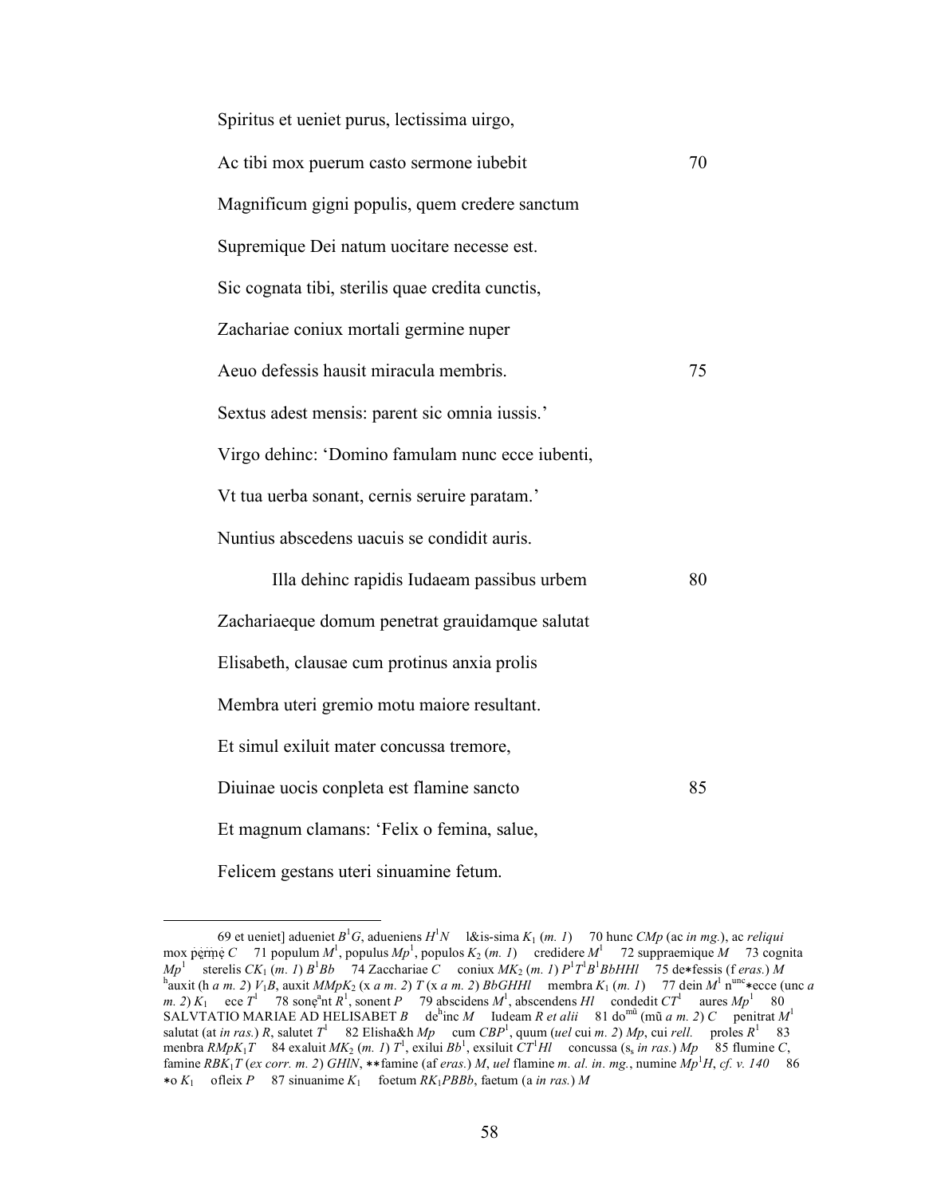Spiritus et ueniet purus, lectissima uirgo,

Ac tibi mox puerum casto sermone iubebit 70

Magnificum gigni populis, quem credere sanctum

Supremique Dei natum uocitare necesse est.

Sic cognata tibi, sterilis quae credita cunctis,

Zachariae coniux mortali germine nuper

Aeuo defessis hausit miracula membris. 75

Sextus adest mensis: parent sic omnia iussis.'

Virgo dehinc: 'Domino famulam nunc ecce iubenti,

Vt tua uerba sonant, cernis seruire paratam.'

Nuntius abscedens uacuis se condidit auris.

Illa dehinc rapidis Iudaeam passibus urbem 80

Zachariaeque domum penetrat grauidamque salutat

Elisabeth, clausae cum protinus anxia prolis

Membra uteri gremio motu maiore resultant.

Et simul exiluit mater concussa tremore,

Diuinae uocis conpleta est flamine sancto 85

Et magnum clamans: 'Felix o femina, salue,

Felicem gestans uteri sinuamine fetum.

---

69 et ueniet] adueniet $B^1G$, adueniens $H^1N$ l&is-sima $K_1$ (*m. 1*) 70 hunc *CMp* (ac *in mg.*), ac *reliqui* mox pẹṛṃẹ *C* 71 populum $M^1$, populus $Mp^1$, populos $K_2$ (*m. 1*) credidere $M^1$ 72 suppraemique *M* 73 cognita $Mp^1$ sterelis $CK_1$ (*m. 1*) $B^1Bb$ 74 Zacchariae *C* coniux $MK_2$ (*m. 1*) $P^1T^1B^1BbHHl$ 75 de*fessis (f *eras.*) *M* [h]auxit (h *a m. 2*) $V_1B$, auxit $MMpK_2$ (x *a m. 2*) *T* (x *a m. 2*) *BbGHHl* membra $K_1$ (*m. 1*) 77 dein $M^1$ n[unc]*ecce (unc *a m. 2*) $K_1$ ece $T^1$ 78 sonẹ[a]nt $R^1$, sonent *P* 79 abscidens $M^1$, abscendens *Hl* condedit $CT^1$ aures $Mp^1$ 80 SALVTATIO MARIAE AD HELISABET *B* de[h]inc *M* Iudeam *R et alii* 81 do[mũ] (mũ *a m. 2*) *C* penitrat $M^1$ salutat (at *in ras.*) *R*, salutet $T^1$ 82 Elisha&h *Mp* cum $CBP^1$, quum (*uel* cui *m. 2*) *Mp*, cui *rell.* proles $R^1$ 83 menbra $RMpK_1T$ 84 exaluit $MK_2$ (*m. 1*) $T^1$, exilui $Bb^1$, exsiluit $CT^1Hl$ concussa ($s_s$ *in ras.*) *Mp* 85 flumine *C*, famine $RBK_1T$ (*ex corr. m. 2*) *GHlN*, **famine (af *eras.*) *M*, *uel* flamine *m. al. in. mg.*, numine $Mp^1H$, *cf. v. 140* 86 *o $K_1$ ofleix *P* 87 sinuanime $K_1$ foetum $RK_1PBBb$, faetum (a *in ras.*) *M*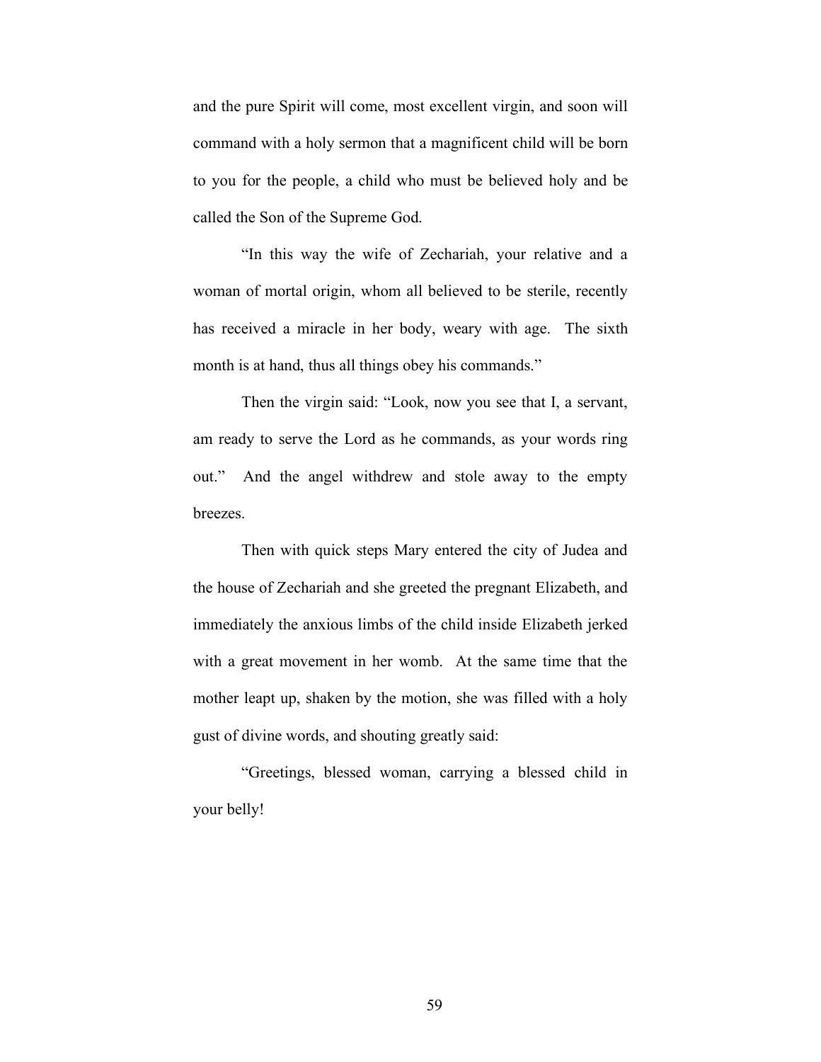and the pure Spirit will come, most excellent virgin, and soon will command with a holy sermon that a magnificent child will be born to you for the people, a child who must be believed holy and be called the Son of the Supreme God.

"In this way the wife of Zechariah, your relative and a woman of mortal origin, whom all believed to be sterile, recently has received a miracle in her body, weary with age. The sixth month is at hand, thus all things obey his commands."

Then the virgin said: "Look, now you see that I, a servant, am ready to serve the Lord as he commands, as your words ring out." And the angel withdrew and stole away to the empty breezes.

Then with quick steps Mary entered the city of Judea and the house of Zechariah and she greeted the pregnant Elizabeth, and immediately the anxious limbs of the child inside Elizabeth jerked with a great movement in her womb. At the same time that the mother leapt up, shaken by the motion, she was filled with a holy gust of divine words, and shouting greatly said:

"Greetings, blessed woman, carrying a blessed child in your belly!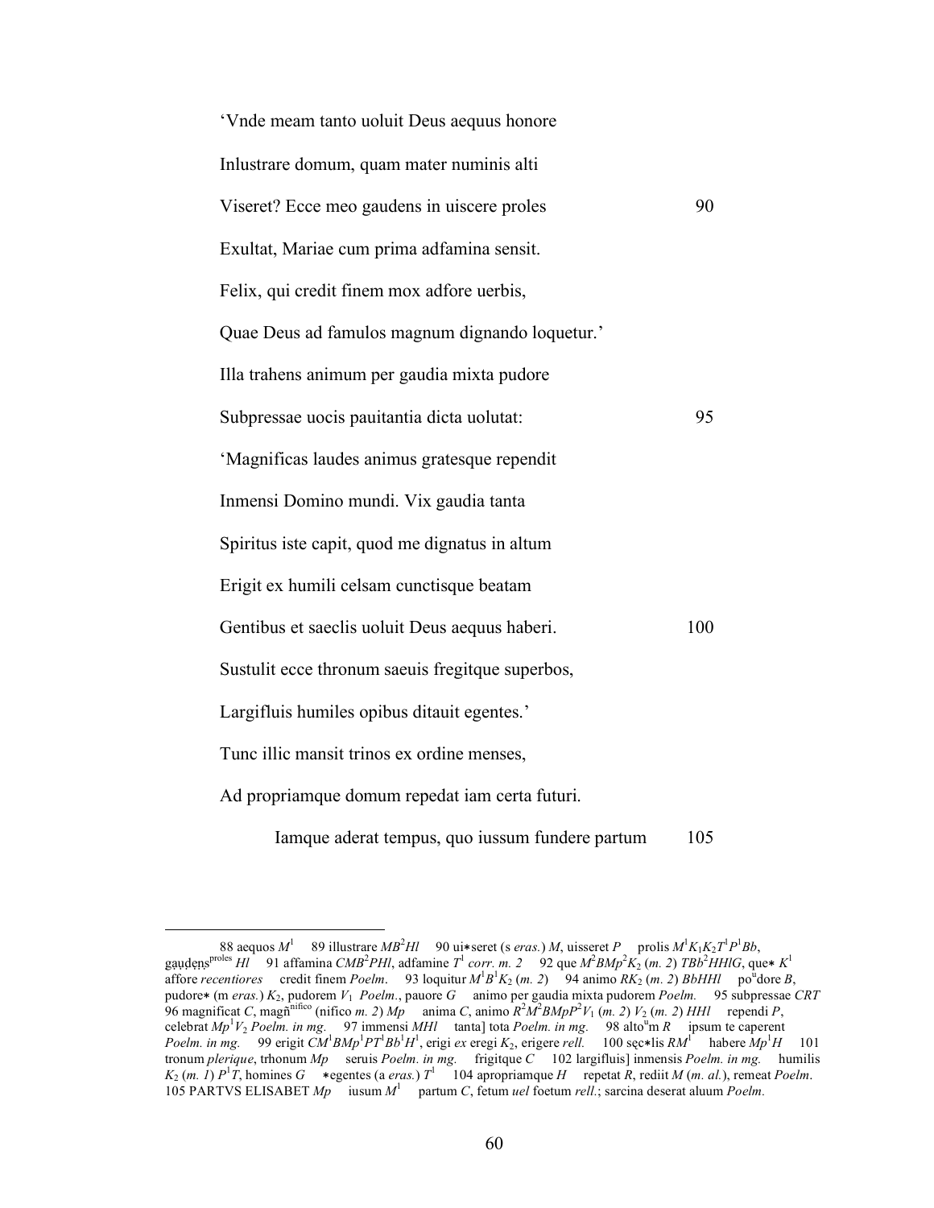‘Vnde meam tanto uoluit Deus aequus honore

Inlustrare domum, quam mater numinis alti

Viseret? Ecce meo gaudens in uiscere proles 90

Exultat, Mariae cum prima adfamina sensit.

Felix, qui credit finem mox adfore uerbis,

Quae Deus ad famulos magnum dignando loquetur.’

Illa trahens animum per gaudia mixta pudore

Subpressae uocis pauitantia dicta uolutat: 95

‘Magnificas laudes animus gratesque rependit

Inmensi Domino mundi. Vix gaudia tanta

Spiritus iste capit, quod me dignatus in altum

Erigit ex humili celsam cunctisque beatam

Gentibus et saeclis uoluit Deus aequus haberi. 100

Sustulit ecce thronum saeuis fregitque superbos,

Largifluis humiles opibus ditauit egentes.’

Tunc illic mansit trinos ex ordine menses,

Ad propriamque domum repedat iam certa futuri.

  Iamque aderat tempus, quo iussum fundere partum 105

---

88 aequos *M*[1] 89 illustrare *MB*[2]*Hl* 90 ui∗seret (s *eras.*) *M*, uisseret *P* prolis *M*[1]*K*[1]*K*[2]*T*[1]*P*[1]*Bb*, gaudens[proles] *Hl* 91 affamina *CMB*[2]*PHl*, adfamine *T*[1] *corr. m. 2* 92 que *M*[2]*BMp*[2]*K*[2] (*m. 2*) *TBb*[2]*HHlG*, que∗ *K*[1] affore *recentiores* credit finem *Poelm*. 93 loquitur *M*[1]*B*[1]*K*[2] (*m. 2*) 94 animo *RK*[2] (*m. 2*) *BbHHl* po[u]dore *B*, pudore∗ (m *eras.*) *K*[2], pudorem *V*[1] *Poelm*., pauore *G* animo per gaudia mixta pudorem *Poelm.* 95 subpressae *CRT* 96 magnificat *C*, magñ[nifico] (nifico *m. 2*) *Mp* anima *C*, animo *R*[2]*M*[2]*BMpP*[2]*V*[1] (*m. 2*) *V*[2] (*m. 2*) *HHl* rependi *P*, celebrat *Mp*[1]*V*[2] *Poelm. in mg.* 97 immensi *MHl* tanta] tota *Poelm. in mg.* 98 alto[u]m *R* ipsum te caperent *Poelm. in mg.* 99 erigit *CM*[1]*BMp*[1]*PT*[1]*Bb*[1]*H*[1], erigi *ex* eregi *K*[2], erigere *rell.* 100 sęc∗lis *RM*[1] habere *Mp*[1]*H* 101 tronum *plerique*, trhonum *Mp* seruis *Poelm. in mg.* frigitque *C* 102 largifluis] inmensis *Poelm. in mg.* humilis *K*[2] (*m. 1*) *P*[1]*T*, homines *G* ∗egentes (a *eras.*) *T*[1] 104 apropriamque *H* repetat *R*, rediit *M* (*m. al.*), remeat *Poelm*. 105 PARTVS ELISABET *Mp* iusum *M*[1] partum *C*, fetum *uel* foetum *rell.*; sarcina deserat aluum *Poelm.*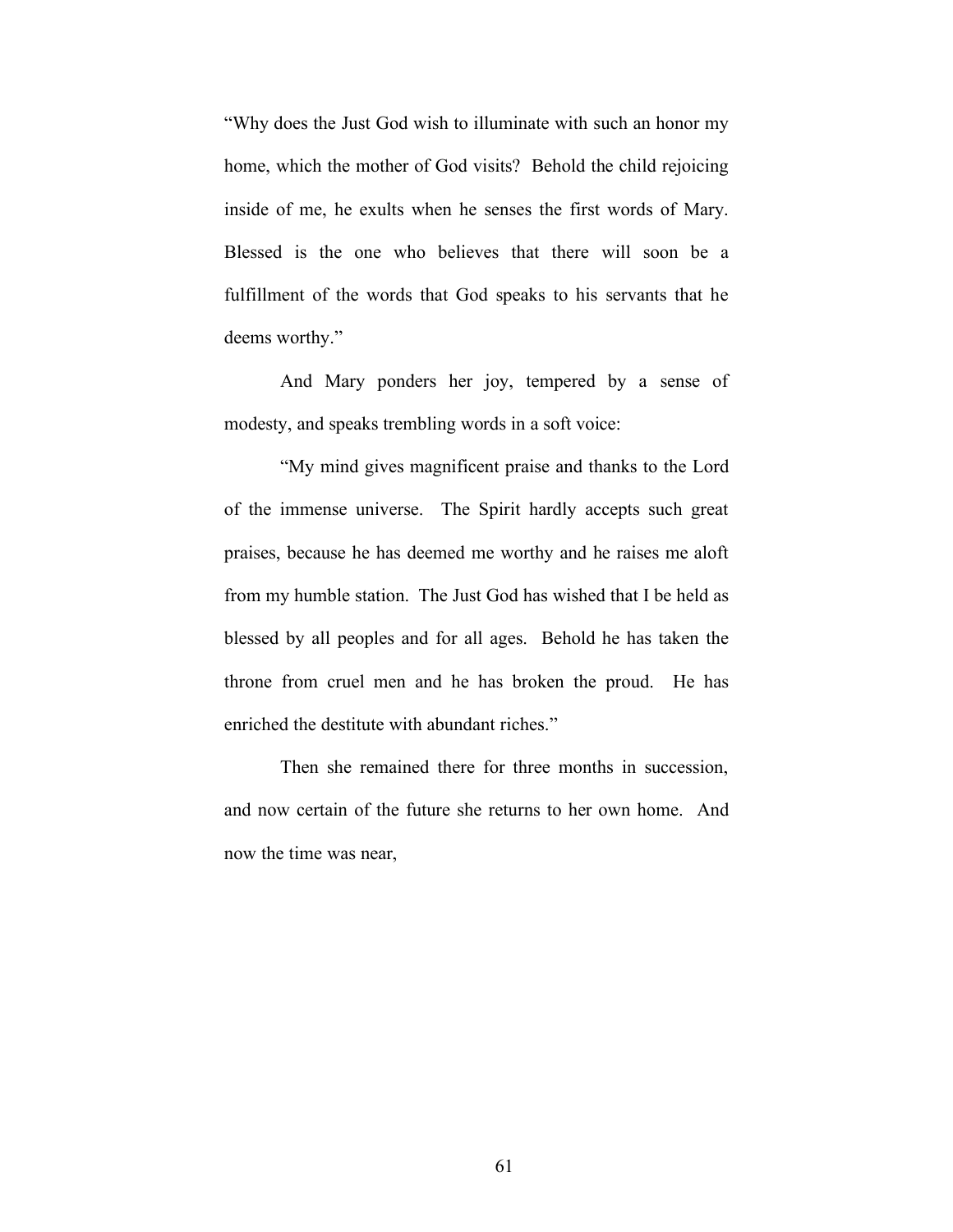"Why does the Just God wish to illuminate with such an honor my home, which the mother of God visits? Behold the child rejoicing inside of me, he exults when he senses the first words of Mary. Blessed is the one who believes that there will soon be a fulfillment of the words that God speaks to his servants that he deems worthy."

And Mary ponders her joy, tempered by a sense of modesty, and speaks trembling words in a soft voice:

"My mind gives magnificent praise and thanks to the Lord of the immense universe. The Spirit hardly accepts such great praises, because he has deemed me worthy and he raises me aloft from my humble station. The Just God has wished that I be held as blessed by all peoples and for all ages. Behold he has taken the throne from cruel men and he has broken the proud. He has enriched the destitute with abundant riches."

Then she remained there for three months in succession, and now certain of the future she returns to her own home. And now the time was near,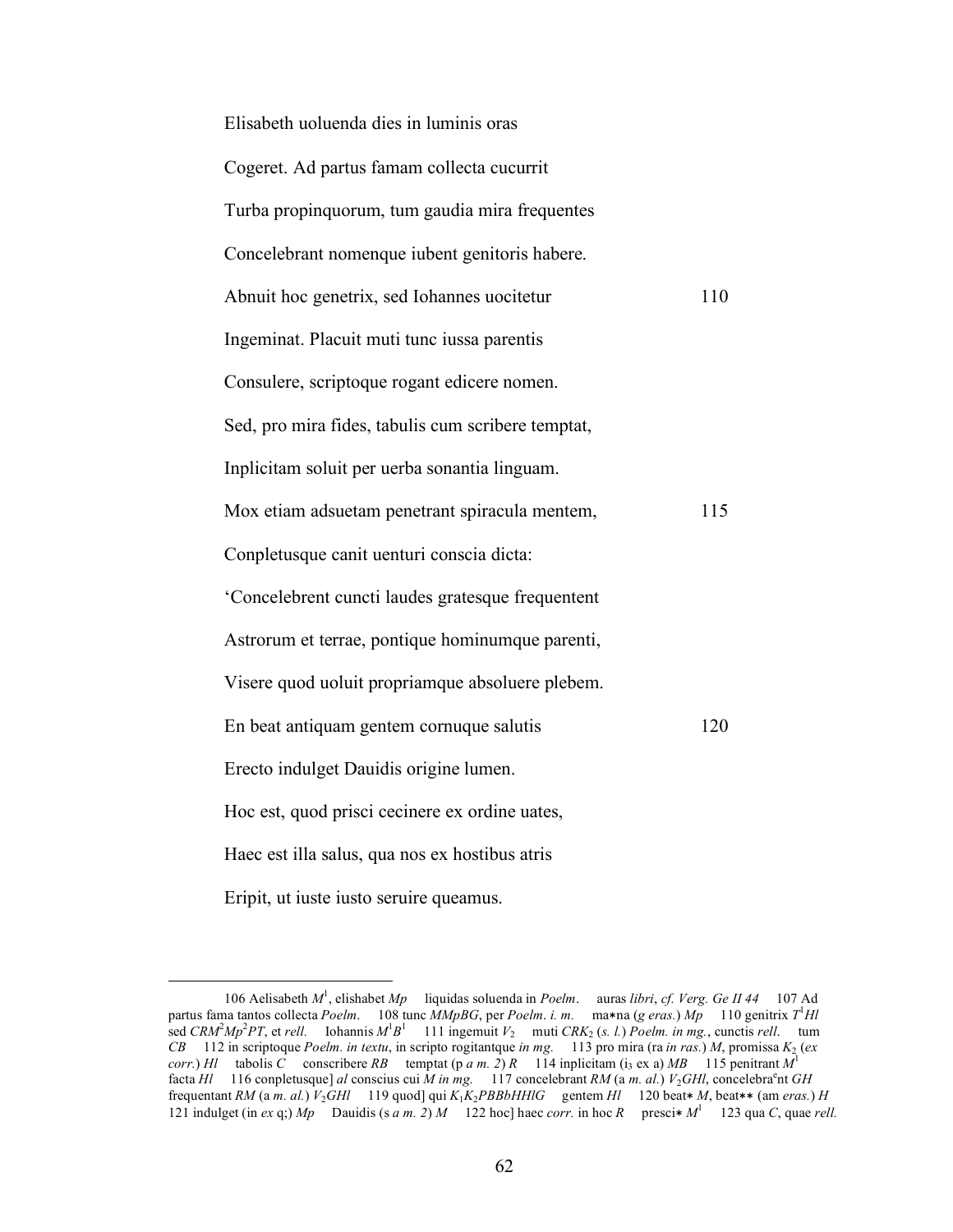Elisabeth uoluenda dies in luminis oras

Cogeret. Ad partus famam collecta cucurrit

Turba propinquorum, tum gaudia mira frequentes

Concelebrant nomenque iubent genitoris habere.

Abnuit hoc genetrix, sed Iohannes uocitetur 110

Ingeminat. Placuit muti tunc iussa parentis

Consulere, scriptoque rogant edicere nomen.

Sed, pro mira fides, tabulis cum scribere temptat,

Inplicitam soluit per uerba sonantia linguam.

Mox etiam adsuetam penetrant spiracula mentem, 115

Conpletusque canit uenturi conscia dicta:

'Concelebrent cuncti laudes gratesque frequentent

Astrorum et terrae, pontique hominumque parenti,

Visere quod uoluit propriamque absoluere plebem.

En beat antiquam gentem cornuque salutis 120

Erecto indulget Dauidis origine lumen.

Hoc est, quod prisci cecinere ex ordine uates,

Haec est illa salus, qua nos ex hostibus atris

Eripit, ut iuste iusto seruire queamus.

---

106 Aelisabeth $M^1$, elishabet *Mp* liquidas soluenda in *Poelm*. auras *libri*, *cf. Verg. Ge II 44* 107 Ad partus fama tantos collecta *Poelm*. 108 tunc *MMpBG*, per *Poelm*. *i. m.* ma∗na (*g eras.*) *Mp* 110 genitrix $T^1$*Hl* sed *CRM*$^2$*Mp*$^2$*PT*, et *rell.* Iohannis $M^1B^1$ 111 ingemuit $V_2$ muti *CRK*$_2$ (*s. l.*) *Poelm. in mg.*, cunctis *rell*. tum *CB* 112 in scriptoque *Poelm. in textu*, in scripto rogitantque *in mg.* 113 pro mira (ra *in ras.*) *M*, promissa $K_2$ (*ex corr.*) *Hl* tabolis *C* conscribere *RB* temptat (p *a m. 2*) *R* 114 inplicitam ($i_3$ ex a) *MB* 115 penitrant $M^1$ facta *Hl* 116 conpletusque] *al* conscius cui *M in mg.* 117 concelebrant *RM* (a *m. al.*) $V_2$*GHl*, concelebra$^e$nt *GH* frequentant *RM* (a *m. al.*) $V_2$*GHl* 119 quod] qui $K_1K_2$*PBBbHHlG* gentem *Hl* 120 beat∗ *M*, beat∗∗ (am *eras.*) *H* 121 indulget (in *ex* q;) *Mp* Dauidis (s *a m. 2*) *M* 122 hoc] haec *corr.* in hoc *R* presci∗ $M^1$ 123 qua *C*, quae *rell.*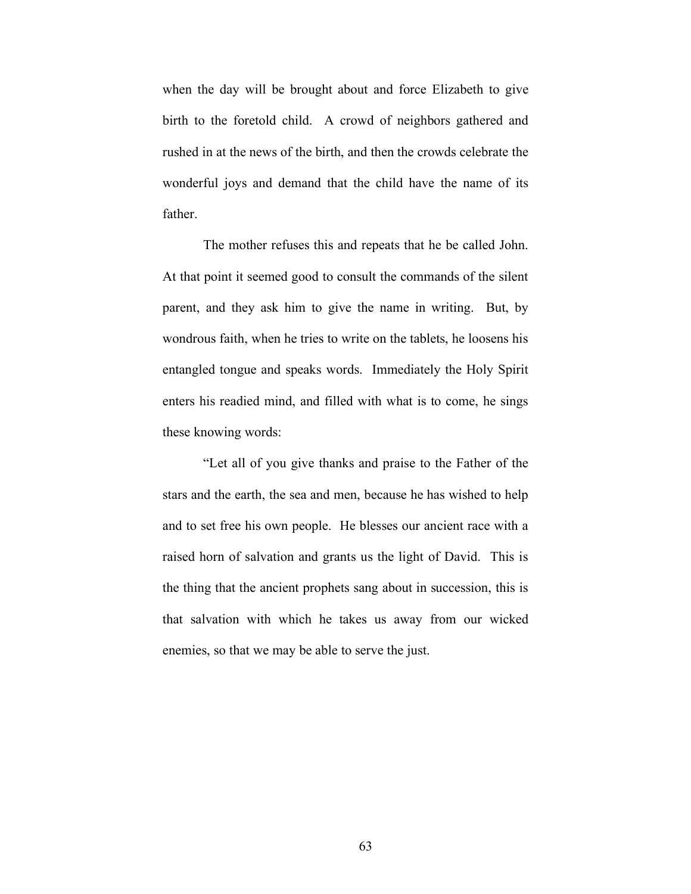when the day will be brought about and force Elizabeth to give birth to the foretold child. A crowd of neighbors gathered and rushed in at the news of the birth, and then the crowds celebrate the wonderful joys and demand that the child have the name of its father.

The mother refuses this and repeats that he be called John. At that point it seemed good to consult the commands of the silent parent, and they ask him to give the name in writing. But, by wondrous faith, when he tries to write on the tablets, he loosens his entangled tongue and speaks words. Immediately the Holy Spirit enters his readied mind, and filled with what is to come, he sings these knowing words:

"Let all of you give thanks and praise to the Father of the stars and the earth, the sea and men, because he has wished to help and to set free his own people. He blesses our ancient race with a raised horn of salvation and grants us the light of David. This is the thing that the ancient prophets sang about in succession, this is that salvation with which he takes us away from our wicked enemies, so that we may be able to serve the just.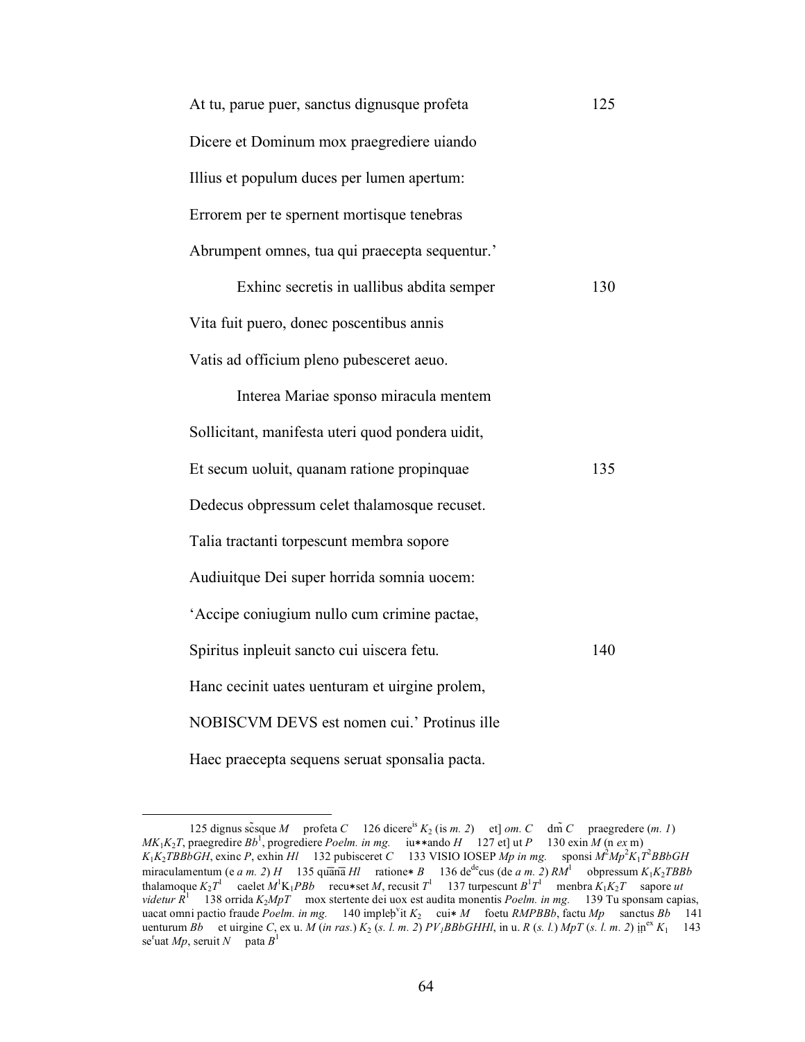At tu, parue puer, sanctus dignusque profeta 125

Dicere et Dominum mox praegrediere uiando

Illius et populum duces per lumen apertum:

Errorem per te spernent mortisque tenebras

Abrumpent omnes, tua qui praecepta sequentur.'

Exhinc secretis in uallibus abdita semper 130

Vita fuit puero, donec poscentibus annis

Vatis ad officium pleno pubesceret aeuo.

Interea Mariae sponso miracula mentem

Sollicitant, manifesta uteri quod pondera uidit,

Et secum uoluit, quanam ratione propinquae 135

Dedecus obpressum celet thalamosque recuset.

Talia tractanti torpescunt membra sopore

Audiuitque Dei super horrida somnia uocem:

'Accipe coniugium nullo cum crimine pactae,

Spiritus inpleuit sancto cui uiscera fetu. 140

Hanc cecinit uates uenturam et uirgine prolem,

NOBISCVM DEVS est nomen cui.' Protinus ille

Haec praecepta sequens seruat sponsalia pacta.

---

125 dignus scsque *M* profeta *C* 126 dicere[is] $K_2$ (is *m. 2*) et] *om. C* dm̃ *C* praegredere (*m. 1*) $MK_1K_2T$, praegredire $Bb^1$, progrediere *Poelm. in mg.* iu∗∗ando *H* 127 et] ut *P* 130 exin *M* (n *ex* m) $K_1K_2TBBbGH$, exinc *P*, exhin *Hl* 132 pubisceret *C* 133 VISIO IOSEP *Mp in mg.* sponsi $M^2Mp^2K_1T^2BBbGH$ miraculamentum (e *a m. 2*) *H* 135 quãnã *Hl* ratione∗ *B* 136 de[de]cus (de *a m. 2*) $RM^1$ obpressum $K_1K_2TBBb$ thalamoque $K_2T^1$ caelet $M^1K_1PBb$ recu∗set *M*, recusit $T^1$ 137 turpescunt $B^1T^1$ menbra $K_1K_2T$ sapore *ut videtur* $R^1$ 138 orrida $K_2MpT$ mox stertente dei uox est audita monentis *Poelm. in mg.* 139 Tu sponsam capias, uacat omni pactio fraude *Poelm. in mg.* 140 impleb[v]it $K_2$ cui∗ *M* foetu *RMPBBb*, factu *Mp* sanctus *Bb* 141 uenturum *Bb* et uirgine *C*, ex u. *M* (*in ras.*) $K_2$ (*s. l. m. 2*) $PV_1BBbGHHl$, in u. *R* (*s. l.*) *MpT* (*s. l. m. 2*) in[ex] $K_1$ 143 se[r]uat *Mp*, seruit *N* pata $B^1$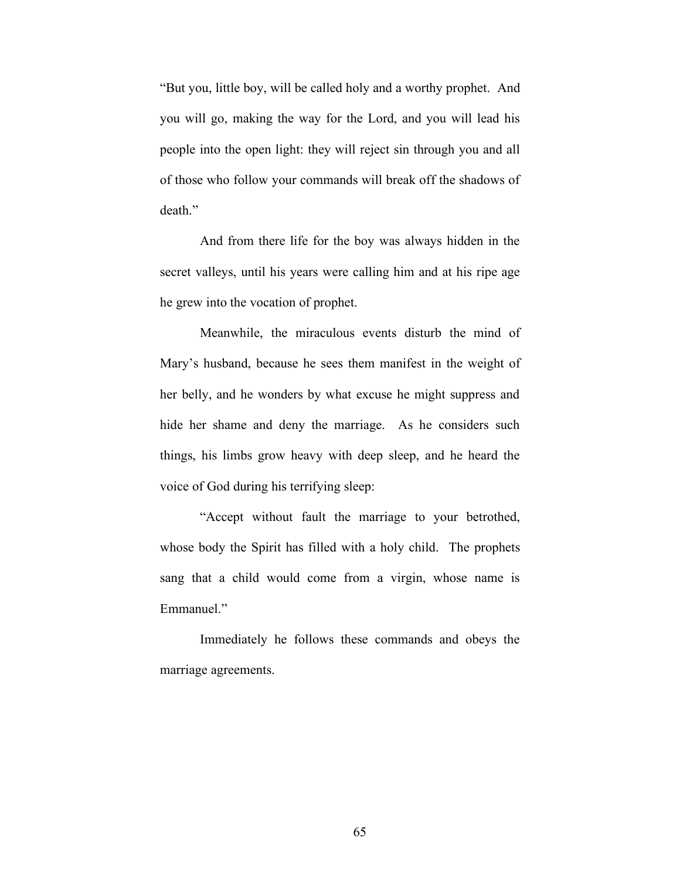"But you, little boy, will be called holy and a worthy prophet. And you will go, making the way for the Lord, and you will lead his people into the open light: they will reject sin through you and all of those who follow your commands will break off the shadows of death."

And from there life for the boy was always hidden in the secret valleys, until his years were calling him and at his ripe age he grew into the vocation of prophet.

Meanwhile, the miraculous events disturb the mind of Mary's husband, because he sees them manifest in the weight of her belly, and he wonders by what excuse he might suppress and hide her shame and deny the marriage. As he considers such things, his limbs grow heavy with deep sleep, and he heard the voice of God during his terrifying sleep:

"Accept without fault the marriage to your betrothed, whose body the Spirit has filled with a holy child. The prophets sang that a child would come from a virgin, whose name is Emmanuel."

Immediately he follows these commands and obeys the marriage agreements.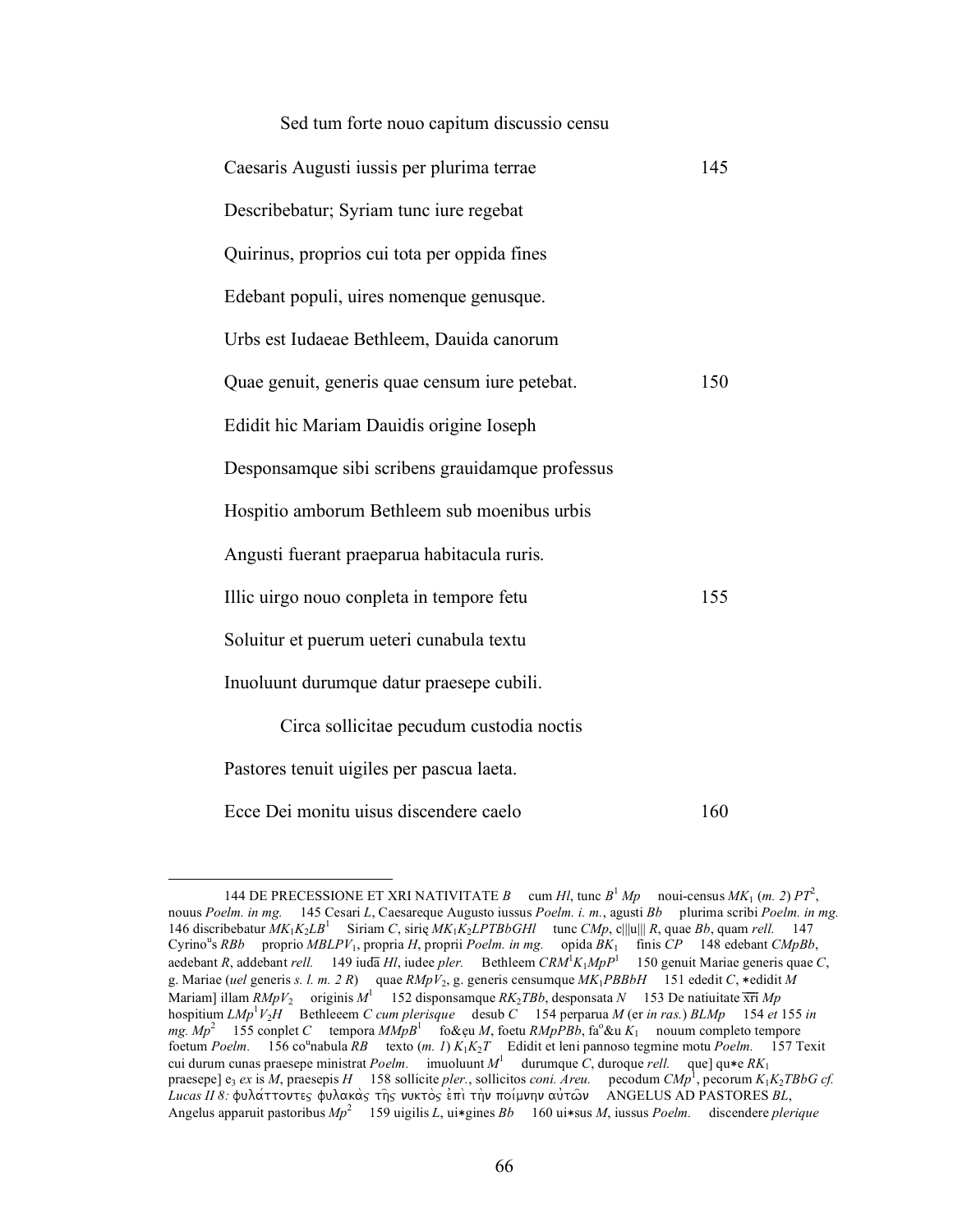Sed tum forte nouo capitum discussio censu

Caesaris Augusti iussis per plurima terrae 145

Describebatur; Syriam tunc iure regebat

Quirinus, proprios cui tota per oppida fines

Edebant populi, uires nomenque genusque.

Urbs est Iudaeae Bethleem, Dauida canorum

Quae genuit, generis quae censum iure petebat. 150

Edidit hic Mariam Dauidis origine Ioseph

Desponsamque sibi scribens grauidamque professus

Hospitio amborum Bethleem sub moenibus urbis

Angusti fuerant praeparua habitacula ruris.

Illic uirgo nouo conpleta in tempore fetu 155

Soluitur et puerum ueteri cunabula textu

Inuoluunt durumque datur praesepe cubili.

Circa sollicitae pecudum custodia noctis

Pastores tenuit uigiles per pascua laeta.

Ecce Dei monitu uisus discendere caelo 160

---

144 DE PRECESSIONE ET XRI NATIVITATE *B* cum *Hl*, tunc $B^1$ *Mp* noui-census $MK_1$ (*m. 2*) $PT^2$, nouus *Poelm. in mg.* 145 Cesari *L*, Caesareque Augusto iussus *Poelm. i. m.*, agusti *Bb* plurima scribi *Poelm. in mg.* 146 discribebatur $MK_1K_2LB^1$ Siriam *C*, siriȩ $MK_1K_2LPTBbGHl$ tunc *CMp*, c|||u||| *R*, quae *Bb*, quam *rell.* 147 Cyrino[u]s *RBb* proprio $MBLPV_1$, propria *H*, proprii *Poelm. in mg.* opida $BK_1$ finis *CP* 148 edebant *CMpBb*, aedebant *R*, addebant *rell.* 149 iudā *Hl*, iudee *pler.* Bethleem $CRM^1K_1MpP^1$ 150 genuit Mariae generis quae *C*, g. Mariae (*uel* generis *s. l. m. 2 R*) quae $RMpV_2$, g. generis censumque $MK_1PBBbH$ 151 ededit *C*, ∗edidit *M* Mariam] illam $RMpV_2$ originis $M^1$ 152 disponsamque $RK_2TBb$, desponsata *N* 153 De natiuitate xri *Mp* hospitium $LMp^1V_2H$ Bethleeem *C cum plerisque* desub *C* 154 perparua *M* (er *in ras.*) *BLMp* 154 *et* 155 *in mg.* $Mp^2$ 155 conplet *C* tempora $MMpB^1$ fo&ȩu *M*, foetu *RMpPBb*, fa[o]&u $K_1$ nouum completo tempore foetum *Poelm.* 156 co[u]nabula *RB* texto (*m. 1*) $K_1K_2T$ Edidit et leni pannoso tegmine motu *Poelm.* 157 Texit cui durum cunas praesepe ministrat *Poelm.* imuoluunt $M^1$ durumque *C*, duroque *rell.* que] qu∗e $RK_1$ praesepe] $e_3$ *ex* is *M*, praesepis *H* 158 sollicite *pler.*, sollicitos *coni. Areu.* pecodum $CMp^1$, pecorum $K_1K_2TBbG$ *cf. Lucas II 8:* φυλάττοντες φυλακὰς τῆς νυκτὸς ἐπὶ τὴν ποίμνην αὐτῶν ANGELUS AD PASTORES *BL*, Angelus apparuit pastoribus $Mp^2$ 159 uigilis *L*, ui∗gines *Bb* 160 ui∗sus *M*, iussus *Poelm.* discendere *plerique*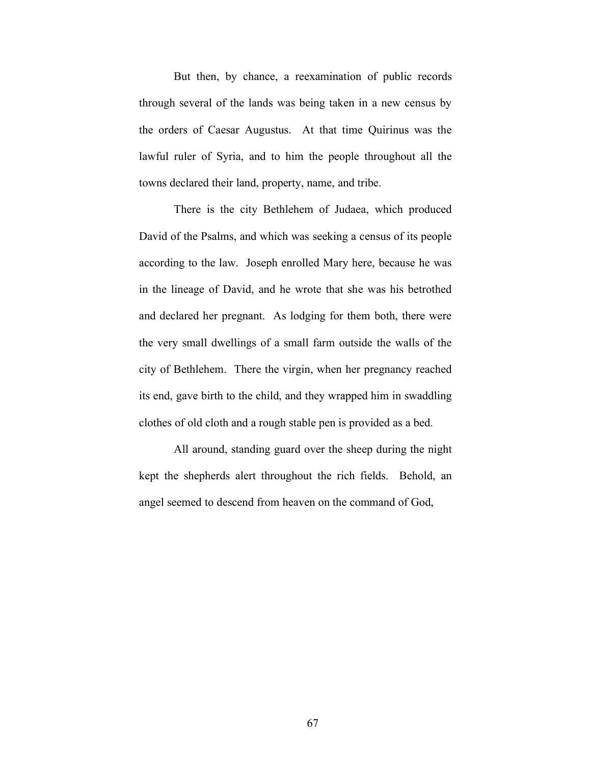But then, by chance, a reexamination of public records through several of the lands was being taken in a new census by the orders of Caesar Augustus. At that time Quirinus was the lawful ruler of Syria, and to him the people throughout all the towns declared their land, property, name, and tribe.

There is the city Bethlehem of Judaea, which produced David of the Psalms, and which was seeking a census of its people according to the law. Joseph enrolled Mary here, because he was in the lineage of David, and he wrote that she was his betrothed and declared her pregnant. As lodging for them both, there were the very small dwellings of a small farm outside the walls of the city of Bethlehem. There the virgin, when her pregnancy reached its end, gave birth to the child, and they wrapped him in swaddling clothes of old cloth and a rough stable pen is provided as a bed.

All around, standing guard over the sheep during the night kept the shepherds alert throughout the rich fields. Behold, an angel seemed to descend from heaven on the command of God,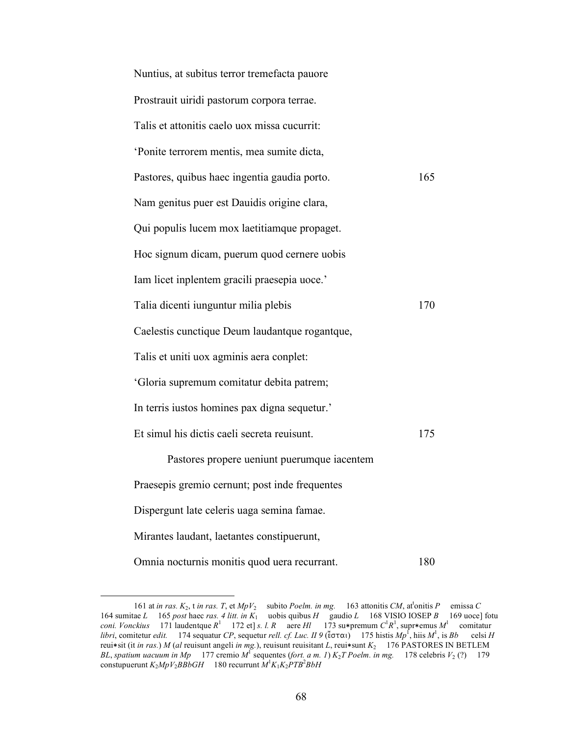Nuntius, at subitus terror tremefacta pauore

Prostrauit uiridi pastorum corpora terrae.

Talis et attonitis caelo uox missa cucurrit:

'Ponite terrorem mentis, mea sumite dicta,

Pastores, quibus haec ingentia gaudia porto. 165

Nam genitus puer est Dauidis origine clara,

Qui populis lucem mox laetitiamque propaget.

Hoc signum dicam, puerum quod cernere uobis

Iam licet inplentem gracili praesepia uoce.'

Talia dicenti iunguntur milia plebis 170

Caelestis cunctique Deum laudantque rogantque,

Talis et uniti uox agminis aera conplet:

'Gloria supremum comitatur debita patrem;

In terris iustos homines pax digna sequetur.'

Et simul his dictis caeli secreta reuisunt. 175

Pastores propere ueniunt puerumque iacentem

Praesepis gremio cernunt; post inde frequentes

Dispergunt late celeris uaga semina famae.

Mirantes laudant, laetantes constipuerunt,

Omnia nocturnis monitis quod uera recurrant. 180

---

161 at *in ras.* $K_2$, t *in ras.* *T*, et $MpV_2$  subito *Poelm. in mg.*  163 attonitis *CM*, at[t]onitis *P*  emissa *C*  164 sumitae *L*  165 *post* haec *ras. 4 litt. in* $K_1$  uobis quibus *H*  gaudio *L*  168 VISIO IOSEP *B*  169 uoce] fotu *coni. Vonckius*  171 laudentque $R^1$  172 et] *s. l. R*  aere *Hl*  173 su∗premum $C^1R^1$, supr∗emus $M^1$  comitatur *libri*, comitetur *edit.*  174 sequatur *CP*, sequetur *rell. cf. Luc. II 9* (ἔσται)  175 histis $Mp^1$, hiis $M^1$, is *Bb*  celsi *H*  reui∗sit (it *in ras.*) *M* (*al* reuisunt angeli *in mg.*), reuisunt reuisitant *L*, reui∗sunt $K_2$  176 PASTORES IN BETLEM *BL*, *spatium uacuum in Mp*  177 cremio $M^1$ sequentes (*fort. a m. 1*) $K_2T$ *Poelm. in mg.*  178 celebris $V_2$ (?)  179 constupuerunt $K_2MpV_2BBbGH$  180 recurrunt $M^1K_1K_2PTB^2BbH$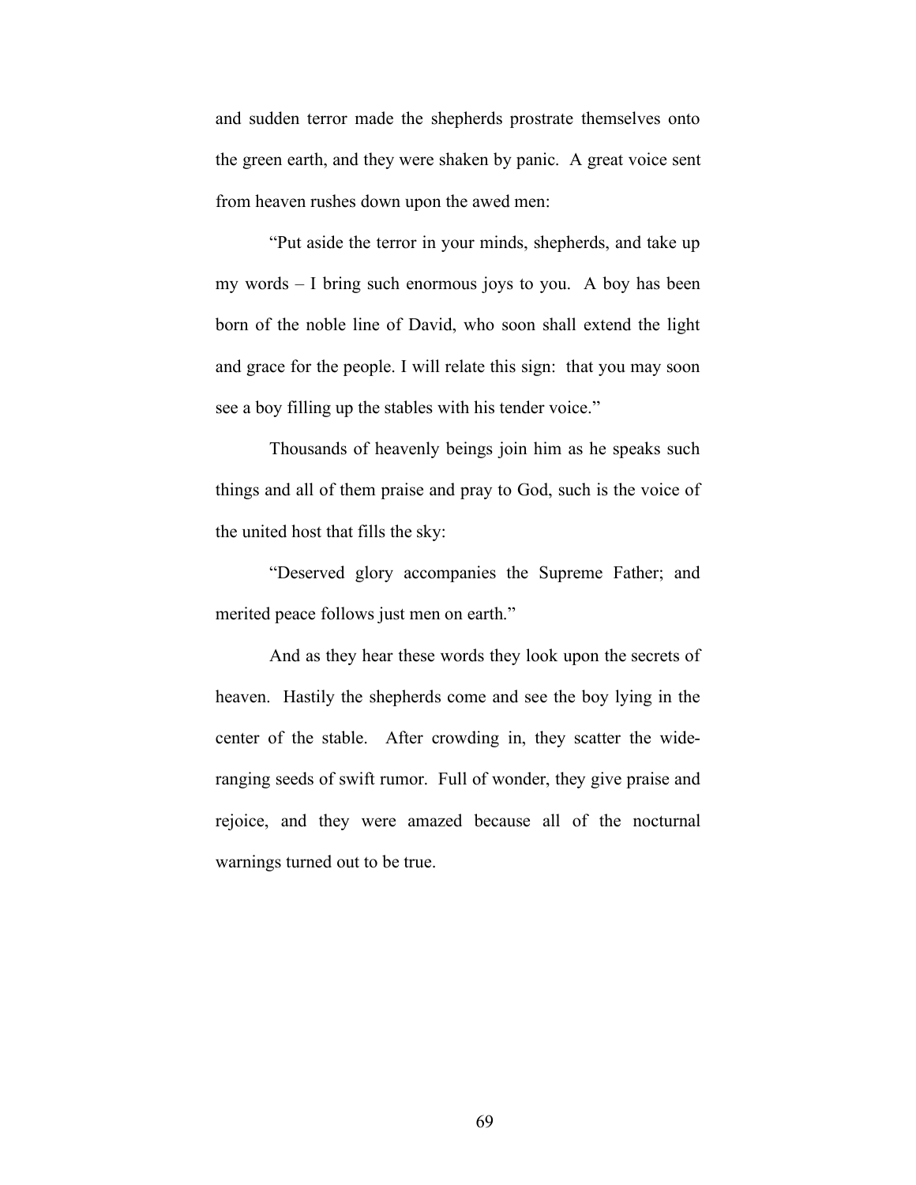and sudden terror made the shepherds prostrate themselves onto the green earth, and they were shaken by panic. A great voice sent from heaven rushes down upon the awed men:

"Put aside the terror in your minds, shepherds, and take up my words – I bring such enormous joys to you. A boy has been born of the noble line of David, who soon shall extend the light and grace for the people. I will relate this sign: that you may soon see a boy filling up the stables with his tender voice."

Thousands of heavenly beings join him as he speaks such things and all of them praise and pray to God, such is the voice of the united host that fills the sky:

"Deserved glory accompanies the Supreme Father; and merited peace follows just men on earth."

And as they hear these words they look upon the secrets of heaven. Hastily the shepherds come and see the boy lying in the center of the stable. After crowding in, they scatter the wide-ranging seeds of swift rumor. Full of wonder, they give praise and rejoice, and they were amazed because all of the nocturnal warnings turned out to be true.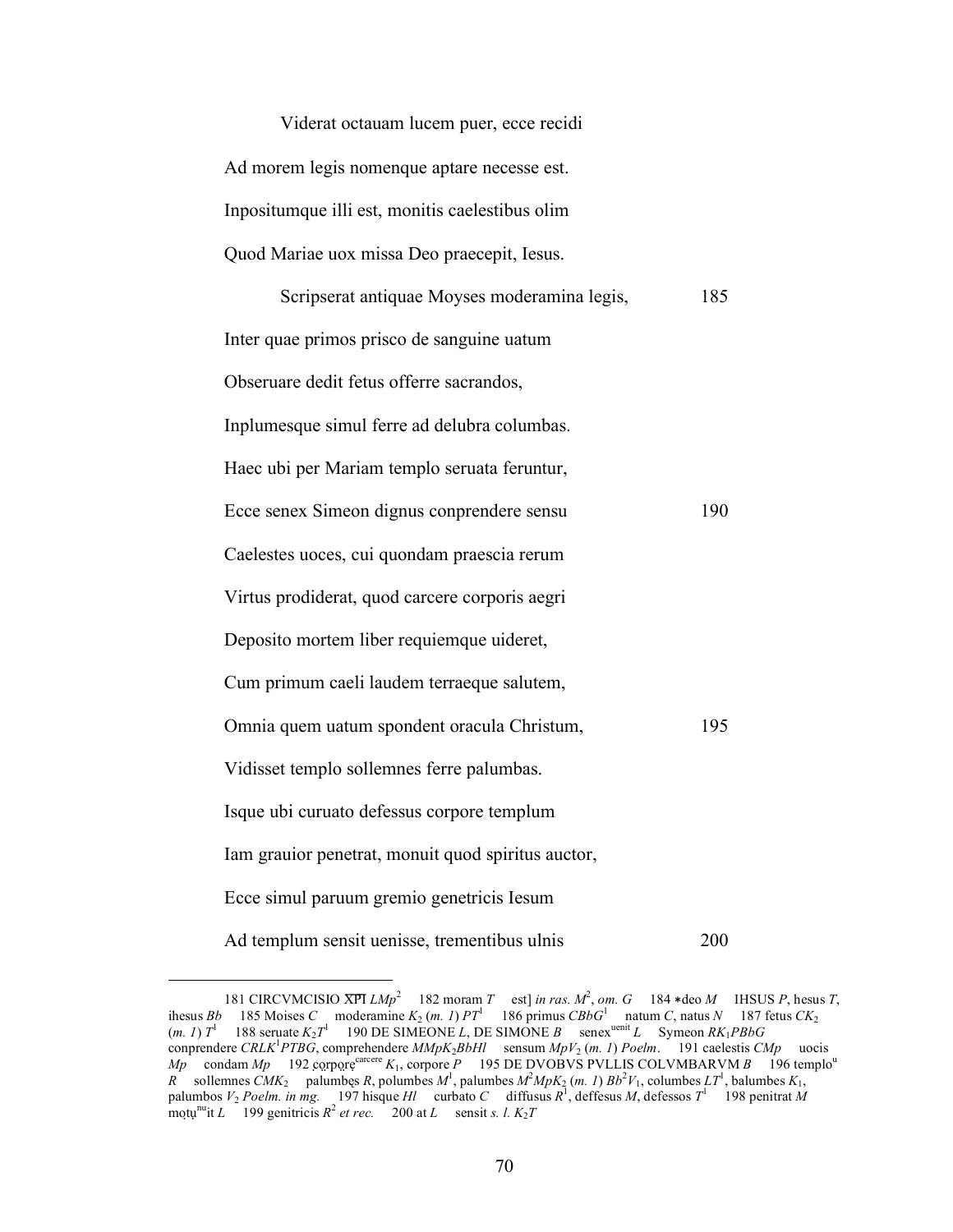Viderat octauam lucem puer, ecce recidi

Ad morem legis nomenque aptare necesse est.

Inpositumque illi est, monitis caelestibus olim

Quod Mariae uox missa Deo praecepit, Iesus.

Scripserat antiquae Moyses moderamina legis, 185

Inter quae primos prisco de sanguine uatum

Obseruare dedit fetus offerre sacrandos,

Inplumesque simul ferre ad delubra columbas.

Haec ubi per Mariam templo seruata feruntur,

Ecce senex Simeon dignus conprendere sensu 190

Caelestes uoces, cui quondam praescia rerum

Virtus prodiderat, quod carcere corporis aegri

Deposito mortem liber requiemque uideret,

Cum primum caeli laudem terraeque salutem,

Omnia quem uatum spondent oracula Christum, 195

Vidisset templo sollemnes ferre palumbas.

Isque ubi curuato defessus corpore templum

Iam grauior penetrat, monuit quod spiritus auctor,

Ecce simul paruum gremio genetricis Iesum

Ad templum sensit uenisse, trementibus ulnis 200

---

181 CIRCVMCISIO XPI *LMp*[2] 182 moram *T* est] *in ras.* $M^2$, *om. G* 184 ∗deo *M* IHSUS *P*, hesus *T*, ihesus *Bb* 185 Moises *C* moderamine $K_2$ (*m. 1*) $PT^1$ 186 primus $CBbG^1$ natum *C*, natus *N* 187 fetus $CK_2$ (*m. 1*) $T^1$ 188 seruate $K_2T^1$ 190 DE SIMEONE *L*, DE SIMONE *B* senex[uenit] *L* Symeon $RK_1PBbG$ conprendere $CRLK^1PTBG$, comprehendere $MMpK_2BbHl$ sensum $MpV_2$ (*m. 1*) *Poelm*. 191 caelestis *CMp* uocis *Mp* condam *Mp* 192 corpore[carcere] $K_1$, corpore *P* 195 DE DVOBVS PVLLIS COLVMBARVM *B* 196 templo[u] *R* sollemnes $CMK_2$ palumbes *R*, polumbes $M^1$, palumbes $M^2MpK_2$ (*m. 1*) $Bb^2V_1$, columbes $LT^1$, balumbes $K_1$, palumbos $V_2$ *Poelm. in mg.* 197 hisque *Hl* curbato *C* diffusus $R^1$, deffesus *M*, defessos $T^1$ 198 penitrat *M* motu[nu]it *L* 199 genitricis $R^2$ *et rec.* 200 at *L* sensit *s. l.* $K_2T$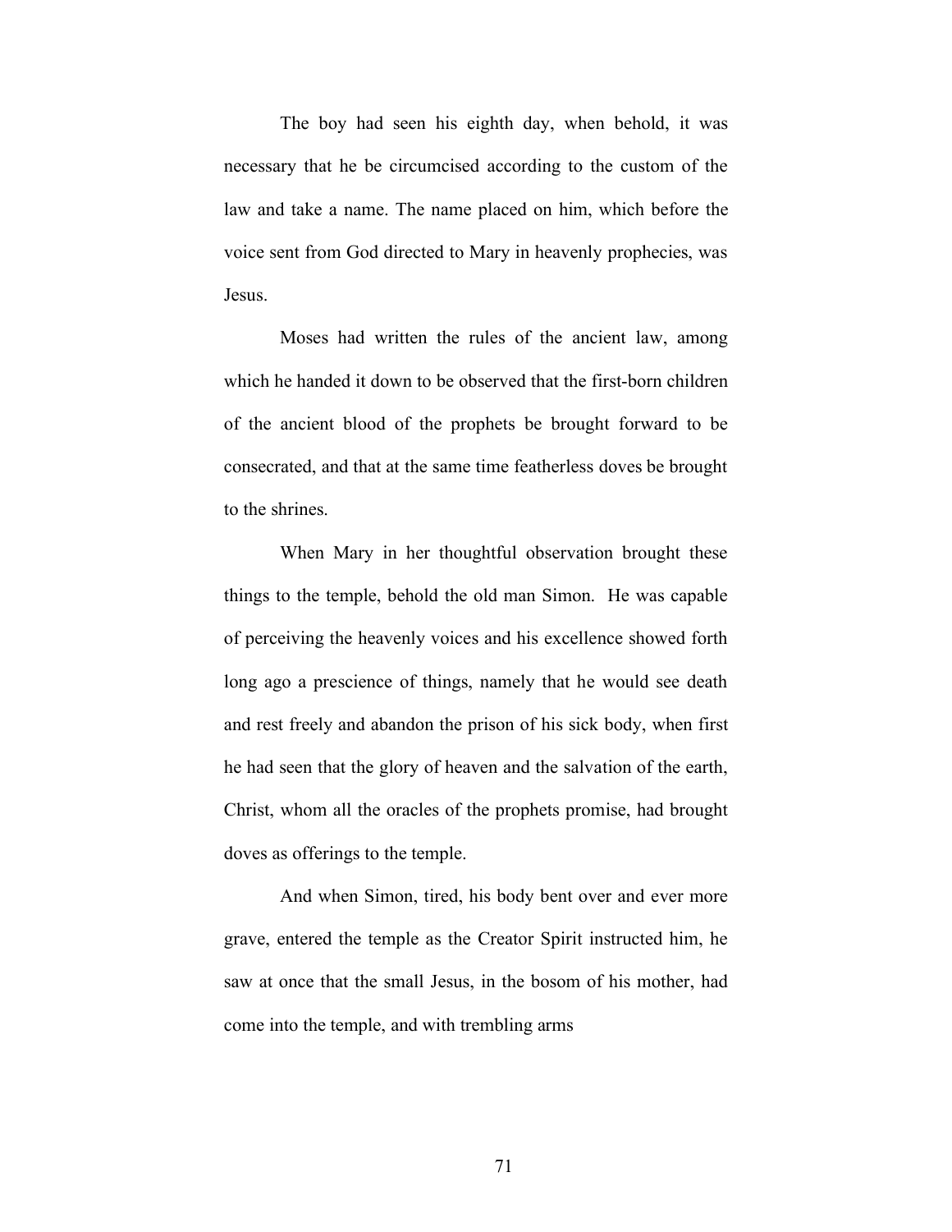The boy had seen his eighth day, when behold, it was necessary that he be circumcised according to the custom of the law and take a name. The name placed on him, which before the voice sent from God directed to Mary in heavenly prophecies, was Jesus.

Moses had written the rules of the ancient law, among which he handed it down to be observed that the first-born children of the ancient blood of the prophets be brought forward to be consecrated, and that at the same time featherless doves be brought to the shrines.

When Mary in her thoughtful observation brought these things to the temple, behold the old man Simon. He was capable of perceiving the heavenly voices and his excellence showed forth long ago a prescience of things, namely that he would see death and rest freely and abandon the prison of his sick body, when first he had seen that the glory of heaven and the salvation of the earth, Christ, whom all the oracles of the prophets promise, had brought doves as offerings to the temple.

And when Simon, tired, his body bent over and ever more grave, entered the temple as the Creator Spirit instructed him, he saw at once that the small Jesus, in the bosom of his mother, had come into the temple, and with trembling arms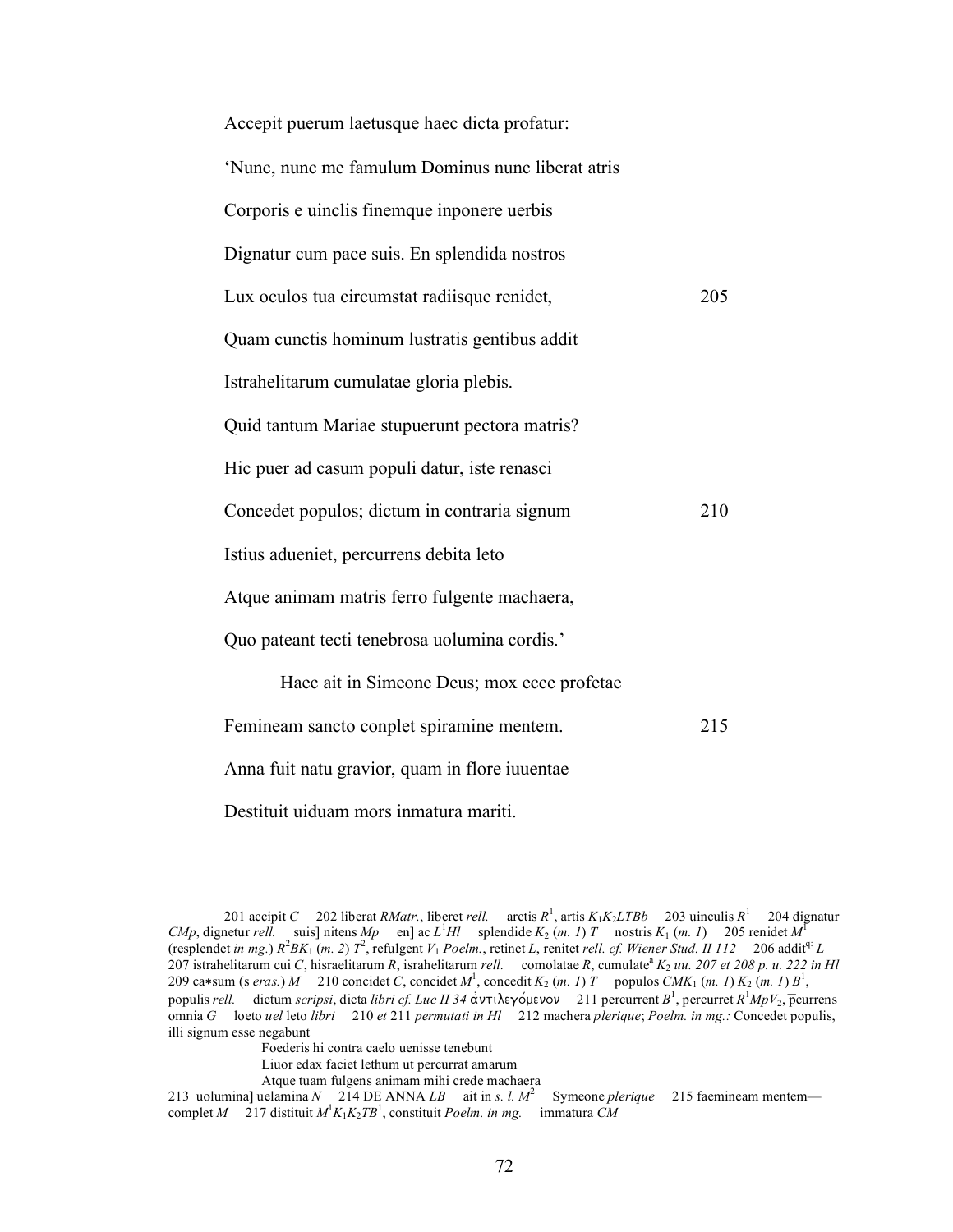Accepit puerum laetusque haec dicta profatur:

'Nunc, nunc me famulum Dominus nunc liberat atris

Corporis e uinclis finemque inponere uerbis

Dignatur cum pace suis. En splendida nostros

Lux oculos tua circumstat radiisque renidet, 205

Quam cunctis hominum lustratis gentibus addit

Istrahelitarum cumulatae gloria plebis.

Quid tantum Mariae stupuerunt pectora matris?

Hic puer ad casum populi datur, iste renasci

Concedet populos; dictum in contraria signum 210

Istius adueniet, percurrens debita leto

Atque animam matris ferro fulgente machaera,

Quo pateant tecti tenebrosa uolumina cordis.'

Haec ait in Simeone Deus; mox ecce profetae

Femineam sancto conplet spiramine mentem. 215

Anna fuit natu gravior, quam in flore iuuentae

Destituit uiduam mors inmatura mariti.

---

201 accipit *C* 202 liberat *RMatr.*, liberet *rell.* arctis $R^1$, artis $K_1K_2LTBb$ 203 uinculis $R^1$ 204 dignatur *CMp*, dignetur *rell.* suis] nitens *Mp* en] ac $L^1$*Hl* splendide $K_2$ (*m. 1*) *T* nostris $K_1$ (*m. 1*) 205 renidet $M^1$ (resplendet *in mg.*) $R^2BK_1$ (*m. 2*) $T^2$, refulgent $V_1$ *Poelm.*, retinet *L*, renitet *rell. cf. Wiener Stud. II 112* 206 addit[q:] *L* 207 istrahelitarum cui *C*, hisraelitarum *R*, israhelitarum *rell.* comolatae *R*, cumulate[a] $K_2$ *uu. 207 et 208 p. u. 222 in Hl* 209 ca*sum (s *eras.*) *M* 210 concidet *C*, concidet $M^1$, concedit $K_2$ (*m. 1*) *T* populos $CMK_1$ (*m. 1*) $K_2$ (*m. 1*) $B^1$, populis *rell.* dictum *scripsi*, dicta *libri cf. Luc II 34* ἀντιλεγόμενον 211 percurrent $B^1$, percurret $R^1MpV_2$, p̄currens omnia *G* loeto *uel* leto *libri* 210 *et* 211 *permutati in Hl* 212 machera *plerique*; *Poelm. in mg.:* Concedet populis, illi signum esse negabunt

Foederis hi contra caelo uenisse tenebunt

Liuor edax faciet lethum ut percurrat amarum

Atque tuam fulgens animam mihi crede machaera

213 uolumina] uelamina *N* 214 DE ANNA *LB* ait in *s. l.* $M^2$ Symeone *plerique* 215 faemineam mentem—complet *M* 217 distituit $M^1K_1K_2TB^1$, constituit *Poelm. in mg.* immatura *CM*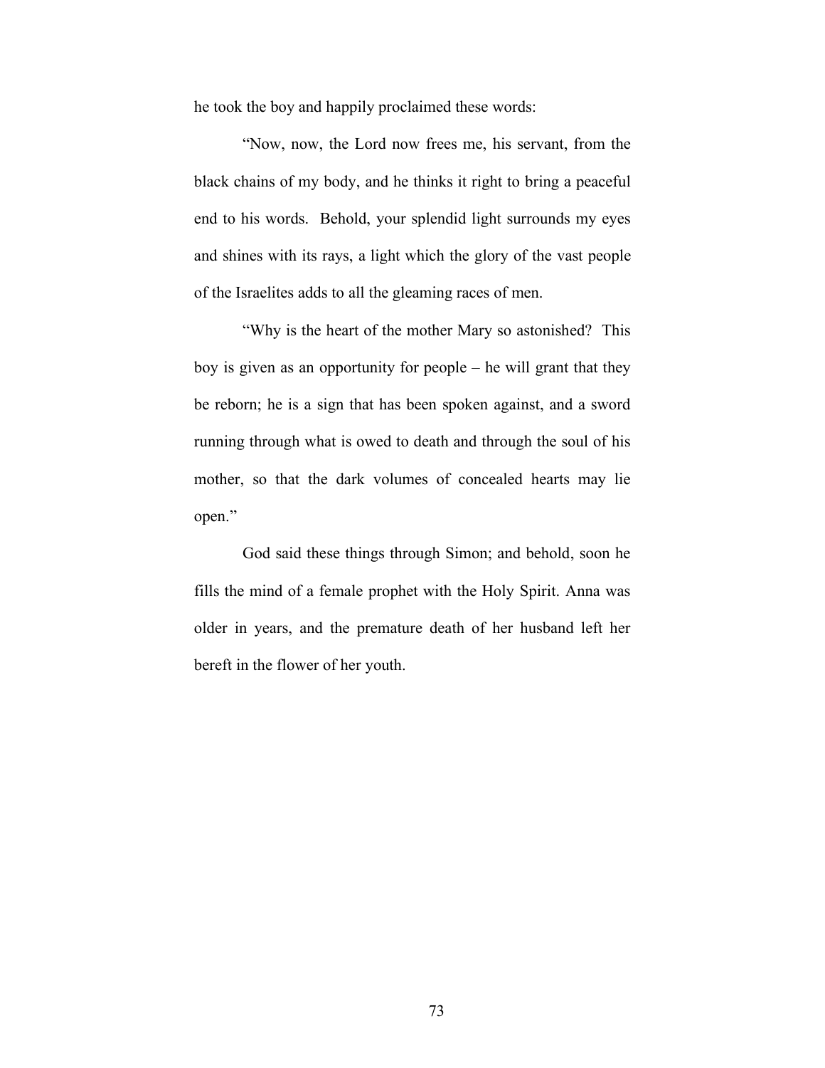he took the boy and happily proclaimed these words:

"Now, now, the Lord now frees me, his servant, from the black chains of my body, and he thinks it right to bring a peaceful end to his words. Behold, your splendid light surrounds my eyes and shines with its rays, a light which the glory of the vast people of the Israelites adds to all the gleaming races of men.

"Why is the heart of the mother Mary so astonished? This boy is given as an opportunity for people – he will grant that they be reborn; he is a sign that has been spoken against, and a sword running through what is owed to death and through the soul of his mother, so that the dark volumes of concealed hearts may lie open."

God said these things through Simon; and behold, soon he fills the mind of a female prophet with the Holy Spirit. Anna was older in years, and the premature death of her husband left her bereft in the flower of her youth.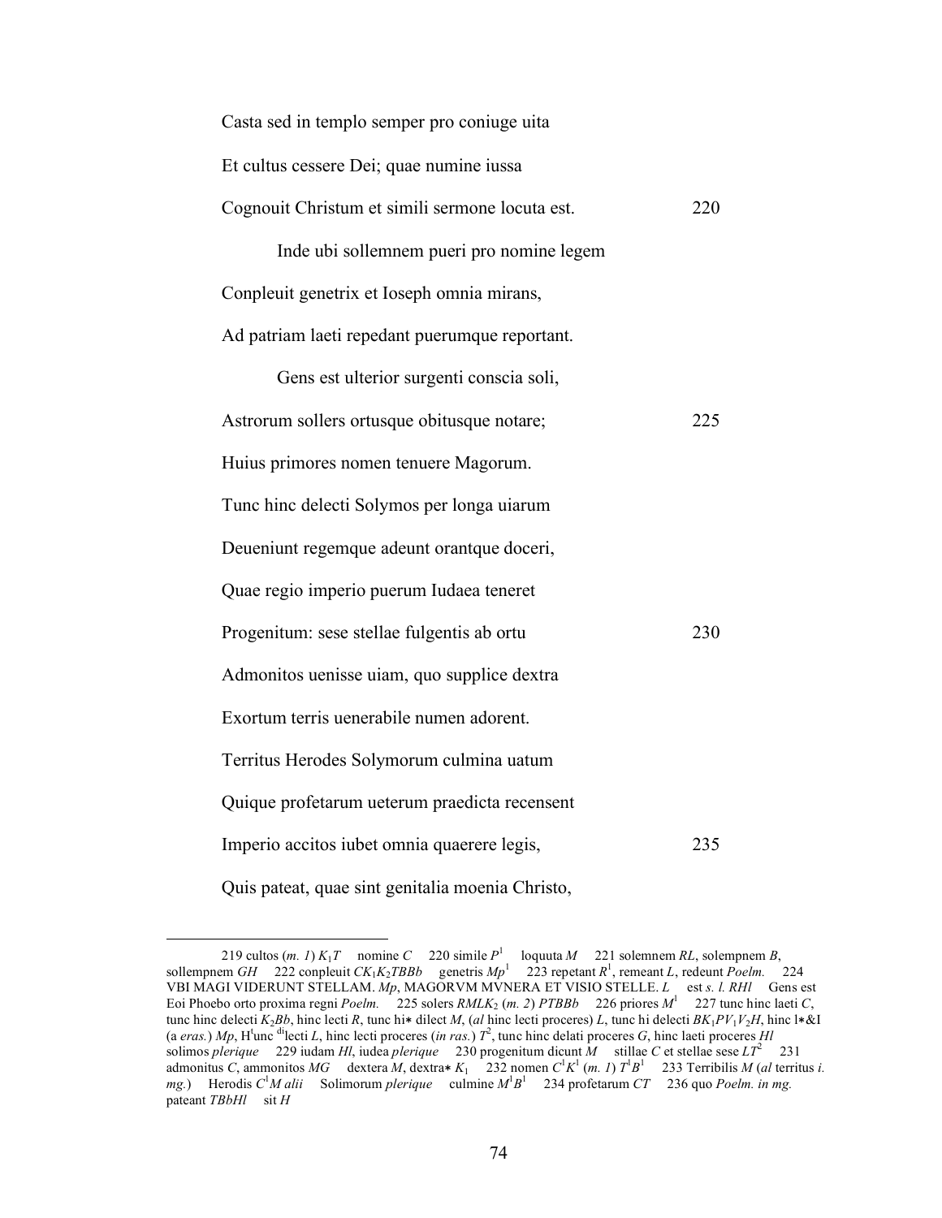Casta sed in templo semper pro coniuge uita

Et cultus cessere Dei; quae numine iussa

Cognouit Christum et simili sermone locuta est. 220

Inde ubi sollemnem pueri pro nomine legem

Conpleuit genetrix et Ioseph omnia mirans,

Ad patriam laeti repedant puerumque reportant.

Gens est ulterior surgenti conscia soli,

Astrorum sollers ortusque obitusque notare; 225

Huius primores nomen tenuere Magorum.

Tunc hinc delecti Solymos per longa uiarum

Deueniunt regemque adeunt orantque doceri,

Quae regio imperio puerum Iudaea teneret

Progenitum: sese stellae fulgentis ab ortu 230

Admonitos uenisse uiam, quo supplice dextra

Exortum terris uenerabile numen adorent.

Territus Herodes Solymorum culmina uatum

Quique profetarum ueterum praedicta recensent

Imperio accitos iubet omnia quaerere legis, 235

Quis pateat, quae sint genitalia moenia Christo,

---

219 cultos (*m. 1*) $K_1T$ nomine *C* 220 simile $P^1$ loquuta *M* 221 solemnem *RL*, solempnem *B*, sollempnem *GH* 222 conpleuit $CK_1K_2TBBb$ genetris $Mp^1$ 223 repetant $R^1$, remeant *L*, redeunt *Poelm.* 224 VBI MAGI VIDERUNT STELLAM. *Mp*, MAGORVM MVNERA ET VISIO STELLE. *L* est *s. l. RHl* Gens est Eoi Phoebo orto proxima regni *Poelm.* 225 solers $RMLK_2$ (*m. 2*) *PTBBb* 226 priores $M^1$ 227 tunc hinc laeti *C*, tunc hinc delecti $K_2Bb$, hinc lecti *R*, tunc hi* dilect *M*, (*al* hinc lecti proceres) *L*, tunc hi delecti $BK_1PV_1V_2H$, hinc l*&I (a *eras.*) *Mp*, H[t]unc [di]lecti *L*, hinc lecti proceres (*in ras.*) $T^2$, tunc hinc delati proceres *G*, hinc laeti proceres *Hl* solimos *plerique* 229 iudam *Hl*, iudea *plerique* 230 progenitum dicunt *M* stillae *C* et stellae sese $LT^2$ 231 admonitus *C*, ammonitos *MG* dextera *M*, dextra* $K_1$ 232 nomen $C^1K^1$ (*m. 1*) $T^1B^1$ 233 Terribilis *M* (*al* territus *i. mg.*) Herodis $C^1M$ *alii* Solimorum *plerique* culmine $M^1B^1$ 234 profetarum *CT* 236 quo *Poelm. in mg.* pateant *TBbHl* sit *H*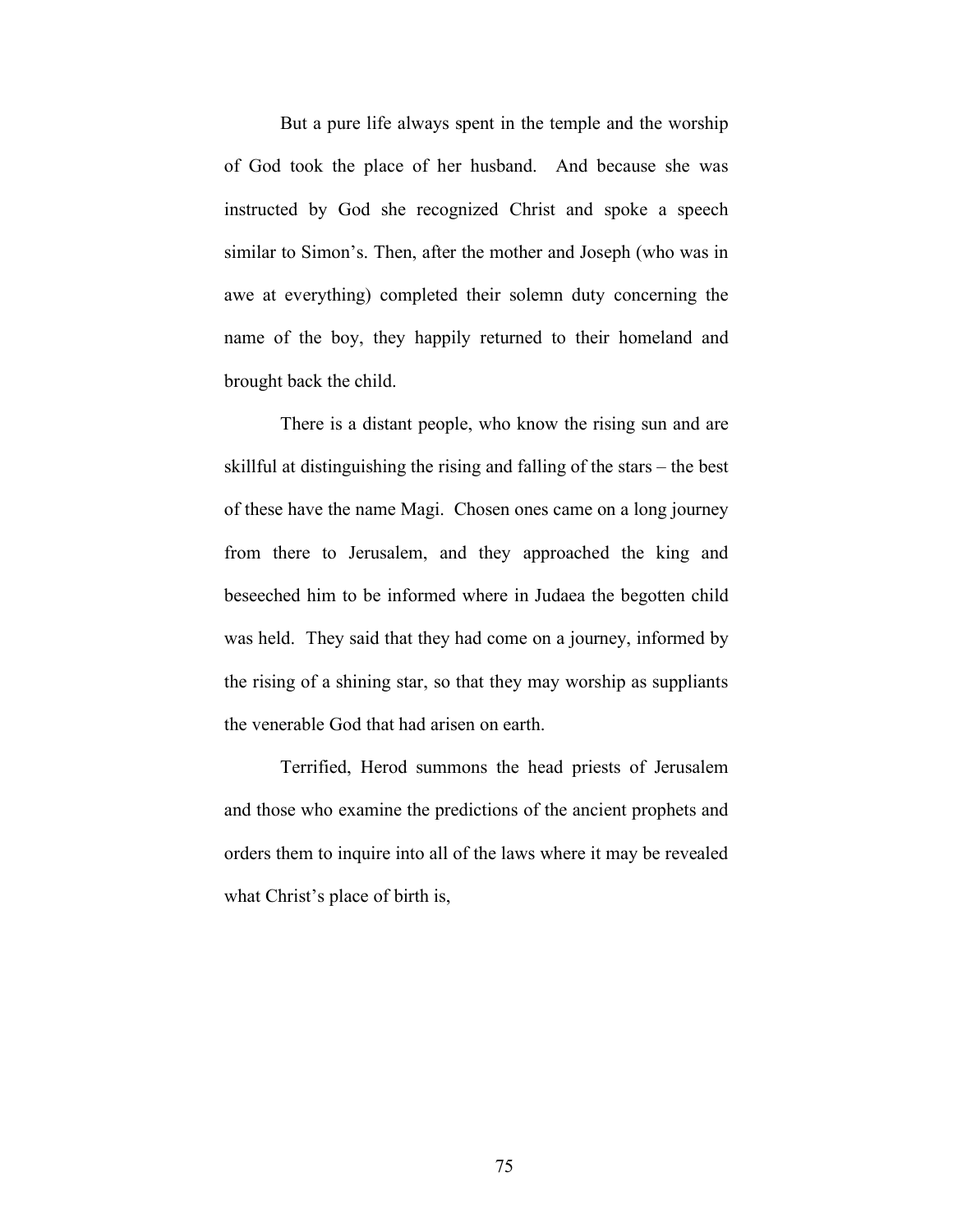But a pure life always spent in the temple and the worship of God took the place of her husband. And because she was instructed by God she recognized Christ and spoke a speech similar to Simon's. Then, after the mother and Joseph (who was in awe at everything) completed their solemn duty concerning the name of the boy, they happily returned to their homeland and brought back the child.

There is a distant people, who know the rising sun and are skillful at distinguishing the rising and falling of the stars – the best of these have the name Magi. Chosen ones came on a long journey from there to Jerusalem, and they approached the king and beseeched him to be informed where in Judaea the begotten child was held. They said that they had come on a journey, informed by the rising of a shining star, so that they may worship as suppliants the venerable God that had arisen on earth.

Terrified, Herod summons the head priests of Jerusalem and those who examine the predictions of the ancient prophets and orders them to inquire into all of the laws where it may be revealed what Christ's place of birth is,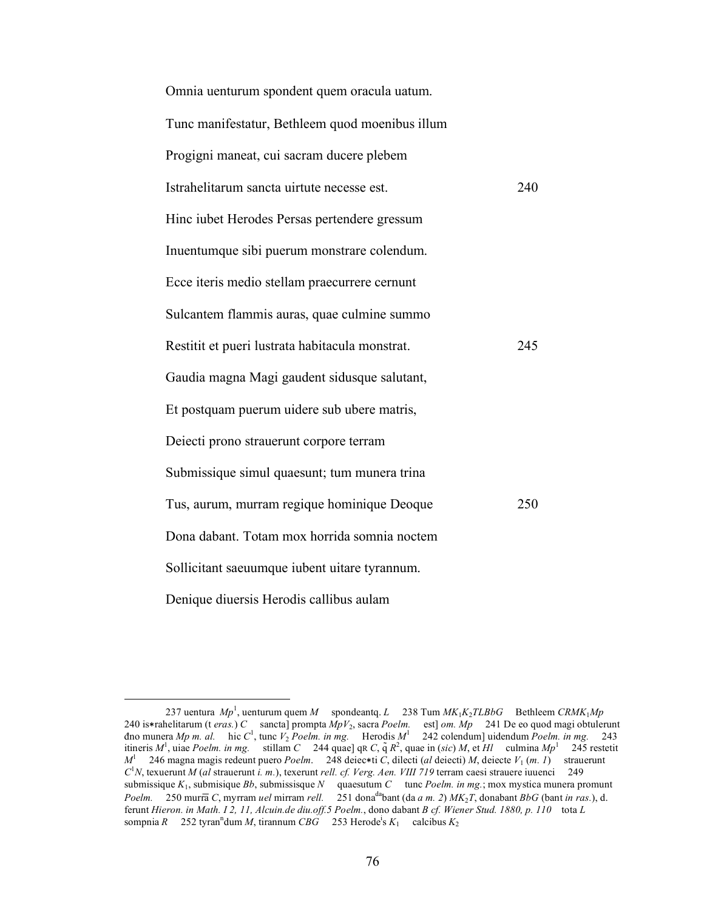Omnia uenturum spondent quem oracula uatum.

Tunc manifestatur, Bethleem quod moenibus illum

Progigni maneat, cui sacram ducere plebem

Istrahelitarum sancta uirtute necesse est. 240

Hinc iubet Herodes Persas pertendere gressum

Inuentumque sibi puerum monstrare colendum.

Ecce iteris medio stellam praecurrere cernunt

Sulcantem flammis auras, quae culmine summo

Restitit et pueri lustrata habitacula monstrat. 245

Gaudia magna Magi gaudent sidusque salutant,

Et postquam puerum uidere sub ubere matris,

Deiecti prono strauerunt corpore terram

Submissique simul quaesunt; tum munera trina

Tus, aurum, murram regique hominique Deoque 250

Dona dabant. Totam mox horrida somnia noctem

Sollicitant saeuumque iubent uitare tyrannum.

Denique diuersis Herodis callibus aulam

---

237 uentura *Mp*[1], uenturum quem *M* spondeantq. *L* 238 Tum $MK_1K_2TLBbG$ Bethleem $CRMK_1Mp$ 240 is*rahelitarum (t *eras.*) *C* sancta] prompta $MpV_2$, sacra *Poelm.* est] *om. Mp* 241 De eo quod magi obtulerunt đno munera *Mp m. al.* hic *C*[1], tunc $V_2$ *Poelm. in mg.* Herodis *M*[1] 242 colendum] uidendum *Poelm. in mg.* 243 itineris *M*[1], uiae *Poelm. in mg.* stillam *C* 244 quae] qR *C*, q̃ $R^2$, quae in (*sic*) *M*, et *Hl* culmina *Mp*[1] 245 restetit *M*[1] 246 magna magis redeunt puero *Poelm*. 248 deiec*ti *C*, dilecti (*al* deiecti) *M*, deiecte $V_1$ (*m. 1*) strauerunt *C*[1]*N*, texuerunt *M* (*al* strauerunt *i. m.*), texerunt *rell. cf. Verg. Aen. VIII 719* terram caesi strauere iuuenci 249 submissique $K_1$, submisique *Bb*, submissisque *N* quaesutum *C* tunc *Poelm. in mg.*; mox mystica munera promunt *Poelm.* 250 murrā *C*, myrram *uel* mirram *rell.* 251 dona[da]bant (da *a m. 2*) $MK_2T$, donabant *BbG* (bant *in ras.*), d. ferunt *Hieron. in Math. I 2, 11, Alcuin.de diu.off.5 Poelm.*, dono dabant *B cf. Wiener Stud. 1880, p. 110* tota *L* sompnia *R* 252 tyran[n]dum *M*, tirannum *CBG* 253 Herode[i]s $K_1$ calcibus $K_2$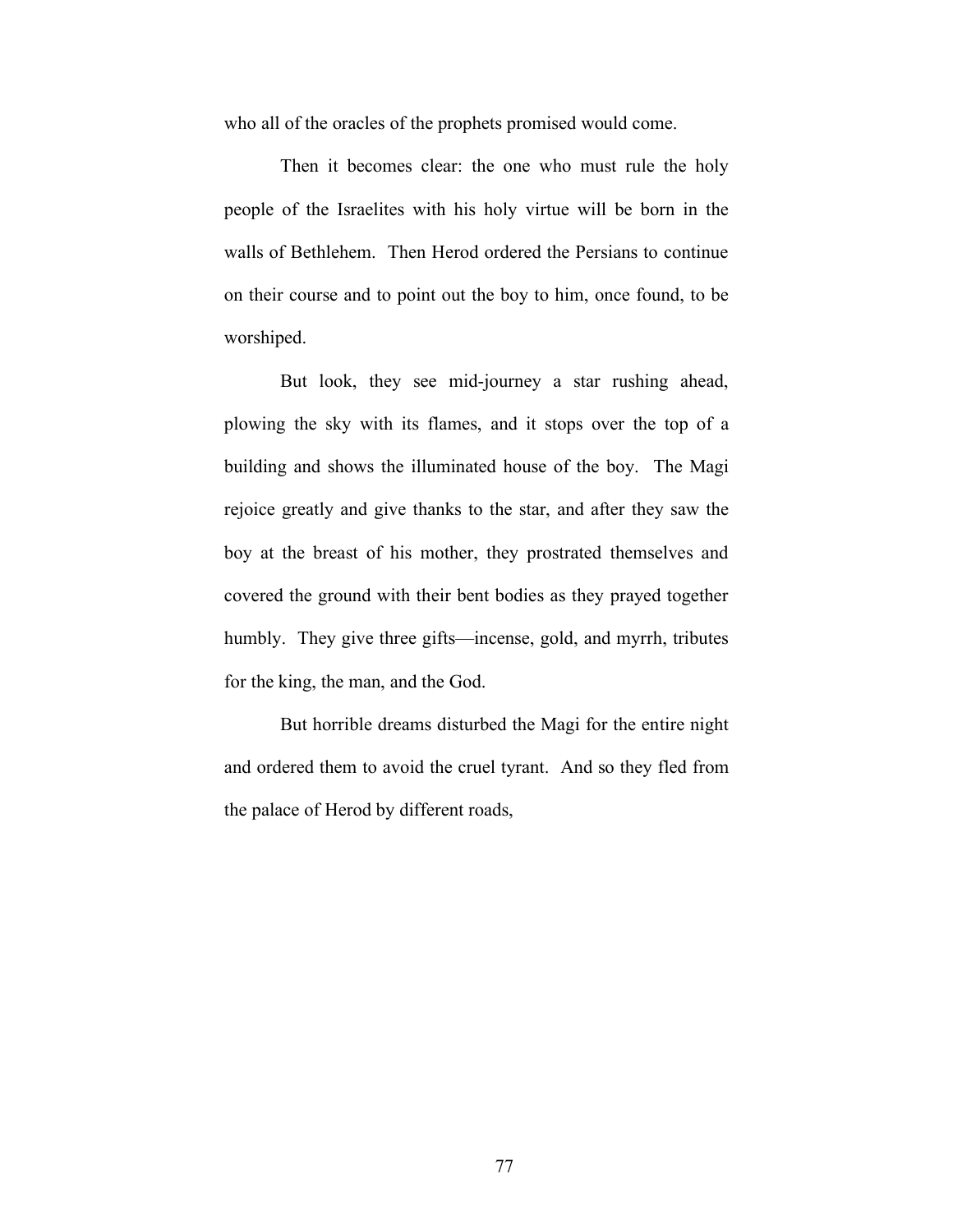who all of the oracles of the prophets promised would come.

Then it becomes clear: the one who must rule the holy people of the Israelites with his holy virtue will be born in the walls of Bethlehem. Then Herod ordered the Persians to continue on their course and to point out the boy to him, once found, to be worshiped.

But look, they see mid-journey a star rushing ahead, plowing the sky with its flames, and it stops over the top of a building and shows the illuminated house of the boy. The Magi rejoice greatly and give thanks to the star, and after they saw the boy at the breast of his mother, they prostrated themselves and covered the ground with their bent bodies as they prayed together humbly. They give three gifts—incense, gold, and myrrh, tributes for the king, the man, and the God.

But horrible dreams disturbed the Magi for the entire night and ordered them to avoid the cruel tyrant. And so they fled from the palace of Herod by different roads,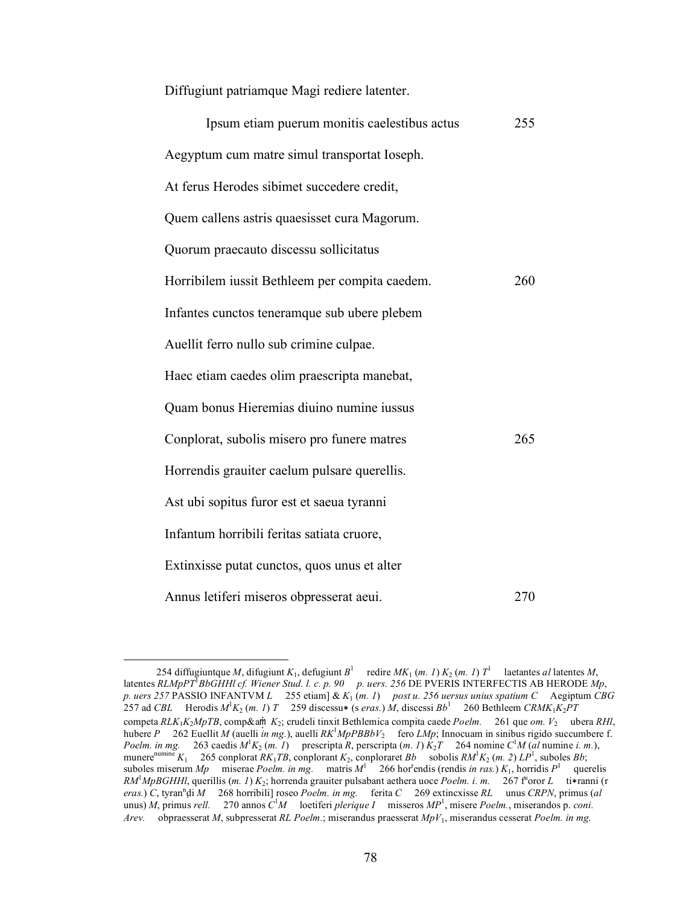Diffugiunt patriamque Magi rediere latenter.

Ipsum etiam puerum monitis caelestibus actus 255

Aegyptum cum matre simul transportat Ioseph.

At ferus Herodes sibimet succedere credit,

Quem callens astris quaesisset cura Magorum.

Quorum praecauto discessu sollicitatus

Horribilem iussit Bethleem per compita caedem. 260

Infantes cunctos teneramque sub ubere plebem

Auellit ferro nullo sub crimine culpae.

Haec etiam caedes olim praescripta manebat,

Quam bonus Hieremias diuino numine iussus

Conplorat, subolis misero pro funere matres 265

Horrendis grauiter caelum pulsare querellis.

Ast ubi sopitus furor est et saeua tyranni

Infantum horribili feritas satiata cruore,

Extinxisse putat cunctos, quos unus et alter

Annus letiferi miseros obpresserat aeui. 270

---

254 diffugiuntque *M*, difugiunt $K_1$, defugiunt $B^1$ redire $MK_1$ (*m. 1*) $K_2$ (*m. 1*) $T^1$ laetantes *al* latentes *M*, latentes *RLMpPT*$^1$*BbGHHl cf. Wiener Stud. l. c. p. 90* *p. uers. 256* DE PVERIS INTERFECTIS AB HERODE *Mp*, *p. uers 257* PASSIO INFANTVM *L* 255 etiam] & $K_1$ (*m. 1*) *post u. 256 uersus unius spatium C* Aegiptum *CBG* 257 ad *CBL* Herodis $M^1K_2$ (*m. 1*) *T* 259 discessu∗ (s *eras.*) *M*, discessi $Bb^1$ 260 Bethleem *CRMK*$_1$*K*$_2$*PT* competa *RLK*$_1$*K*$_2$*MpTB*, comp&am̄ $K_2$; crudeli tinxit Bethlemica compita caede *Poelm.* 261 que *om.* $V_2$ ubera *RHl*, hubere *P* 262 Euellit *M* (auelli *in mg.*), auelli *RK*$^1$*MpPBBbV*$_2$ fero *LMp*; Innocuam in sinibus rigido succumbere f. *Poelm. in mg.* 263 caedis $M^1K_2$ (*m. 1*) prescripta *R*, perscripta (*m. 1*) $K_2T$ 264 nomine $C^1M$ (*al* numine *i. m.*), munere$^{\text{numine}}$ $K_1$ 265 conplorat *RK*$_1$*TB*, conplorant $K_2$, conploraret *Bb* sobolis *RM*$^1$$K_2$ (*m. 2*) *LP*$^1$, suboles *Bb*; suboles miserum *Mp* miserae *Poelm. in mg.* matris $M^1$ 266 hor$^r$endis (rendis *in ras.*) $K_1$, horridis $P^1$ querelis *RM*$^1$*MpBGHHl*, querillis (*m. 1*) $K_2$; horrenda grauiter pulsabant aethera uoce *Poelm. i. m.* 267 f$^u$oror *L* ti∗ranni (r *eras.*) *C*, tyran$^n$di *M* 268 horribili] roseo *Poelm. in mg.* ferita *C* 269 extincxisse *RL* unus *CRPN*, primus (*al* unus) *M*, primus *rell.* 270 annos $C^1M$ loetiferi *plerique I* misseros *MP*$^1$, misere *Poelm.*, miserandos p. *coni. Arev.* obpraesserat *M*, subpresserat *RL Poelm.*; miserandus praesserat *MpV*$_1$, miserandus cesserat *Poelm. in mg.*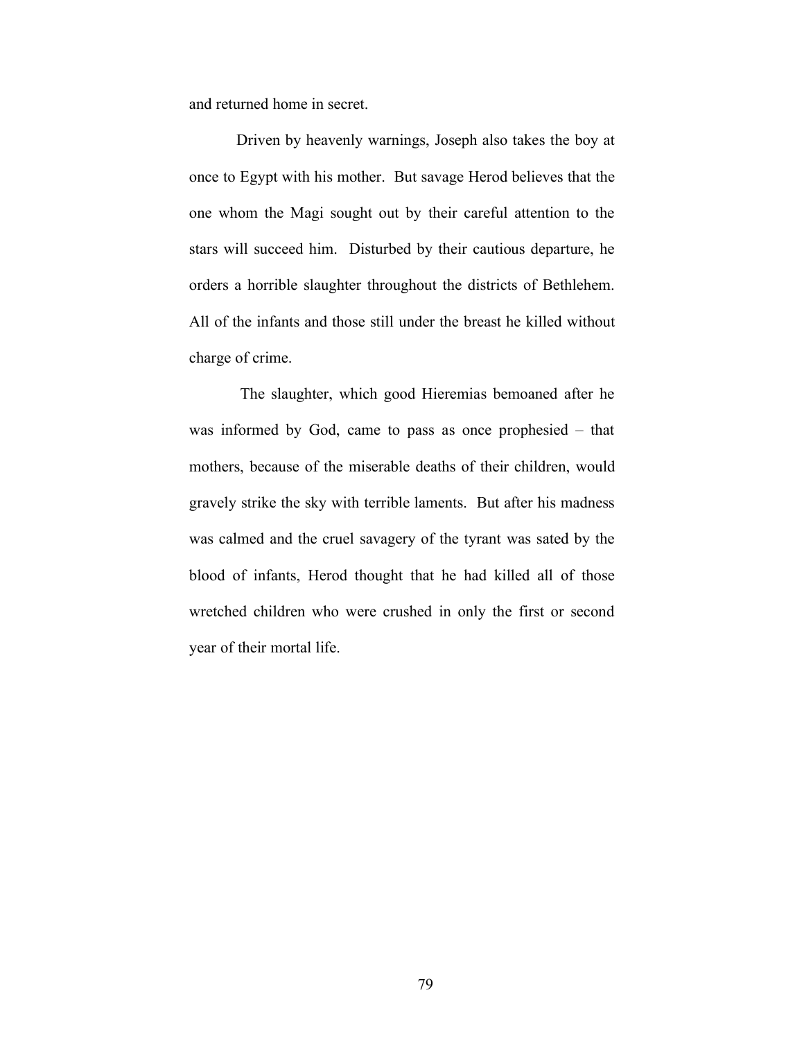and returned home in secret.

Driven by heavenly warnings, Joseph also takes the boy at once to Egypt with his mother. But savage Herod believes that the one whom the Magi sought out by their careful attention to the stars will succeed him. Disturbed by their cautious departure, he orders a horrible slaughter throughout the districts of Bethlehem. All of the infants and those still under the breast he killed without charge of crime.

The slaughter, which good Hieremias bemoaned after he was informed by God, came to pass as once prophesied – that mothers, because of the miserable deaths of their children, would gravely strike the sky with terrible laments. But after his madness was calmed and the cruel savagery of the tyrant was sated by the blood of infants, Herod thought that he had killed all of those wretched children who were crushed in only the first or second year of their mortal life.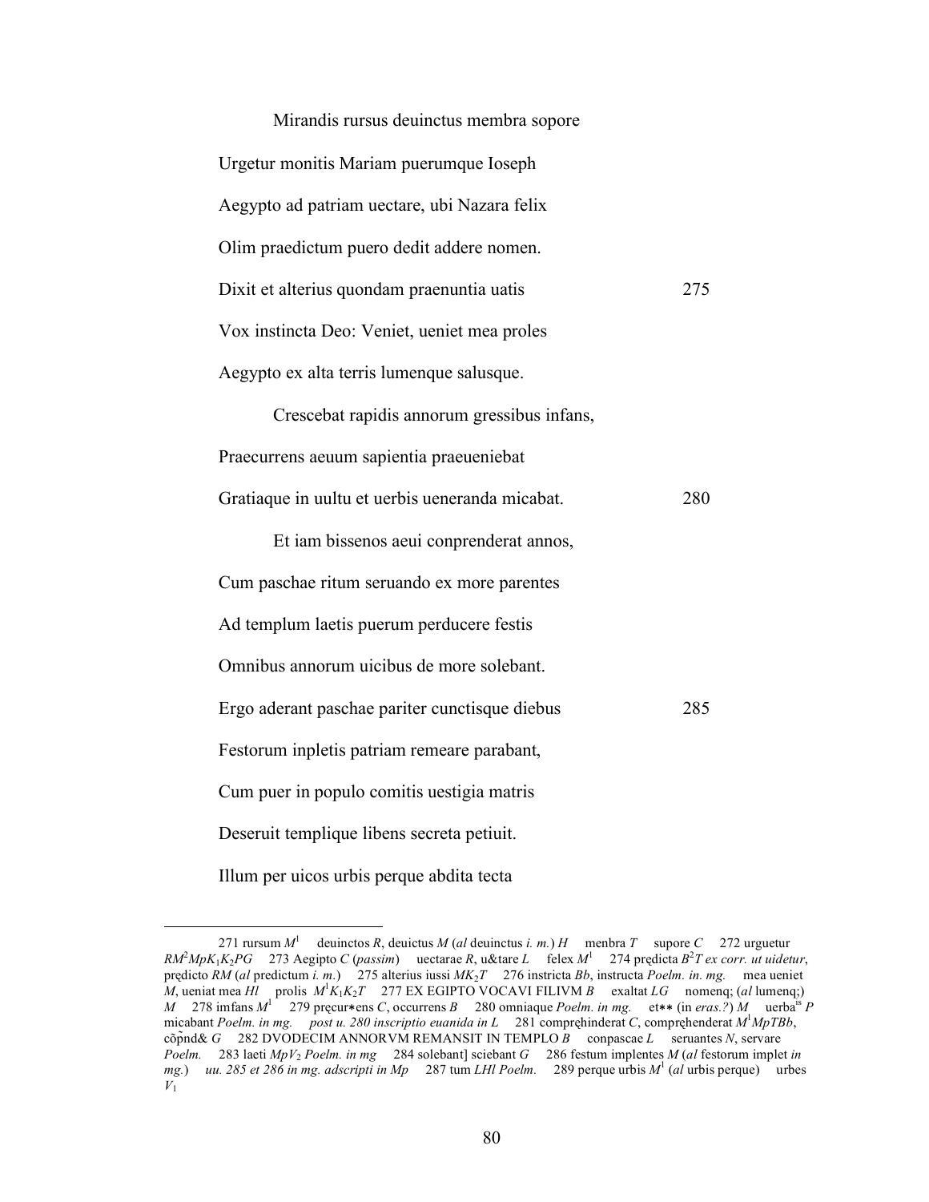Mirandis rursus deuinctus membra sopore

Urgetur monitis Mariam puerumque Ioseph

Aegypto ad patriam uectare, ubi Nazara felix

Olim praedictum puero dedit addere nomen.

Dixit et alterius quondam praenuntia uatis 275

Vox instincta Deo: Veniet, ueniet mea proles

Aegypto ex alta terris lumenque salusque.

Crescebat rapidis annorum gressibus infans,

Praecurrens aeuum sapientia praeueniebat

Gratiaque in uultu et uerbis ueneranda micabat. 280

Et iam bissenos aeui conprenderat annos,

Cum paschae ritum seruando ex more parentes

Ad templum laetis puerum perducere festis

Omnibus annorum uicibus de more solebant.

Ergo aderant paschae pariter cunctisque diebus 285

Festorum inpletis patriam remeare parabant,

Cum puer in populo comitis uestigia matris

Deseruit templique libens secreta petiuit.

Illum per uicos urbis perque abdita tecta

---

271 rursum $M^1$ deuinctos *R*, deuictus *M* (*al* deuinctus *i. m.*) *H* menbra *T* supore *C* 272 urguetur $RM^2MpK_1K_2PG$ 273 Aegipto *C* (*passim*) uectarae *R*, u&tare *L* felex $M^1$ 274 prędicta $B^2T$ *ex corr. ut uidetur*, prędicto *RM* (*al* predictum *i. m.*) 275 alterius iussi $MK_2T$ 276 instricta *Bb*, instructa *Poelm. in. mg.* mea ueniet *M*, ueniat mea *Hl* prolis $M^1K_1K_2T$ 277 EX EGIPTO VOCAVI FILIVM *B* exaltat *LG* nomenq; (*al* lumenq;) *M* 278 imfans $M^1$ 279 pręcur*ens *C*, occurrens *B* 280 omniaque *Poelm. in mg.* et** (in *eras.?*) *M* uerba$^{is}$ *P* micabant *Poelm. in mg.* *post u. 280 inscriptio euanida in L* 281 comprębinderat *C*, comprębenderat $M^1MpTBb$, cõp̃nd& *G* 282 DVODECIM ANNORVM REMANSIT IN TEMPLO *B* conpascae *L* seruantes *N*, servare *Poelm.* 283 laeti $MpV_2$ *Poelm. in mg* 284 solebant] sciebant *G* 286 festum implentes *M* (*al* festorum implet *in mg.*) *uu. 285 et 286 in mg. adscripti in Mp* 287 tum *LHl Poelm.* 289 perque urbis $M^1$ (*al* urbis perque) urbes $V_1$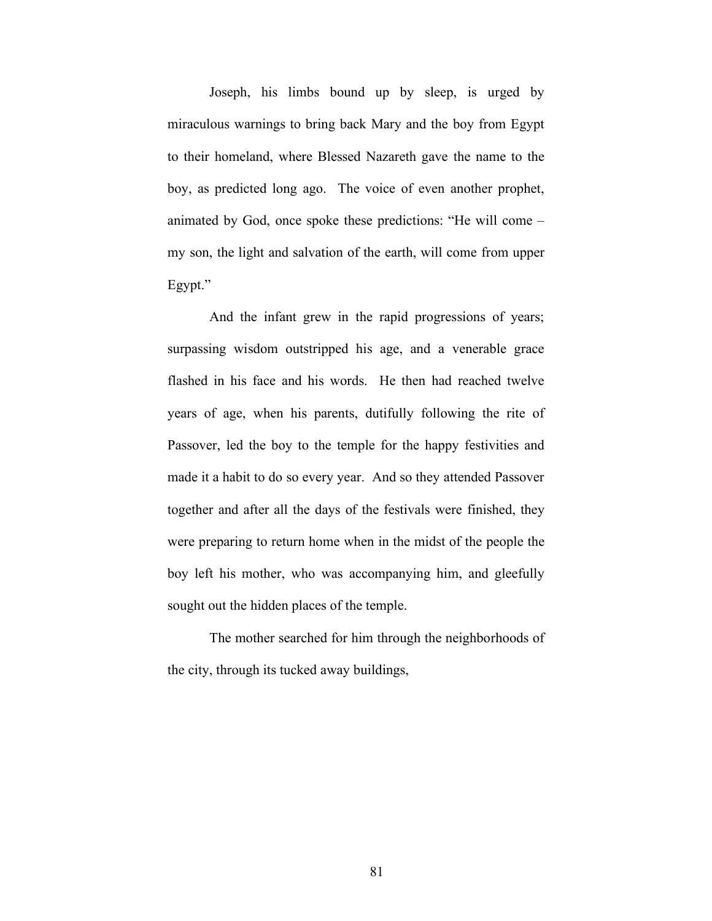Joseph, his limbs bound up by sleep, is urged by miraculous warnings to bring back Mary and the boy from Egypt to their homeland, where Blessed Nazareth gave the name to the boy, as predicted long ago. The voice of even another prophet, animated by God, once spoke these predictions: "He will come – my son, the light and salvation of the earth, will come from upper Egypt."

And the infant grew in the rapid progressions of years; surpassing wisdom outstripped his age, and a venerable grace flashed in his face and his words. He then had reached twelve years of age, when his parents, dutifully following the rite of Passover, led the boy to the temple for the happy festivities and made it a habit to do so every year. And so they attended Passover together and after all the days of the festivals were finished, they were preparing to return home when in the midst of the people the boy left his mother, who was accompanying him, and gleefully sought out the hidden places of the temple.

The mother searched for him through the neighborhoods of the city, through its tucked away buildings,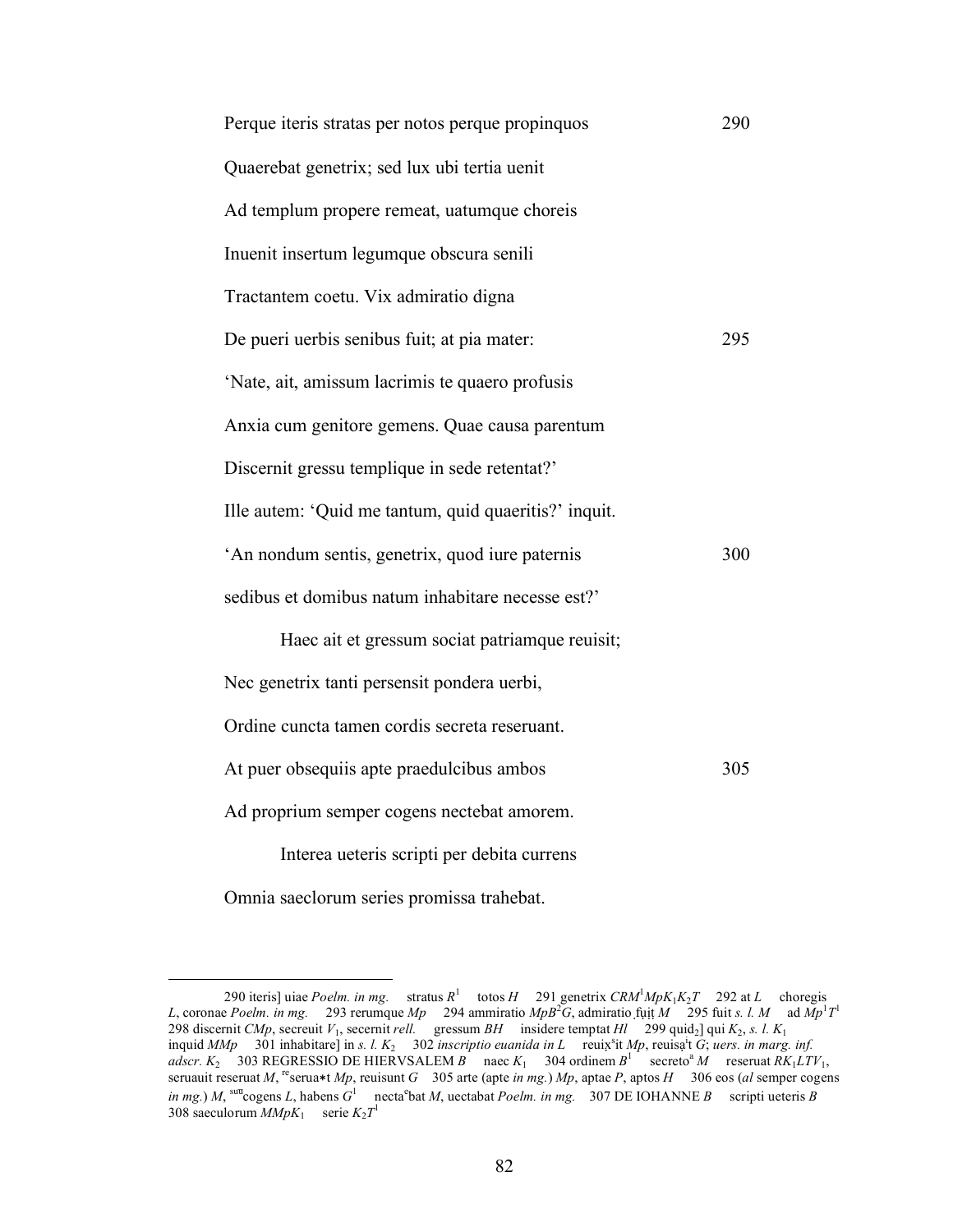Perque iteris stratas per notos perque propinquos 290

Quaerebat genetrix; sed lux ubi tertia uenit

Ad templum propere remeat, uatumque choreis

Inuenit insertum legumque obscura senili

Tractantem coetu. Vix admiratio digna

De pueri uerbis senibus fuit; at pia mater: 295

'Nate, ait, amissum lacrimis te quaero profusis

Anxia cum genitore gemens. Quae causa parentum

Discernit gressu templique in sede retentat?'

Ille autem: 'Quid me tantum, quid quaeritis?' inquit.

'An nondum sentis, genetrix, quod iure paternis 300

sedibus et domibus natum inhabitare necesse est?'

Haec ait et gressum sociat patriamque reuisit;

Nec genetrix tanti persensit pondera uerbi,

Ordine cuncta tamen cordis secreta reseruant.

At puer obsequiis apte praedulcibus ambos 305

Ad proprium semper cogens nectebat amorem.

Interea ueteris scripti per debita currens

Omnia saeclorum series promissa trahebat.

---

290 iteris] uiae *Poelm. in mg.* stratus $R^1$ totos *H* 291 genetrix $CRM^1MpK_1K_2T$ 292 at *L* choregis *L*, coronae *Poelm. in mg.* 293 rerumque *Mp* 294 ammiratio $MpB^2G$, admiratio fuit *M* 295 fuit *s. l. M* ad $Mp^1T^1$ 298 discernit *CMp*, secreuit $V_1$, secernit *rell.* gressum *BH* insidere temptat *Hl* 299 quid$_2$] qui $K_2$, *s. l.* $K_1$ inquid *MMp* 301 inhabitare] in *s. l.* $K_2$ 302 *inscriptio euanida in L* reuix[s]it *Mp*, reuisa[i]t *G*; *uers. in marg. inf. adscr.* $K_2$ 303 REGRESSIO DE HIERVSALEM *B* naec $K_1$ 304 ordinem $B^1$ secreto[a] *M* reseruat $RK_1LTV_1$, seruauit reseruat *M*, [re]serua∗t *Mp*, reuisunt *G* 305 arte (apte *in mg.*) *Mp*, aptae *P*, aptos *H* 306 eos (*al* semper cogens *in mg.*) *M*, [sum]cogens *L*, habens $G^1$ necta[e]bat *M*, uectabat *Poelm. in mg.* 307 DE IOHANNE *B* scripti ueteris *B* 308 saeculorum $MMpK_1$ serie $K_2T^1$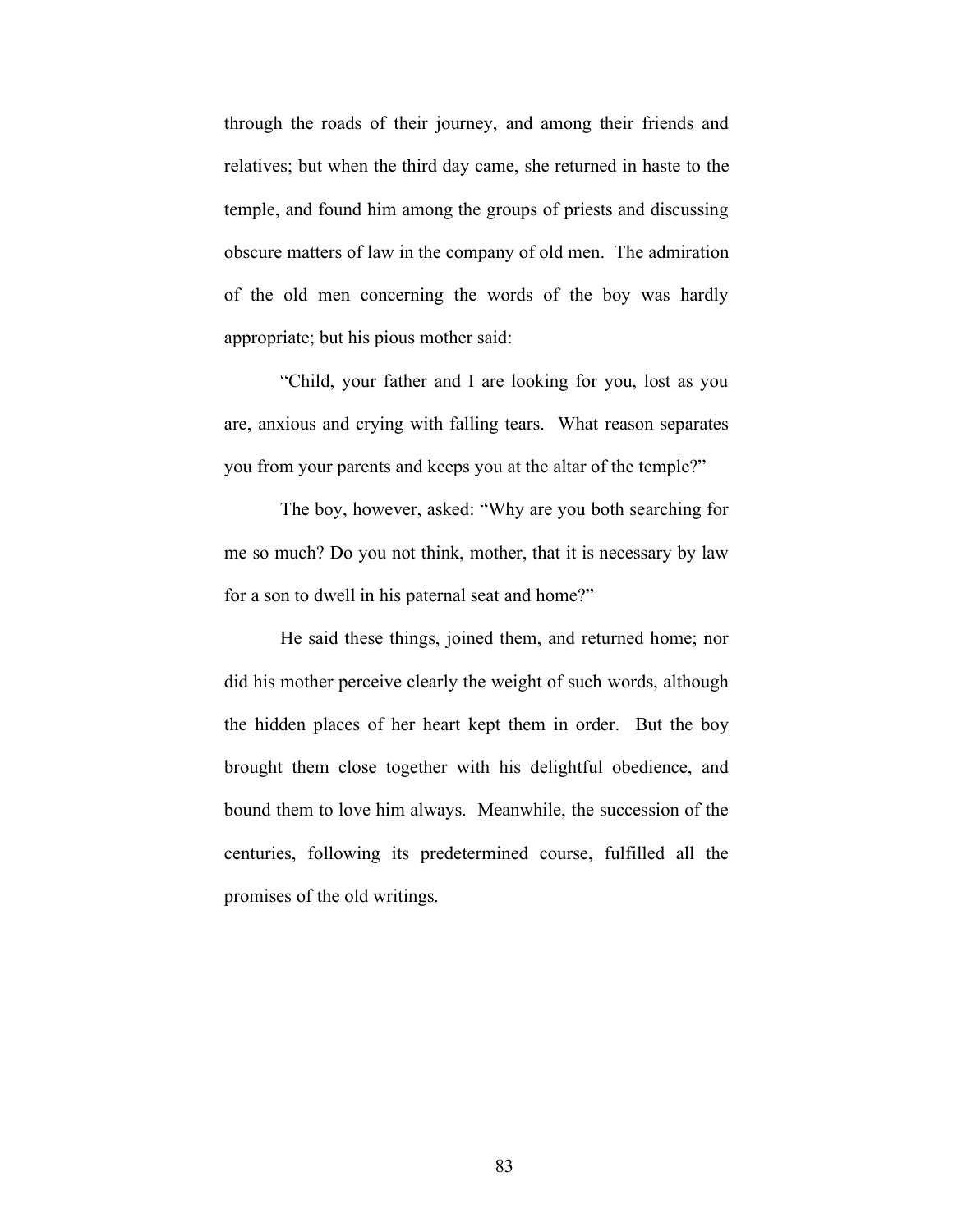through the roads of their journey, and among their friends and relatives; but when the third day came, she returned in haste to the temple, and found him among the groups of priests and discussing obscure matters of law in the company of old men. The admiration of the old men concerning the words of the boy was hardly appropriate; but his pious mother said:

"Child, your father and I are looking for you, lost as you are, anxious and crying with falling tears. What reason separates you from your parents and keeps you at the altar of the temple?"

The boy, however, asked: "Why are you both searching for me so much? Do you not think, mother, that it is necessary by law for a son to dwell in his paternal seat and home?"

He said these things, joined them, and returned home; nor did his mother perceive clearly the weight of such words, although the hidden places of her heart kept them in order. But the boy brought them close together with his delightful obedience, and bound them to love him always. Meanwhile, the succession of the centuries, following its predetermined course, fulfilled all the promises of the old writings.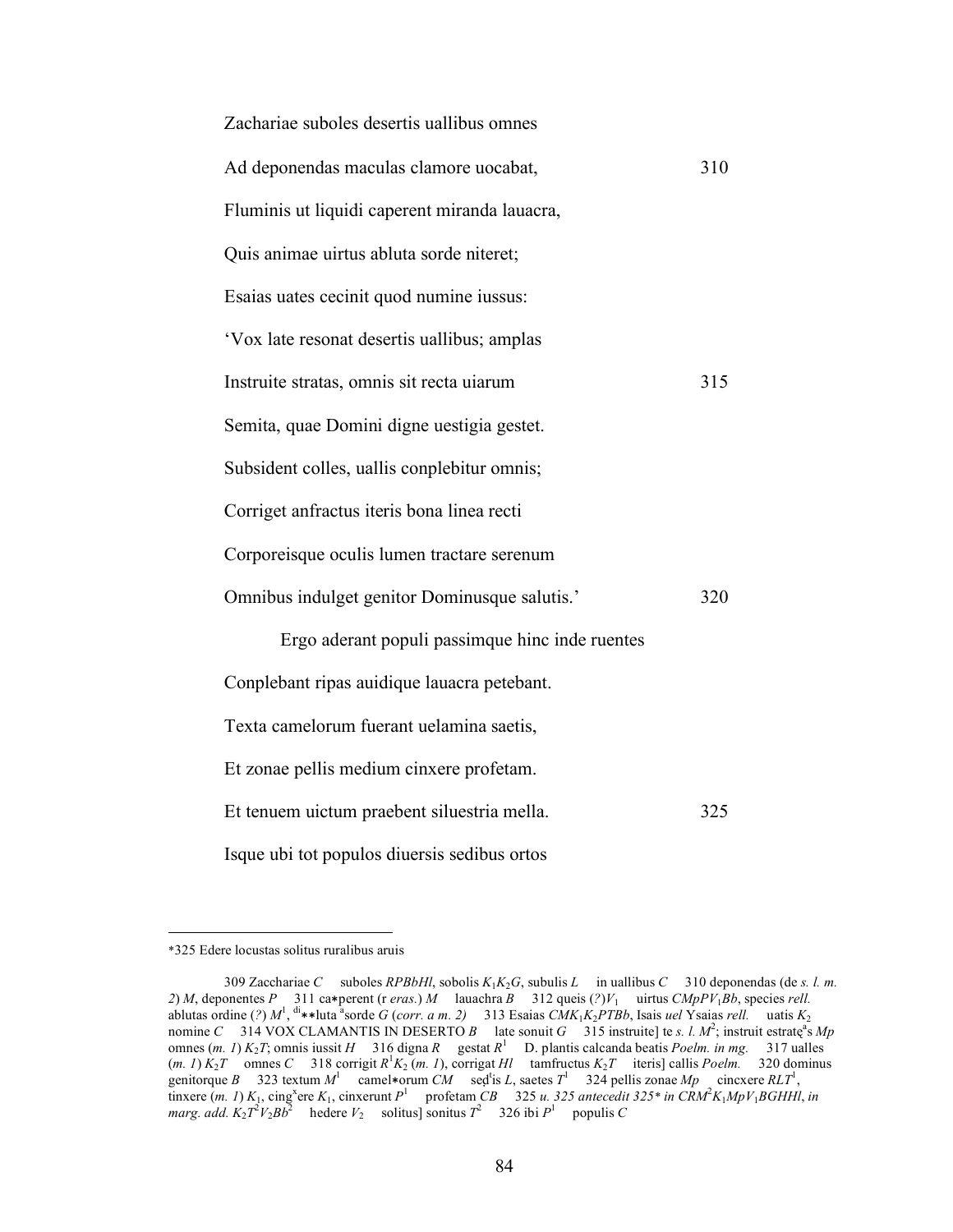Zachariae suboles desertis uallibus omnes

Ad deponendas maculas clamore uocabat, 310

Fluminis ut liquidi caperent miranda lauacra,

Quis animae uirtus abluta sorde niteret;

Esaias uates cecinit quod numine iussus:

'Vox late resonat desertis uallibus; amplas

Instruite stratas, omnis sit recta uiarum 315

Semita, quae Domini digne uestigia gestet.

Subsident colles, uallis conplebitur omnis;

Corriget anfractus iteris bona linea recti

Corporeisque oculis lumen tractare serenum

Omnibus indulget genitor Dominusque salutis.' 320

Ergo aderant populi passimque hinc inde ruentes

Conplebant ripas auidique lauacra petebant.

Texta camelorum fuerant uelamina saetis,

Et zonae pellis medium cinxere profetam.

Et tenuem uictum praebent siluestria mella. 325

Isque ubi tot populos diuersis sedibus ortos

---

*325 Edere locustas solitus ruralibus aruis

309 Zacchariae *C* suboles *RPBbHl*, sobolis $K_1K_2G$, subulis *L* in uallibus *C* 310 deponendas (de *s. l. m. 2*) *M*, deponentes *P* 311 ca*perent (r *eras.*) *M* lauachra *B* 312 queis (*?*)$V_1$ uirtus $CMpPV_1Bb$, species *rell.* ablutas ordine (*?*) $M^1$, $^{di}$**luta $^{a}$sorde *G* (*corr. a m. 2*) 313 Esaias $CMK_1K_2PTBb$, Isais *uel* Ysaias *rell.* uatis $K_2$ nomine *C* 314 VOX CLAMANTIS IN DESERTO *B* late sonuit *G* 315 instruite] te *s. l.* $M^2$; instruit estratę$^{a}$s *Mp* omnes (*m. 1*) $K_2T$; omnis iussit *H* 316 digna *R* gestat $R^1$ D. plantis calcanda beatis *Poelm. in mg.* 317 ualles (*m. 1*) $K_2T$ omnes *C* 318 corrigit $R^1K_2$ (*m. 1*), corrigat *Hl* tamfructus $K_2T$ iteris] callis *Poelm.* 320 dominus genitorque *B* 323 textum $M^1$ camel*orum *CM* sed$^{t}$is *L*, saetes $T^1$ 324 pellis zonae *Mp* cincxere $RLT^1$, tinxere (*m. 1*) $K_1$, cing$^{x}$ere $K_1$, cinxerunt $P^1$ profetam *CB* 325 *u. 325 antecedit 325* in* $CRM^2K_1MpV_1BGHHl$, *in marg. add.* $K_2T^2V_2Bb^2$ hedere $V_2$ solitus] sonitus $T^2$ 326 ibi $P^1$ populis *C*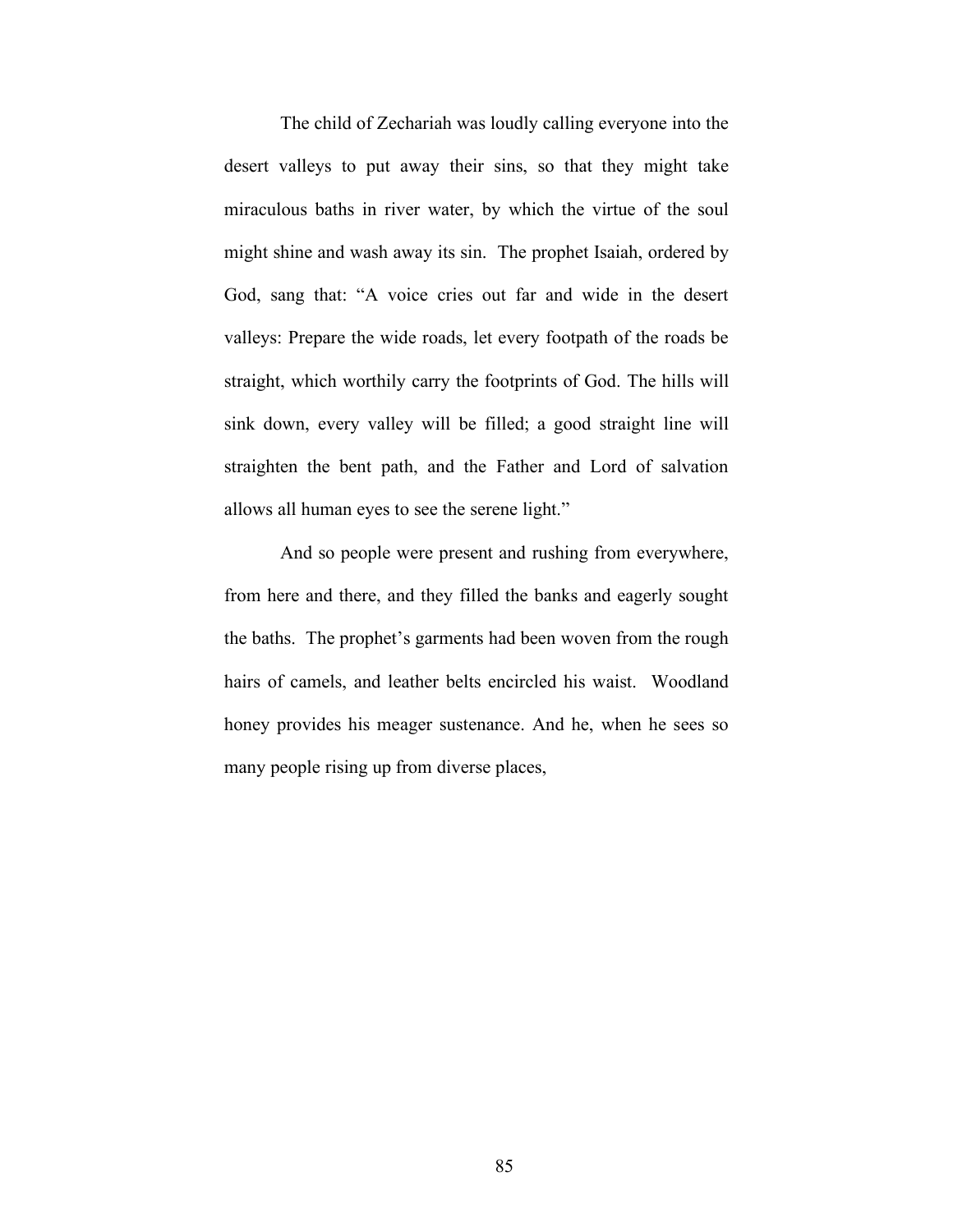The child of Zechariah was loudly calling everyone into the desert valleys to put away their sins, so that they might take miraculous baths in river water, by which the virtue of the soul might shine and wash away its sin. The prophet Isaiah, ordered by God, sang that: "A voice cries out far and wide in the desert valleys: Prepare the wide roads, let every footpath of the roads be straight, which worthily carry the footprints of God. The hills will sink down, every valley will be filled; a good straight line will straighten the bent path, and the Father and Lord of salvation allows all human eyes to see the serene light."

And so people were present and rushing from everywhere, from here and there, and they filled the banks and eagerly sought the baths. The prophet's garments had been woven from the rough hairs of camels, and leather belts encircled his waist. Woodland honey provides his meager sustenance. And he, when he sees so many people rising up from diverse places,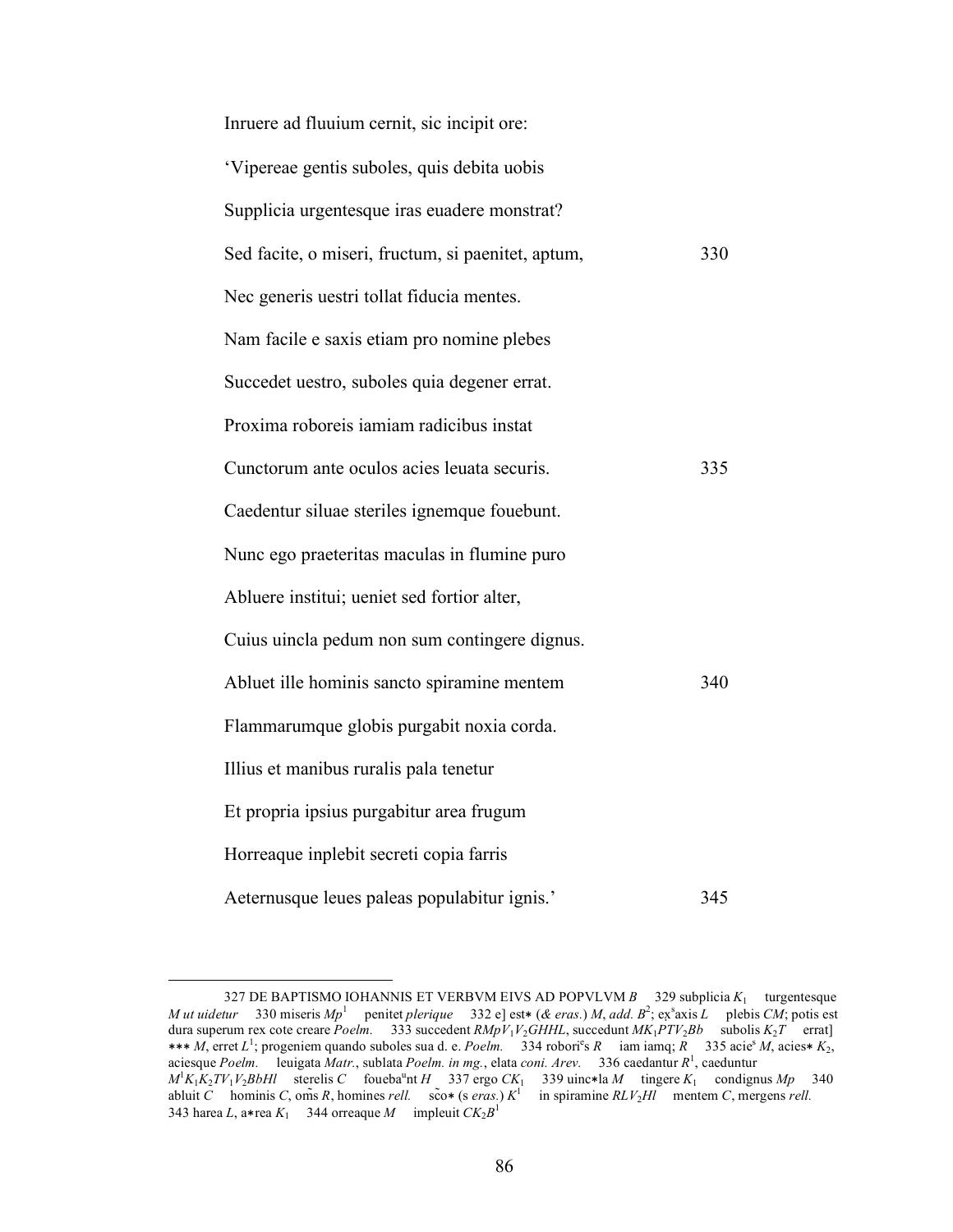Inruere ad fluuium cernit, sic incipit ore:

'Vipereae gentis suboles, quis debita uobis

Supplicia urgentesque iras euadere monstrat?

Sed facite, o miseri, fructum, si paenitet, aptum, 330

Nec generis uestri tollat fiducia mentes.

Nam facile e saxis etiam pro nomine plebes

Succedet uestro, suboles quia degener errat.

Proxima roboreis iamiam radicibus instat

Cunctorum ante oculos acies leuata securis. 335

Caedentur siluae steriles ignemque fouebunt.

Nunc ego praeteritas maculas in flumine puro

Abluere institui; ueniet sed fortior alter,

Cuius uincla pedum non sum contingere dignus.

Abluet ille hominis sancto spiramine mentem 340

Flammarumque globis purgabit noxia corda.

Illius et manibus ruralis pala tenetur

Et propria ipsius purgabitur area frugum

Horreaque inplebit secreti copia farris

Aeternusque leues paleas populabitur ignis.' 345

---

327 DE BAPTISMO IOHANNIS ET VERBVM EIVS AD POPVLVM *B* 329 subplicia $K_1$ turgentesque *M ut uidetur* 330 miseris $Mp^1$ penitet *plerique* 332 e] est* (*& eras.*) *M*, *add.* $B^2$; ex̣saxis *L* plebis *CM*; potis est dura superum rex cote creare *Poelm.* 333 succedent $RMpV_1V_2GHHL$, succedunt $MK_1PTV_2Bb$ subolis $K_2T$ errat] *** *M*, erret $L^1$; progeniem quando suboles sua d. e. *Poelm.* 334 robori^e^s *R* iam iamq; *R* 335 acie^s^ *M*, acies* $K_2$, aciesque *Poelm.* leuigata *Matr.*, sublata *Poelm. in mg.*, elata *coni. Arev.* 336 caedantur $R^1$, caeduntur $M^1K_1K_2TV_1V_2BbHl$ sterelis *C* fouebaᵘnt *H* 337 ergo $CK_1$ 339 uinc*la *M* tingere $K_1$ condignus *Mp* 340 abluit *C* hominis *C*, oms̃ *R*, homines *rell.* sc̃o* (s *eras.*) $K^1$ in spiramine $RLV_2Hl$ mentem *C*, mergens *rell.* 343 harea *L*, a*rea $K_1$ 344 orreaque *M* impleuit $CK_2B^1$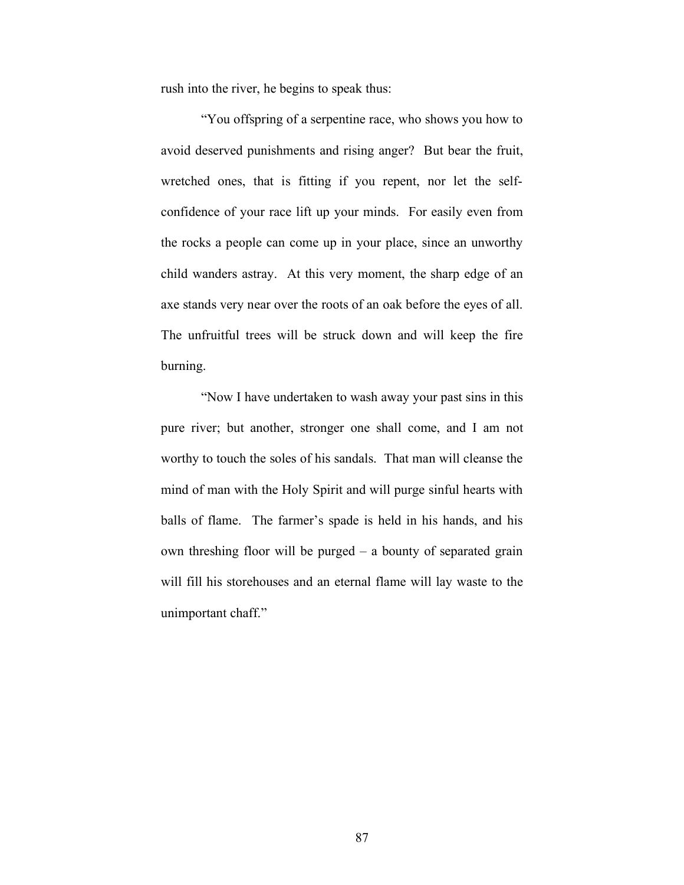rush into the river, he begins to speak thus:

"You offspring of a serpentine race, who shows you how to avoid deserved punishments and rising anger? But bear the fruit, wretched ones, that is fitting if you repent, nor let the self-confidence of your race lift up your minds. For easily even from the rocks a people can come up in your place, since an unworthy child wanders astray. At this very moment, the sharp edge of an axe stands very near over the roots of an oak before the eyes of all. The unfruitful trees will be struck down and will keep the fire burning.

"Now I have undertaken to wash away your past sins in this pure river; but another, stronger one shall come, and I am not worthy to touch the soles of his sandals. That man will cleanse the mind of man with the Holy Spirit and will purge sinful hearts with balls of flame. The farmer's spade is held in his hands, and his own threshing floor will be purged – a bounty of separated grain will fill his storehouses and an eternal flame will lay waste to the unimportant chaff."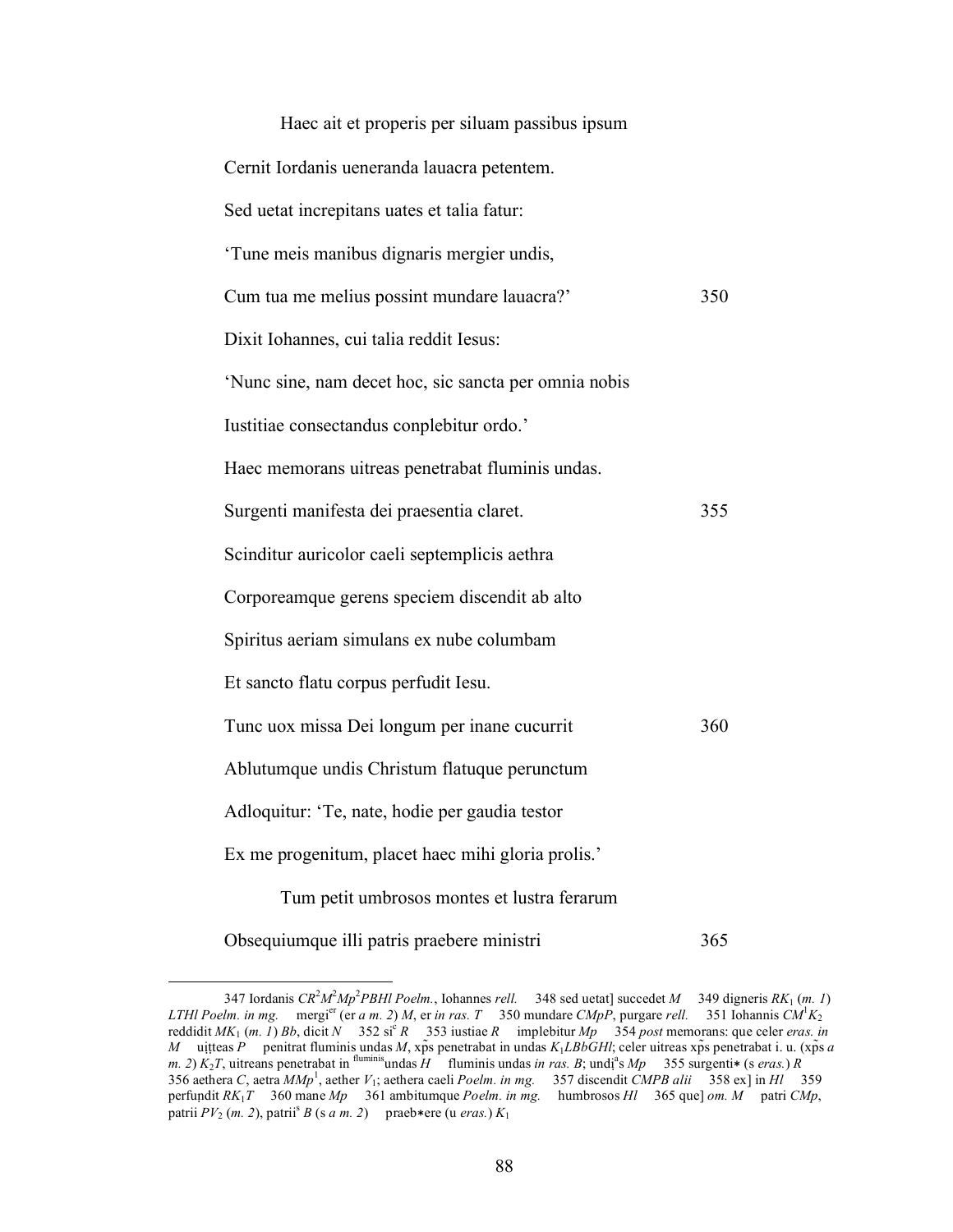Haec ait et properis per siluam passibus ipsum

Cernit Iordanis ueneranda lauacra petentem.

Sed uetat increpitans uates et talia fatur:

'Tune meis manibus dignaris mergier undis,

Cum tua me melius possint mundare lauacra?' 350

Dixit Iohannes, cui talia reddit Iesus:

'Nunc sine, nam decet hoc, sic sancta per omnia nobis

Iustitiae consectandus conplebitur ordo.'

Haec memorans uitreas penetrabat fluminis undas.

Surgenti manifesta dei praesentia claret. 355

Scinditur auricolor caeli septemplicis aethra

Corporeamque gerens speciem discendit ab alto

Spiritus aeriam simulans ex nube columbam

Et sancto flatu corpus perfudit Iesu.

Tunc uox missa Dei longum per inane cucurrit 360

Ablutumque undis Christum flatuque perunctum

Adloquitur: 'Te, nate, hodie per gaudia testor

Ex me progenitum, placet haec mihi gloria prolis.'

Tum petit umbrosos montes et lustra ferarum

Obsequiumque illi patris praebere ministri 365

---

347 Iordanis *C$R^2$$M^2$$Mp^2$PBHl Poelm.*, Iohannes *rell.* 348 sed uetat] succedet *M* 349 digneris *$RK_1$ (m. 1) LTHl Poelm. in mg.* mergi[er] (er *a m. 2*) *M*, er *in ras. T* 350 mundare *CMpP*, purgare *rell.* 351 Iohannis *C$M^1$$K_2$* reddidit *$MK_1$ (m. 1) Bb*, dicit *N* 352 si[c] *R* 353 iustiae *R* implebitur *Mp* 354 *post* memorans: que celer *eras. in M* uiṭteas *P* penitrat fluminis undas *M*, xp̃s penetrabat in undas *$K_1$LBbGHl*; celer uitreas xp̃s penetrabat i. u. (xp̃s *a m. 2*) *$K_2$T*, uitreans penetrabat in [fluminis]undas *H* fluminis undas *in ras. B*; undị[a]s *Mp* 355 surgenti∗ (s *eras.*) *R* 356 aethera *C*, aetra *$MMp^1$*, aether *$V_1$*; aethera caeli *Poelm. in mg.* 357 discendit *CMPB alii* 358 ex] in *Hl* 359 perfuṇdit *$RK_1$T* 360 mane *Mp* 361 ambitumque *Poelm. in mg.* humbrosos *Hl* 365 que] *om. M* patri *CMp*, patrii *$PV_2$ (m. 2)*, patrii[s] *B* (s *a m. 2*) praeb∗ere (u *eras.*) *$K_1$*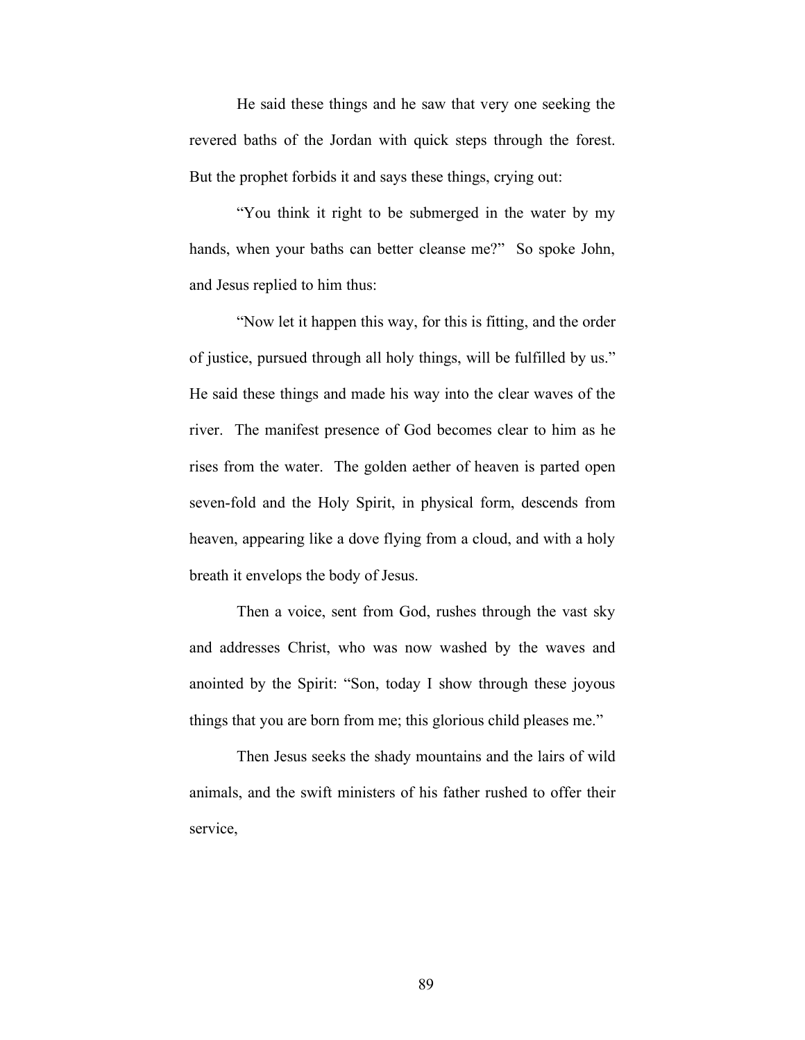He said these things and he saw that very one seeking the revered baths of the Jordan with quick steps through the forest. But the prophet forbids it and says these things, crying out:

"You think it right to be submerged in the water by my hands, when your baths can better cleanse me?" So spoke John, and Jesus replied to him thus:

"Now let it happen this way, for this is fitting, and the order of justice, pursued through all holy things, will be fulfilled by us." He said these things and made his way into the clear waves of the river. The manifest presence of God becomes clear to him as he rises from the water. The golden aether of heaven is parted open seven-fold and the Holy Spirit, in physical form, descends from heaven, appearing like a dove flying from a cloud, and with a holy breath it envelops the body of Jesus.

Then a voice, sent from God, rushes through the vast sky and addresses Christ, who was now washed by the waves and anointed by the Spirit: "Son, today I show through these joyous things that you are born from me; this glorious child pleases me."

Then Jesus seeks the shady mountains and the lairs of wild animals, and the swift ministers of his father rushed to offer their service,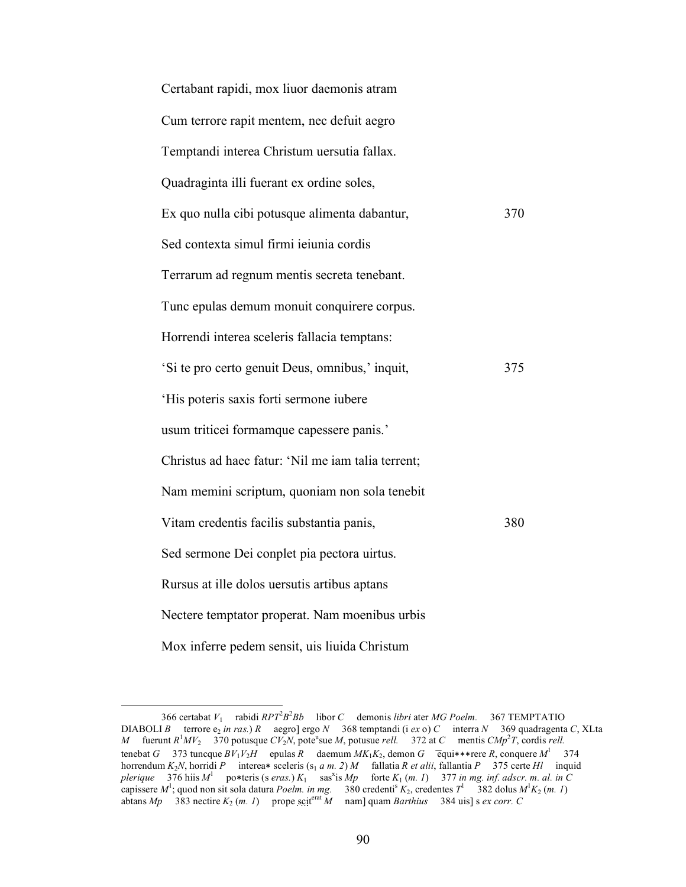Certabant rapidi, mox liuor daemonis atram

Cum terrore rapit mentem, nec defuit aegro

Temptandi interea Christum uersutia fallax.

Quadraginta illi fuerant ex ordine soles,

Ex quo nulla cibi potusque alimenta dabantur, 370

Sed contexta simul firmi ieiunia cordis

Terrarum ad regnum mentis secreta tenebant.

Tunc epulas demum monuit conquirere corpus.

Horrendi interea sceleris fallacia temptans:

'Si te pro certo genuit Deus, omnibus,' inquit, 375

'His poteris saxis forti sermone iubere

usum triticei formamque capessere panis.'

Christus ad haec fatur: 'Nil me iam talia terrent;

Nam memini scriptum, quoniam non sola tenebit

Vitam credentis facilis substantia panis, 380

Sed sermone Dei conplet pia pectora uirtus.

Rursus at ille dolos uersutis artibus aptans

Nectere temptator properat. Nam moenibus urbis

Mox inferre pedem sensit, uis liuida Christum

---

366 certabat $V_1$ rabidi *RPT*$^2$*B*$^2$*Bb* libor *C* demonis *libri* ater *MG Poelm.* 367 TEMPTATIO DIABOLI *B* terrore e$_2$ *in ras.*) *R* aegro] ergo *N* 368 temptandi (i *ex* o) *C* interra *N* 369 quadragenta *C*, XLta *M* fuerunt *R*$^1$*MV*$_2$ 370 potusque *CV*$_2$*N*, pote$^u$sue *M*, potusue *rell.* 372 at *C* mentis *CMp*$^2$*T*, cordis *rell.* tenebat *G* 373 tuncque *BV*$_1$*V*$_2$*H* epulas *R* daemum *MK*$_1$*K*$_2$, demon *G* ēqui∗∗∗rere *R*, conquere *M*$^1$ 374 horrendum *K*$_2$*N*, horridi *P* interea∗ sceleris (s$_1$ *a m. 2*) *M* fallatia *R et alii*, fallantia *P* 375 certe *Hl* inquid *plerique* 376 hiis *M*$^1$ po∗teris (s *eras.*) *K*$_1$ sas$^x$is *Mp* forte *K*$_1$ (*m. 1*) 377 *in mg. inf. adscr. m. al. in C* capissere *M*$^1$; quod non sit sola datura *Poelm. in mg.* 380 credenti$^s$ *K*$_2$, credentes *T*$^1$ 382 dolus *M*$^1$*K*$_2$ (*m. 1*) abtans *Mp* 383 nectire *K*$_2$ (*m. 1*) prope scit$^{erat}$ *M* nam] quam *Barthius* 384 uis] s *ex corr. C*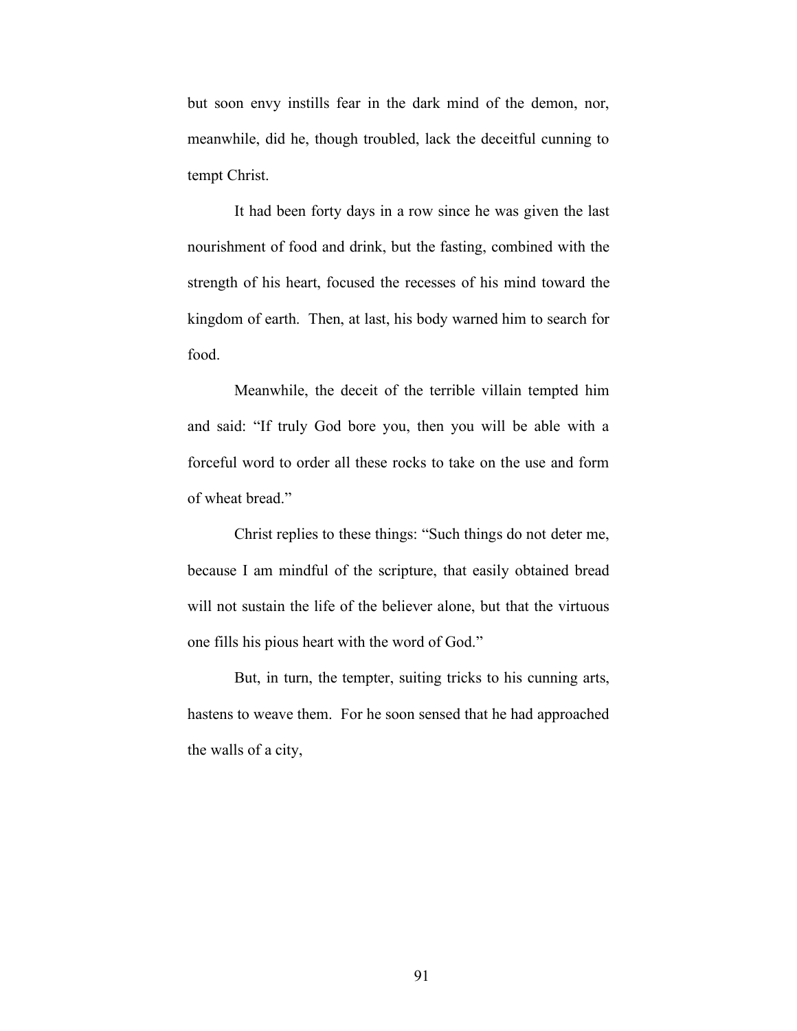but soon envy instills fear in the dark mind of the demon, nor, meanwhile, did he, though troubled, lack the deceitful cunning to tempt Christ.

It had been forty days in a row since he was given the last nourishment of food and drink, but the fasting, combined with the strength of his heart, focused the recesses of his mind toward the kingdom of earth. Then, at last, his body warned him to search for food.

Meanwhile, the deceit of the terrible villain tempted him and said: "If truly God bore you, then you will be able with a forceful word to order all these rocks to take on the use and form of wheat bread."

Christ replies to these things: "Such things do not deter me, because I am mindful of the scripture, that easily obtained bread will not sustain the life of the believer alone, but that the virtuous one fills his pious heart with the word of God."

But, in turn, the tempter, suiting tricks to his cunning arts, hastens to weave them. For he soon sensed that he had approached the walls of a city,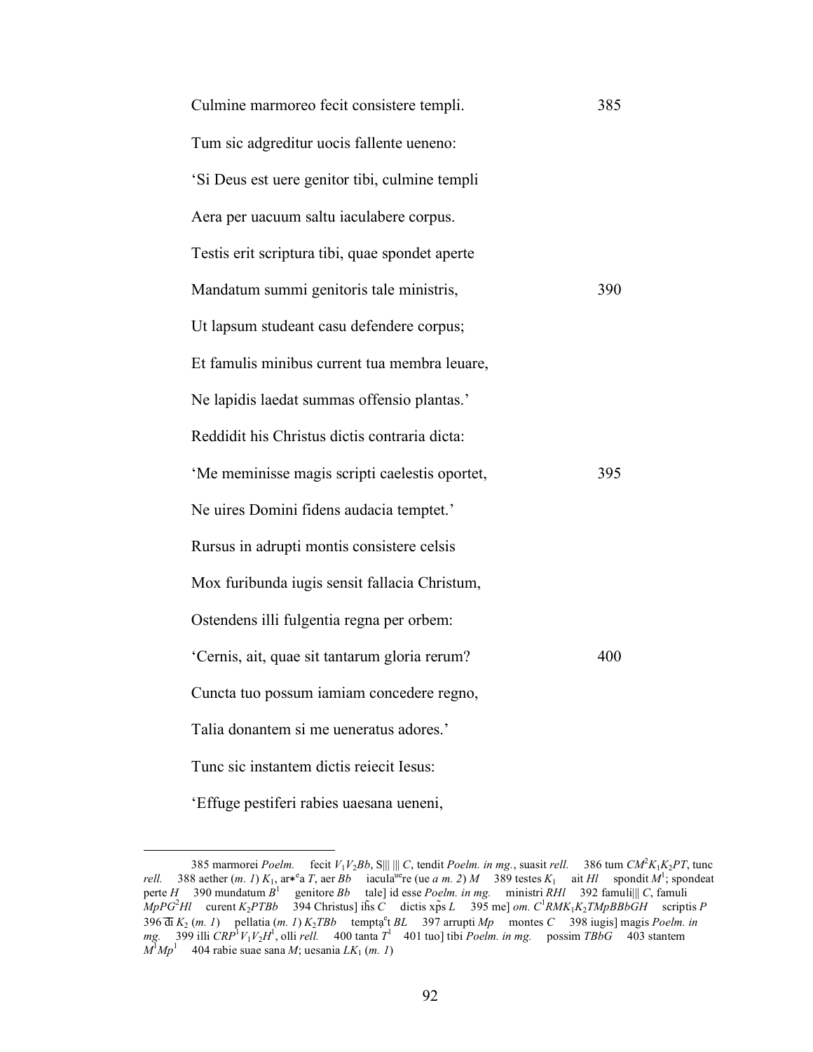Culmine marmoreo fecit consistere templi. 385

Tum sic adgreditur uocis fallente ueneno:

'Si Deus est uere genitor tibi, culmine templi

Aera per uacuum saltu iaculabere corpus.

Testis erit scriptura tibi, quae spondet aperte

Mandatum summi genitoris tale ministris, 390

Ut lapsum studeant casu defendere corpus;

Et famulis minibus current tua membra leuare,

Ne lapidis laedat summas offensio plantas.'

Reddidit his Christus dictis contraria dicta:

'Me meminisse magis scripti caelestis oportet, 395

Ne uires Domini fidens audacia temptet.'

Rursus in adrupti montis consistere celsis

Mox furibunda iugis sensit fallacia Christum,

Ostendens illi fulgentia regna per orbem:

'Cernis, ait, quae sit tantarum gloria rerum? 400

Cuncta tuo possum iamiam concedere regno,

Talia donantem si me ueneratus adores.'

Tunc sic instantem dictis reiecit Iesus:

'Effuge pestiferi rabies uaesana ueneni,

---

385 marmorei *Poelm.* fecit $V_1V_2Bb$, S||| ||| *C*, tendit *Poelm. in mg.*, suasit *rell.* 386 tum $CM^2K_1K_2PT$, tunc *rell.* 388 aether (*m. 1*) $K_1$, ar*ᵉa *T*, aer *Bb* iacula^ue^re (ue *a m. 2*) *M* 389 testes $K_1$ ait *Hl* spondit $M^1$; spondeat perte *H* 390 mundatum $B^1$ genitore *Bb* tale] id esse *Poelm. in mg.* ministri *RHl* 392 famuli||| *C*, famuli $MpPG^2Hl$ curent $K_2PTBb$ 394 Christus] ihs *C* dictis xp̃s *L* 395 me] *om.* $C^1RMK_1K_2TMpBBbGH$ scriptis *P* 396 d̄i $K_2$ (*m. 1*) pellatia (*m. 1*) $K_2TBb$ temptạᵉt *BL* 397 arrupti *Mp* montes *C* 398 iugis] magis *Poelm. in mg.* 399 illi $CRP^1V_1V_2H^1$, olli *rell.* 400 tanta $T^1$ 401 tuo] tibi *Poelm. in mg.* possim *TBbG* 403 stantem $M^1Mp^1$ 404 rabie suae sana *M*; uesania $LK_1$ (*m. 1*)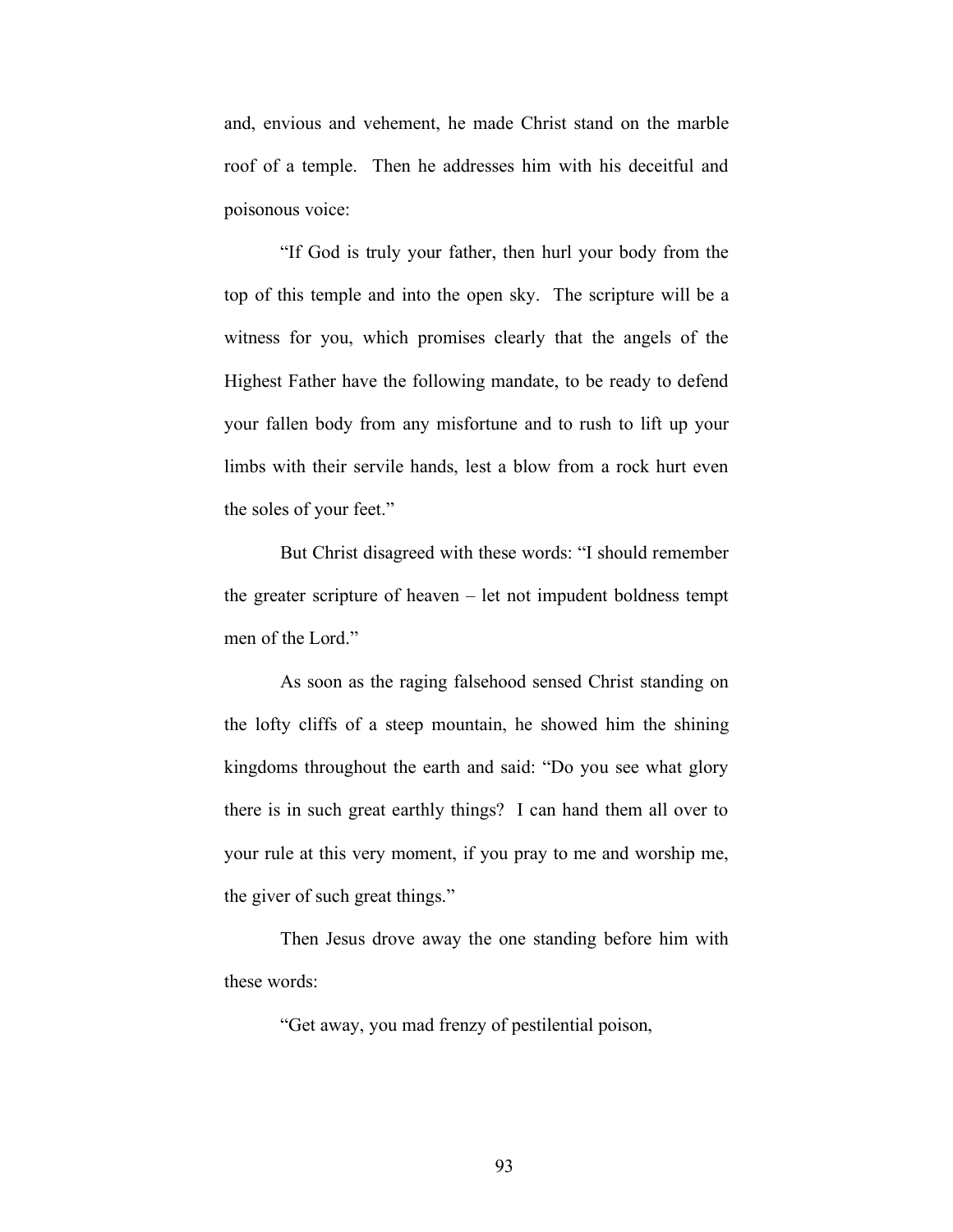and, envious and vehement, he made Christ stand on the marble roof of a temple. Then he addresses him with his deceitful and poisonous voice:

"If God is truly your father, then hurl your body from the top of this temple and into the open sky. The scripture will be a witness for you, which promises clearly that the angels of the Highest Father have the following mandate, to be ready to defend your fallen body from any misfortune and to rush to lift up your limbs with their servile hands, lest a blow from a rock hurt even the soles of your feet."

But Christ disagreed with these words: "I should remember the greater scripture of heaven – let not impudent boldness tempt men of the Lord."

As soon as the raging falsehood sensed Christ standing on the lofty cliffs of a steep mountain, he showed him the shining kingdoms throughout the earth and said: "Do you see what glory there is in such great earthly things? I can hand them all over to your rule at this very moment, if you pray to me and worship me, the giver of such great things."

Then Jesus drove away the one standing before him with these words:

"Get away, you mad frenzy of pestilential poison,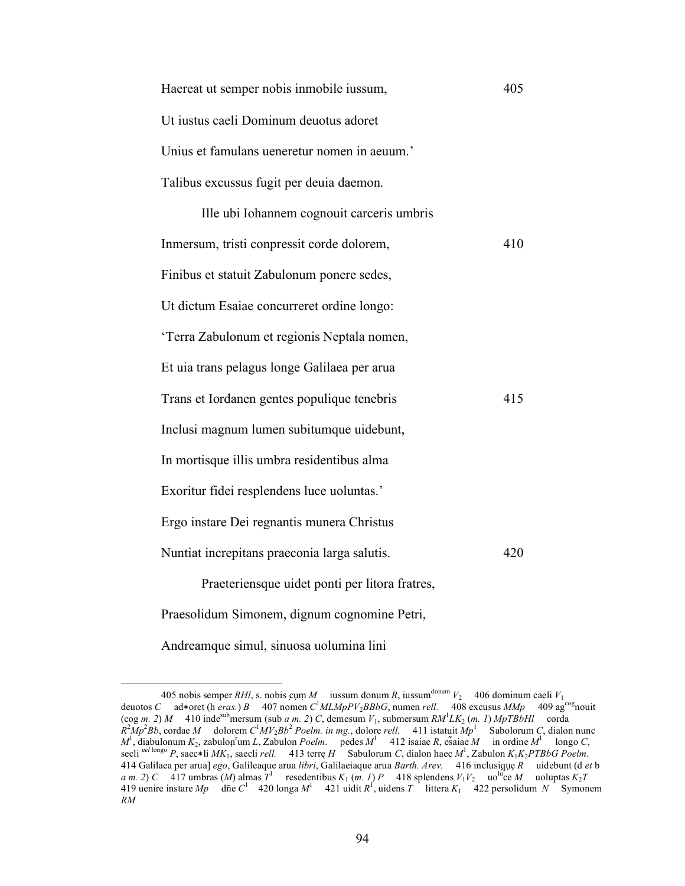Haereat ut semper nobis inmobile iussum, 405

Ut iustus caeli Dominum deuotus adoret

Unius et famulans ueneretur nomen in aeuum.'

Talibus excussus fugit per deuia daemon.

Ille ubi Iohannem cognouit carceris umbris

Inmersum, tristi conpressit corde dolorem, 410

Finibus et statuit Zabulonum ponere sedes,

Ut dictum Esaiae concurreret ordine longo:

'Terra Zabulonum et regionis Neptala nomen,

Et uia trans pelagus longe Galilaea per arua

Trans et Iordanen gentes populique tenebris 415

Inclusi magnum lumen subitumque uidebunt,

In mortisque illis umbra residentibus alma

Exoritur fidei resplendens luce uoluntas.'

Ergo instare Dei regnantis munera Christus

Nuntiat increpitans praeconia larga salutis. 420

Praeteriensque uidet ponti per litora fratres,

Praesolidum Simonem, dignum cognomine Petri,

Andreamque simul, sinuosa uolumina lini

---

405 nobis semper *RHl*, s. nobis ẹụṃ *M* iussum donum *R*, iussum[donum] $V_2$ 406 dominum caeli $V_1$ deuotos *C* ad∗oret (h *eras.*) *B* 407 nomen $C^1MLMpPV_2BBbG$, numen *rell.* 408 excusus *MMp* 409 ag[cog]nouit (cog *m. 2*) *M* 410 inde[sub]mersum (sub *a m. 2*) *C*, demesum $V_1$, submersum $RM^1LK_2$ (*m. 1*) *MpTBbHl* corda $R^2Mp^2Bb$, cordae *M* dolorem $C^1MV_2Bb^2$ *Poelm. in mg.*, dolore *rell.* 411 istaṭuit $Mp^1$ Sabolorum *C*, dialon nunc $M^1$, diabulonum $K_2$, zabuloṇ[r]um *L*, Zabulon *Poelm.* pedes $M^1$ 412 isaiae *R*, ešaiae *M* in ordine $M^1$ longo *C*, secli [*uel* longo] *P*, saec∗li $MK_1$, saecli *rell.* 413 terrę *H* Sabulorum *C*, dialon haec $M^1$, Zabulon $K_1K_2PTBbG$ *Poelm.* 414 Galilaea per arua] *ego*, Galileaque arua *libri*, Galilaeiaque arua *Barth. Arev.* 416 inclusiquẹ *R* uidebunt (d *et* b *a m. 2*) *C* 417 umbras (*M*) almas $T^1$ resedentibus $K_1$ (*m. 1*) *P* 418 splendens $V_1V_2$ uo[lu]ce *M* uoluptas $K_2T$ 419 uenire instare *Mp* dñe $C^1$ 420 longa $M^1$ 421 uidit $R^1$, uidens *T* littera $K_1$ 422 persolidum *N* Symonem *RM*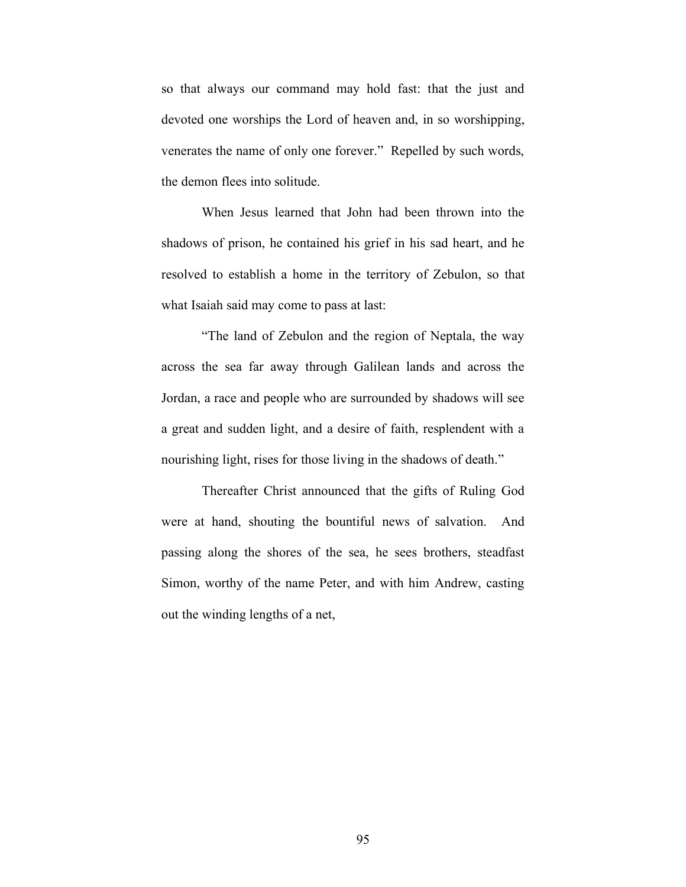so that always our command may hold fast: that the just and devoted one worships the Lord of heaven and, in so worshipping, venerates the name of only one forever." Repelled by such words, the demon flees into solitude.

When Jesus learned that John had been thrown into the shadows of prison, he contained his grief in his sad heart, and he resolved to establish a home in the territory of Zebulon, so that what Isaiah said may come to pass at last:

"The land of Zebulon and the region of Neptala, the way across the sea far away through Galilean lands and across the Jordan, a race and people who are surrounded by shadows will see a great and sudden light, and a desire of faith, resplendent with a nourishing light, rises for those living in the shadows of death."

Thereafter Christ announced that the gifts of Ruling God were at hand, shouting the bountiful news of salvation. And passing along the shores of the sea, he sees brothers, steadfast Simon, worthy of the name Peter, and with him Andrew, casting out the winding lengths of a net,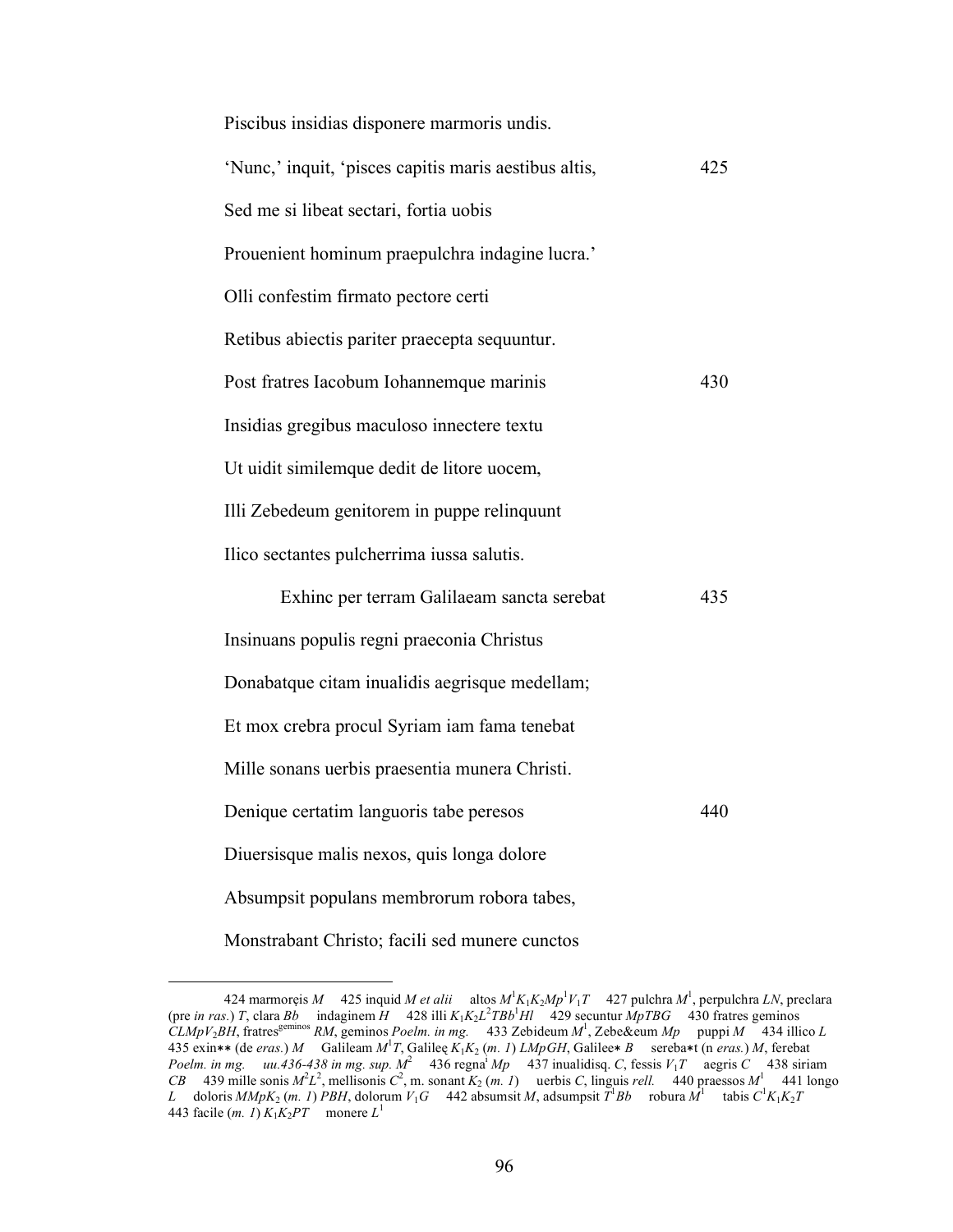Piscibus insidias disponere marmoris undis.

'Nunc,' inquit, 'pisces capitis maris aestibus altis, 425

Sed me si libeat sectari, fortia uobis

Prouenient hominum praepulchra indagine lucra.'

Olli confestim firmato pectore certi

Retibus abiectis pariter praecepta sequuntur.

Post fratres Iacobum Iohannemque marinis 430

Insidias gregibus maculoso innectere textu

Ut uidit similemque dedit de litore uocem,

Illi Zebedeum genitorem in puppe relinquunt

Ilico sectantes pulcherrima iussa salutis.

Exhinc per terram Galilaeam sancta serebat 435

Insinuans populis regni praeconia Christus

Donabatque citam inualidis aegrisque medellam;

Et mox crebra procul Syriam iam fama tenebat

Mille sonans uerbis praesentia munera Christi.

Denique certatim languoris tabe peresos 440

Diuersisque malis nexos, quis longa dolore

Absumpsit populans membrorum robora tabes,

Monstrabant Christo; facili sed munere cunctos

---

424 marmorẹis *M* 425 inquid *M et alii* altos $M^1K_1K_2Mp^1V_1T$ 427 pulchra $M^1$, perpulchra *LN*, preclara (pre *in ras.*) *T*, clara *Bb* indaginem *H* 428 illi $K_1K_2L^2TBb^1Hl$ 429 secuntur *MpTBG* 430 fratres geminos *CLMpV₂BH*, fratres[geminos] *RM*, geminos *Poelm. in mg.* 433 Zebideum $M^1$, Zebe&eum *Mp* puppi *M* 434 illico *L* 435 exin** (de *eras.*) *M* Galileam $M^1T$, Galileę $K_1K_2$ (*m. 1*) *LMpGH*, Galilee* *B* sereba*t (n *eras.*) *M*, ferebat *Poelm. in mg.* *uu.436-438 in mg. sup.* $M^2$ 436 regna[i] *Mp* 437 inualidisq. *C*, fessis $V_1T$ aegris *C* 438 siriam *CB* 439 mille sonis $M^2L^2$, mellisonis $C^2$, m. sonant $K_2$ (*m. 1*) uerbis *C*, linguis *rell.* 440 praessos $M^1$ 441 longo *L* doloris $MMpK_2$ (*m. 1*) *PBH*, dolorum $V_1G$ 442 absumsit *M*, adsumpsit $T^1Bb$ robura $M^1$ tabis $C^1K_1K_2T$ 443 facile (*m. 1*) $K_1K_2PT$ monere $L^1$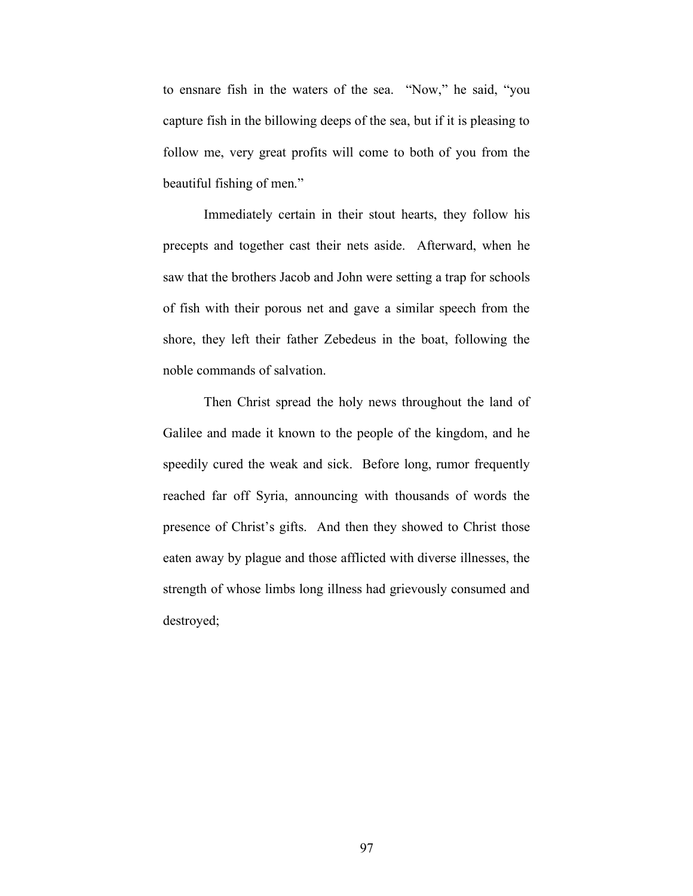to ensnare fish in the waters of the sea. "Now," he said, "you capture fish in the billowing deeps of the sea, but if it is pleasing to follow me, very great profits will come to both of you from the beautiful fishing of men."

Immediately certain in their stout hearts, they follow his precepts and together cast their nets aside. Afterward, when he saw that the brothers Jacob and John were setting a trap for schools of fish with their porous net and gave a similar speech from the shore, they left their father Zebedeus in the boat, following the noble commands of salvation.

Then Christ spread the holy news throughout the land of Galilee and made it known to the people of the kingdom, and he speedily cured the weak and sick. Before long, rumor frequently reached far off Syria, announcing with thousands of words the presence of Christ's gifts. And then they showed to Christ those eaten away by plague and those afflicted with diverse illnesses, the strength of whose limbs long illness had grievously consumed and destroyed;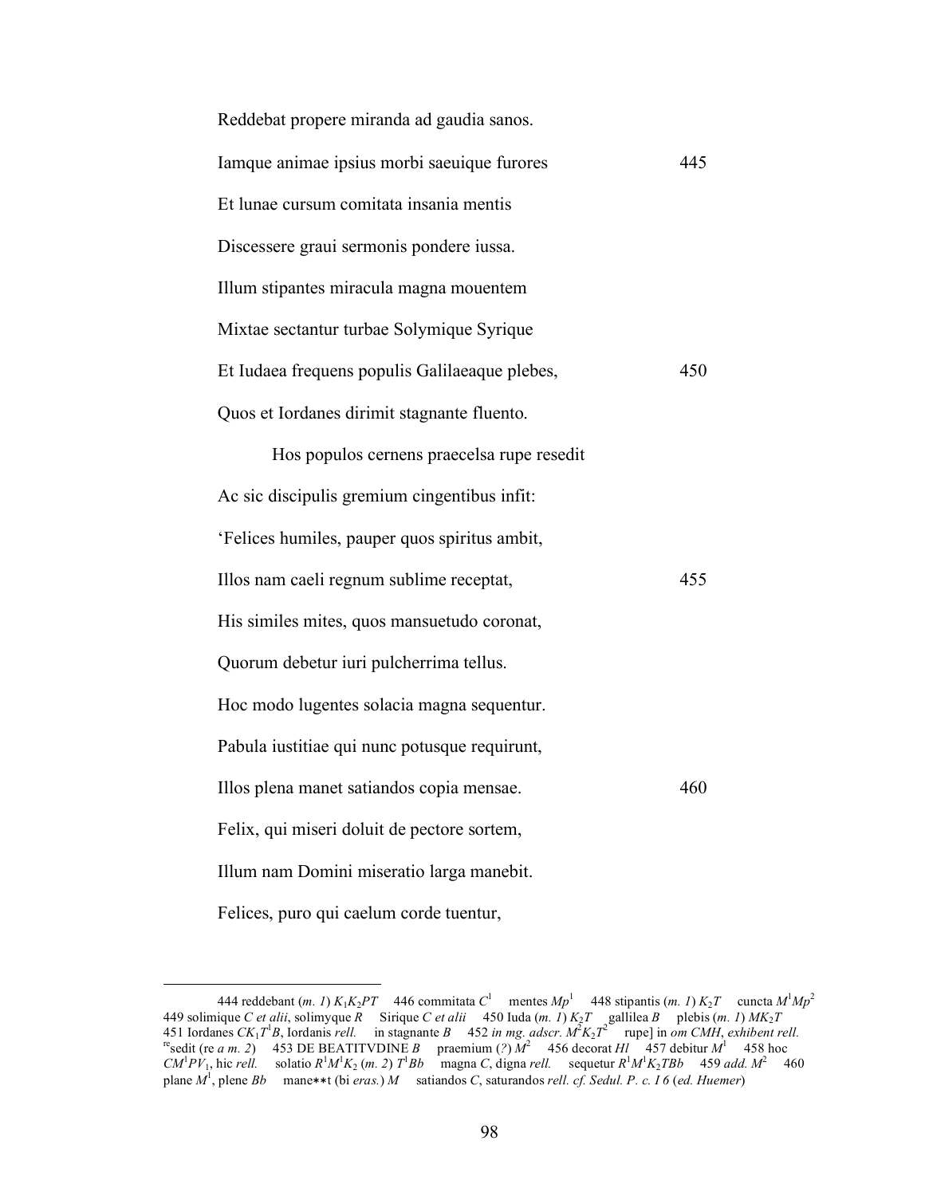Reddebat propere miranda ad gaudia sanos.

Iamque animae ipsius morbi saeuique furores 445

Et lunae cursum comitata insania mentis

Discessere graui sermonis pondere iussa.

Illum stipantes miracula magna mouentem

Mixtae sectantur turbae Solymique Syrique

Et Iudaea frequens populis Galilaeaque plebes, 450

Quos et Iordanes dirimit stagnante fluento.

Hos populos cernens praecelsa rupe resedit

Ac sic discipulis gremium cingentibus infit:

'Felices humiles, pauper quos spiritus ambit,

Illos nam caeli regnum sublime receptat, 455

His similes mites, quos mansuetudo coronat,

Quorum debetur iuri pulcherrima tellus.

Hoc modo lugentes solacia magna sequentur.

Pabula iustitiae qui nunc potusque requirunt,

Illos plena manet satiandos copia mensae. 460

Felix, qui miseri doluit de pectore sortem,

Illum nam Domini miseratio larga manebit.

Felices, puro qui caelum corde tuentur,

---

444 reddebant (*m. 1*) $K_1K_2PT$ 446 commitata $C^1$ mentes $Mp^1$ 448 stipantis (*m. 1*) $K_2T$ cuncta $M^1Mp^2$ 449 solimique *C et alii*, solimyque *R* Sirique *C et alii* 450 Iuda (*m. 1*) $K_2T$ gallilea *B* plebis (*m. 1*) $MK_2T$ 451 Iordanes $CK_1T^1B$, Iordanis *rell.* in stagnante *B* 452 *in mg. adscr.* $M^2K_2T^2$ rupe] in *om CMH*, *exhibent rell.* $^{re}$sedit (re *a m. 2*) 453 DE BEATITVDINE *B* praemium (*?*) $M^2$ 456 decorat *Hl* 457 debitur $M^1$ 458 hoc $CM^1PV_1$, hic *rell.* solatio $R^1M^1K_2$ (*m. 2*) $T^1Bb$ magna *C*, digna *rell.* sequetur $R^1M^1K_2TBb$ 459 *add.* $M^2$ 460 plane $M^1$, plene *Bb* mane∗∗t (bi *eras.*) *M* satiandos *C*, saturandos *rell. cf. Sedul. P. c. I 6* (*ed. Huemer*)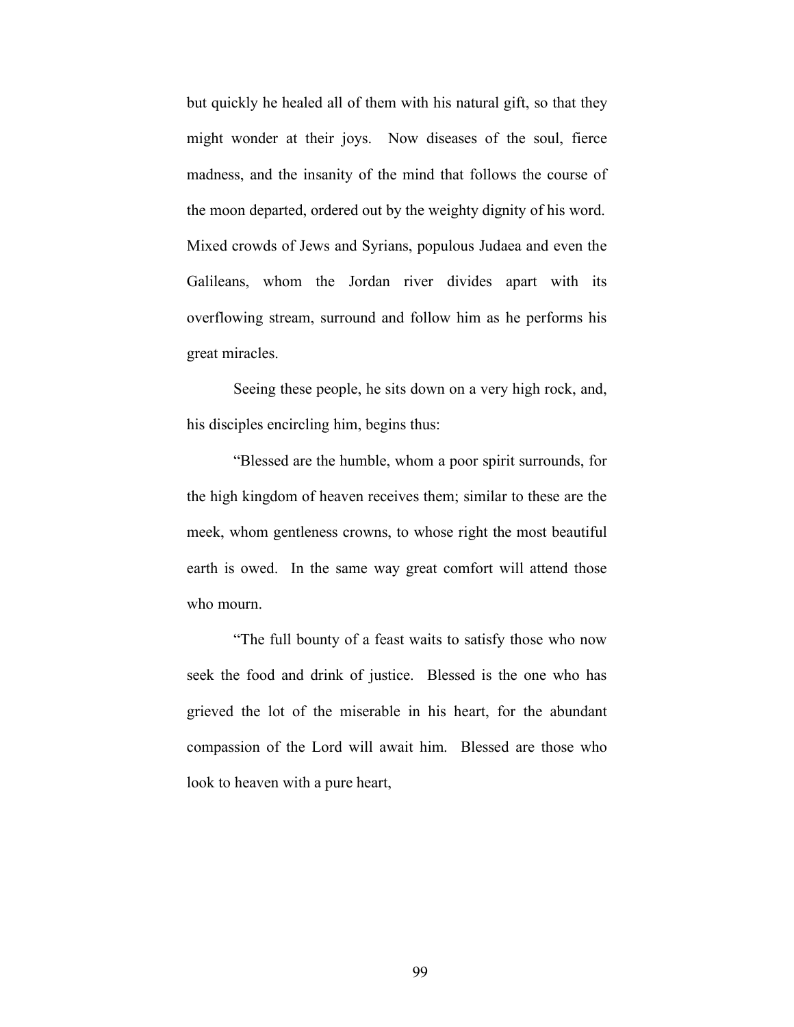but quickly he healed all of them with his natural gift, so that they might wonder at their joys. Now diseases of the soul, fierce madness, and the insanity of the mind that follows the course of the moon departed, ordered out by the weighty dignity of his word. Mixed crowds of Jews and Syrians, populous Judaea and even the Galileans, whom the Jordan river divides apart with its overflowing stream, surround and follow him as he performs his great miracles.

Seeing these people, he sits down on a very high rock, and, his disciples encircling him, begins thus:

"Blessed are the humble, whom a poor spirit surrounds, for the high kingdom of heaven receives them; similar to these are the meek, whom gentleness crowns, to whose right the most beautiful earth is owed. In the same way great comfort will attend those who mourn.

"The full bounty of a feast waits to satisfy those who now seek the food and drink of justice. Blessed is the one who has grieved the lot of the miserable in his heart, for the abundant compassion of the Lord will await him. Blessed are those who look to heaven with a pure heart,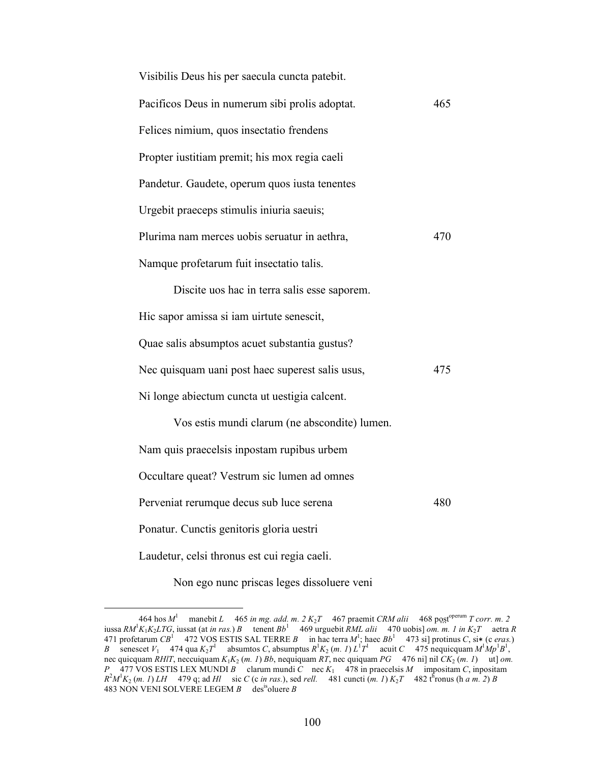Visibilis Deus his per saecula cuncta patebit.

Pacificos Deus in numerum sibi prolis adoptat. 465

Felices nimium, quos insectatio frendens

Propter iustitiam premit; his mox regia caeli

Pandetur. Gaudete, operum quos iusta tenentes

Urgebit praeceps stimulis iniuria saeuis;

Plurima nam merces uobis seruatur in aethra, 470

Namque profetarum fuit insectatio talis.

  Discite uos hac in terra salis esse saporem.

Hic sapor amissa si iam uirtute senescit,

Quae salis absumptos acuet substantia gustus?

Nec quisquam uani post haec superest salis usus, 475

Ni longe abiectum cuncta ut uestigia calcent.

  Vos estis mundi clarum (ne abscondite) lumen.

Nam quis praecelsis inpostam rupibus urbem

Occultare queat? Vestrum sic lumen ad omnes

Perueniat rerumque decus sub luce serena 480

Ponatur. Cunctis genitoris gloria uestri

Laudetur, celsi thronus est cui regia caeli.

  Non ego nunc priscas leges dissoluere ueni

---

464 hos $M^1$ manebit *L* 465 *in mg. add. m. 2* $K_2T$ 467 praemit *CRM alii* 468 post$^{operum}$ *T corr. m. 2* iussa $RM^1K_1K_2LTG$, iussat (at *in ras.*) *B* tenent $Bb^1$ 469 urguebit *RML alii* 470 uobis] *om. m. 1 in* $K_2T$ aetra *R* 471 profetarum $CB^1$ 472 VOS ESTIS SAL TERRE *B* in hac terra $M^1$; haec $Bb^1$ 473 si] protinus *C*, si∗ (c *eras.*) *B* senescet $V_1$ 474 qua $K_2T^1$ absumtos *C*, absumptus $R^1K_2$ (*m. 1*) $L^1T^1$ acuit *C* 475 nequicquam $M^1Mp^1B^1$, nec quicquam *RHlT*, neccuiquam $K_1K_2$ (*m. 1*) *Bb*, nequiquam *RT*, nec quiquam *PG* 476 ni] nil $CK_2$ (*m. 1*) ut] *om. P* 477 VOS ESTIS LEX MUNDI *B* clarum mundi *C* nec $K_1$ 478 in praecelsis *M* impositam *C*, inpositam $R^2M^1K_2$ (*m. 1*) *LH* 479 q; ad *Hl* sic *C* (c *in ras.*), sed *rell.* 481 cuncti (*m. 1*) $K_2T$ 482 t$^h$ronus (h *a m. 2*) *B* 483 NON VENI SOLVERE LEGEM *B* des$^{is}$oluere *B*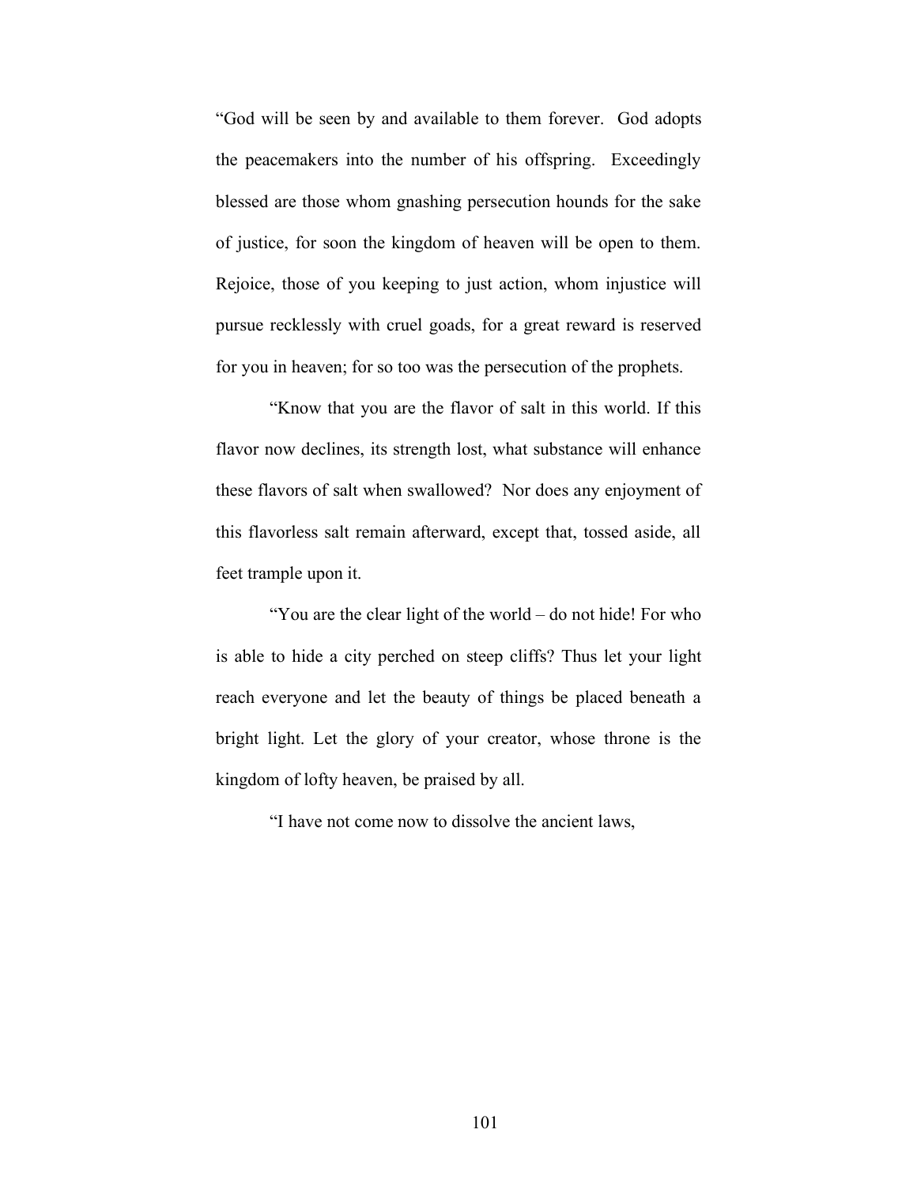"God will be seen by and available to them forever. God adopts the peacemakers into the number of his offspring. Exceedingly blessed are those whom gnashing persecution hounds for the sake of justice, for soon the kingdom of heaven will be open to them. Rejoice, those of you keeping to just action, whom injustice will pursue recklessly with cruel goads, for a great reward is reserved for you in heaven; for so too was the persecution of the prophets.

"Know that you are the flavor of salt in this world. If this flavor now declines, its strength lost, what substance will enhance these flavors of salt when swallowed? Nor does any enjoyment of this flavorless salt remain afterward, except that, tossed aside, all feet trample upon it.

"You are the clear light of the world – do not hide! For who is able to hide a city perched on steep cliffs? Thus let your light reach everyone and let the beauty of things be placed beneath a bright light. Let the glory of your creator, whose throne is the kingdom of lofty heaven, be praised by all.

"I have not come now to dissolve the ancient laws,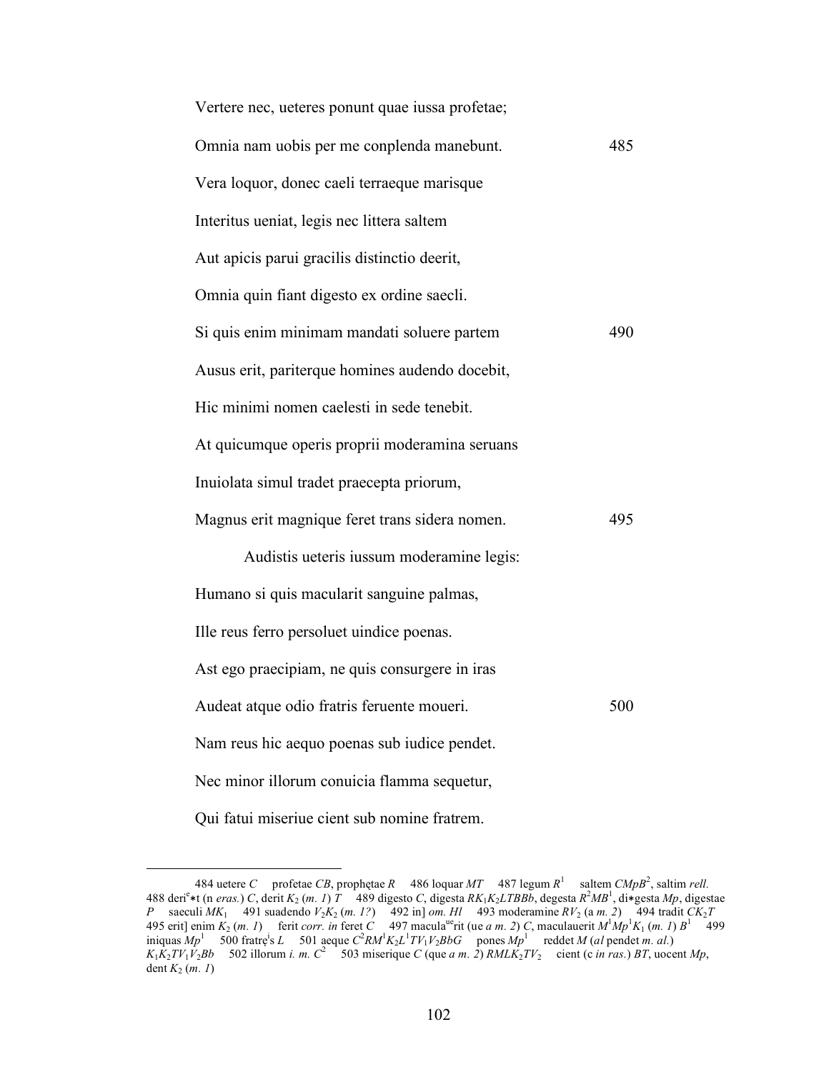Vertere nec, ueteres ponunt quae iussa profetae;

Omnia nam uobis per me conplenda manebunt. 485

Vera loquor, donec caeli terraeque marisque

Interitus ueniat, legis nec littera saltem

Aut apicis parui gracilis distinctio deerit,

Omnia quin fiant digesto ex ordine saecli.

Si quis enim minimam mandati soluere partem 490

Ausus erit, pariterque homines audendo docebit,

Hic minimi nomen caelesti in sede tenebit.

At quicumque operis proprii moderamina seruans

Inuiolata simul tradet praecepta priorum,

Magnus erit magnique feret trans sidera nomen. 495

Audistis ueteris iussum moderamine legis:

Humano si quis macularit sanguine palmas,

Ille reus ferro persoluet uindice poenas.

Ast ego praecipiam, ne quis consurgere in iras

Audeat atque odio fratris feruente moueri. 500

Nam reus hic aequo poenas sub iudice pendet.

Nec minor illorum conuicia flamma sequetur,

Qui fatui miseriue cient sub nomine fratrem.

---

484 uetere *C* profetae *CB*, prophętae *R* 486 loquar *MT* 487 legum $R^1$ saltem $CMpB^2$, saltim *rell.* 488 deri$^e$∗t (n *eras.*) *C*, derit $K_2$ (*m. 1*) *T* 489 digesto *C*, digesta $RK_1K_2LTBBb$, degesta $R^2MB^1$, di∗gesta *Mp*, digestae *P* saeculi $MK_1$ 491 suadendo $V_2K_2$ (*m. 1?*) 492 in] *om. Hl* 493 moderamine $RV_2$ (a *m. 2*) 494 tradit $CK_2T$ 495 erit] enim $K_2$ (*m. 1*) ferit *corr. in* feret *C* 497 macula$^{ue}$rit (ue *a m. 2*) *C*, maculauerit $M^1Mp^1K_1$ (*m. 1*) $B^1$ 499 iniquas $Mp^1$ 500 fratręˡs *L* 501 aeque $C^2RM^1K_2L^1TV_1V_2BbG$ pones $Mp^1$ reddet *M* (*al* pendet *m. al.*) $K_1K_2TV_1V_2Bb$ 502 illorum *i. m.* $C^2$ 503 miserique *C* (que *a m. 2*) $RMLK_2TV_2$ cient (c *in ras.*) *BT*, uocent *Mp*, dent $K_2$ (*m. 1*)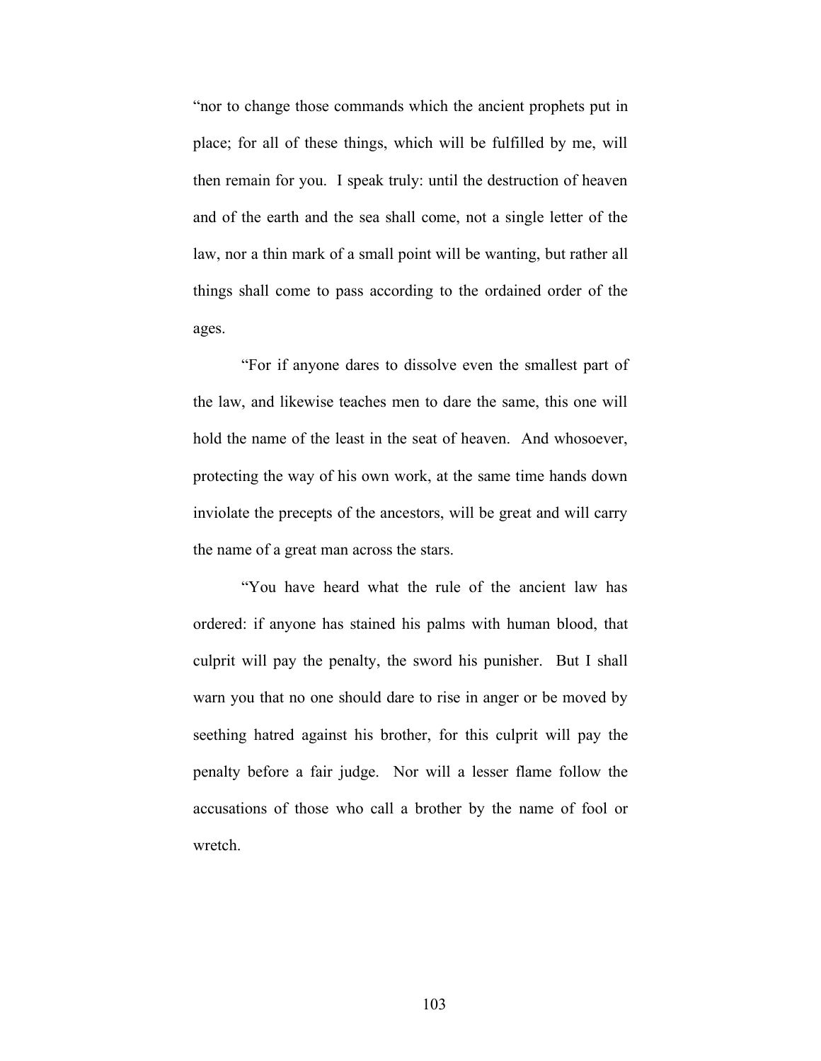"nor to change those commands which the ancient prophets put in place; for all of these things, which will be fulfilled by me, will then remain for you. I speak truly: until the destruction of heaven and of the earth and the sea shall come, not a single letter of the law, nor a thin mark of a small point will be wanting, but rather all things shall come to pass according to the ordained order of the ages.

"For if anyone dares to dissolve even the smallest part of the law, and likewise teaches men to dare the same, this one will hold the name of the least in the seat of heaven. And whosoever, protecting the way of his own work, at the same time hands down inviolate the precepts of the ancestors, will be great and will carry the name of a great man across the stars.

"You have heard what the rule of the ancient law has ordered: if anyone has stained his palms with human blood, that culprit will pay the penalty, the sword his punisher. But I shall warn you that no one should dare to rise in anger or be moved by seething hatred against his brother, for this culprit will pay the penalty before a fair judge. Nor will a lesser flame follow the accusations of those who call a brother by the name of fool or wretch.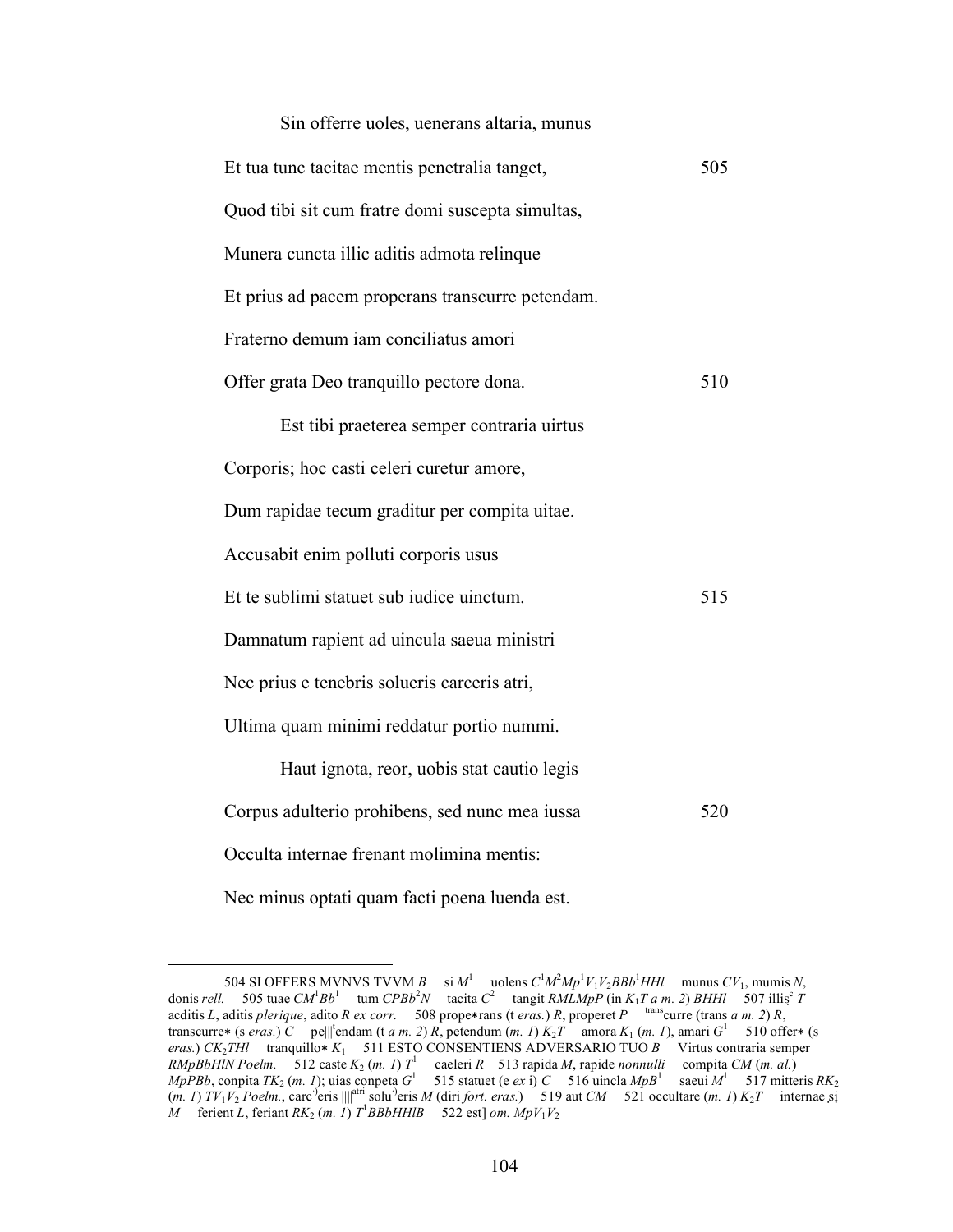Sin offerre uoles, uenerans altaria, munus

Et tua tunc tacitae mentis penetralia tanget, 505

Quod tibi sit cum fratre domi suscepta simultas,

Munera cuncta illic aditis admota relinque

Et prius ad pacem properans transcurre petendam.

Fraterno demum iam conciliatus amori

Offer grata Deo tranquillo pectore dona. 510

Est tibi praeterea semper contraria uirtus

Corporis; hoc casti celeri curetur amore,

Dum rapidae tecum graditur per compita uitae.

Accusabit enim polluti corporis usus

Et te sublimi statuet sub iudice uinctum. 515

Damnatum rapient ad uincula saeua ministri

Nec prius e tenebris solueris carceris atri,

Ultima quam minimi reddatur portio nummi.

Haut ignota, reor, uobis stat cautio legis

Corpus adulterio prohibens, sed nunc mea iussa 520

Occulta internae frenant molimina mentis:

Nec minus optati quam facti poena luenda est.

---

504 SI OFFERS MVNVS TVVM *B* si $M^1$ uolens $C^1M^2Mp^1V_1V_2BBb^1HHl$ munus $CV_1$, mumis *N*, donis *rell.* 505 tuae $CM^1Bb^1$ tum $CPBb^2N$ tacita $C^2$ tangit *RMLMpP* (in $K_1T$ *a m. 2*) *BHHl* 507 illiṣ[c] *T* acditis *L*, aditis *plerique*, adito *R ex corr.* 508 prope∗rans (t *eras.*) *R*, properet *P* [trans]curre (trans *a m. 2*) *R*, transcurre∗ (s *eras.*) *C* pe|||[t]endam (t *a m. 2*) *R*, petendum (*m. 1*) $K_2T$ amora $K_1$ (*m. 1*), amari $G^1$ 510 offer∗ (s *eras.*) $CK_2THl$ tranquillo∗ $K_1$ 511 ESTO CONSENTIENS ADVERSARIO TUO *B* Virtus contraria semper *RMpBbHlN Poelm.* 512 caste $K_2$ (*m. 1*) $T^1$ caeleri *R* 513 rapida *M*, rapide *nonnulli* compita *CM* (*m. al.*) *MpPBb*, conpita $TK_2$ (*m. 1*); uias conpeta $G^1$ 515 statuet (e *ex* i) *C* 516 uincla $MpB^1$ saeui $M^1$ 517 mitteris $RK_2$ (*m. 1*) $TV_1V_2$ *Poelm.*, carc'eris |||[atri] solu'eris *M* (diri *fort. eras.*) 519 aut *CM* 521 occultare (*m. 1*) $K_2T$ internae ṣị *M* ferient *L*, feriant $RK_2$ (*m. 1*) $T^1BBbHHlB$ 522 est] *om.* $MpV_1V_2$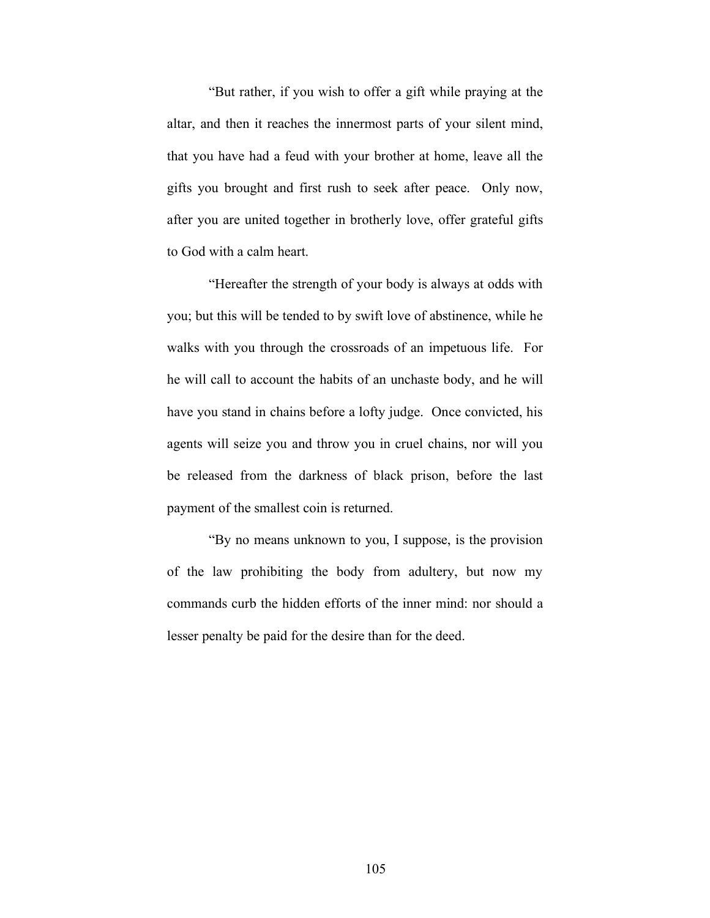"But rather, if you wish to offer a gift while praying at the altar, and then it reaches the innermost parts of your silent mind, that you have had a feud with your brother at home, leave all the gifts you brought and first rush to seek after peace. Only now, after you are united together in brotherly love, offer grateful gifts to God with a calm heart.

"Hereafter the strength of your body is always at odds with you; but this will be tended to by swift love of abstinence, while he walks with you through the crossroads of an impetuous life. For he will call to account the habits of an unchaste body, and he will have you stand in chains before a lofty judge. Once convicted, his agents will seize you and throw you in cruel chains, nor will you be released from the darkness of black prison, before the last payment of the smallest coin is returned.

"By no means unknown to you, I suppose, is the provision of the law prohibiting the body from adultery, but now my commands curb the hidden efforts of the inner mind: nor should a lesser penalty be paid for the desire than for the deed.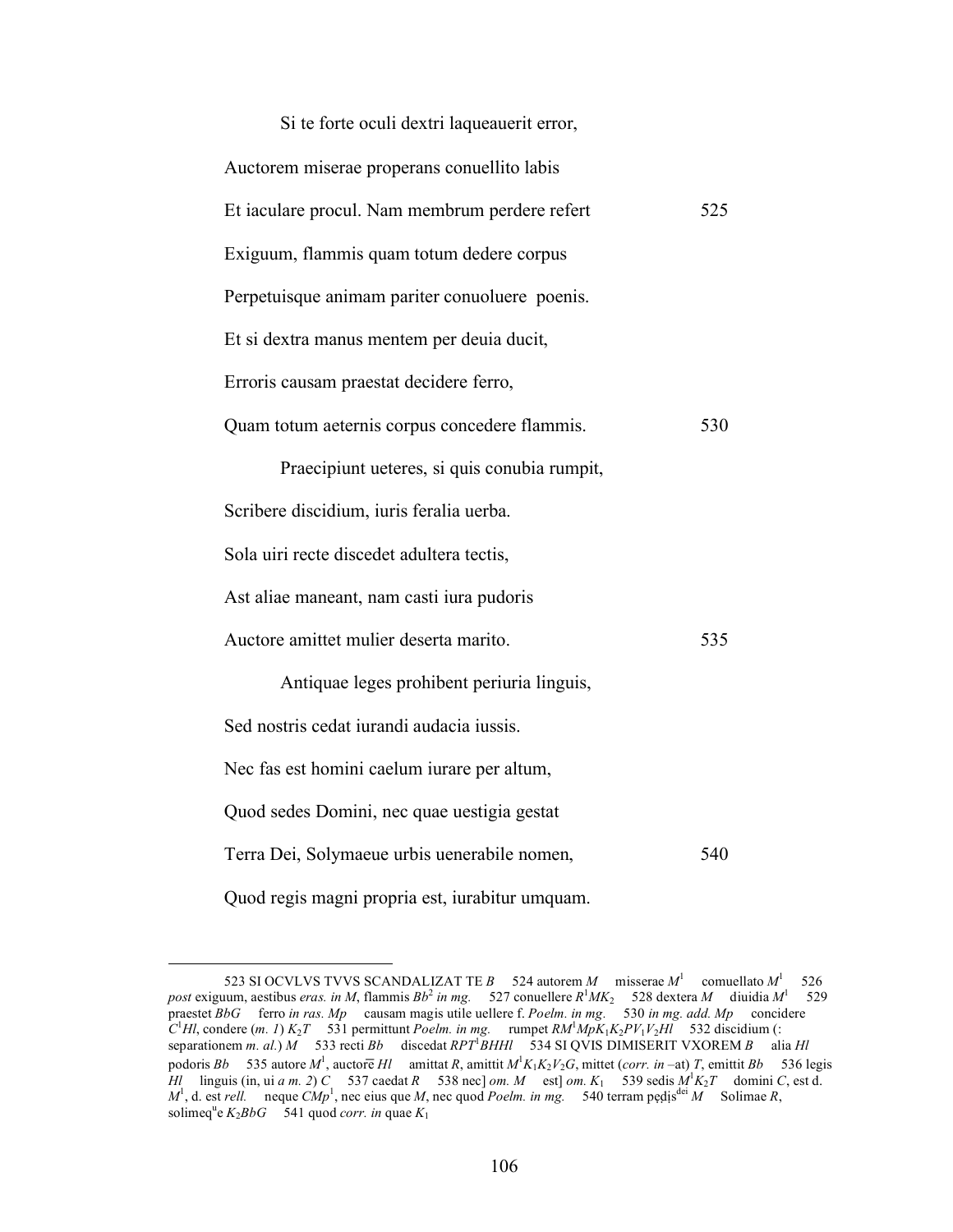Si te forte oculi dextri laqueauerit error,

Auctorem miserae properans conuellito labis

Et iaculare procul. Nam membrum perdere refert 525

Exiguum, flammis quam totum dedere corpus

Perpetuisque animam pariter conuoluere poenis.

Et si dextra manus mentem per deuia ducit,

Erroris causam praestat decidere ferro,

Quam totum aeternis corpus concedere flammis. 530

Praecipiunt ueteres, si quis conubia rumpit,

Scribere discidium, iuris feralia uerba.

Sola uiri recte discedet adultera tectis,

Ast aliae maneant, nam casti iura pudoris

Auctore amittet mulier deserta marito. 535

Antiquae leges prohibent periuria linguis,

Sed nostris cedat iurandi audacia iussis.

Nec fas est homini caelum iurare per altum,

Quod sedes Domini, nec quae uestigia gestat

Terra Dei, Solymaeue urbis uenerabile nomen, 540

Quod regis magni propria est, iurabitur umquam.

---

523 SI OCVLVS TVVS SCANDALIZAT TE *B* 524 autorem *M* misserae $M^1$ comuellato $M^1$ 526 *post* exiguum, aestibus *eras. in M*, flammis $Bb^2$ *in mg.* 527 conuellere $R^1MK_2$ 528 dextera *M* diuidia $M^1$ 529 praestet *BbG* ferro *in ras. Mp* causam magis utile uellere f. *Poelm. in mg.* 530 *in mg. add. Mp* concidere $C^1Hl$, condere (*m. 1*) $K_2T$ 531 permittunt *Poelm. in mg.* rumpet $RM^1MpK_1K_2PV_1V_2Hl$ 532 discidium (: separationem *m. al.*) *M* 533 recti *Bb* discedat $RPT^1BHHl$ 534 SI QVIS DIMISERIT VXOREM *B* alia *Hl* podoris *Bb* 535 autore $M^1$, auctor$\bar{\text{e}}$ *Hl* amittat *R*, amittit $M^1K_1K_2V_2G$, mittet (*corr. in* –at) *T*, emittit *Bb* 536 legis *Hl* linguis (in, ui *a m. 2*) *C* 537 caedat *R* 538 nec] *om. M* est] *om.* $K_1$ 539 sedis $M^1K_2T$ domini *C*, est d. $M^1$, d. est *rell.* neque $CMp^1$, nec eius que *M*, nec quod *Poelm. in mg.* 540 terram pedis[dei] *M* Solimae *R*, solimeq[u]e $K_2BbG$ 541 quod *corr. in* quae $K_1$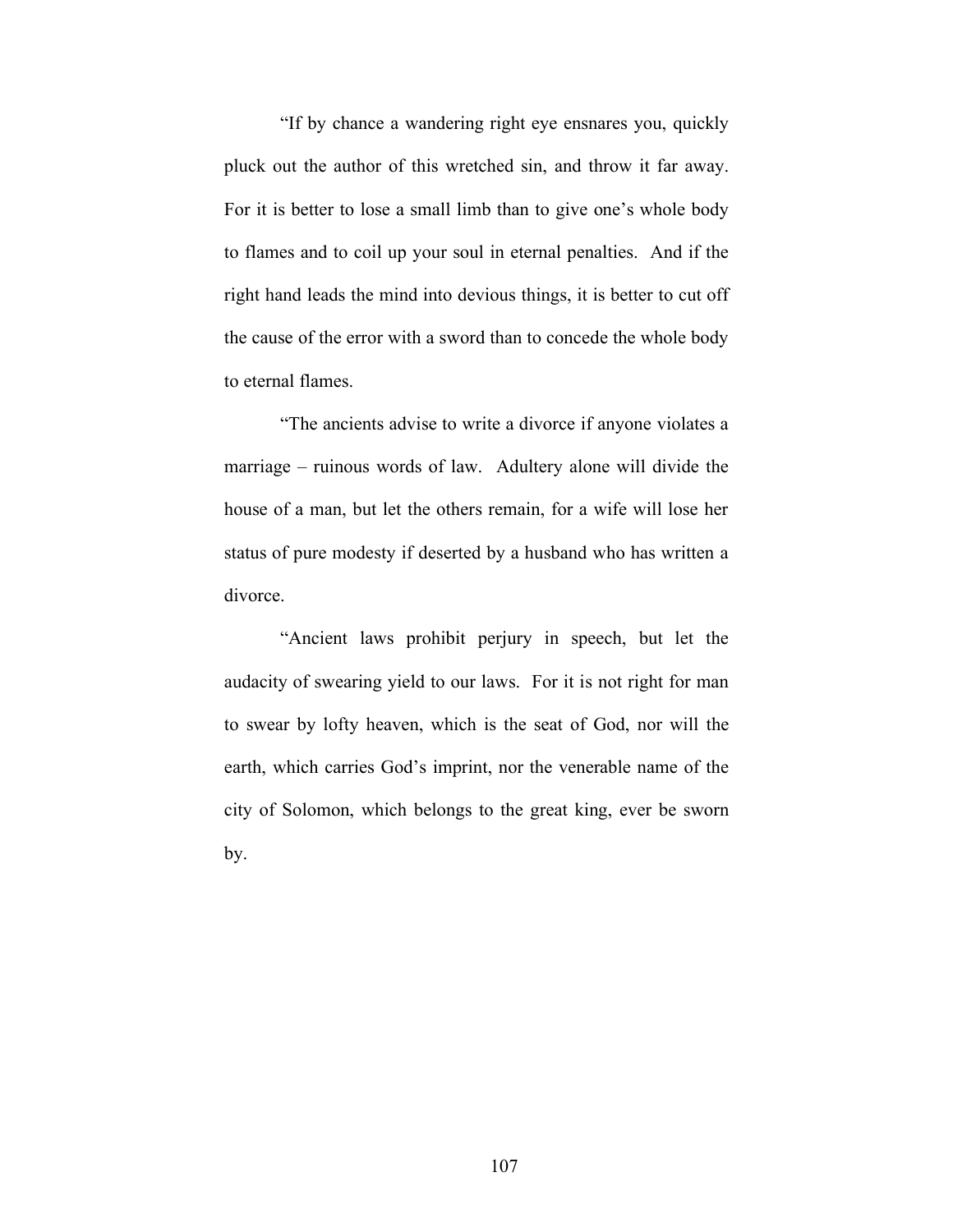“If by chance a wandering right eye ensnares you, quickly pluck out the author of this wretched sin, and throw it far away. For it is better to lose a small limb than to give one’s whole body to flames and to coil up your soul in eternal penalties. And if the right hand leads the mind into devious things, it is better to cut off the cause of the error with a sword than to concede the whole body to eternal flames.

“The ancients advise to write a divorce if anyone violates a marriage – ruinous words of law. Adultery alone will divide the house of a man, but let the others remain, for a wife will lose her status of pure modesty if deserted by a husband who has written a divorce.

“Ancient laws prohibit perjury in speech, but let the audacity of swearing yield to our laws. For it is not right for man to swear by lofty heaven, which is the seat of God, nor will the earth, which carries God’s imprint, nor the venerable name of the city of Solomon, which belongs to the great king, ever be sworn by.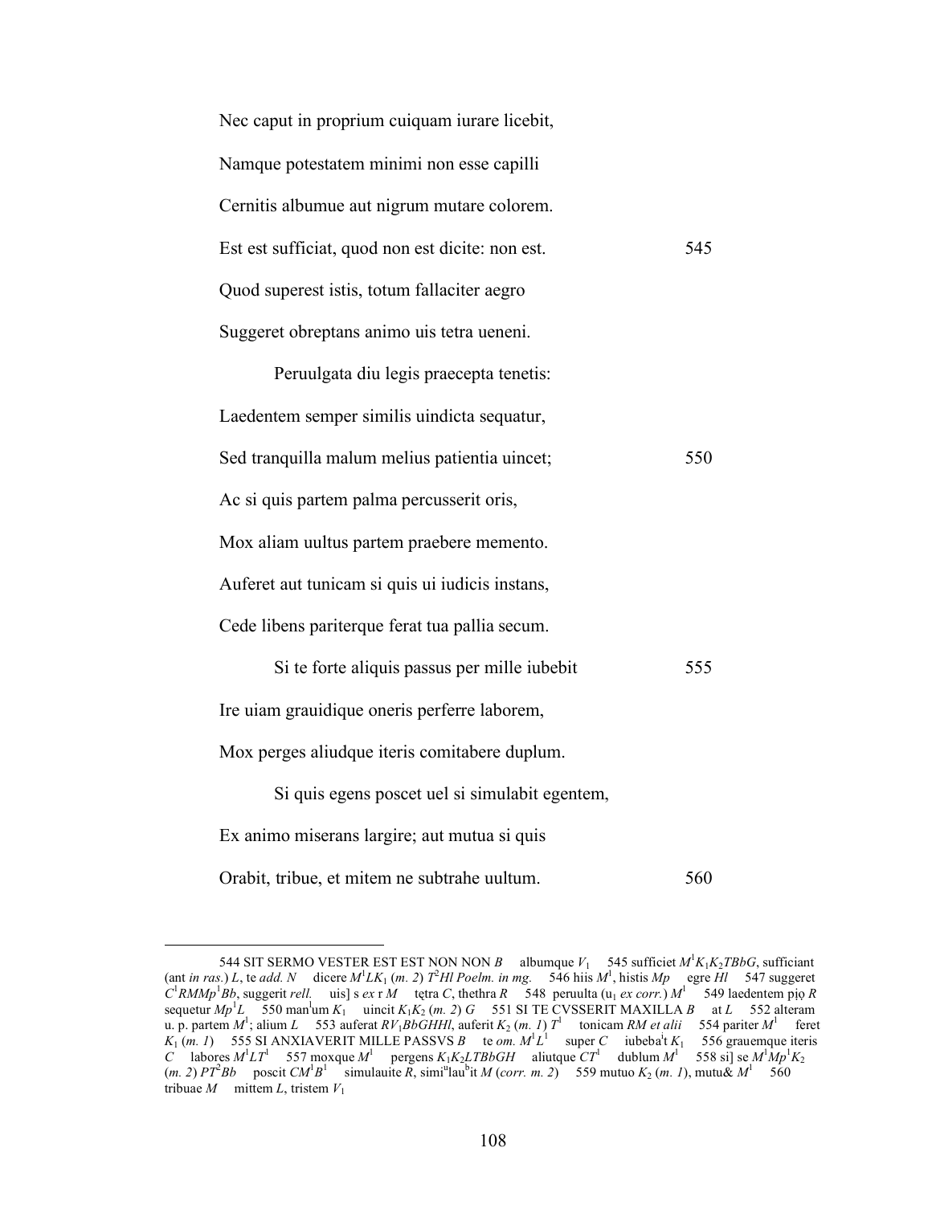Nec caput in proprium cuiquam iurare licebit,

Namque potestatem minimi non esse capilli

Cernitis albumue aut nigrum mutare colorem.

Est est sufficiat, quod non est dicite: non est. 545

Quod superest istis, totum fallaciter aegro

Suggeret obreptans animo uis tetra ueneni.

  Peruulgata diu legis praecepta tenetis:

Laedentem semper similis uindicta sequatur,

Sed tranquilla malum melius patientia uincet; 550

Ac si quis partem palma percusserit oris,

Mox aliam uultus partem praebere memento.

Auferet aut tunicam si quis ui iudicis instans,

Cede libens pariterque ferat tua pallia secum.

  Si te forte aliquis passus per mille iubebit 555

Ire uiam grauidique oneris perferre laborem,

Mox perges aliudque iteris comitabere duplum.

  Si quis egens poscet uel si simulabit egentem,

Ex animo miserans largire; aut mutua si quis

Orabit, tribue, et mitem ne subtrahe uultum. 560

---

544 SIT SERMO VESTER EST EST NON NON *B* albumque $V_1$ 545 sufficiet $M^1K_1K_2TBbG$, sufficiant (ant *in ras.*) *L*, te *add. N* dicere $M^1LK_1$ (*m. 2*) $T^2$*Hl Poelm. in mg.* 546 hiis $M^1$, histis *Mp* egre *Hl* 547 suggeret $C^1RMMp^1Bb$, suggerit *rell.* uis] s *ex* r *M* tętra *C*, thethra *R* 548 peruulta ($u_1$ *ex corr.*) $M^1$ 549 laedentem pịọ *R* sequetur $Mp^1L$ 550 man$^l$um $K_1$ uincit $K_1K_2$ (*m. 2*) *G* 551 SI TE CVSSERIT MAXILLA *B* at *L* 552 alteram u. p. partem $M^1$; alium *L* 553 auferat $RV_1BbGHHl$, auferit $K_2$ (*m. 1*) $T^1$ tonicam *RM et alii* 554 pariter $M^1$ feret $K_1$ (*m. 1*) 555 SI ANXIAVERIT MILLE PASSVS *B* te *om.* $M^1L^1$ super *C* iubeba$^i$t $K_1$ 556 grauemque iteris *C* labores $M^1LT^1$ 557 moxque $M^1$ pergens $K_1K_2LTBbGH$ aliutque $CT^1$ dublum $M^1$ 558 si] se $M^1Mp^1K_2$ (*m. 2*) $PT^2Bb$ poscit $CM^1B^1$ simulauite *R*, simi$^u$lau$^b$it *M* (*corr. m. 2*) 559 mutuo $K_2$ (*m. 1*), mutu& $M^1$ 560 tribuae *M* mittem *L*, tristem $V_1$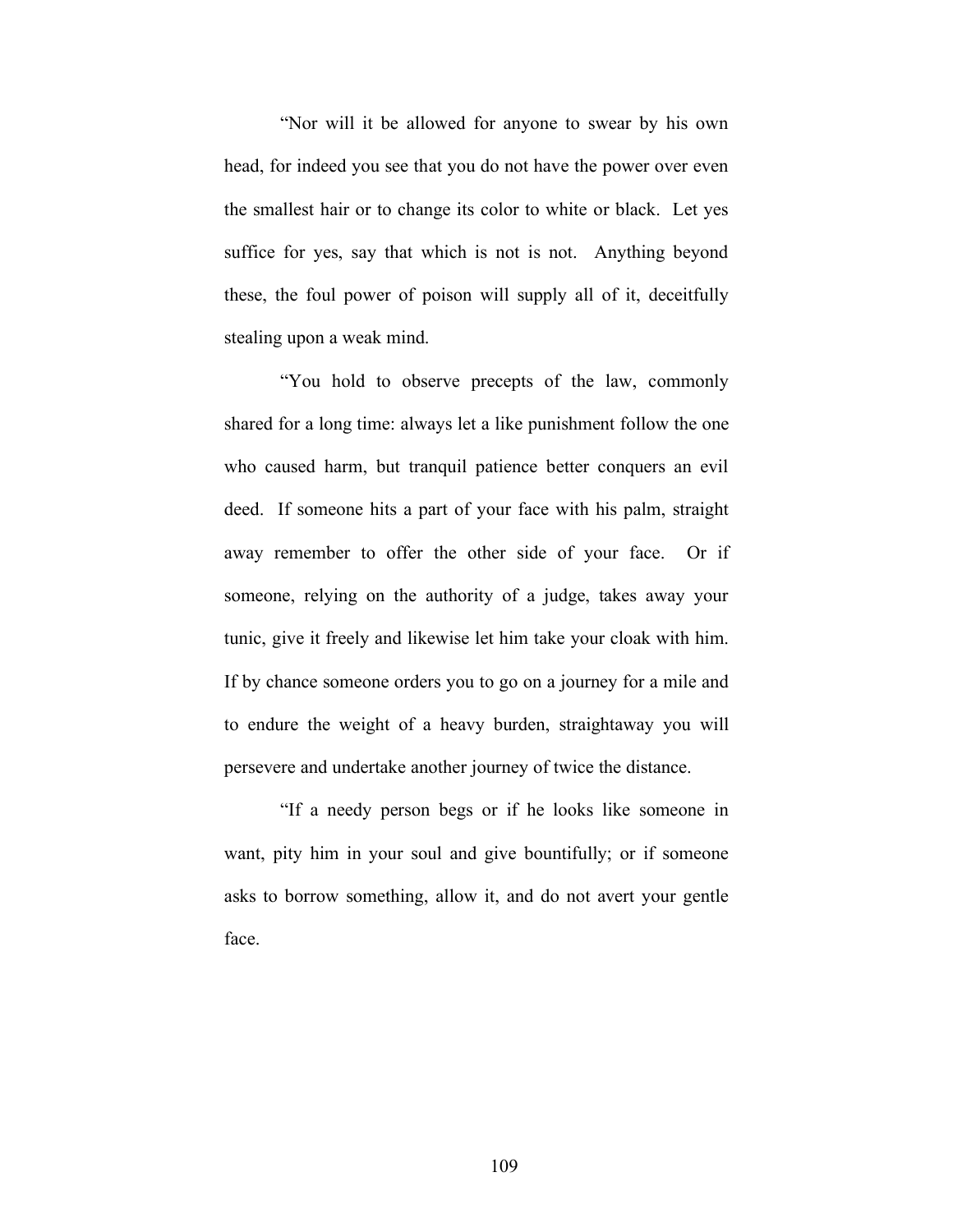"Nor will it be allowed for anyone to swear by his own head, for indeed you see that you do not have the power over even the smallest hair or to change its color to white or black. Let yes suffice for yes, say that which is not is not. Anything beyond these, the foul power of poison will supply all of it, deceitfully stealing upon a weak mind.

"You hold to observe precepts of the law, commonly shared for a long time: always let a like punishment follow the one who caused harm, but tranquil patience better conquers an evil deed. If someone hits a part of your face with his palm, straight away remember to offer the other side of your face. Or if someone, relying on the authority of a judge, takes away your tunic, give it freely and likewise let him take your cloak with him. If by chance someone orders you to go on a journey for a mile and to endure the weight of a heavy burden, straightaway you will persevere and undertake another journey of twice the distance.

"If a needy person begs or if he looks like someone in want, pity him in your soul and give bountifully; or if someone asks to borrow something, allow it, and do not avert your gentle face.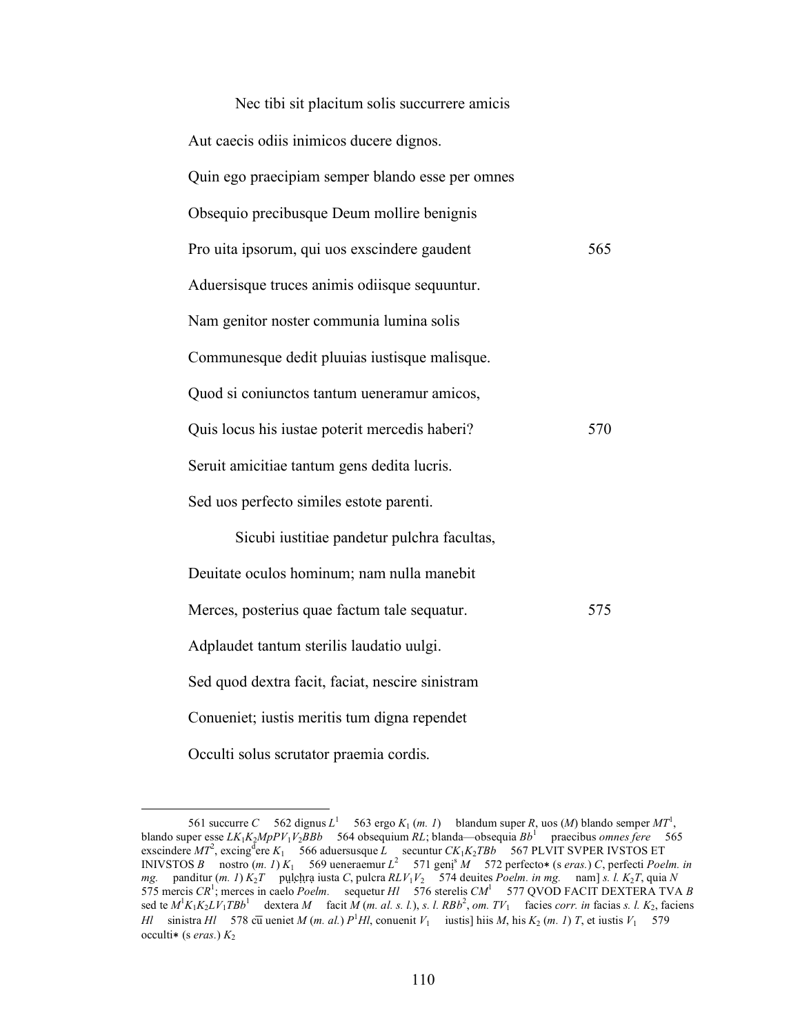Nec tibi sit placitum solis succurrere amicis

Aut caecis odiis inimicos ducere dignos.

Quin ego praecipiam semper blando esse per omnes

Obsequio precibusque Deum mollire benignis

Pro uita ipsorum, qui uos exscindere gaudent 565

Aduersisque truces animis odiisque sequuntur.

Nam genitor noster communia lumina solis

Communesque dedit pluuias iustisque malisque.

Quod si coniunctos tantum ueneramur amicos,

Quis locus his iustae poterit mercedis haberi? 570

Seruit amicitiae tantum gens dedita lucris.

Sed uos perfecto similes estote parenti.

Sicubi iustitiae pandetur pulchra facultas,

Deuitate oculos hominum; nam nulla manebit

Merces, posterius quae factum tale sequatur. 575

Adplaudet tantum sterilis laudatio uulgi.

Sed quod dextra facit, faciat, nescire sinistram

Conueniet; iustis meritis tum digna rependet

Occulti solus scrutator praemia cordis.

---

561 succurre *C* 562 dignus $L^1$ 563 ergo $K_1$ (*m. 1*) blandum super *R*, uos (*M*) blando semper $MT^1$, blando super esse $LK_1K_2MpPV_1V_2BBb$ 564 obsequium *RL*; blanda—obsequia $Bb^1$ praecibus *omnes fere* 565 exscindere $MT^2$, excing$^{d}$ere $K_1$ 566 aduersusque *L* secuntur $CK_1K_2TBb$ 567 PLVIT SVPER IVSTOS ET INIVSTOS *B* nostro (*m. 1*) $K_1$ 569 ueneraemur $L^2$ 571 geni$^{s}$ *M* 572 perfecto∗ (s *eras.*) *C*, perfecti *Poelm. in mg.* panditur (*m. 1*) $K_2T$ p̣ụḷc̣ḥṛạ iusta *C*, pulcra $RLV_1V_2$ 574 deuites *Poelm. in mg.* nam] *s. l.* $K_2T$, quia *N* 575 mercis $CR^1$; merces in caelo *Poelm.* sequetur *Hl* 576 sterelis $CM^1$ 577 QVOD FACIT DEXTERA TVA *B* sed te $M^1K_1K_2LV_1TBb^1$ dextera *M* facit *M* (*m. al. s. l.*), *s. l.* $RBb^2$, *om.* $TV_1$ facies *corr. in* facias *s. l.* $K_2$, faciens *Hl* sinistra *Hl* 578 cū ueniet *M* (*m. al.*) $P^1Hl$, conuenit $V_1$ iustis] hiis *M*, his $K_2$ (*m. 1*) *T*, et iustis $V_1$ 579 occulti∗ (s *eras.*) $K_2$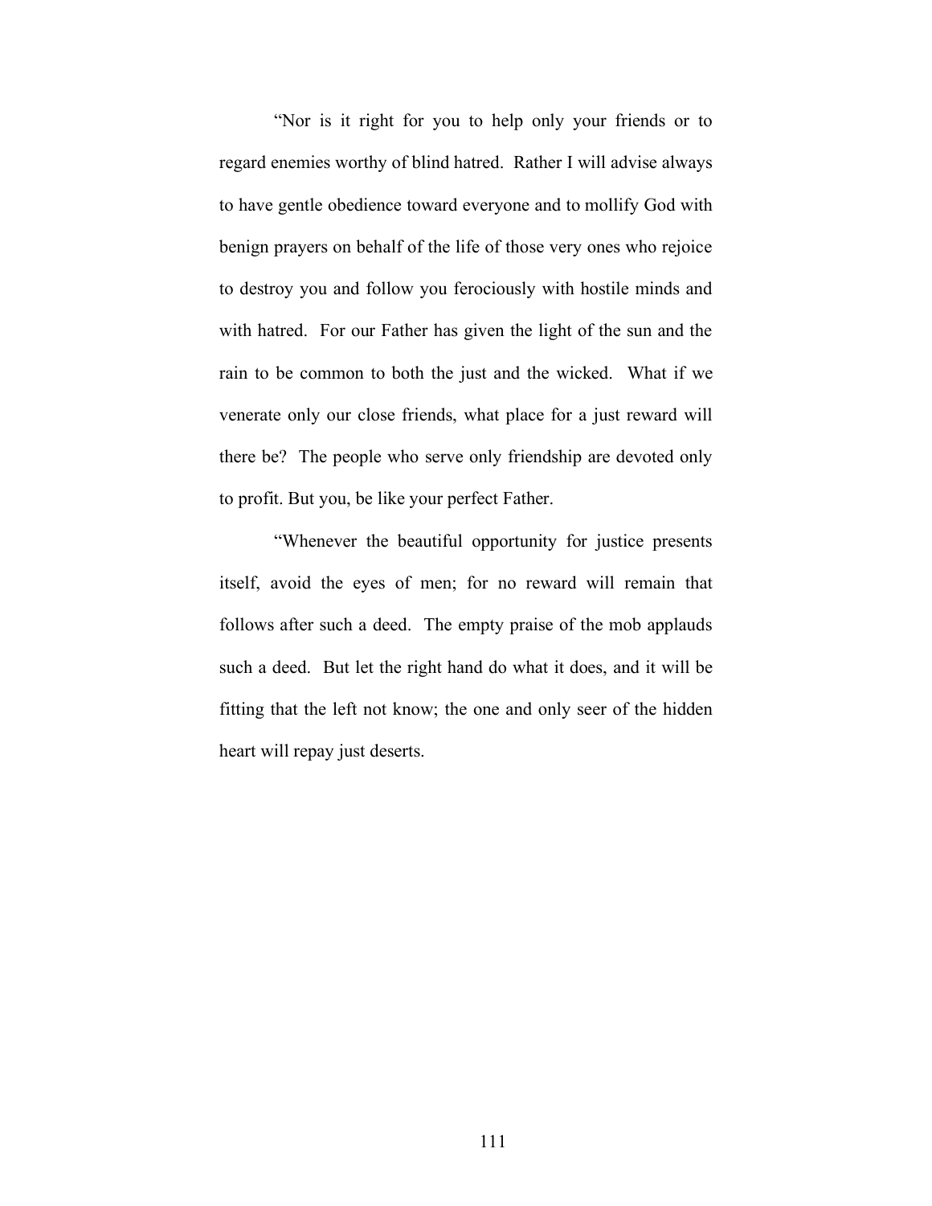“Nor is it right for you to help only your friends or to regard enemies worthy of blind hatred. Rather I will advise always to have gentle obedience toward everyone and to mollify God with benign prayers on behalf of the life of those very ones who rejoice to destroy you and follow you ferociously with hostile minds and with hatred. For our Father has given the light of the sun and the rain to be common to both the just and the wicked. What if we venerate only our close friends, what place for a just reward will there be? The people who serve only friendship are devoted only to profit. But you, be like your perfect Father.

“Whenever the beautiful opportunity for justice presents itself, avoid the eyes of men; for no reward will remain that follows after such a deed. The empty praise of the mob applauds such a deed. But let the right hand do what it does, and it will be fitting that the left not know; the one and only seer of the hidden heart will repay just deserts.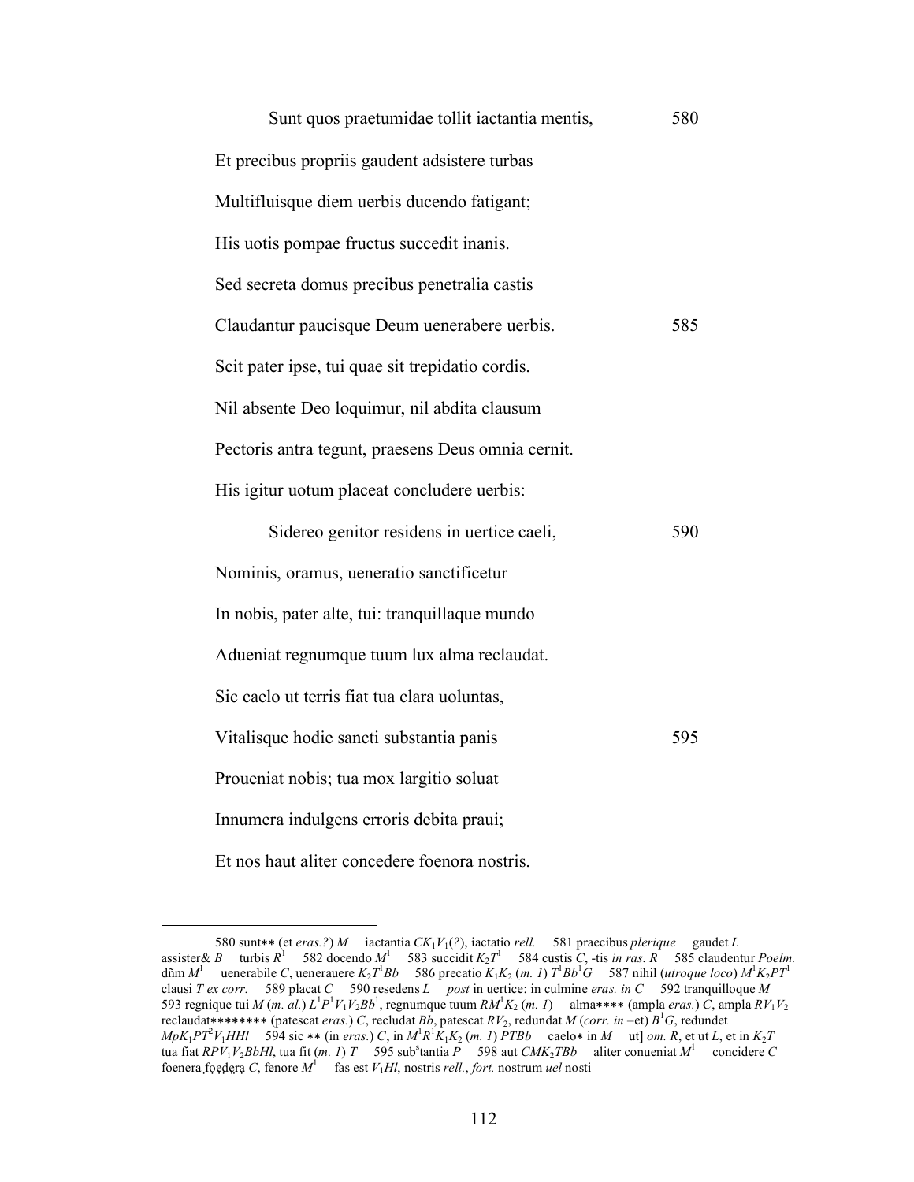Sunt quos praetumidae tollit iactantia mentis, 580
Et precibus propriis gaudent adsistere turbas
Multifluisque diem uerbis ducendo fatigant;
His uotis pompae fructus succedit inanis.
Sed secreta domus precibus penetralia castis
Claudantur paucisque Deum uenerabere uerbis. 585
Scit pater ipse, tui quae sit trepidatio cordis.
Nil absente Deo loquimur, nil abdita clausum
Pectoris antra tegunt, praesens Deus omnia cernit.
His igitur uotum placeat concludere uerbis:

Sidereo genitor residens in uertice caeli, 590
Nominis, oramus, ueneratio sanctificetur
In nobis, pater alte, tui: tranquillaque mundo
Adueniat regnumque tuum lux alma reclaudat.
Sic caelo ut terris fiat tua clara uoluntas,
Vitalisque hodie sancti substantia panis 595
Proueniat nobis; tua mox largitio soluat
Innumera indulgens erroris debita praui;
Et nos haut aliter concedere foenora nostris.

---

580 sunt** (et *eras.?*) *M* iactantia $CK_1V_1$(*?*), iactatio *rell.* 581 praecibus *plerique* gaudet *L* assister& *B* turbis $R^1$ 582 docendo $M^1$ 583 succidit $K_2T^1$ 584 custis *C*, -tis *in ras. R* 585 claudentur *Poelm.* dñm $M^1$ uenerabile *C*, uenerauere $K_2T^1Bb$ 586 precatio $K_1K_2$ (*m. 1*) $T^1Bb^1G$ 587 nihil (*utroque loco*) $M^1K_2PT^1$ clausi *T ex corr.* 589 placat *C* 590 resedens *L* *post* in uertice: in culmine *eras. in C* 592 tranquilloque *M* 593 regnique tui *M* (*m. al.*) $L^1P^1V_1V_2Bb^1$, regnumque tuum $RM^1K_2$ (*m. 1*) alma**** (ampla *eras.*) *C*, ampla $RV_1V_2$ reclaudat******** (patescat *eras.*) *C*, recludat *Bb*, patescat $RV_2$, redundat *M* (*corr. in* –et) $B^1G$, redundet $MpK_1PT^2V_1HHl$ 594 sic ** (in *eras.*) *C*, in $M^1R^1K_1K_2$ (*m. 1*) *PTBb* caelo* in *M* ut] *om. R*, et ut *L*, et in $K_2T$ tua fiat $RPV_1V_2BbHl$, tua fit (*m. 1*) *T* 595 sub$^{s}$tantia *P* 598 aut $CMK_2TBb$ aliter conueniat $M^1$ concidere *C* foenera foedera *C*, fenore $M^1$ fas est $V_1Hl$, nostris *rell.*, *fort.* nostrum *uel* nosti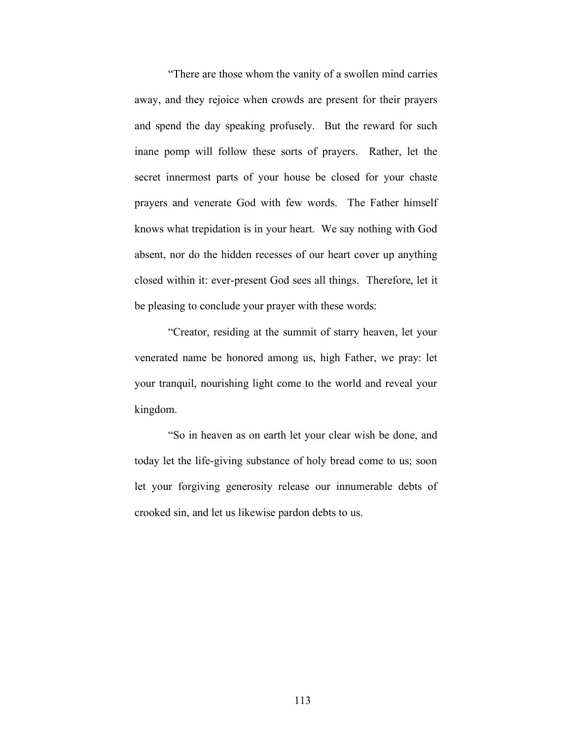“There are those whom the vanity of a swollen mind carries away, and they rejoice when crowds are present for their prayers and spend the day speaking profusely. But the reward for such inane pomp will follow these sorts of prayers. Rather, let the secret innermost parts of your house be closed for your chaste prayers and venerate God with few words. The Father himself knows what trepidation is in your heart. We say nothing with God absent, nor do the hidden recesses of our heart cover up anything closed within it: ever-present God sees all things. Therefore, let it be pleasing to conclude your prayer with these words:

“Creator, residing at the summit of starry heaven, let your venerated name be honored among us, high Father, we pray: let your tranquil, nourishing light come to the world and reveal your kingdom.

“So in heaven as on earth let your clear wish be done, and today let the life-giving substance of holy bread come to us; soon let your forgiving generosity release our innumerable debts of crooked sin, and let us likewise pardon debts to us.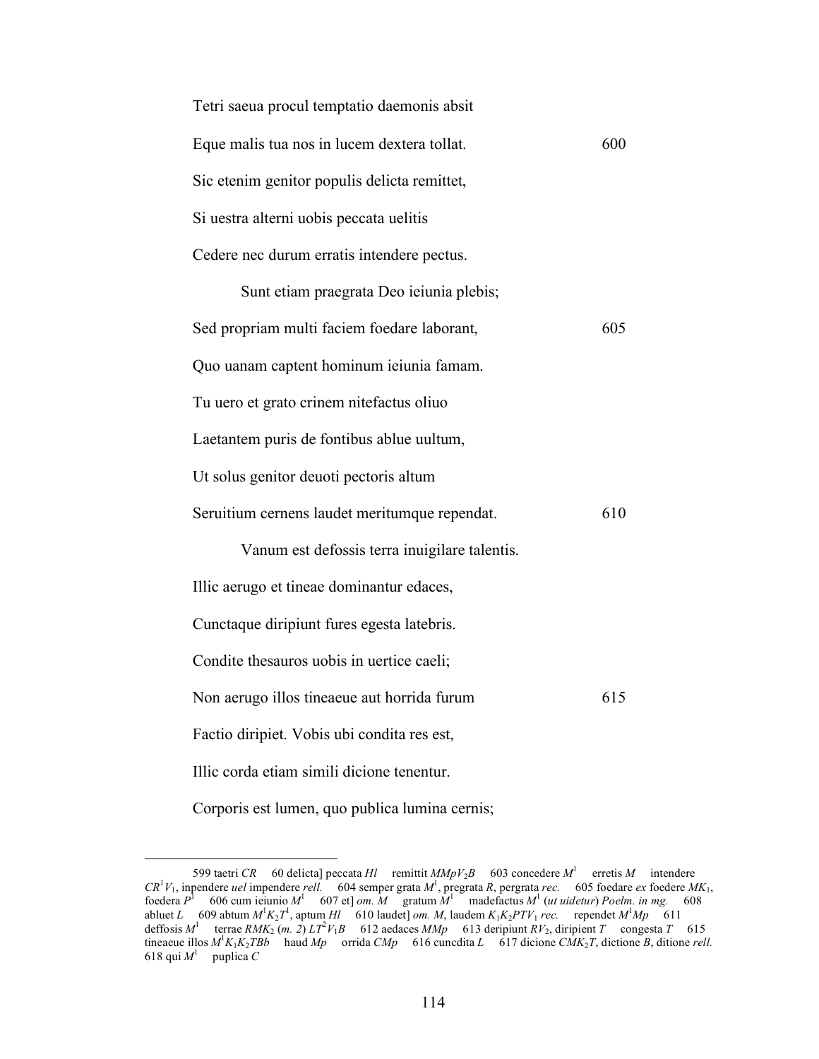Tetri saeua procul temptatio daemonis absit

Eque malis tua nos in lucem dextera tollat. 600

Sic etenim genitor populis delicta remittet,

Si uestra alterni uobis peccata uelitis

Cedere nec durum erratis intendere pectus.

Sunt etiam praegrata Deo ieiunia plebis;

Sed propriam multi faciem foedare laborant, 605

Quo uanam captent hominum ieiunia famam.

Tu uero et grato crinem nitefactus oliuo

Laetantem puris de fontibus ablue uultum,

Ut solus genitor deuoti pectoris altum

Seruitium cernens laudet meritumque rependat. 610

Vanum est defossis terra inuigilare talentis.

Illic aerugo et tineae dominantur edaces,

Cunctaque diripiunt fures egesta latebris.

Condite thesauros uobis in uertice caeli;

Non aerugo illos tineaeue aut horrida furum 615

Factio diripiet. Vobis ubi condita res est,

Illic corda etiam simili dicione tenentur.

Corporis est lumen, quo publica lumina cernis;

---

599 taetri *CR* 60 delicta] peccata *Hl* remittit *MMpV*$_2$*B* 603 concedere *M*$^1$ erretis *M* intendere *CR*$^1$*V*$_1$, inpendere *uel* impendere *rell.* 604 semper grata *M*$^1$, pregrata *R*, pergrata *rec.* 605 foedare *ex* foedere *MK*$_1$, foedera *P*$^1$ 606 cum ieiunio *M*$^1$ 607 et] *om. M* gratum *M*$^1$ madefactus *M*$^1$ (*ut uidetur*) *Poelm. in mg.* 608 abluet *L* 609 abtum *M*$^1$*K*$_2$*T*$^1$, aptum *Hl* 610 laudet] *om. M*, laudem *K*$_1$*K*$_2$*PTV*$_1$ *rec.* rependet *M*$^1$*Mp* 611 deffosis *M*$^1$ terrae *RMK*$_2$ (*m. 2*) *LT*$^2$*V*$_1$*B* 612 aedaces *MMp* 613 deripiunt *RV*$_2$, diripient *T* congesta *T* 615 tineaeue illos *M*$^1$*K*$_1$*K*$_2$*TBb* haud *Mp* orrida *CMp* 616 cuncdita *L* 617 dicione *CMK*$_2$*T*, dictione *B*, ditione *rell.* 618 qui *M*$^1$ puplica *C*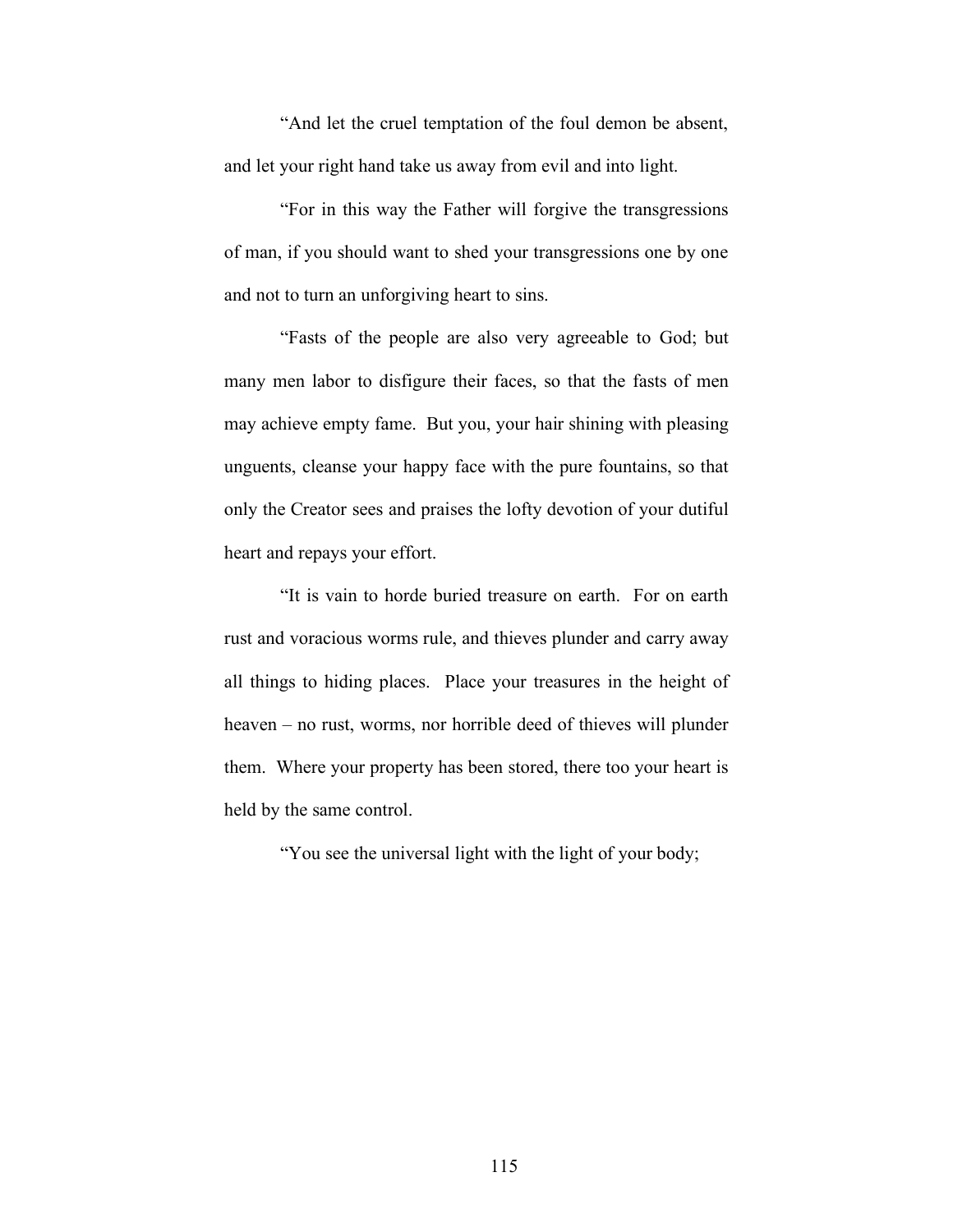"And let the cruel temptation of the foul demon be absent, and let your right hand take us away from evil and into light.

"For in this way the Father will forgive the transgressions of man, if you should want to shed your transgressions one by one and not to turn an unforgiving heart to sins.

"Fasts of the people are also very agreeable to God; but many men labor to disfigure their faces, so that the fasts of men may achieve empty fame. But you, your hair shining with pleasing unguents, cleanse your happy face with the pure fountains, so that only the Creator sees and praises the lofty devotion of your dutiful heart and repays your effort.

"It is vain to horde buried treasure on earth. For on earth rust and voracious worms rule, and thieves plunder and carry away all things to hiding places. Place your treasures in the height of heaven – no rust, worms, nor horrible deed of thieves will plunder them. Where your property has been stored, there too your heart is held by the same control.

"You see the universal light with the light of your body;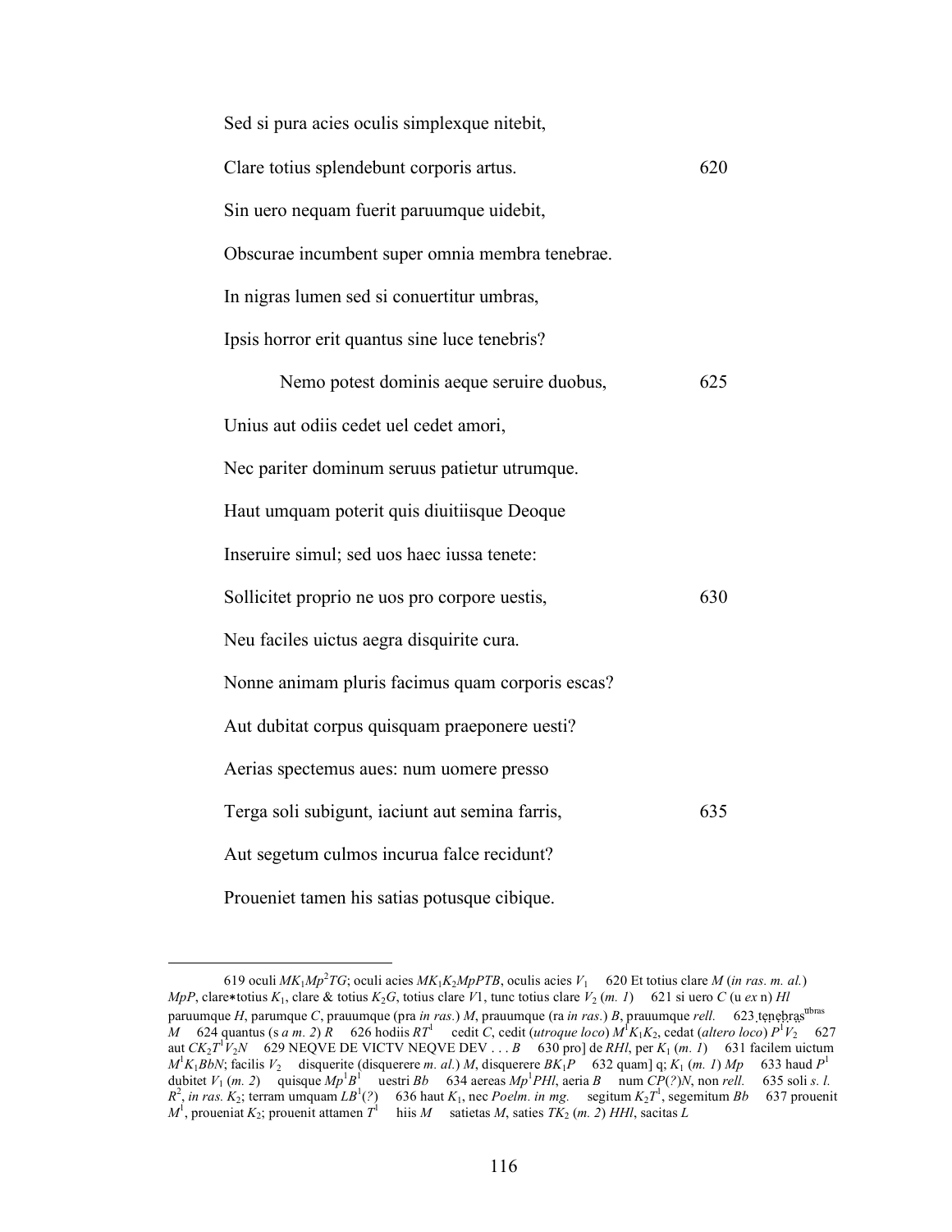Sed si pura acies oculis simplexque nitebit,

Clare totius splendebunt corporis artus. 620

Sin uero nequam fuerit paruumque uidebit,

Obscurae incumbent super omnia membra tenebrae.

In nigras lumen sed si conuertitur umbras,

Ipsis horror erit quantus sine luce tenebris?

  Nemo potest dominis aeque seruire duobus, 625

Unius aut odiis cedet uel cedet amori,

Nec pariter dominum seruus patietur utrumque.

Haut umquam poterit quis diuitiisque Deoque

Inseruire simul; sed uos haec iussa tenete:

Sollicitet proprio ne uos pro corpore uestis, 630

Neu faciles uictus aegra disquirite cura.

Nonne animam pluris facimus quam corporis escas?

Aut dubitat corpus quisquam praeponere uesti?

Aerias spectemus aues: num uomere presso

Terga soli subigunt, iaciunt aut semina farris, 635

Aut segetum culmos incurua falce recidunt?

Proueniet tamen his satias potusque cibique.

---

619 oculi $MK_1Mp^2TG$; oculi acies $MK_1K_2MpPTB$, oculis acies $V_1$  620 Et totius clare *M* (*in ras. m. al.*) *MpP*, clare∗totius $K_1$, clare & totius $K_2G$, totius clare *V*1, tunc totius clare $V_2$ (*m. 1*)  621 si uero *C* (u *ex* n) *Hl* paruumque *H*, parumque *C*, prauumque (pra *in ras.*) *M*, prauumque (ra *in ras.*) *B*, prauumque *rell.*  623 tenebras[umbras] *M*  624 quantus (s *a m. 2*) *R*  626 hodiis $RT^1$  cedit *C*, cedit (*utroque loco*) $M^1K_1K_2$, cedat (*altero loco*) $P^1V_2$  627 aut $CK_2T^1V_2N$  629 NEQVE DE VICTV NEQVE DEV . . . *B*  630 pro] de *RHl*, per $K_1$ (*m. 1*)  631 facilem uictum $M^1K_1BbN$; facilis $V_2$  disquerite (disquerere *m. al.*) *M*, disquerere $BK_1P$  632 quam] q; $K_1$ (*m. 1*) *Mp*  633 haud $P^1$ dubitet $V_1$ (*m. 2*)  quisque $Mp^1B^1$  uestri *Bb*  634 aereas $Mp^1PHl$, aeria *B*  num *CP*(*?*)*N*, non *rell.*  635 soli *s. l.* $R^2$, *in ras.* $K_2$; terram umquam $LB^1$(*?*)  636 haut $K_1$, nec *Poelm. in mg.*  segitum $K_2T^1$, segemitum *Bb*  637 prouenit $M^1$, proueniat $K_2$; prouenit attamen $T^1$  hiis *M*  satietas *M*, saties $TK_2$ (*m. 2*) *HHl*, sacitas *L*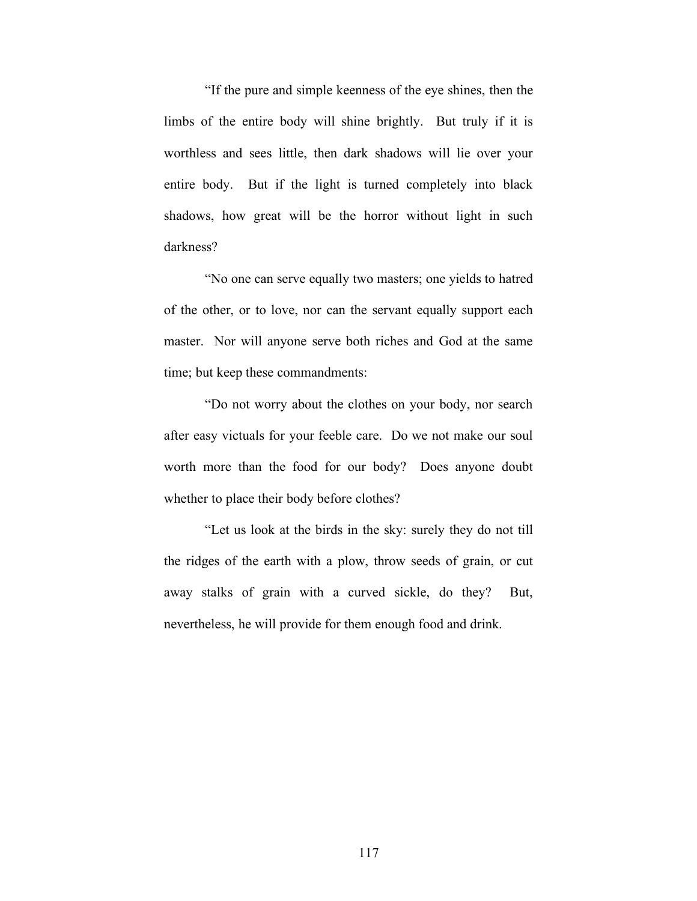“If the pure and simple keenness of the eye shines, then the limbs of the entire body will shine brightly.  But truly if it is worthless and sees little, then dark shadows will lie over your entire body.  But if the light is turned completely into black shadows, how great will be the horror without light in such darkness?

“No one can serve equally two masters; one yields to hatred of the other, or to love, nor can the servant equally support each master.  Nor will anyone serve both riches and God at the same time; but keep these commandments:

“Do not worry about the clothes on your body, nor search after easy victuals for your feeble care.  Do we not make our soul worth more than the food for our body?  Does anyone doubt whether to place their body before clothes?

“Let us look at the birds in the sky: surely they do not till the ridges of the earth with a plow, throw seeds of grain, or cut away stalks of grain with a curved sickle, do they?  But, nevertheless, he will provide for them enough food and drink.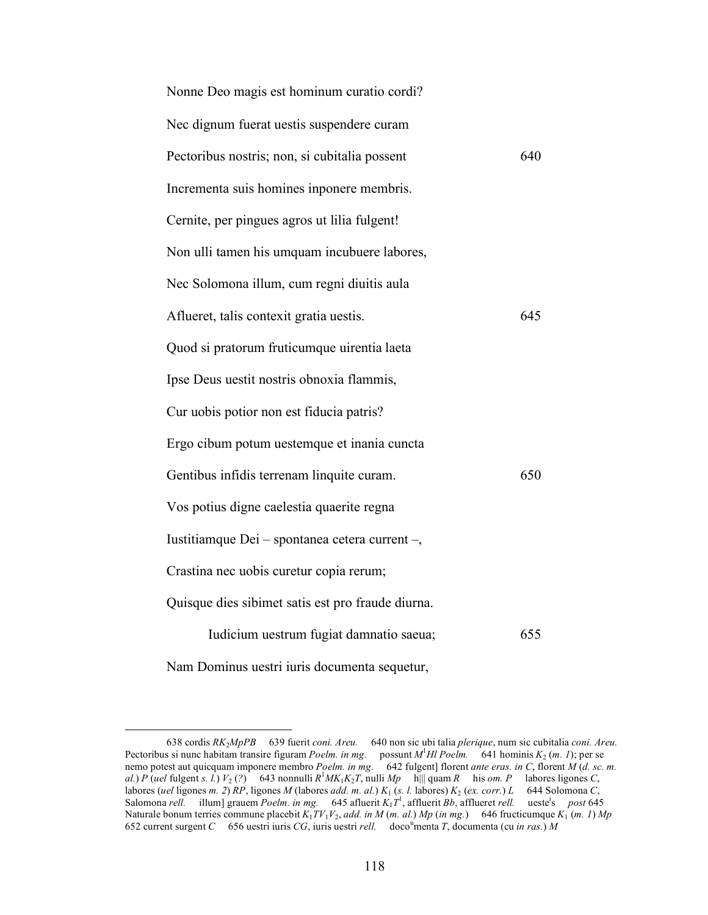Nonne Deo magis est hominum curatio cordi?  
Nec dignum fuerat uestis suspendere curam  
Pectoribus nostris; non, si cubitalia possent 640  
Incrementa suis homines inponere membris.  
Cernite, per pingues agros ut lilia fulgent!  
Non ulli tamen his umquam incubuere labores,  
Nec Solomona illum, cum regni diuitis aula  
Aflueret, talis contexit gratia uestis. 645  
Quod si pratorum fruticumque uirentia laeta  
Ipse Deus uestit nostris obnoxia flammis,  
Cur uobis potior non est fiducia patris?  
Ergo cibum potum uestemque et inania cuncta  
Gentibus infidis terrenam linquite curam. 650  
Vos potius digne caelestia quaerite regna  
Iustitiamque Dei – spontanea cetera current –,  
Crastina nec uobis curetur copia rerum;  
Quisque dies sibimet satis est pro fraude diurna.  

  Iudicium uestrum fugiat damnatio saeua; 655  
Nam Dominus uestri iuris documenta sequetur,

---

638 cordis $RK_2MpPB$  639 fuerit *coni. Areu.*  640 non sic ubi talia *plerique*, num sic cubitalia *coni. Areu.* Pectoribus si nunc habitam transire figuram *Poelm. in mg.*  possunt $M^1$*Hl Poelm.*  641 hominis $K_2$ (*m. 1*); per se nemo potest aut quicquam imponere membro *Poelm. in mg.*  642 fulgent] florent *ante eras. in C*, florent *M* (*d. sc. m. al.*) *P* (*uel* fulgent *s. l.*) $V_2$ (*?*)  643 nonnulli $R^1MK_1K_2T$, nulli *Mp*  h||| quam *R*  his *om. P*  labores ligones *C*, labores (*uel* ligones *m. 2*) *RP*, ligones *M* (labores *add. m. al.*) $K_1$ (*s. l.* labores) $K_2$ (*ex. corr.*) *L*  644 Solomona *C*, Salomona *rell.*  illum] grauem *Poelm. in mg.*  645 afluerit $K_1T^1$, affluerit *Bb*, afflueret *rell.*  ueste^i^s  *post* 645 Naturale bonum terries commune placebit $K_1TV_1V_2$, *add. in M* (*m. al.*) *Mp* (*in mg.*)  646 fructicumque $K_1$ (*m. 1*) *Mp*  652 current surgent *C*  656 uestri iuris *CG*, iuris uestri *rell.*  doco^u^menta *T*, documenta (cu *in ras.*) *M*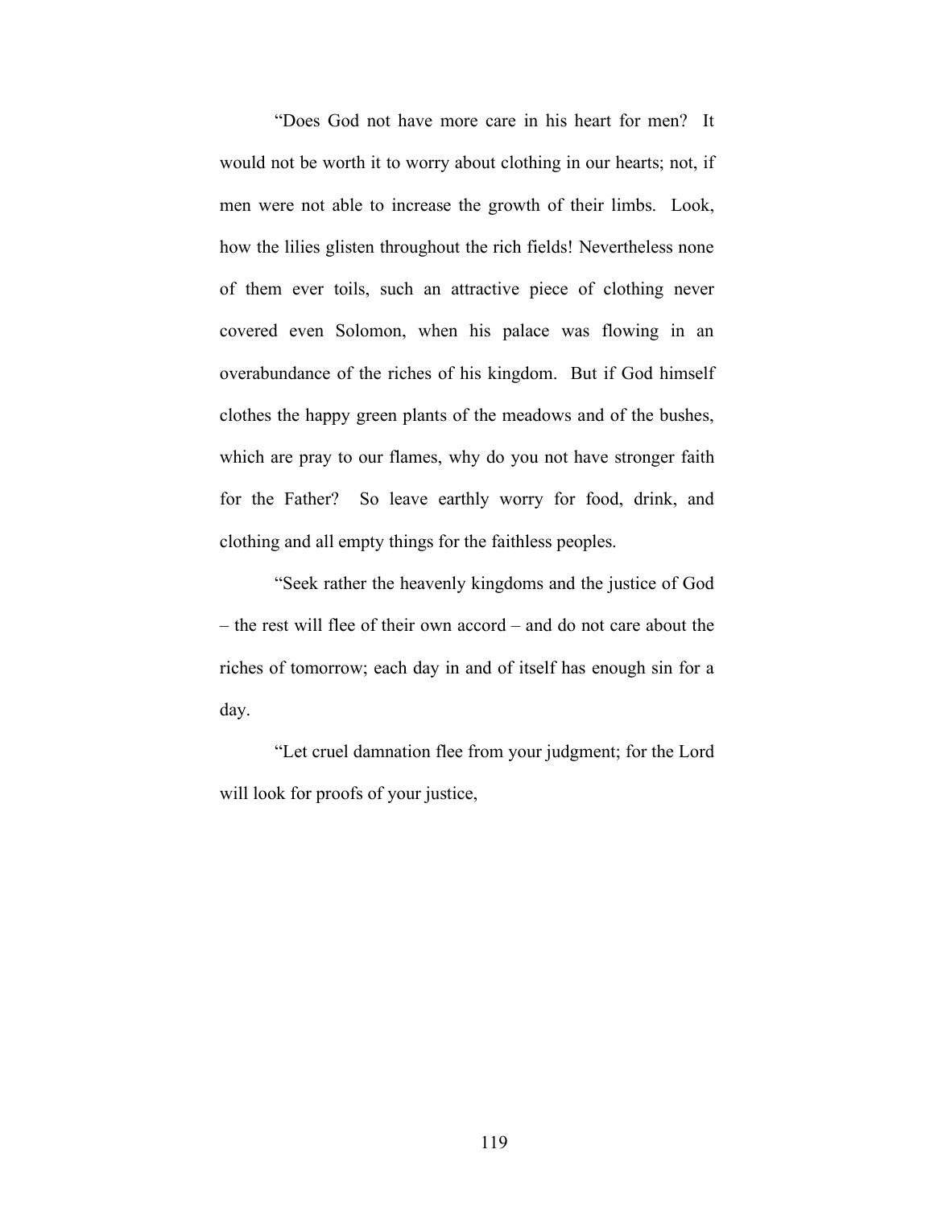"Does God not have more care in his heart for men? It would not be worth it to worry about clothing in our hearts; not, if men were not able to increase the growth of their limbs. Look, how the lilies glisten throughout the rich fields! Nevertheless none of them ever toils, such an attractive piece of clothing never covered even Solomon, when his palace was flowing in an overabundance of the riches of his kingdom. But if God himself clothes the happy green plants of the meadows and of the bushes, which are pray to our flames, why do you not have stronger faith for the Father? So leave earthly worry for food, drink, and clothing and all empty things for the faithless peoples.

"Seek rather the heavenly kingdoms and the justice of God – the rest will flee of their own accord – and do not care about the riches of tomorrow; each day in and of itself has enough sin for a day.

"Let cruel damnation flee from your judgment; for the Lord will look for proofs of your justice,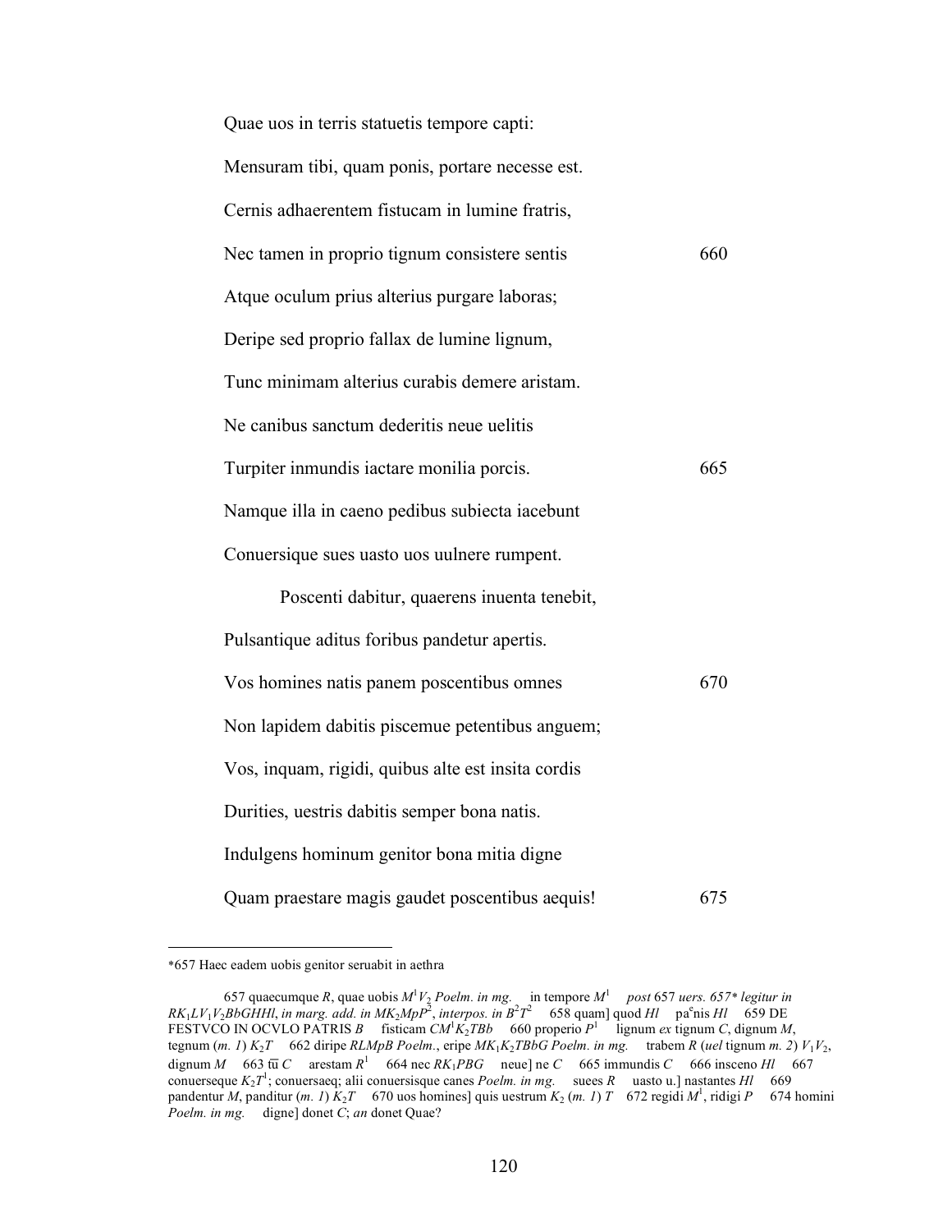Quae uos in terris statuetis tempore capti:

Mensuram tibi, quam ponis, portare necesse est.

Cernis adhaerentem fistucam in lumine fratris,

Nec tamen in proprio tignum consistere sentis 660

Atque oculum prius alterius purgare laboras;

Deripe sed proprio fallax de lumine lignum,

Tunc minimam alterius curabis demere aristam.

Ne canibus sanctum dederitis neue uelitis

Turpiter inmundis iactare monilia porcis. 665

Namque illa in caeno pedibus subiecta iacebunt

Conuersique sues uasto uos uulnere rumpent.

Poscenti dabitur, quaerens inuenta tenebit,

Pulsantique aditus foribus pandetur apertis.

Vos homines natis panem poscentibus omnes 670

Non lapidem dabitis piscemue petentibus anguem;

Vos, inquam, rigidi, quibus alte est insita cordis

Durities, uestris dabitis semper bona natis.

Indulgens hominum genitor bona mitia digne

Quam praestare magis gaudet poscentibus aequis! 675

---

*657 Haec eadem uobis genitor seruabit in aethra

657 quaecumque *R*, quae uobis $M^1V_2$ *Poelm. in mg.* in tempore $M^1$ *post* 657 *uers. 657\* legitur in* $RK_1LV_1V_2BbGHHl$, *in marg. add. in* $MK_2MpP^2$, *interpos. in* $B^2T^2$ 658 quam] quod *Hl* pa^e^nis *Hl* 659 DE FESTVCO IN OCVLO PATRIS *B* fisticam $CM^1K_2TBb$ 660 properio $P^1$ lignum *ex* tignum *C*, dignum *M*, tegnum (*m. 1*) $K_2T$ 662 diripe *RLMpB Poelm.*, eripe $MK_1K_2TBbG$ *Poelm. in mg.* trabem *R* (*uel* tignum *m. 2*) $V_1V_2$, dignum *M* 663 tū *C* arestam $R^1$ 664 nec $RK_1PBG$ neue] ne *C* 665 immundis *C* 666 insceno *Hl* 667 conuerseque $K_2T^1$; conuersaeq; alii conuersisque canes *Poelm. in mg.* suees *R* uasto u.] nastantes *Hl* 669 pandentur *M*, panditur (*m. 1*) $K_2T$ 670 uos homines] quis uestrum $K_2$ (*m. 1*) *T* 672 regidi $M^1$, ridigi *P* 674 homini *Poelm. in mg.* digne] donet *C*; *an* donet Quae?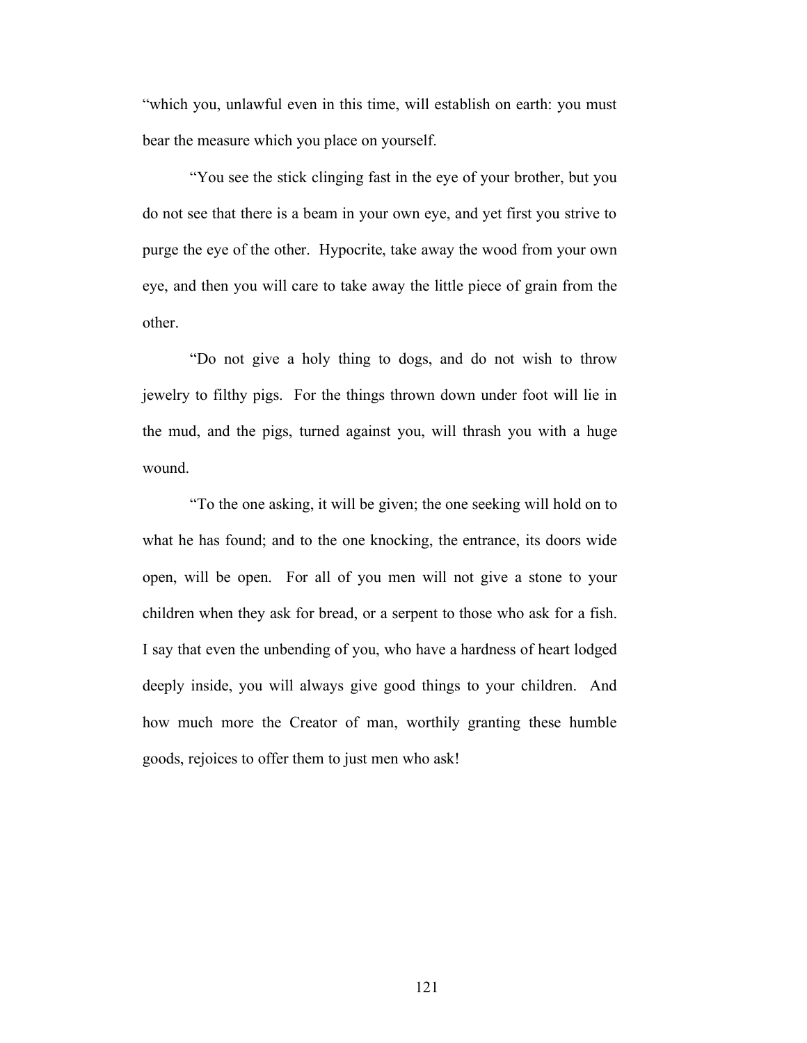"which you, unlawful even in this time, will establish on earth: you must bear the measure which you place on yourself.

"You see the stick clinging fast in the eye of your brother, but you do not see that there is a beam in your own eye, and yet first you strive to purge the eye of the other. Hypocrite, take away the wood from your own eye, and then you will care to take away the little piece of grain from the other.

"Do not give a holy thing to dogs, and do not wish to throw jewelry to filthy pigs. For the things thrown down under foot will lie in the mud, and the pigs, turned against you, will thrash you with a huge wound.

"To the one asking, it will be given; the one seeking will hold on to what he has found; and to the one knocking, the entrance, its doors wide open, will be open. For all of you men will not give a stone to your children when they ask for bread, or a serpent to those who ask for a fish. I say that even the unbending of you, who have a hardness of heart lodged deeply inside, you will always give good things to your children. And how much more the Creator of man, worthily granting these humble goods, rejoices to offer them to just men who ask!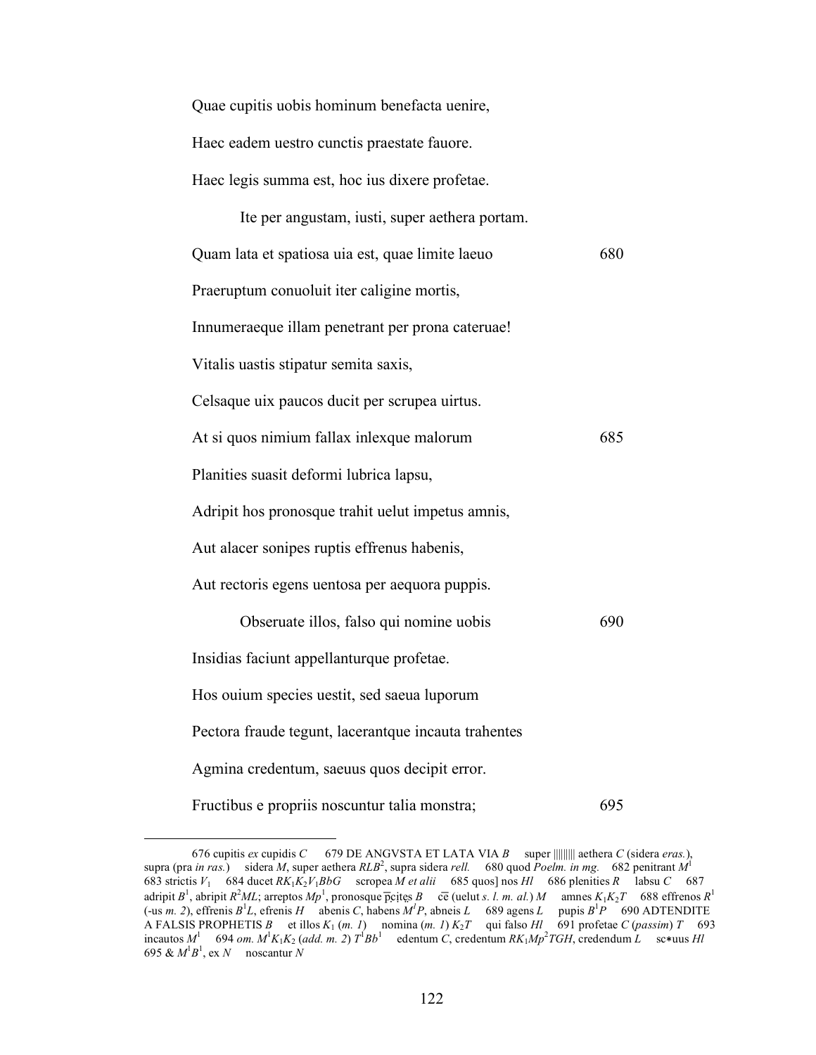Quae cupitis uobis hominum benefacta uenire,

Haec eadem uestro cunctis praestate fauore.

Haec legis summa est, hoc ius dixere profetae.

    Ite per angustam, iusti, super aethera portam.

Quam lata et spatiosa uia est, quae limite laeuo    680

Praeruptum conuoluit iter caligine mortis,

Innumeraeque illam penetrant per prona cateruae!

Vitalis uastis stipatur semita saxis,

Celsaque uix paucos ducit per scrupea uirtus.

At si quos nimium fallax inlexque malorum    685

Planities suasit deformi lubrica lapsu,

Adripit hos pronosque trahit uelut impetus amnis,

Aut alacer sonipes ruptis effrenus habenis,

Aut rectoris egens uentosa per aequora puppis.

    Obseruate illos, falso qui nomine uobis    690

Insidias faciunt appellanturque profetae.

Hos ouium species uestit, sed saeua luporum

Pectora fraude tegunt, lacerantque incauta trahentes

Agmina credentum, saeuus quos decipit error.

Fructibus e propriis noscuntur talia monstra;    695

---

676 cupitis *ex* cupidis *C*    679 DE ANGVSTA ET LATA VIA *B*    super |||||||| aethera *C* (sidera *eras.*), supra (pra *in ras.*)    sidera *M*, super aethera *RLB*[2], supra sidera *rell.*    680 quod *Poelm. in mg.*    682 penitrant *M*[1]    683 strictis $V_1$    684 ducet $RK_1K_2V_1BbG$    scropea *M et alii*    685 quos] nos *Hl*    686 plenities *R*    labsu *C*    687 adripit *B*[1], abripit *R*[2]*ML*; arreptos *Mp*[1], pronosque p̄cịtẹs *B*    c̄e (uelut *s. l. m. al.*) *M*    amnes $K_1K_2T$    688 effrenos *R*[1] (-us *m. 2*), effrenis *B*[1]*L*, efrenis *H*    abenis *C*, habens *M*[1]*P*, abneis *L*    689 agens *L*    pupis *B*[1]*P*    690 ADTENDITE A FALSIS PROPHETIS *B*    et illos $K_1$ (*m. 1*)    nomina (*m. 1*) $K_2T$    qui falso *Hl*    691 profetae *C* (*passim*) *T*    693 incautos *M*[1]    694 *om.* *M*[1]$K_1K_2$ (*add. m. 2*) *T*[1]*Bb*[1]    edentum *C*, credentum $RK_1Mp^2TGH$, credendum *L*    sc∗uus *Hl*    695 & *M*[1]*B*[1], ex *N*    noscantur *N*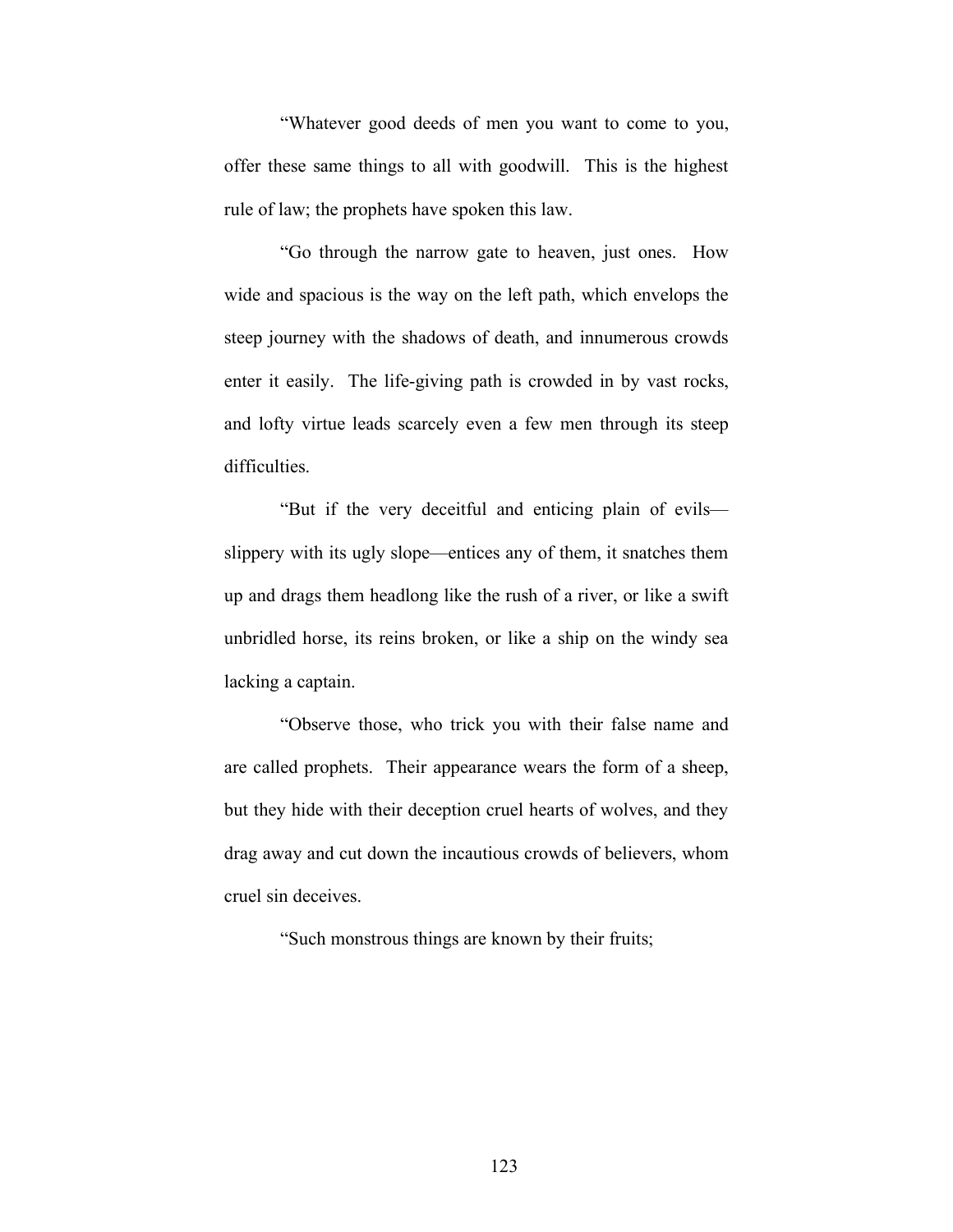“Whatever good deeds of men you want to come to you, offer these same things to all with goodwill. This is the highest rule of law; the prophets have spoken this law.

“Go through the narrow gate to heaven, just ones. How wide and spacious is the way on the left path, which envelops the steep journey with the shadows of death, and innumerous crowds enter it easily. The life-giving path is crowded in by vast rocks, and lofty virtue leads scarcely even a few men through its steep difficulties.

“But if the very deceitful and enticing plain of evils—slippery with its ugly slope—entices any of them, it snatches them up and drags them headlong like the rush of a river, or like a swift unbridled horse, its reins broken, or like a ship on the windy sea lacking a captain.

“Observe those, who trick you with their false name and are called prophets. Their appearance wears the form of a sheep, but they hide with their deception cruel hearts of wolves, and they drag away and cut down the incautious crowds of believers, whom cruel sin deceives.

“Such monstrous things are known by their fruits;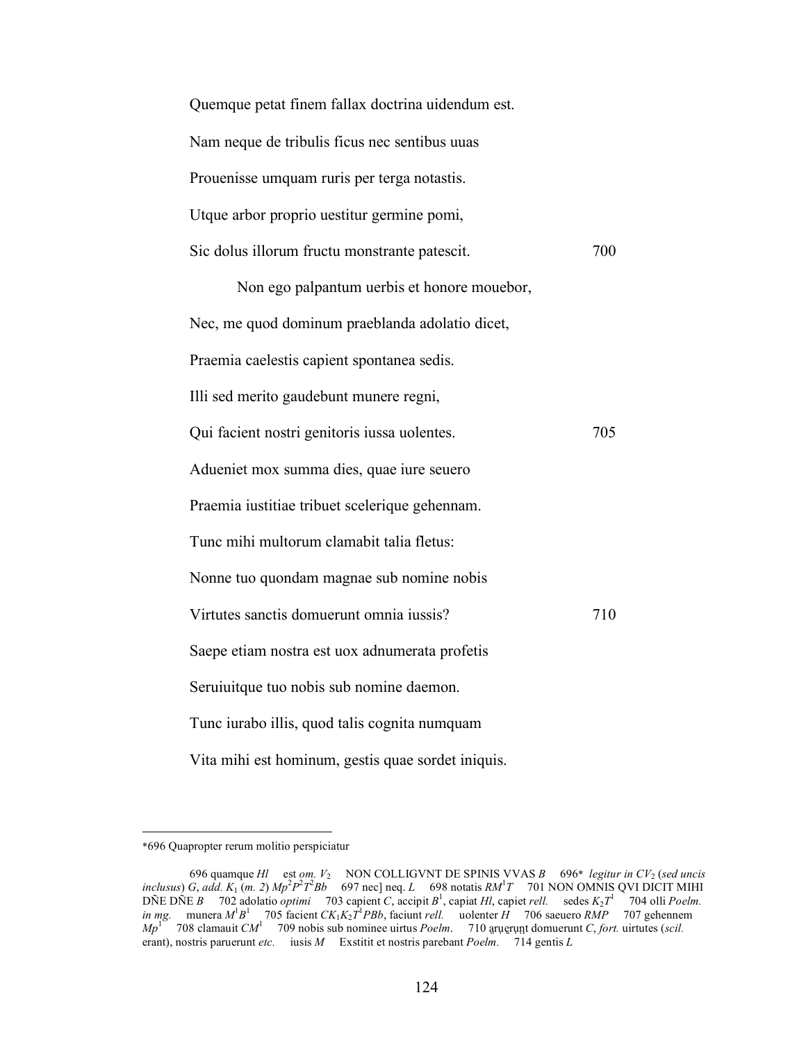Quemque petat finem fallax doctrina uidendum est.

Nam neque de tribulis ficus nec sentibus uuas

Prouenisse umquam ruris per terga notastis.

Utque arbor proprio uestitur germine pomi,

Sic dolus illorum fructu monstrante patescit. 700

Non ego palpantum uerbis et honore mouebor,

Nec, me quod dominum praeblanda adolatio dicet,

Praemia caelestis capient spontanea sedis.

Illi sed merito gaudebunt munere regni,

Qui facient nostri genitoris iussa uolentes. 705

Adueniet mox summa dies, quae iure seuero

Praemia iustitiae tribuet scelerique gehennam.

Tunc mihi multorum clamabit talia fletus:

Nonne tuo quondam magnae sub nomine nobis

Virtutes sanctis domuerunt omnia iussis? 710

Saepe etiam nostra est uox adnumerata profetis

Seruiuitque tuo nobis sub nomine daemon.

Tunc iurabo illis, quod talis cognita numquam

Vita mihi est hominum, gestis quae sordet iniquis.

---

*696 Quapropter rerum molitio perspiciatur

696 quamque *Hl* est *om.* $V_2$ NON COLLIGVNT DE SPINIS VVAS *B* 696* *legitur in* $CV_2$ (*sed uncis inclusus*) *G*, *add.* $K_1$ (*m. 2*) $Mp^2P^2T^2Bb$ 697 nec] neq. *L* 698 notatis $RM^1T$ 701 NON OMNIS QVI DICIT MIHI DÑE DÑE *B* 702 adolatio *optimi* 703 capient *C*, accipit $B^1$, capiat *Hl*, capiet *rell.* sedes $K_2T^1$ 704 olli *Poelm. in mg.* munera $M^1B^1$ 705 facient $CK_1K_2T^1PBb$, faciunt *rell.* uolenter *H* 706 saeuero *RMP* 707 gehennem $Mp^1$ 708 clamauit $CM^1$ 709 nobis sub nominee uirtus *Poelm.* 710 ạṛụẹṛụṇṭ domuerunt *C*, *fort.* uirtutes (*scil.* erant), nostris paruerunt *etc.* iusis *M* Exstitit et nostris parebant *Poelm.* 714 gentis *L*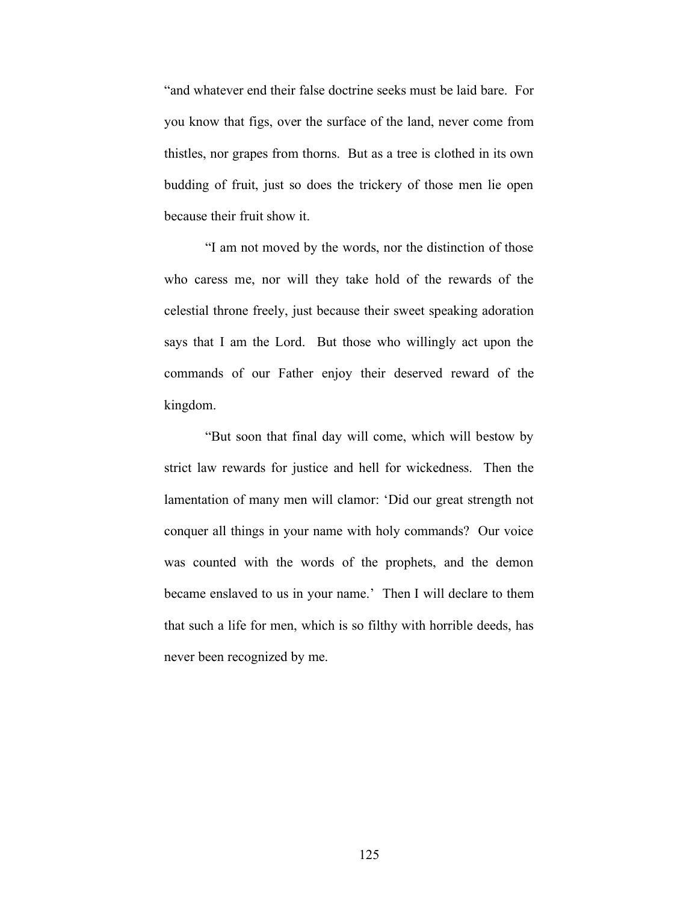"and whatever end their false doctrine seeks must be laid bare. For you know that figs, over the surface of the land, never come from thistles, nor grapes from thorns. But as a tree is clothed in its own budding of fruit, just so does the trickery of those men lie open because their fruit show it.

"I am not moved by the words, nor the distinction of those who caress me, nor will they take hold of the rewards of the celestial throne freely, just because their sweet speaking adoration says that I am the Lord. But those who willingly act upon the commands of our Father enjoy their deserved reward of the kingdom.

"But soon that final day will come, which will bestow by strict law rewards for justice and hell for wickedness. Then the lamentation of many men will clamor: 'Did our great strength not conquer all things in your name with holy commands? Our voice was counted with the words of the prophets, and the demon became enslaved to us in your name.' Then I will declare to them that such a life for men, which is so filthy with horrible deeds, has never been recognized by me.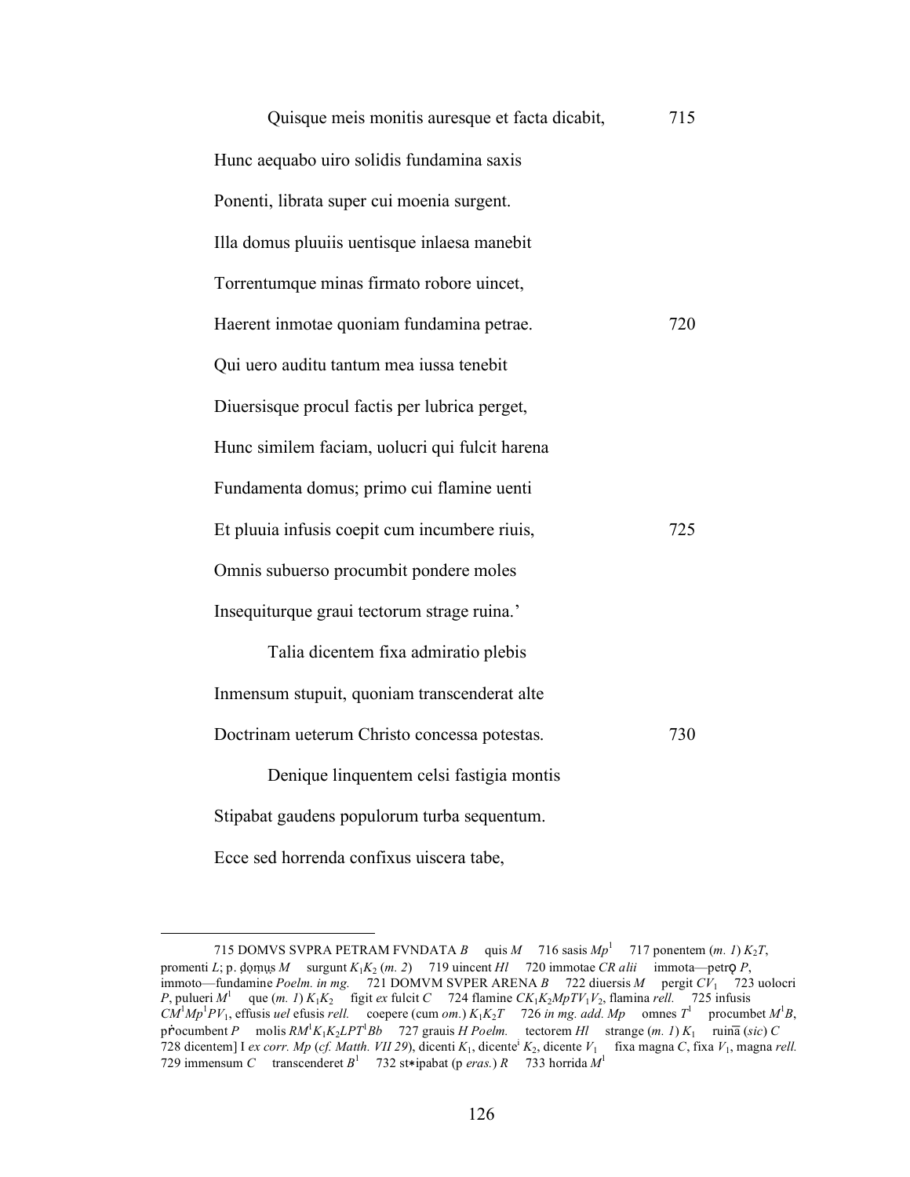Quisque meis monitis auresque et facta dicabit, 715

Hunc aequabo uiro solidis fundamina saxis

Ponenti, librata super cui moenia surgent.

Illa domus pluuiis uentisque inlaesa manebit

Torrentumque minas firmato robore uincet,

Haerent inmotae quoniam fundamina petrae. 720

Qui uero auditu tantum mea iussa tenebit

Diuersisque procul factis per lubrica perget,

Hunc similem faciam, uolucri qui fulcit harena

Fundamenta domus; primo cui flamine uenti

Et pluuia infusis coepit cum incumbere riuis, 725

Omnis subuerso procumbit pondere moles

Insequiturque graui tectorum strage ruina.'

Talia dicentem fixa admiratio plebis

Inmensum stupuit, quoniam transcenderat alte

Doctrinam ueterum Christo concessa potestas. 730

Denique linquentem celsi fastigia montis

Stipabat gaudens populorum turba sequentum.

Ecce sed horrenda confixus uiscera tabe,

---

715 DOMVS SVPRA PETRAM FVNDATA *B* quis *M* 716 sasis *Mp*[1] 717 ponentem (*m. 1*) $K_2T$, promenti *L*; p. ḍọṃụṣ *M* surgunt $K_1K_2$ (*m. 2*) 719 uincent *Hl* 720 immotae *CR alii* immota—petrǫ *P*, immoto—fundamine *Poelm. in mg.* 721 DOMVM SVPER ARENA *B* 722 diuersis *M* pergit $CV_1$ 723 uolocri *P*, pulueri *M*[1] que (*m. 1*) $K_1K_2$ figit *ex* fulcit *C* 724 flamine $CK_1K_2MpTV_1V_2$, flamina *rell.* 725 infusis $CM^1Mp^1PV_1$, effusis *uel* efusis *rell.* coepere (cum *om.*) $K_1K_2T$ 726 *in mg. add. Mp* omnes *T*[1] procumbet *M*[1]*B*, pṙocumbent *P* molis $RM^1K_1K_2LPT^1Bb$ 727 grauis *H Poelm.* tectorem *Hl* strange (*m. 1*) $K_1$ ruina̅ (*sic*) *C* 728 dicentem] I *ex corr. Mp* (*cf. Matth. VII 29*), dicenti $K_1$, dicente[i] $K_2$, dicente $V_1$ fixa magna *C*, fixa $V_1$, magna *rell.* 729 immensum *C* transcenderet *B*[1] 732 st∗ipabat (p *eras.*) *R* 733 horrida *M*[1]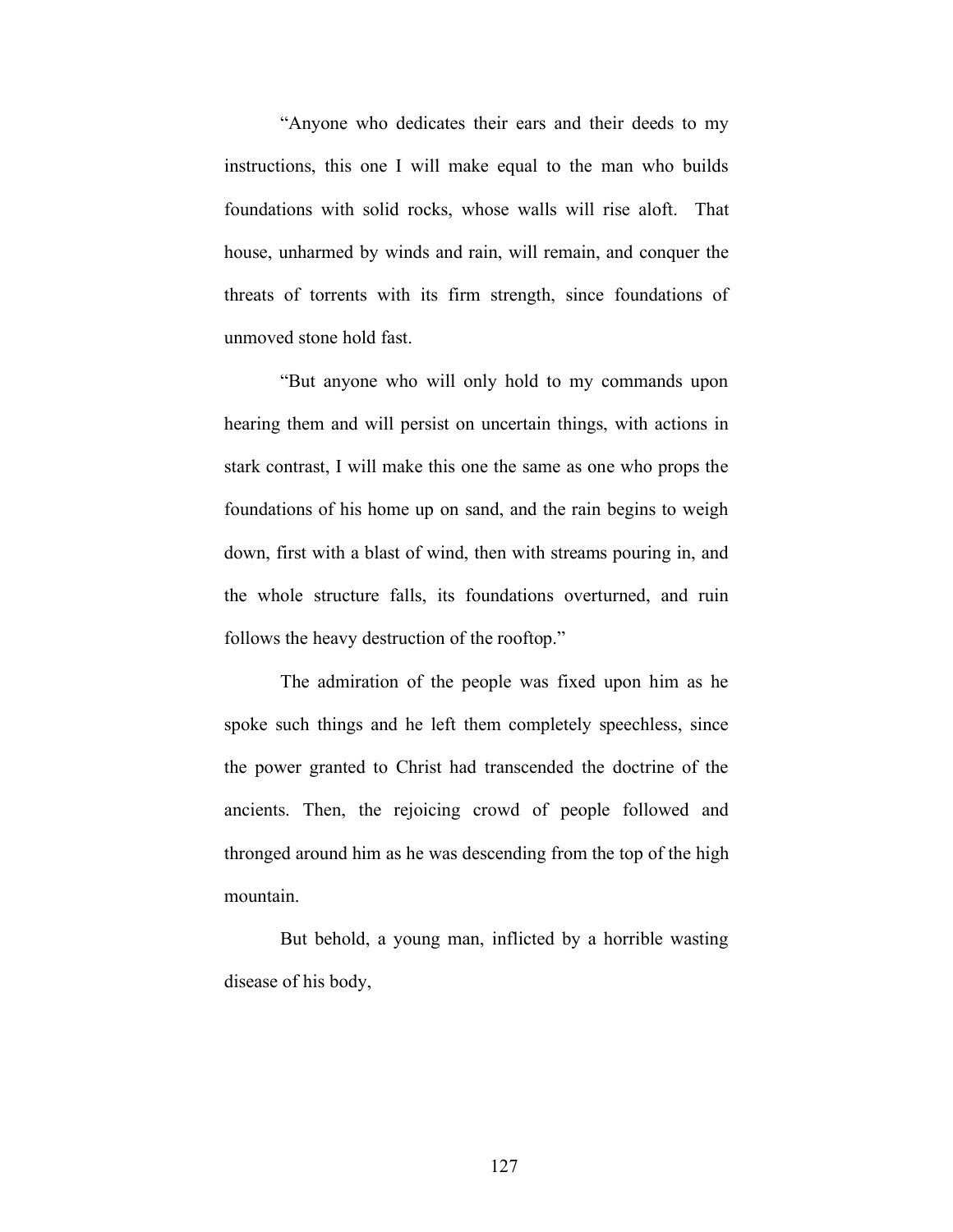"Anyone who dedicates their ears and their deeds to my instructions, this one I will make equal to the man who builds foundations with solid rocks, whose walls will rise aloft. That house, unharmed by winds and rain, will remain, and conquer the threats of torrents with its firm strength, since foundations of unmoved stone hold fast.

"But anyone who will only hold to my commands upon hearing them and will persist on uncertain things, with actions in stark contrast, I will make this one the same as one who props the foundations of his home up on sand, and the rain begins to weigh down, first with a blast of wind, then with streams pouring in, and the whole structure falls, its foundations overturned, and ruin follows the heavy destruction of the rooftop."

The admiration of the people was fixed upon him as he spoke such things and he left them completely speechless, since the power granted to Christ had transcended the doctrine of the ancients. Then, the rejoicing crowd of people followed and thronged around him as he was descending from the top of the high mountain.

But behold, a young man, inflicted by a horrible wasting disease of his body,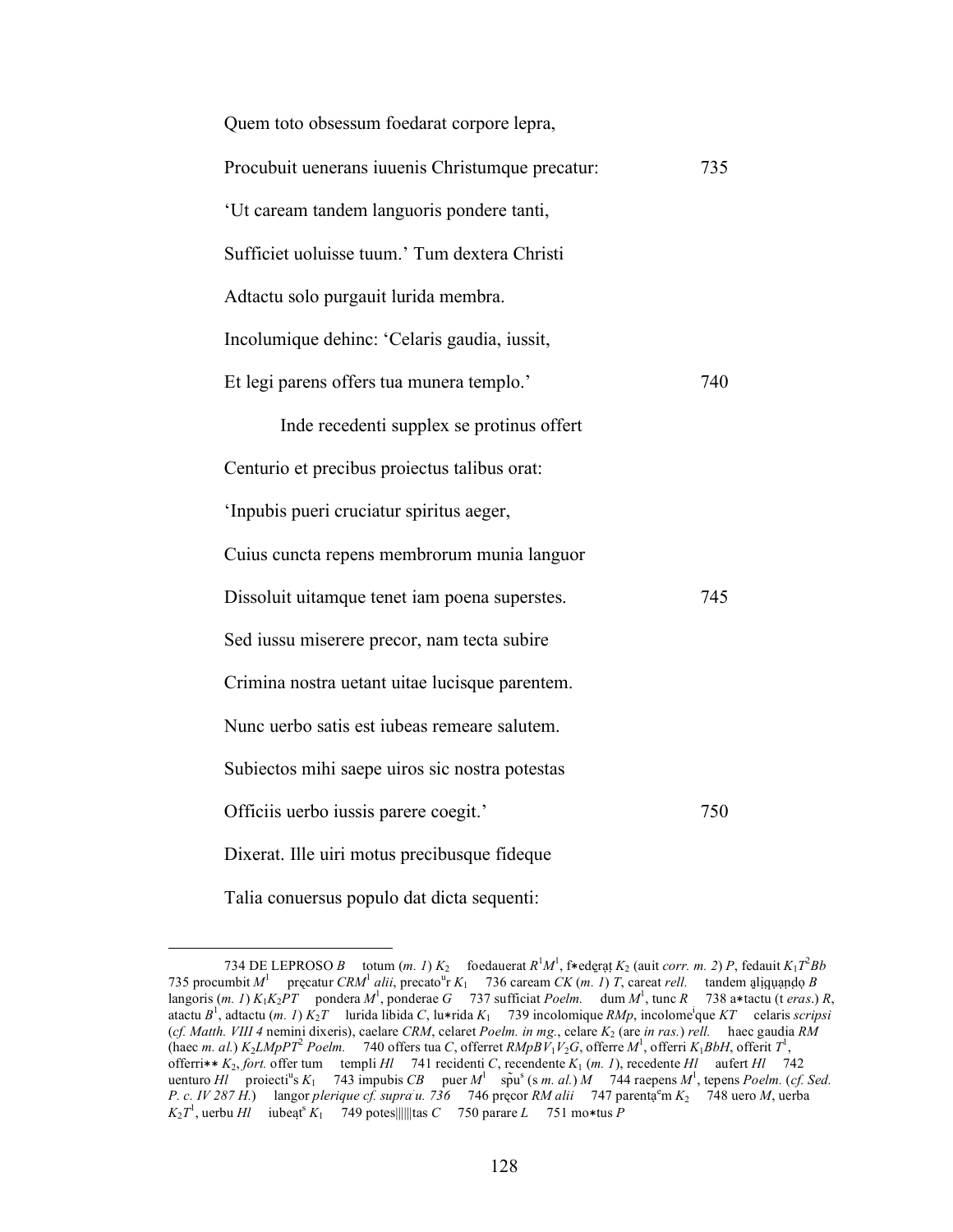Quem toto obsessum foedarat corpore lepra,

Procubuit uenerans iuuenis Christumque precatur: 735

'Ut caream tandem languoris pondere tanti,

Sufficiet uoluisse tuum.' Tum dextera Christi

Adtactu solo purgauit lurida membra.

Incolumique dehinc: 'Celaris gaudia, iussit,

Et legi parens offers tua munera templo.' 740

Inde recedenti supplex se protinus offert

Centurio et precibus proiectus talibus orat:

'Inpubis pueri cruciatur spiritus aeger,

Cuius cuncta repens membrorum munia languor

Dissoluit uitamque tenet iam poena superstes. 745

Sed iussu miserere precor, nam tecta subire

Crimina nostra uetant uitae lucisque parentem.

Nunc uerbo satis est iubeas remeare salutem.

Subiectos mihi saepe uiros sic nostra potestas

Officiis uerbo iussis parere coegit.' 750

Dixerat. Ille uiri motus precibusque fideque

Talia conuersus populo dat dicta sequenti:

---

734 DE LEPROSO *B* totum (*m. 1*) $K_2$ foedauerat $R^1M^1$, f∗ẹdẹrạṭ $K_2$ (auit *corr. m. 2*) *P*, fedauit $K_1T^2Bb$ 735 procumbit $M^1$ pręcatur $CRM^1$ *alii*, precato$^u$r $K_1$ 736 caream *CK* (*m. 1*) *T*, careat *rell.* tandem ạḷịq̣ụạṇḍọ *B* langoris (*m. 1*) $K_1K_2PT$ pondera $M^1$, ponderae *G* 737 sufficiat *Poelm.* dum $M^1$, tunc *R* 738 a∗tactu (t *eras.*) *R*, atactu $B^1$, adtactu (*m. 1*) $K_2T$ lurida libida *C*, lu∗rida $K_1$ 739 incolomique *RMp*, incolome$^i$que *KT* celaris *scripsi* (*cf. Matth. VIII 4* nemini dixeris), caelare *CRM*, celaret *Poelm. in mg.*, celare $K_2$ (are *in ras.*) *rell.* haec gaudia *RM* (haec *m. al.*) $K_2LMpPT^2$ *Poelm.* 740 offers tua *C*, offerret $RMpBV_1V_2G$, offerre $M^1$, offerri $K_1BbH$, offerit $T^1$, offerri∗∗ $K_2$, *fort.* offer tum templi *Hl* 741 recidenti *C*, recendente $K_1$ (*m. 1*), recedente *Hl* aufert *Hl* 742 uenturo *Hl* proiecti$^u$s $K_1$ 743 impubis *CB* puer $M^1$ sp̃u$^s$ (s *m. al.*) *M* 744 raepens $M^1$, tepens *Poelm.* (*cf. Sed. P. c. IV 287 H.*) langor *plerique cf. supra u. 736* 746 pręcor *RM alii* 747 parentạ$^e$m $K_2$ 748 uero *M*, uerba $K_2T^1$, uerbu *Hl* iubeạt$^s$ $K_1$ 749 potes||||||tas *C* 750 parare *L* 751 mo∗tus *P*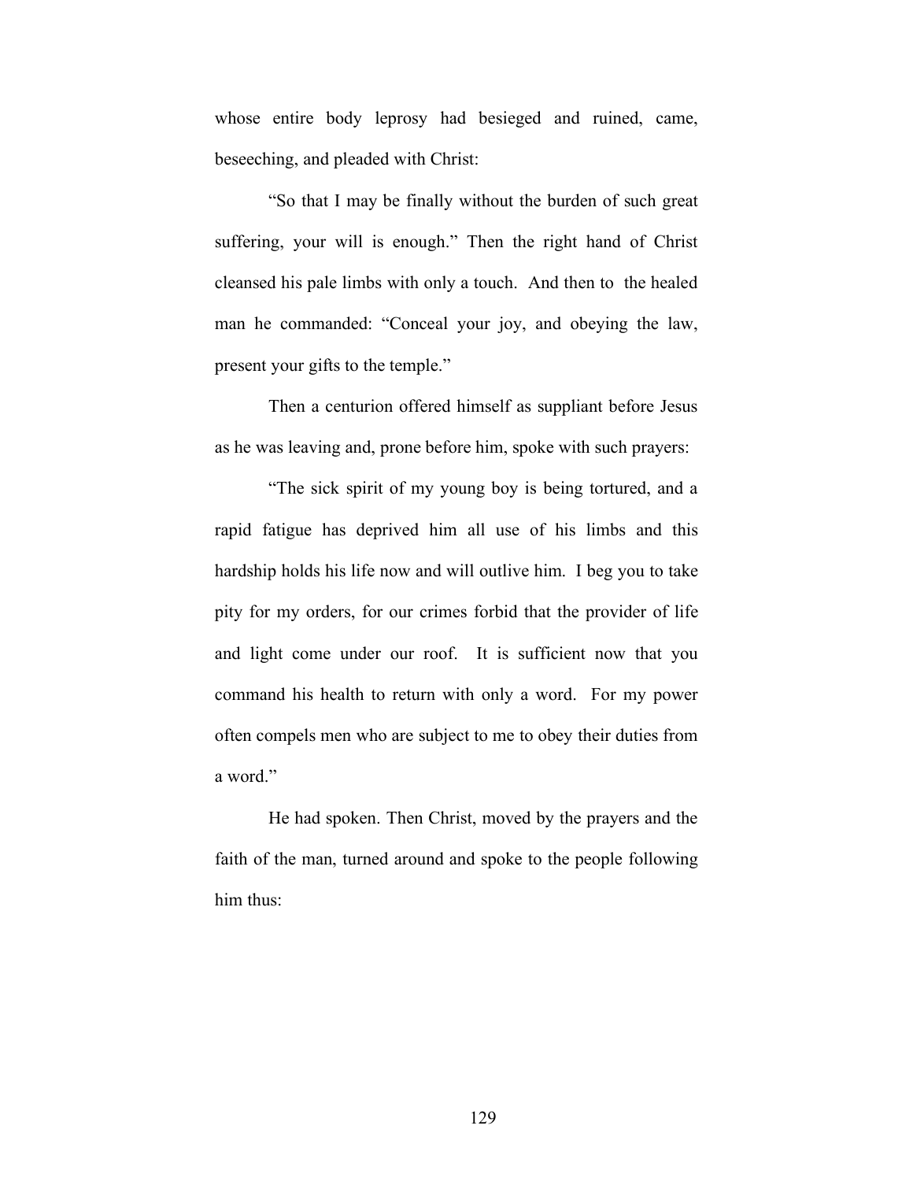whose entire body leprosy had besieged and ruined, came, beseeching, and pleaded with Christ:

"So that I may be finally without the burden of such great suffering, your will is enough." Then the right hand of Christ cleansed his pale limbs with only a touch. And then to the healed man he commanded: "Conceal your joy, and obeying the law, present your gifts to the temple."

Then a centurion offered himself as suppliant before Jesus as he was leaving and, prone before him, spoke with such prayers:

"The sick spirit of my young boy is being tortured, and a rapid fatigue has deprived him all use of his limbs and this hardship holds his life now and will outlive him. I beg you to take pity for my orders, for our crimes forbid that the provider of life and light come under our roof. It is sufficient now that you command his health to return with only a word. For my power often compels men who are subject to me to obey their duties from a word."

He had spoken. Then Christ, moved by the prayers and the faith of the man, turned around and spoke to the people following him thus: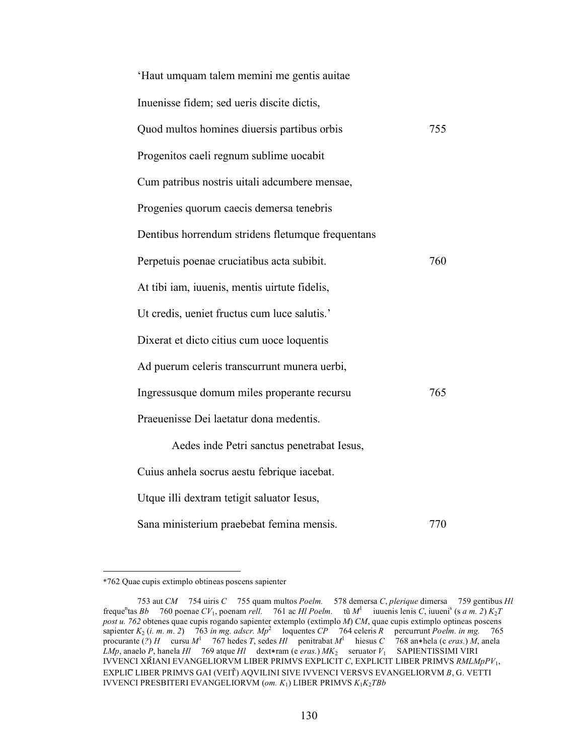'Haut umquam talem memini me gentis auitae

Inuenisse fidem; sed ueris discite dictis,

Quod multos homines diuersis partibus orbis 755

Progenitos caeli regnum sublime uocabit

Cum patribus nostris uitali adcumbere mensae,

Progenies quorum caecis demersa tenebris

Dentibus horrendum stridens fletumque frequentans

Perpetuis poenae cruciatibus acta subibit. 760

At tibi iam, iuuenis, mentis uirtute fidelis,

Ut credis, ueniet fructus cum luce salutis.'

Dixerat et dicto citius cum uoce loquentis

Ad puerum celeris transcurrunt munera uerbi,

Ingressusque domum miles properante recursu 765

Praeuenisse Dei laetatur dona medentis.

Aedes inde Petri sanctus penetrabat Iesus,

Cuius anhela socrus aestu febrique iacebat.

Utque illi dextram tetigit saluator Iesus,

Sana ministerium praebebat femina mensis. 770

---

*762 Quae cupis extimplo obtineas poscens sapienter

753 aut *CM* 754 uiris *C* 755 quam multos *Poelm.* 578 demersa *C*, *plerique* dimersa 759 gentibus *Hl* freque[n]tas *Bb* 760 poenae $CV_1$, poenam *rell.* 761 ac *Hl Poelm.* tũ $M^1$ iuuenis lenis *C*, iuueni[s] (s *a m. 2*) $K_2T$ *post u. 762* obtenes quae cupis rogando sapienter extemplo (extimplo *M*) *CM*, quae cupis extimplo optineas poscens sapienter $K_2$ (*i. m. m. 2*) 763 *in mg. adscr.* $Mp^2$ loquentes *CP* 764 celeris *R* percurrunt *Poelm. in mg.* 765 procurante (*?*) *H* cursu $M^1$ 767 hedes *T*, sedes *Hl* penitrabat $M^1$ hiesus *C* 768 an*hela (c *eras.*) *M*, anela *LMp*, anaelo *P*, hanela *Hl* 769 atque *Hl* dext*ram (e *eras.*) $MK_2$ seruator $V_1$ SAPIENTISSIMI VIRI IVVENCI XR̃IANI EVANGELIORVM LIBER PRIMVS EXPLICIT *C*, EXPLICIT LIBER PRIMVS $RMLMpPV_1$, EXPLIC̄ LIBER PRIMVS GAI (VEIT̃) AQVILINI SIVE IVVENCI VERSVS EVANGELIORVM *B*, G. VETTI IVVENCI PRESBITERI EVANGELIORVM (*om.* $K_1$) LIBER PRIMVS $K_1K_2TBb$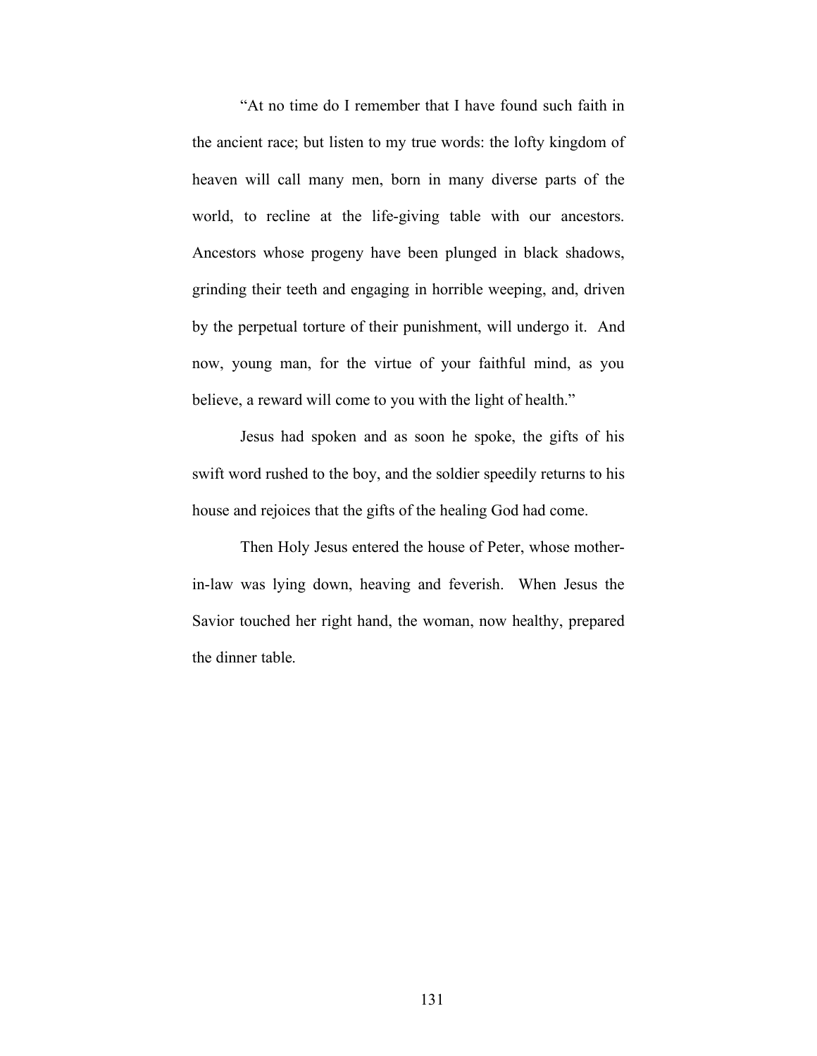"At no time do I remember that I have found such faith in the ancient race; but listen to my true words: the lofty kingdom of heaven will call many men, born in many diverse parts of the world, to recline at the life-giving table with our ancestors. Ancestors whose progeny have been plunged in black shadows, grinding their teeth and engaging in horrible weeping, and, driven by the perpetual torture of their punishment, will undergo it. And now, young man, for the virtue of your faithful mind, as you believe, a reward will come to you with the light of health."

Jesus had spoken and as soon he spoke, the gifts of his swift word rushed to the boy, and the soldier speedily returns to his house and rejoices that the gifts of the healing God had come.

Then Holy Jesus entered the house of Peter, whose mother-in-law was lying down, heaving and feverish. When Jesus the Savior touched her right hand, the woman, now healthy, prepared the dinner table.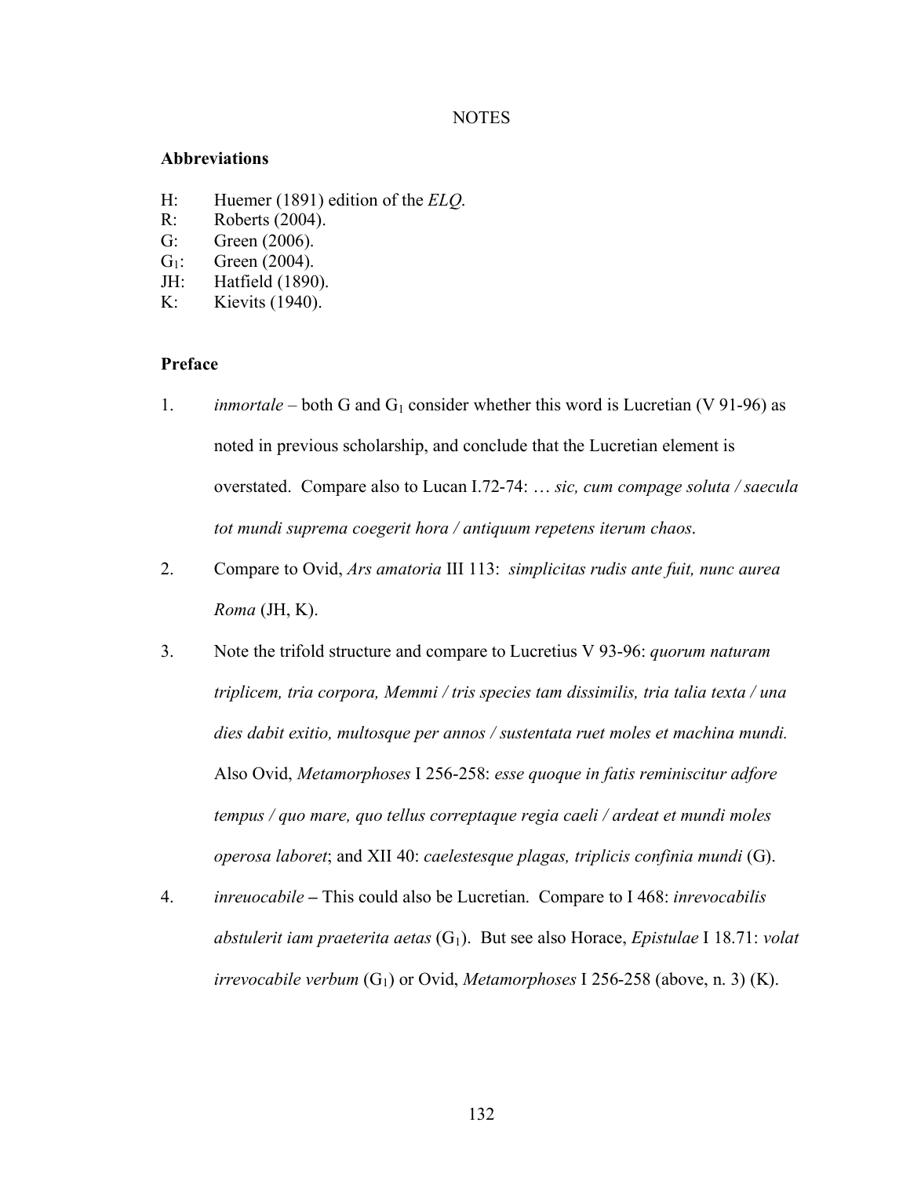# NOTES

**Abbreviations**

H: Huemer (1891) edition of the *ELQ*.
R: Roberts (2004).
G: Green (2006).
$G_1$: Green (2004).
JH: Hatfield (1890).
K: Kievits (1940).

**Preface**

1. *inmortale* – both G and $G_1$ consider whether this word is Lucretian (V 91-96) as noted in previous scholarship, and conclude that the Lucretian element is overstated. Compare also to Lucan I.72-74: … *sic, cum compage soluta / saecula tot mundi suprema coegerit hora / antiquum repetens iterum chaos*.

2. Compare to Ovid, *Ars amatoria* III 113: *simplicitas rudis ante fuit, nunc aurea Roma* (JH, K).

3. Note the trifold structure and compare to Lucretius V 93-96: *quorum naturam triplicem, tria corpora, Memmi / tris species tam dissimilis, tria talia texta / una dies dabit exitio, multosque per annos / sustentata ruet moles et machina mundi.* Also Ovid, *Metamorphoses* I 256-258: *esse quoque in fatis reminiscitur adfore tempus / quo mare, quo tellus correptaque regia caeli / ardeat et mundi moles operosa laboret*; and XII 40: *caelestesque plagas, triplicis confinia mundi* (G).

4. *inreuocabile* **–** This could also be Lucretian. Compare to I 468: *inrevocabilis abstulerit iam praeterita aetas* ($G_1$). But see also Horace, *Epistulae* I 18.71: *volat irrevocabile verbum* ($G_1$) or Ovid, *Metamorphoses* I 256-258 (above, n. 3) (K).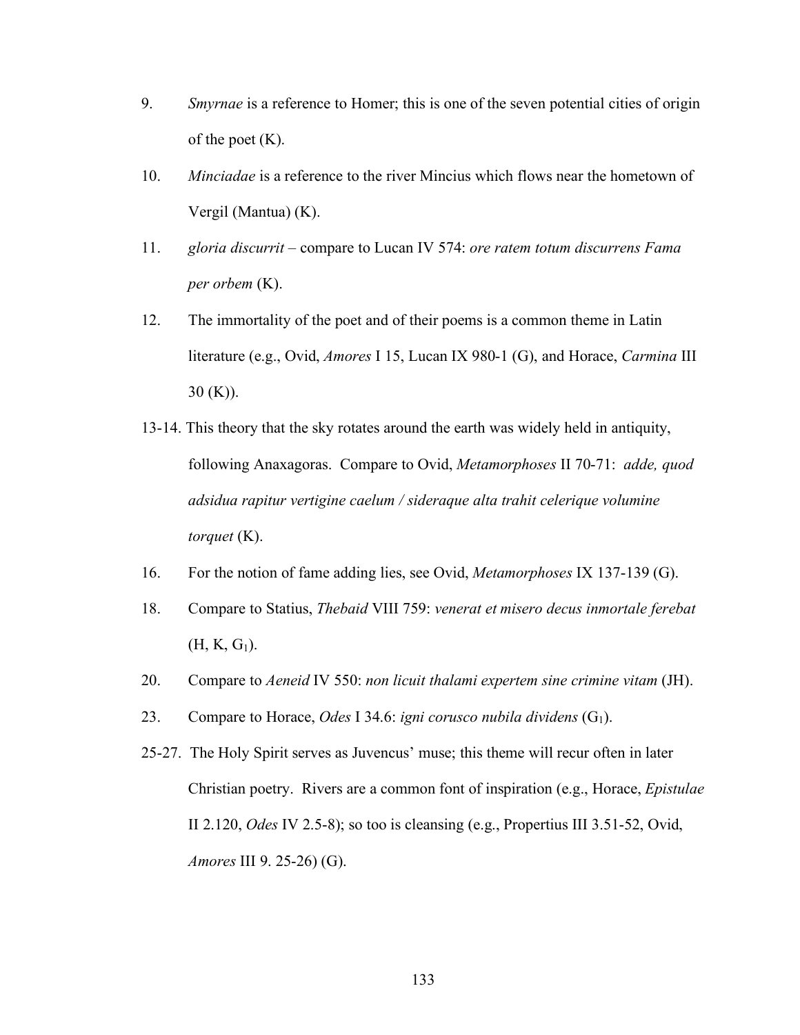9. *Smyrnae* is a reference to Homer; this is one of the seven potential cities of origin of the poet (K).

10. *Minciadae* is a reference to the river Mincius which flows near the hometown of Vergil (Mantua) (K).

11. *gloria discurrit* – compare to Lucan IV 574: *ore ratem totum discurrens Fama per orbem* (K).

12. The immortality of the poet and of their poems is a common theme in Latin literature (e.g., Ovid, *Amores* I 15, Lucan IX 980-1 (G), and Horace, *Carmina* III 30 (K)).

13-14. This theory that the sky rotates around the earth was widely held in antiquity, following Anaxagoras. Compare to Ovid, *Metamorphoses* II 70-71: *adde, quod adsidua rapitur vertigine caelum / sideraque alta trahit celerique volumine torquet* (K).

16. For the notion of fame adding lies, see Ovid, *Metamorphoses* IX 137-139 (G).

18. Compare to Statius, *Thebaid* VIII 759: *venerat et misero decus inmortale ferebat* (H, K, $G_1$).

20. Compare to *Aeneid* IV 550: *non licuit thalami expertem sine crimine vitam* (JH).

23. Compare to Horace, *Odes* I 34.6: *igni corusco nubila dividens* ($G_1$).

25-27. The Holy Spirit serves as Juvencus' muse; this theme will recur often in later Christian poetry. Rivers are a common font of inspiration (e.g., Horace, *Epistulae* II 2.120, *Odes* IV 2.5-8); so too is cleansing (e.g., Propertius III 3.51-52, Ovid, *Amores* III 9. 25-26) (G).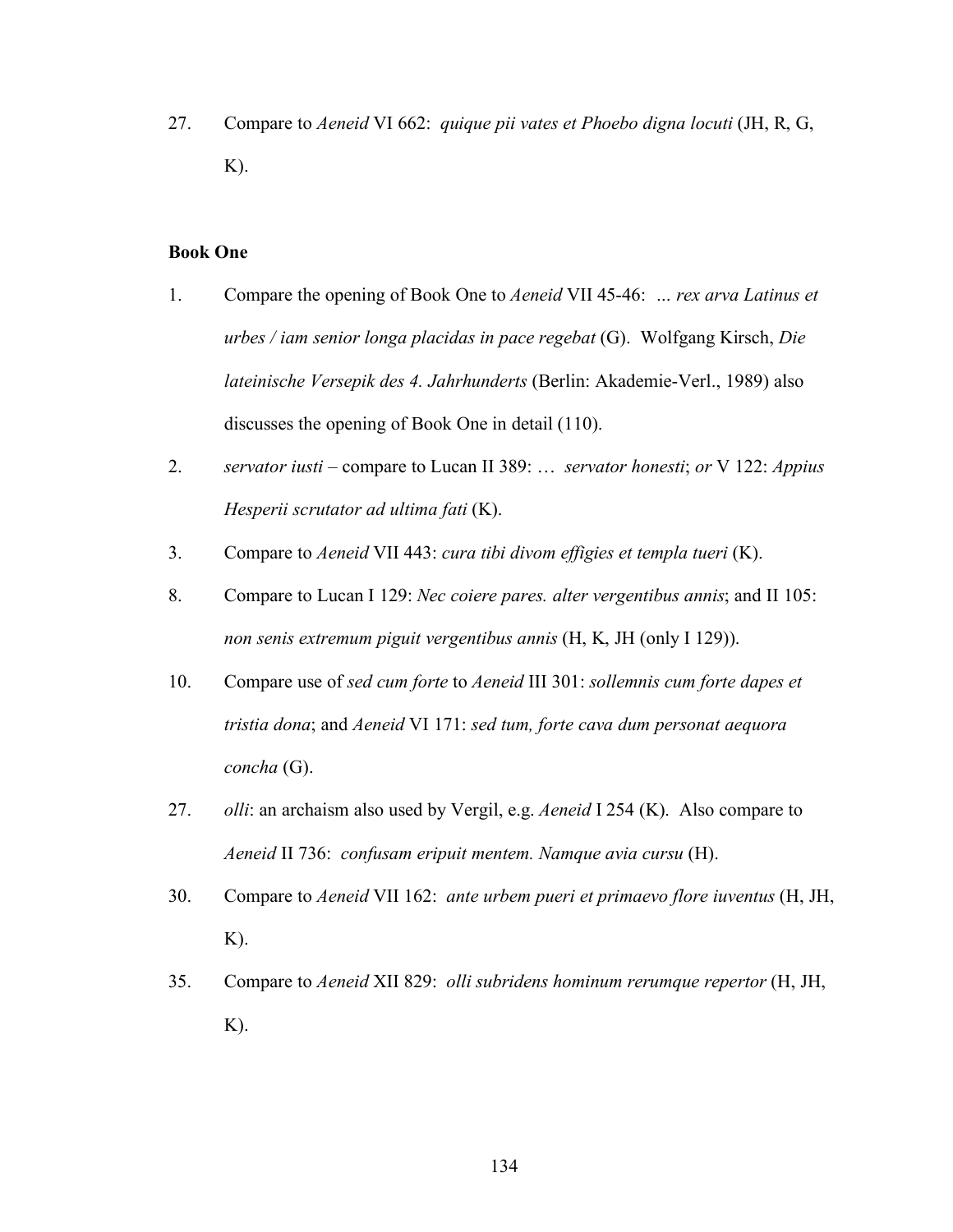27. Compare to *Aeneid* VI 662: *quique pii vates et Phoebo digna locuti* (JH, R, G, K).

**Book One**

1. Compare the opening of Book One to *Aeneid* VII 45-46: ... *rex arva Latinus et urbes / iam senior longa placidas in pace regebat* (G). Wolfgang Kirsch, *Die lateinische Versepik des 4. Jahrhunderts* (Berlin: Akademie-Verl., 1989) also discusses the opening of Book One in detail (110).

2. *servator iusti* – compare to Lucan II 389: … *servator honesti*; *or* V 122: *Appius Hesperii scrutator ad ultima fati* (K).

3. Compare to *Aeneid* VII 443: *cura tibi divom effigies et templa tueri* (K).

8. Compare to Lucan I 129: *Nec coiere pares. alter vergentibus annis*; and II 105: *non senis extremum piguit vergentibus annis* (H, K, JH (only I 129)).

10. Compare use of *sed cum forte* to *Aeneid* III 301: *sollemnis cum forte dapes et tristia dona*; and *Aeneid* VI 171: *sed tum, forte cava dum personat aequora concha* (G).

27. *olli*: an archaism also used by Vergil, e.g. *Aeneid* I 254 (K). Also compare to *Aeneid* II 736: *confusam eripuit mentem. Namque avia cursu* (H).

30. Compare to *Aeneid* VII 162: *ante urbem pueri et primaevo flore iuventus* (H, JH, K).

35. Compare to *Aeneid* XII 829: *olli subridens hominum rerumque repertor* (H, JH, K).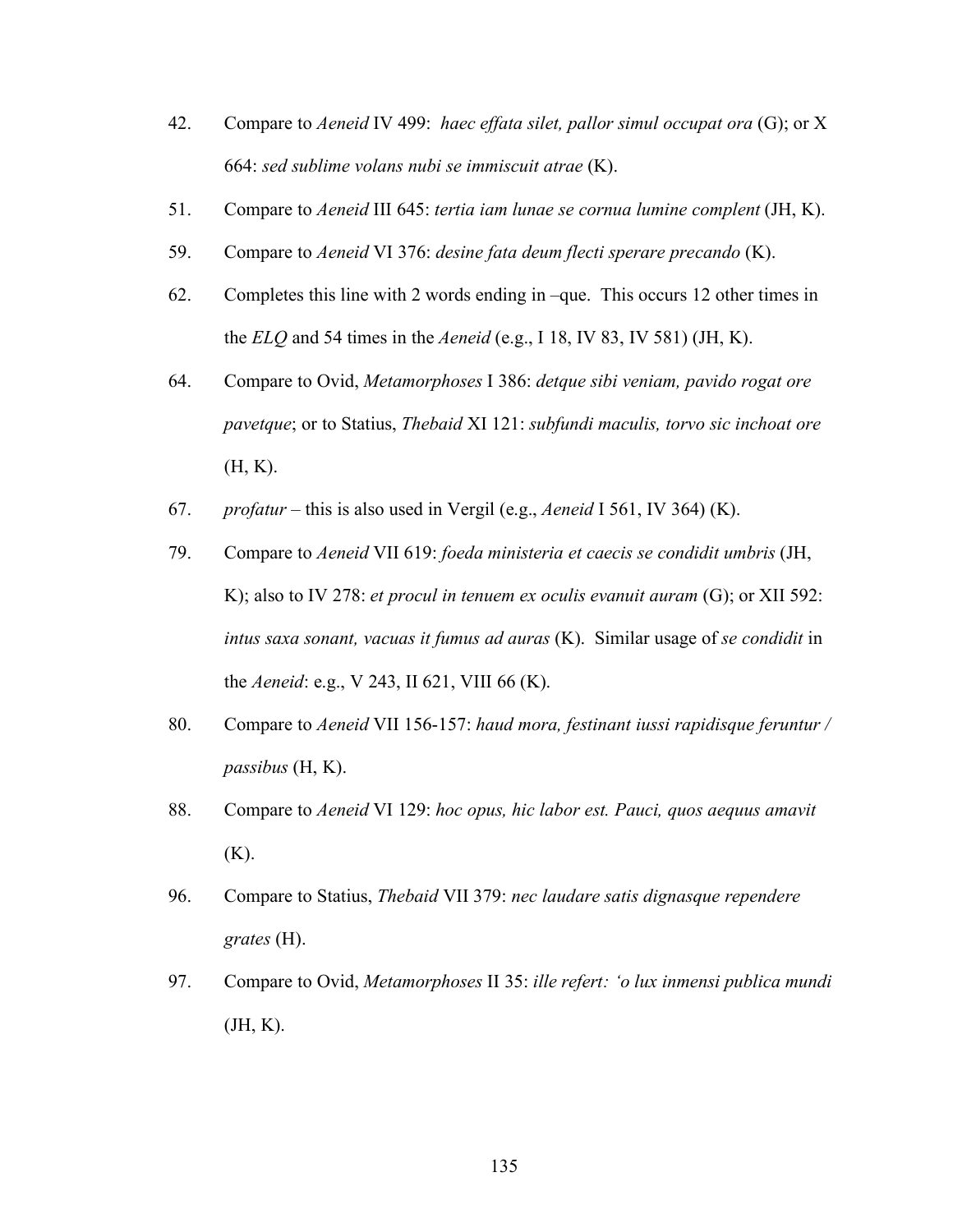42. Compare to *Aeneid* IV 499: *haec effata silet, pallor simul occupat ora* (G); or X 664: *sed sublime volans nubi se immiscuit atrae* (K).

51. Compare to *Aeneid* III 645: *tertia iam lunae se cornua lumine complent* (JH, K).

59. Compare to *Aeneid* VI 376: *desine fata deum flecti sperare precando* (K).

62. Completes this line with 2 words ending in –que. This occurs 12 other times in the *ELQ* and 54 times in the *Aeneid* (e.g., I 18, IV 83, IV 581) (JH, K).

64. Compare to Ovid, *Metamorphoses* I 386: *detque sibi veniam, pavido rogat ore pavetque*; or to Statius, *Thebaid* XI 121: *subfundi maculis, torvo sic inchoat ore* (H, K).

67. *profatur* – this is also used in Vergil (e.g., *Aeneid* I 561, IV 364) (K).

79. Compare to *Aeneid* VII 619: *foeda ministeria et caecis se condidit umbris* (JH, K); also to IV 278: *et procul in tenuem ex oculis evanuit auram* (G); or XII 592: *intus saxa sonant, vacuas it fumus ad auras* (K). Similar usage of *se condidit* in the *Aeneid*: e.g., V 243, II 621, VIII 66 (K).

80. Compare to *Aeneid* VII 156-157: *haud mora, festinant iussi rapidisque feruntur / passibus* (H, K).

88. Compare to *Aeneid* VI 129: *hoc opus, hic labor est. Pauci, quos aequus amavit* (K).

96. Compare to Statius, *Thebaid* VII 379: *nec laudare satis dignasque rependere grates* (H).

97. Compare to Ovid, *Metamorphoses* II 35: *ille refert: 'o lux inmensi publica mundi* (JH, K).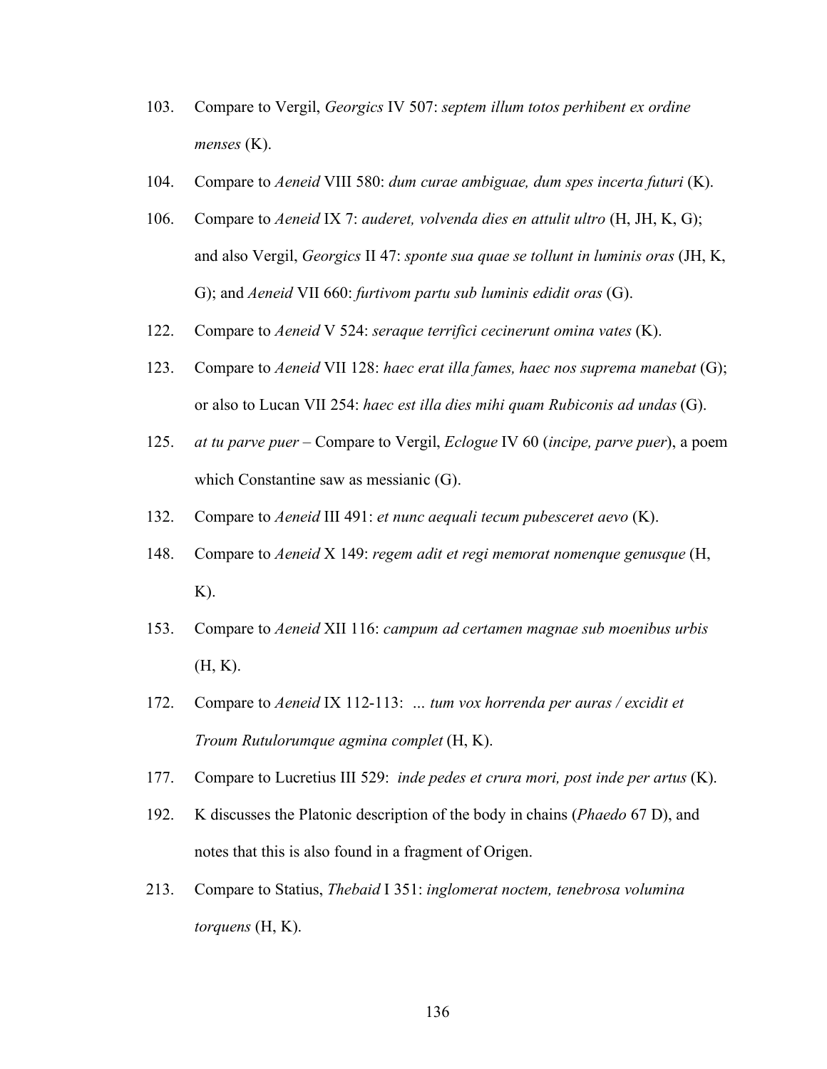103. Compare to Vergil, *Georgics* IV 507: *septem illum totos perhibent ex ordine menses* (K).

104. Compare to *Aeneid* VIII 580: *dum curae ambiguae, dum spes incerta futuri* (K).

106. Compare to *Aeneid* IX 7: *auderet, volvenda dies en attulit ultro* (H, JH, K, G); and also Vergil, *Georgics* II 47: *sponte sua quae se tollunt in luminis oras* (JH, K, G); and *Aeneid* VII 660: *furtivom partu sub luminis edidit oras* (G).

122. Compare to *Aeneid* V 524: *seraque terrifici cecinerunt omina vates* (K).

123. Compare to *Aeneid* VII 128: *haec erat illa fames, haec nos suprema manebat* (G); or also to Lucan VII 254: *haec est illa dies mihi quam Rubiconis ad undas* (G).

125. *at tu parve puer* – Compare to Vergil, *Eclogue* IV 60 (*incipe, parve puer*), a poem which Constantine saw as messianic (G).

132. Compare to *Aeneid* III 491: *et nunc aequali tecum pubesceret aevo* (K).

148. Compare to *Aeneid* X 149: *regem adit et regi memorat nomenque genusque* (H, K).

153. Compare to *Aeneid* XII 116: *campum ad certamen magnae sub moenibus urbis* (H, K).

172. Compare to *Aeneid* IX 112-113: *... tum vox horrenda per auras / excidit et Troum Rutulorumque agmina complet* (H, K).

177. Compare to Lucretius III 529: *inde pedes et crura mori, post inde per artus* (K).

192. K discusses the Platonic description of the body in chains (*Phaedo* 67 D), and notes that this is also found in a fragment of Origen.

213. Compare to Statius, *Thebaid* I 351: *inglomerat noctem, tenebrosa volumina torquens* (H, K).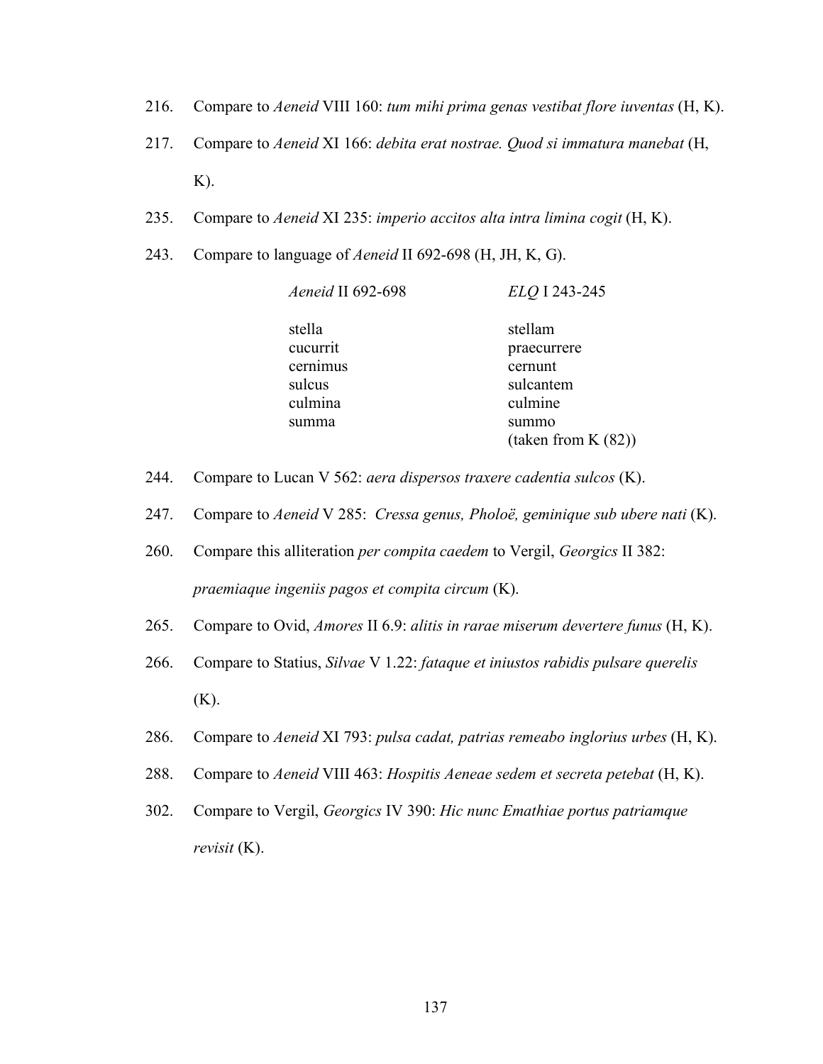216. Compare to *Aeneid* VIII 160: *tum mihi prima genas vestibat flore iuventas* (H, K).

217. Compare to *Aeneid* XI 166: *debita erat nostrae. Quod si immatura manebat* (H, K).

235. Compare to *Aeneid* XI 235: *imperio accitos alta intra limina cogit* (H, K).

243. Compare to language of *Aeneid* II 692-698 (H, JH, K, G).

| *Aeneid* II 692-698 | *ELQ* I 243-245 |
|---|---|
| stella | stellam |
| cucurrit | praecurrere |
| cernimus | cernunt |
| sulcus | sulcantem |
| culmina | culmine |
| summa | summo |
| | (taken from K (82)) |

244. Compare to Lucan V 562: *aera dispersos traxere cadentia sulcos* (K).

247. Compare to *Aeneid* V 285: *Cressa genus, Pholoë, geminique sub ubere nati* (K).

260. Compare this alliteration *per compita caedem* to Vergil, *Georgics* II 382: *praemiaque ingeniis pagos et compita circum* (K).

265. Compare to Ovid, *Amores* II 6.9: *alitis in rarae miserum devertere funus* (H, K).

266. Compare to Statius, *Silvae* V 1.22: *fataque et iniustos rabidis pulsare querelis* (K).

286. Compare to *Aeneid* XI 793: *pulsa cadat, patrias remeabo inglorius urbes* (H, K).

288. Compare to *Aeneid* VIII 463: *Hospitis Aeneae sedem et secreta petebat* (H, K).

302. Compare to Vergil, *Georgics* IV 390: *Hic nunc Emathiae portus patriamque revisit* (K).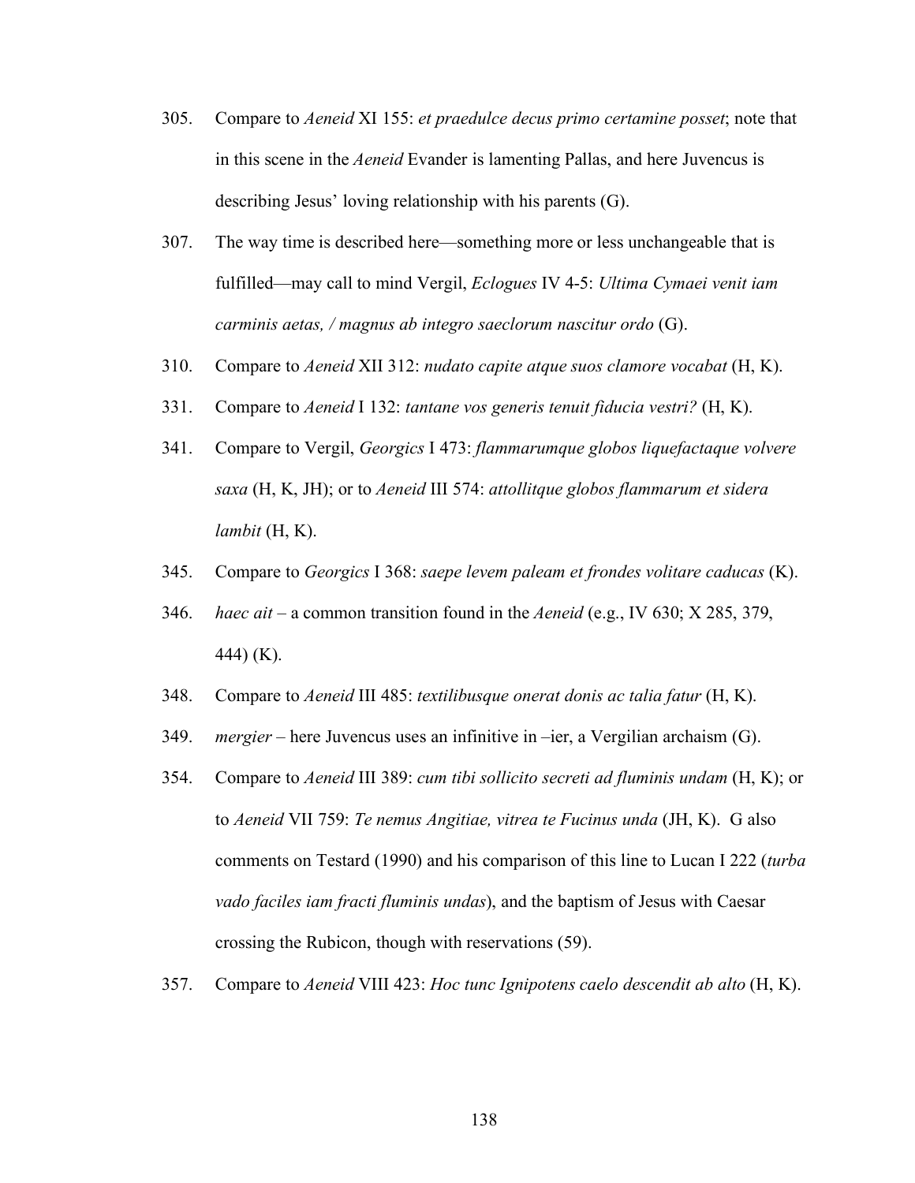305. Compare to *Aeneid* XI 155: *et praedulce decus primo certamine posset*; note that in this scene in the *Aeneid* Evander is lamenting Pallas, and here Juvencus is describing Jesus' loving relationship with his parents (G).

307. The way time is described here—something more or less unchangeable that is fulfilled—may call to mind Vergil, *Eclogues* IV 4-5: *Ultima Cymaei venit iam carminis aetas, / magnus ab integro saeclorum nascitur ordo* (G).

310. Compare to *Aeneid* XII 312: *nudato capite atque suos clamore vocabat* (H, K).

331. Compare to *Aeneid* I 132: *tantane vos generis tenuit fiducia vestri?* (H, K).

341. Compare to Vergil, *Georgics* I 473: *flammarumque globos liquefactaque volvere saxa* (H, K, JH); or to *Aeneid* III 574: *attollitque globos flammarum et sidera lambit* (H, K).

345. Compare to *Georgics* I 368: *saepe levem paleam et frondes volitare caducas* (K).

346. *haec ait* – a common transition found in the *Aeneid* (e.g., IV 630; X 285, 379, 444) (K).

348. Compare to *Aeneid* III 485: *textilibusque onerat donis ac talia fatur* (H, K).

349. *mergier* – here Juvencus uses an infinitive in –ier, a Vergilian archaism (G).

354. Compare to *Aeneid* III 389: *cum tibi sollicito secreti ad fluminis undam* (H, K); or to *Aeneid* VII 759: *Te nemus Angitiae, vitrea te Fucinus unda* (JH, K). G also comments on Testard (1990) and his comparison of this line to Lucan I 222 (*turba vado faciles iam fracti fluminis undas*), and the baptism of Jesus with Caesar crossing the Rubicon, though with reservations (59).

357. Compare to *Aeneid* VIII 423: *Hoc tunc Ignipotens caelo descendit ab alto* (H, K).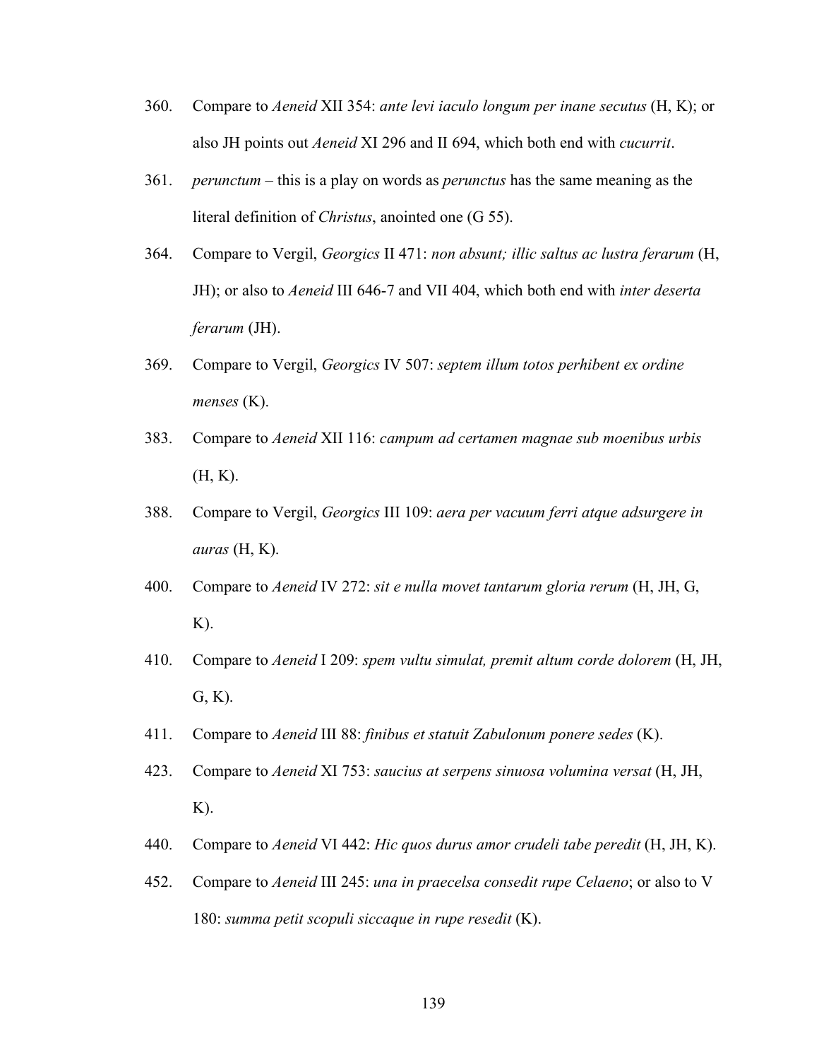360. Compare to *Aeneid* XII 354: *ante levi iaculo longum per inane secutus* (H, K); or also JH points out *Aeneid* XI 296 and II 694, which both end with *cucurrit*.

361. *perunctum* – this is a play on words as *perunctus* has the same meaning as the literal definition of *Christus*, anointed one (G 55).

364. Compare to Vergil, *Georgics* II 471: *non absunt; illic saltus ac lustra ferarum* (H, JH); or also to *Aeneid* III 646-7 and VII 404, which both end with *inter deserta ferarum* (JH).

369. Compare to Vergil, *Georgics* IV 507: *septem illum totos perhibent ex ordine menses* (K).

383. Compare to *Aeneid* XII 116: *campum ad certamen magnae sub moenibus urbis* (H, K).

388. Compare to Vergil, *Georgics* III 109: *aera per vacuum ferri atque adsurgere in auras* (H, K).

400. Compare to *Aeneid* IV 272: *sit e nulla movet tantarum gloria rerum* (H, JH, G, K).

410. Compare to *Aeneid* I 209: *spem vultu simulat, premit altum corde dolorem* (H, JH, G, K).

411. Compare to *Aeneid* III 88: *finibus et statuit Zabulonum ponere sedes* (K).

423. Compare to *Aeneid* XI 753: *saucius at serpens sinuosa volumina versat* (H, JH, K).

440. Compare to *Aeneid* VI 442: *Hic quos durus amor crudeli tabe peredit* (H, JH, K).

452. Compare to *Aeneid* III 245: *una in praecelsa consedit rupe Celaeno*; or also to V 180: *summa petit scopuli siccaque in rupe resedit* (K).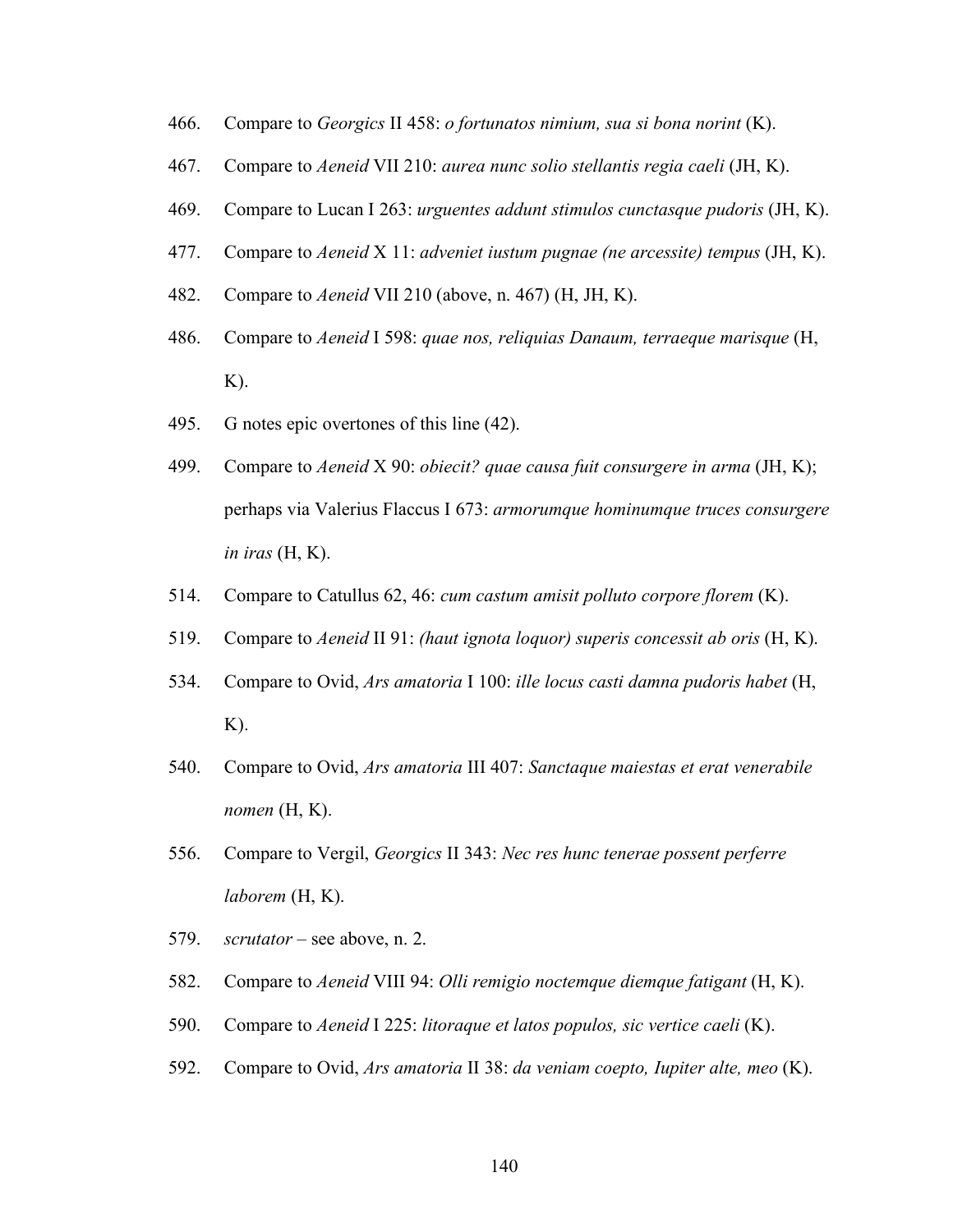466. Compare to *Georgics* II 458: *o fortunatos nimium, sua si bona norint* (K).

467. Compare to *Aeneid* VII 210: *aurea nunc solio stellantis regia caeli* (JH, K).

469. Compare to Lucan I 263: *urguentes addunt stimulos cunctasque pudoris* (JH, K).

477. Compare to *Aeneid* X 11: *adveniet iustum pugnae (ne arcessite) tempus* (JH, K).

482. Compare to *Aeneid* VII 210 (above, n. 467) (H, JH, K).

486. Compare to *Aeneid* I 598: *quae nos, reliquias Danaum, terraeque marisque* (H, K).

495. G notes epic overtones of this line (42).

499. Compare to *Aeneid* X 90: *obiecit? quae causa fuit consurgere in arma* (JH, K); perhaps via Valerius Flaccus I 673: *armorumque hominumque truces consurgere in iras* (H, K).

514. Compare to Catullus 62, 46: *cum castum amisit polluto corpore florem* (K).

519. Compare to *Aeneid* II 91: *(haut ignota loquor) superis concessit ab oris* (H, K).

534. Compare to Ovid, *Ars amatoria* I 100: *ille locus casti damna pudoris habet* (H, K).

540. Compare to Ovid, *Ars amatoria* III 407: *Sanctaque maiestas et erat venerabile nomen* (H, K).

556. Compare to Vergil, *Georgics* II 343: *Nec res hunc tenerae possent perferre laborem* (H, K).

579. *scrutator* – see above, n. 2.

582. Compare to *Aeneid* VIII 94: *Olli remigio noctemque diemque fatigant* (H, K).

590. Compare to *Aeneid* I 225: *litoraque et latos populos, sic vertice caeli* (K).

592. Compare to Ovid, *Ars amatoria* II 38: *da veniam coepto, Iupiter alte, meo* (K).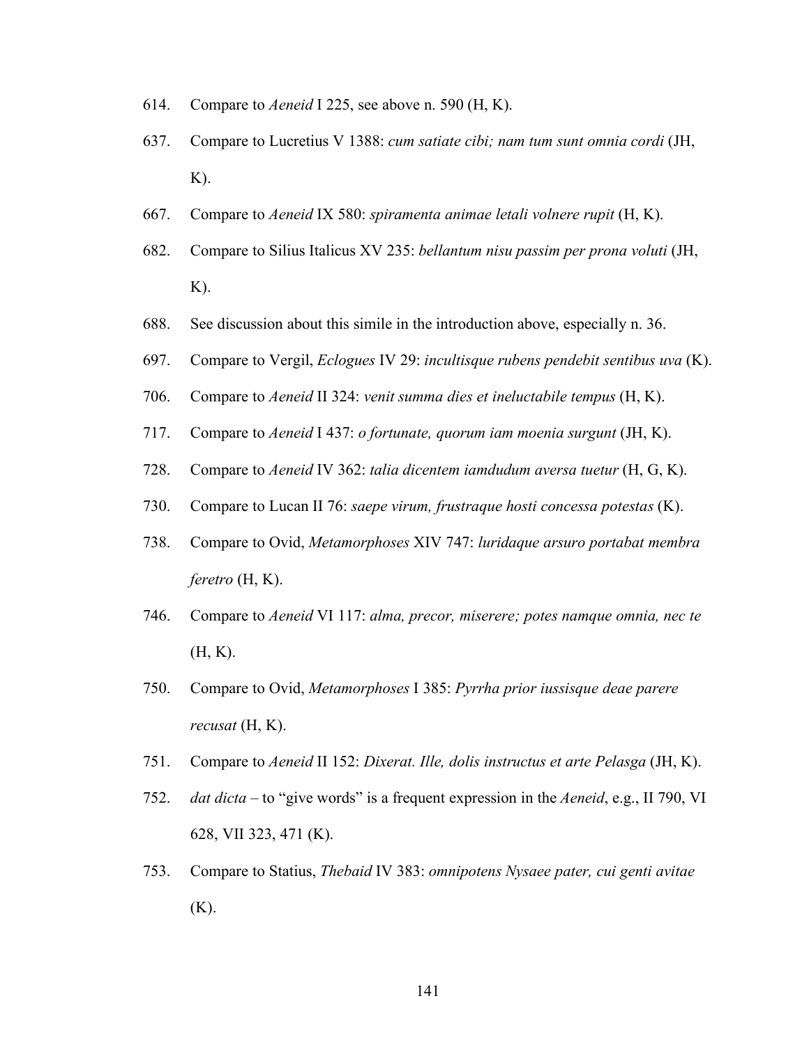614. Compare to *Aeneid* I 225, see above n. 590 (H, K).

637. Compare to Lucretius V 1388: *cum satiate cibi; nam tum sunt omnia cordi* (JH, K).

667. Compare to *Aeneid* IX 580: *spiramenta animae letali volnere rupit* (H, K).

682. Compare to Silius Italicus XV 235: *bellantum nisu passim per prona voluti* (JH, K).

688. See discussion about this simile in the introduction above, especially n. 36.

697. Compare to Vergil, *Eclogues* IV 29: *incultisque rubens pendebit sentibus uva* (K).

706. Compare to *Aeneid* II 324: *venit summa dies et ineluctabile tempus* (H, K).

717. Compare to *Aeneid* I 437: *o fortunate, quorum iam moenia surgunt* (JH, K).

728. Compare to *Aeneid* IV 362: *talia dicentem iamdudum aversa tuetur* (H, G, K).

730. Compare to Lucan II 76: *saepe virum, frustraque hosti concessa potestas* (K).

738. Compare to Ovid, *Metamorphoses* XIV 747: *luridaque arsuro portabat membra feretro* (H, K).

746. Compare to *Aeneid* VI 117: *alma, precor, miserere; potes namque omnia, nec te* (H, K).

750. Compare to Ovid, *Metamorphoses* I 385: *Pyrrha prior iussisque deae parere recusat* (H, K).

751. Compare to *Aeneid* II 152: *Dixerat. Ille, dolis instructus et arte Pelasga* (JH, K).

752. *dat dicta* – to "give words" is a frequent expression in the *Aeneid*, e.g., II 790, VI 628, VII 323, 471 (K).

753. Compare to Statius, *Thebaid* IV 383: *omnipotens Nysaee pater, cui genti avitae* (K).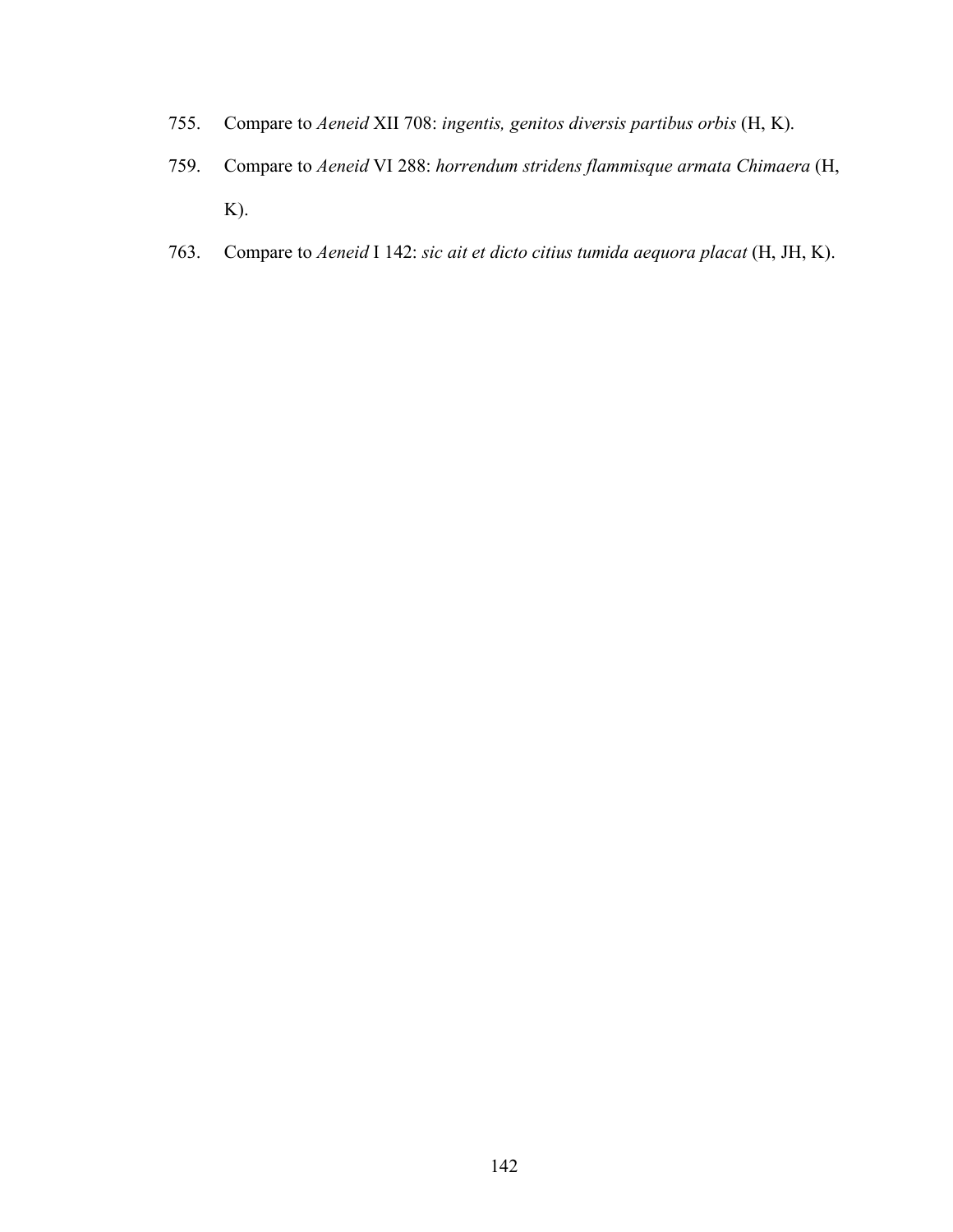755. Compare to *Aeneid* XII 708: *ingentis, genitos diversis partibus orbis* (H, K).

759. Compare to *Aeneid* VI 288: *horrendum stridens flammisque armata Chimaera* (H, K).

763. Compare to *Aeneid* I 142: *sic ait et dicto citius tumida aequora placat* (H, JH, K).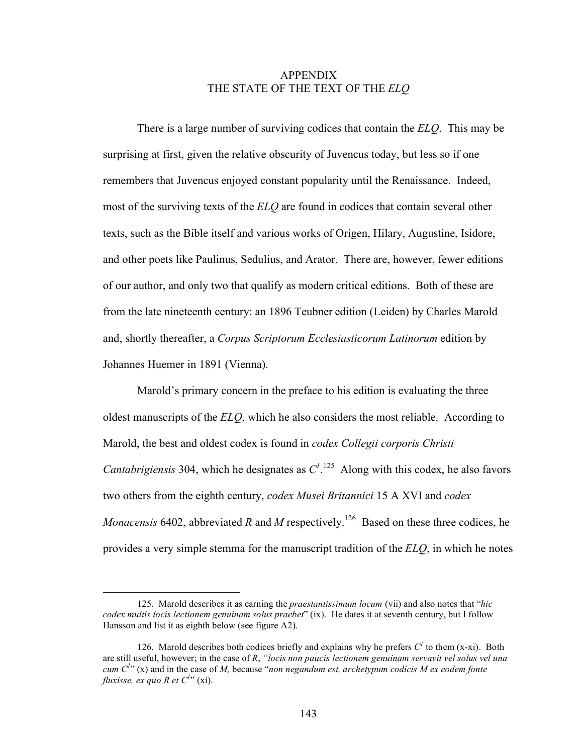# APPENDIX
# THE STATE OF THE TEXT OF THE *ELQ*

There is a large number of surviving codices that contain the *ELQ*. This may be surprising at first, given the relative obscurity of Juvencus today, but less so if one remembers that Juvencus enjoyed constant popularity until the Renaissance. Indeed, most of the surviving texts of the *ELQ* are found in codices that contain several other texts, such as the Bible itself and various works of Origen, Hilary, Augustine, Isidore, and other poets like Paulinus, Sedulius, and Arator. There are, however, fewer editions of our author, and only two that qualify as modern critical editions. Both of these are from the late nineteenth century: an 1896 Teubner edition (Leiden) by Charles Marold and, shortly thereafter, a *Corpus Scriptorum Ecclesiasticorum Latinorum* edition by Johannes Huemer in 1891 (Vienna).

Marold's primary concern in the preface to his edition is evaluating the three oldest manuscripts of the *ELQ*, which he also considers the most reliable. According to Marold, the best and oldest codex is found in *codex Collegii corporis Christi Cantabrigiensis* 304, which he designates as $C^1$.[125] Along with this codex, he also favors two others from the eighth century, *codex Musei Britannici* 15 A XVI and *codex Monacensis* 6402, abbreviated *R* and *M* respectively.[126] Based on these three codices, he provides a very simple stemma for the manuscript tradition of the *ELQ*, in which he notes

---

125. Marold describes it as earning the *praestantissimum locum* (vii) and also notes that "*hic codex multis locis lectionem genuinam solus praebet*" (ix). He dates it at seventh century, but I follow Hansson and list it as eighth below (see figure A2).

126. Marold describes both codices briefly and explains why he prefers $C^1$ to them (x-xi). Both are still useful, however; in the case of *R*, "*locis non paucis lectionem genuinam servavit vel solus vel una cum $C^1$*" (x) and in the case of *M,* because "*non negandum est, archetypum codicis M ex eodem fonte fluxisse, ex quo R et $C^1$*" (xi).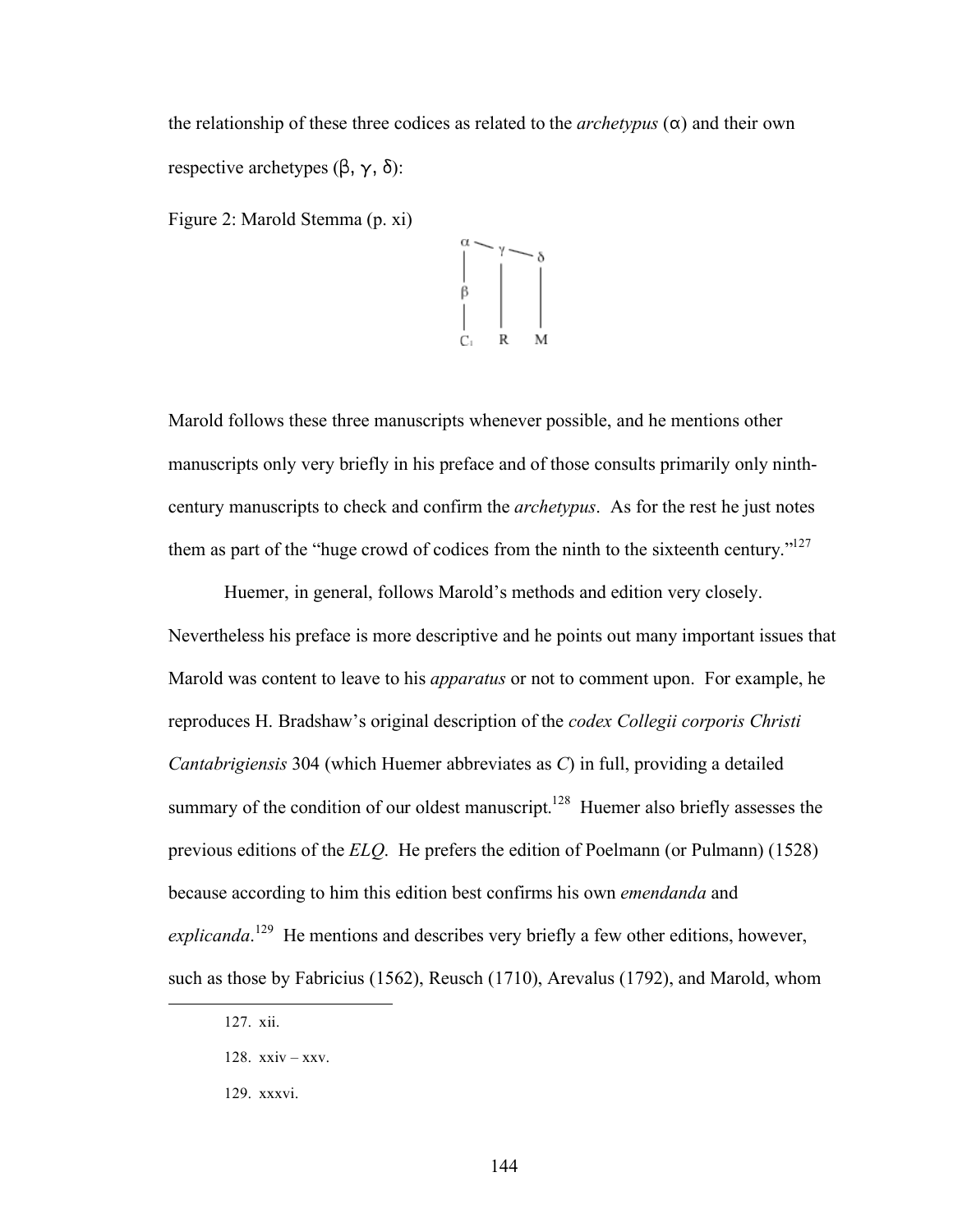the relationship of these three codices as related to the *archetypus* (α) and their own respective archetypes (β, γ, δ):

Figure 2: Marold Stemma (p. xi)

```
α — γ — δ
|   |   |
β   |   |
|   |   |
C₁  R   M
```

Marold follows these three manuscripts whenever possible, and he mentions other manuscripts only very briefly in his preface and of those consults primarily only ninth-century manuscripts to check and confirm the *archetypus*. As for the rest he just notes them as part of the "huge crowd of codices from the ninth to the sixteenth century."[127]

Huemer, in general, follows Marold's methods and edition very closely. Nevertheless his preface is more descriptive and he points out many important issues that Marold was content to leave to his *apparatus* or not to comment upon. For example, he reproduces H. Bradshaw's original description of the *codex Collegii corporis Christi Cantabrigiensis* 304 (which Huemer abbreviates as *C*) in full, providing a detailed summary of the condition of our oldest manuscript.[128] Huemer also briefly assesses the previous editions of the *ELQ*. He prefers the edition of Poelmann (or Pulmann) (1528) because according to him this edition best confirms his own *emendanda* and *explicanda*.[129] He mentions and describes very briefly a few other editions, however, such as those by Fabricius (1562), Reusch (1710), Arevalus (1792), and Marold, whom

127. xii.

128. xxiv – xxv.

129. xxxvi.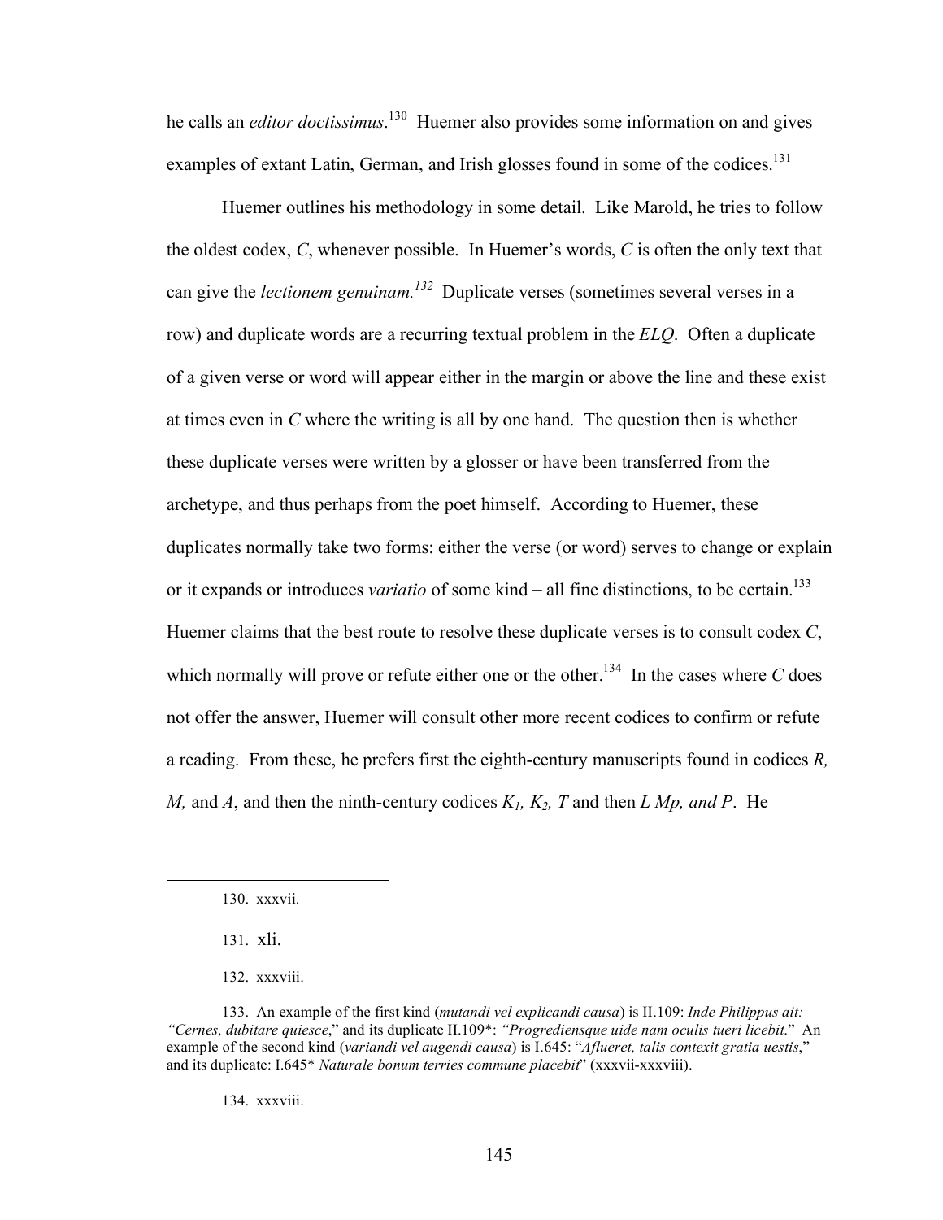he calls an *editor doctissimus*.[130] Huemer also provides some information on and gives examples of extant Latin, German, and Irish glosses found in some of the codices.[131]

Huemer outlines his methodology in some detail. Like Marold, he tries to follow the oldest codex, *C*, whenever possible. In Huemer's words, *C* is often the only text that can give the *lectionem genuinam.*[132] Duplicate verses (sometimes several verses in a row) and duplicate words are a recurring textual problem in the *ELQ*. Often a duplicate of a given verse or word will appear either in the margin or above the line and these exist at times even in *C* where the writing is all by one hand. The question then is whether these duplicate verses were written by a glosser or have been transferred from the archetype, and thus perhaps from the poet himself. According to Huemer, these duplicates normally take two forms: either the verse (or word) serves to change or explain or it expands or introduces *variatio* of some kind – all fine distinctions, to be certain.[133] Huemer claims that the best route to resolve these duplicate verses is to consult codex *C*, which normally will prove or refute either one or the other.[134] In the cases where *C* does not offer the answer, Huemer will consult other more recent codices to confirm or refute a reading. From these, he prefers first the eighth-century manuscripts found in codices *R, M,* and *A*, and then the ninth-century codices $K_1$, $K_2$, *T* and then *L Mp, and P*. He

---

130. xxxvii.

131. xli.

132. xxxviii.

133. An example of the first kind (*mutandi vel explicandi causa*) is II.109: *Inde Philippus ait: "Cernes, dubitare quiesce*," and its duplicate II.109*: *"Progrediensque uide nam oculis tueri licebit*." An example of the second kind (*variandi vel augendi causa*) is I.645: "*Aflueret, talis contexit gratia uestis*," and its duplicate: I.645* *Naturale bonum terries commune placebit*" (xxxvii-xxxviii).

134. xxxviii.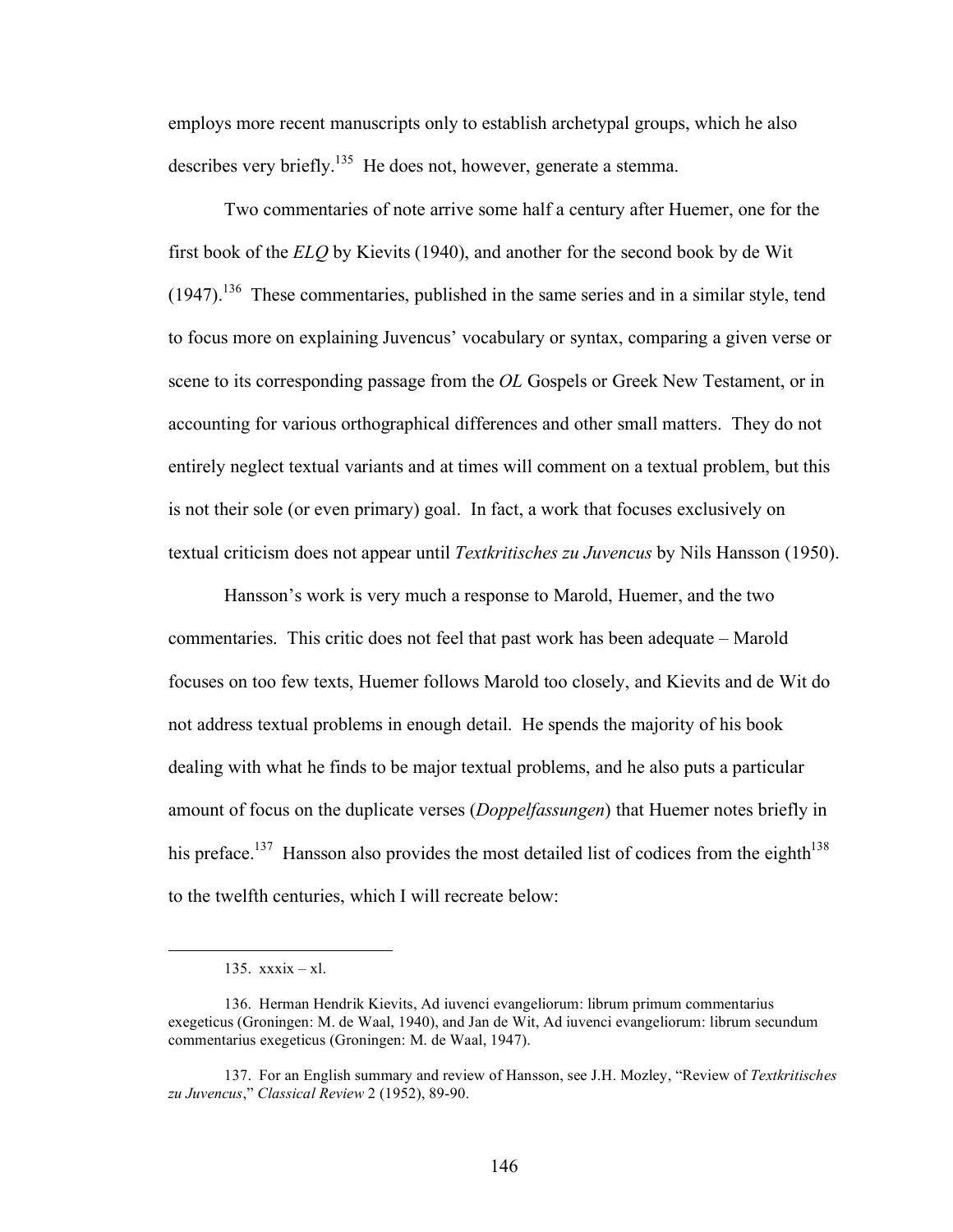employs more recent manuscripts only to establish archetypal groups, which he also describes very briefly.[135] He does not, however, generate a stemma.

Two commentaries of note arrive some half a century after Huemer, one for the first book of the *ELQ* by Kievits (1940), and another for the second book by de Wit (1947).[136] These commentaries, published in the same series and in a similar style, tend to focus more on explaining Juvencus' vocabulary or syntax, comparing a given verse or scene to its corresponding passage from the *OL* Gospels or Greek New Testament, or in accounting for various orthographical differences and other small matters. They do not entirely neglect textual variants and at times will comment on a textual problem, but this is not their sole (or even primary) goal. In fact, a work that focuses exclusively on textual criticism does not appear until *Textkritisches zu Juvencus* by Nils Hansson (1950).

Hansson's work is very much a response to Marold, Huemer, and the two commentaries. This critic does not feel that past work has been adequate – Marold focuses on too few texts, Huemer follows Marold too closely, and Kievits and de Wit do not address textual problems in enough detail. He spends the majority of his book dealing with what he finds to be major textual problems, and he also puts a particular amount of focus on the duplicate verses (*Doppelfassungen*) that Huemer notes briefly in his preface.[137] Hansson also provides the most detailed list of codices from the eighth[138] to the twelfth centuries, which I will recreate below:

---

135. xxxix – xl.

136. Herman Hendrik Kievits, Ad iuvenci evangeliorum: librum primum commentarius exegeticus (Groningen: M. de Waal, 1940), and Jan de Wit, Ad iuvenci evangeliorum: librum secundum commentarius exegeticus (Groningen: M. de Waal, 1947).

137. For an English summary and review of Hansson, see J.H. Mozley, "Review of *Textkritisches zu Juvencus*," *Classical Review* 2 (1952), 89-90.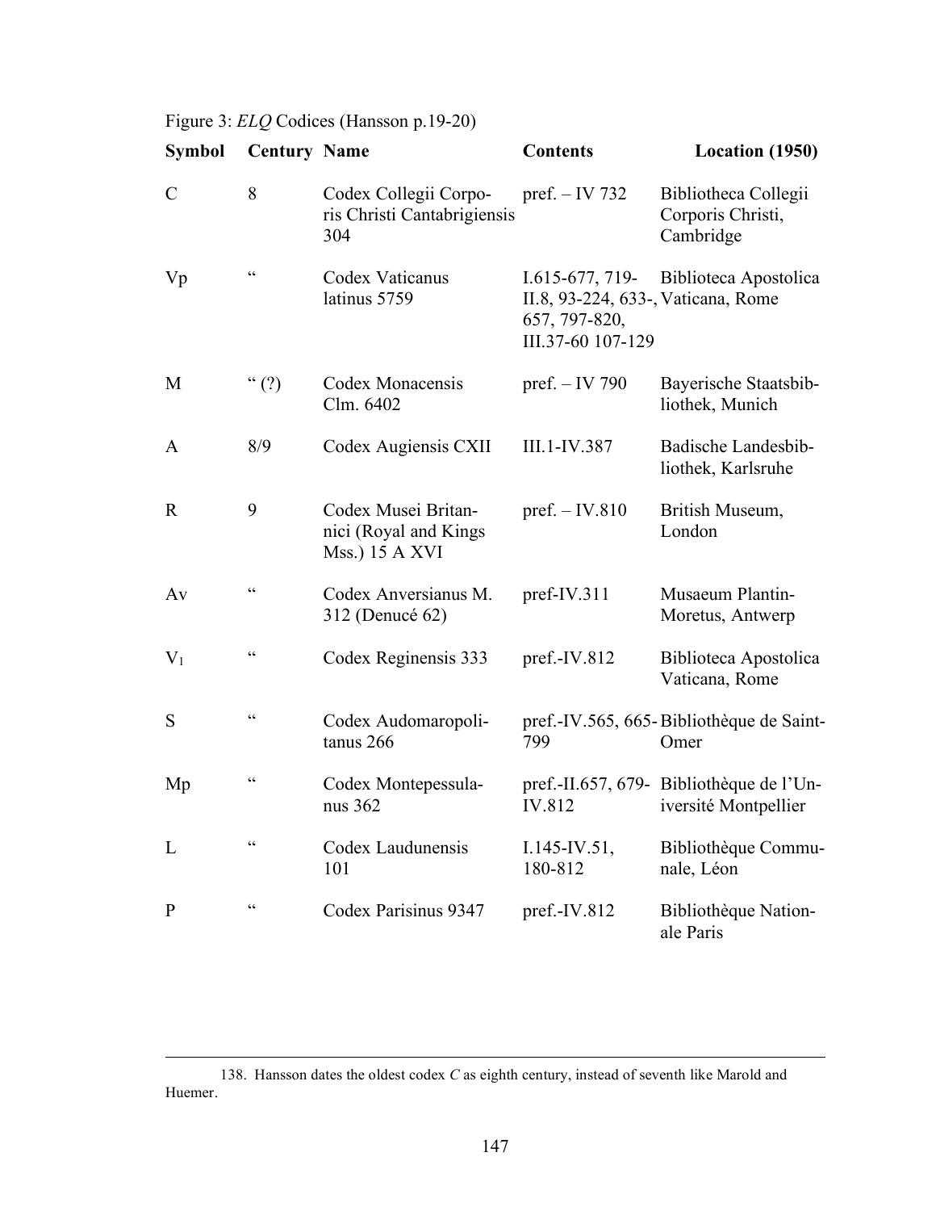Figure 3: *ELQ* Codices (Hansson p.19-20)

| Symbol | Century | Name | Contents | Location (1950) |
|---|---|---|---|---|
| C | 8 | Codex Collegii Corporis Christi Cantabrigiensis 304 | pref. – IV 732 | Bibliotheca Collegii Corporis Christi, Cambridge |
| Vp | " | Codex Vaticanus latinus 5759 | I.615-677, 719-II.8, 93-224, 633-, 657, 797-820, III.37-60 107-129 | Biblioteca Apostolica Vaticana, Rome |
| M | " (?) | Codex Monacensis Clm. 6402 | pref. – IV 790 | Bayerische Staatsbibliothek, Munich |
| A | 8/9 | Codex Augiensis CXII | III.1-IV.387 | Badische Landesbibliothek, Karlsruhe |
| R | 9 | Codex Musei Britannici (Royal and Kings Mss.) 15 A XVI | pref. – IV.810 | British Museum, London |
| Av | " | Codex Anversianus M. 312 (Denucé 62) | pref-IV.311 | Musaeum Plantin-Moretus, Antwerp |
| $V_1$ | " | Codex Reginensis 333 | pref.-IV.812 | Biblioteca Apostolica Vaticana, Rome |
| S | " | Codex Audomaropolitanus 266 | pref.-IV.565, 665-799 | Bibliothèque de Saint-Omer |
| Mp | " | Codex Montepessulanus 362 | pref.-II.657, 679-IV.812 | Bibliothèque de l'Université Montpellier |
| L | " | Codex Laudunensis 101 | I.145-IV.51, 180-812 | Bibliothèque Communale, Léon |
| P | " | Codex Parisinus 9347 | pref.-IV.812 | Bibliothèque Nationale Paris |

138. Hansson dates the oldest codex *C* as eighth century, instead of seventh like Marold and Huemer.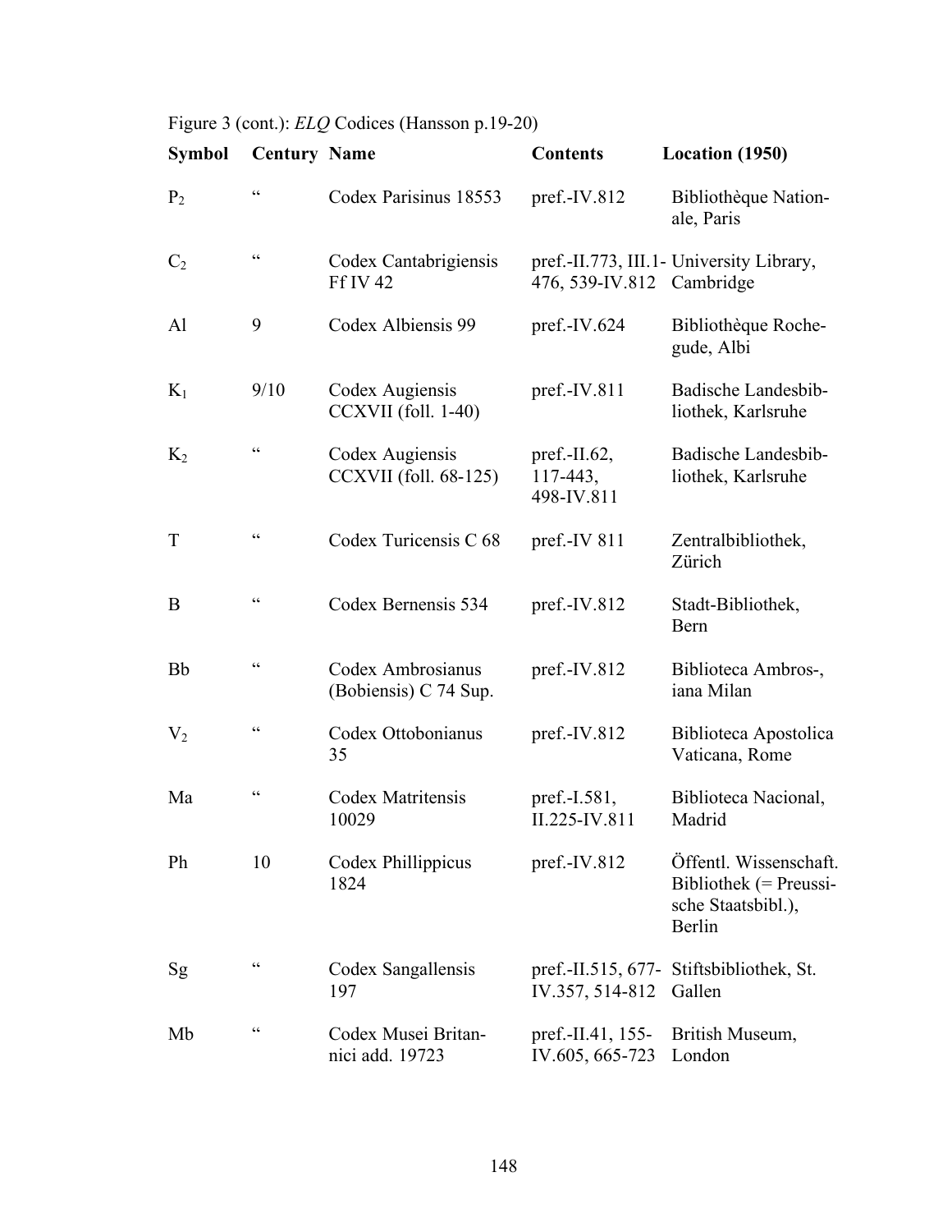Figure 3 (cont.): *ELQ* Codices (Hansson p.19-20)

| Symbol | Century | Name | Contents | Location (1950) |
|---|---|---|---|---|
| $P_2$ | " | Codex Parisinus 18553 | pref.-IV.812 | Bibliothèque Nation-ale, Paris |
| $C_2$ | " | Codex Cantabrigiensis Ff IV 42 | pref.-II.773, III.1-476, 539-IV.812 | University Library, Cambridge |
| Al | 9 | Codex Albiensis 99 | pref.-IV.624 | Bibliothèque Roche-gude, Albi |
| $K_1$ | 9/10 | Codex Augiensis CCXVII (foll. 1-40) | pref.-IV.811 | Badische Landesbib-liothek, Karlsruhe |
| $K_2$ | " | Codex Augiensis CCXVII (foll. 68-125) | pref.-II.62, 117-443, 498-IV.811 | Badische Landesbib-liothek, Karlsruhe |
| T | " | Codex Turicensis C 68 | pref.-IV 811 | Zentralbibliothek, Zürich |
| B | " | Codex Bernensis 534 | pref.-IV.812 | Stadt-Bibliothek, Bern |
| Bb | " | Codex Ambrosianus (Bobiensis) C 74 Sup. | pref.-IV.812 | Biblioteca Ambros-, iana Milan |
| $V_2$ | " | Codex Ottobonianus 35 | pref.-IV.812 | Biblioteca Apostolica Vaticana, Rome |
| Ma | " | Codex Matritensis 10029 | pref.-I.581, II.225-IV.811 | Biblioteca Nacional, Madrid |
| Ph | 10 | Codex Phillippicus 1824 | pref.-IV.812 | Öffentl. Wissenschaft. Bibliothek (= Preussi-sche Staatsbibl.), Berlin |
| Sg | " | Codex Sangallensis 197 | pref.-II.515, 677-IV.357, 514-812 | Stiftsbibliothek, St. Gallen |
| Mb | " | Codex Musei Britan-nici add. 19723 | pref.-II.41, 155-IV.605, 665-723 | British Museum, London |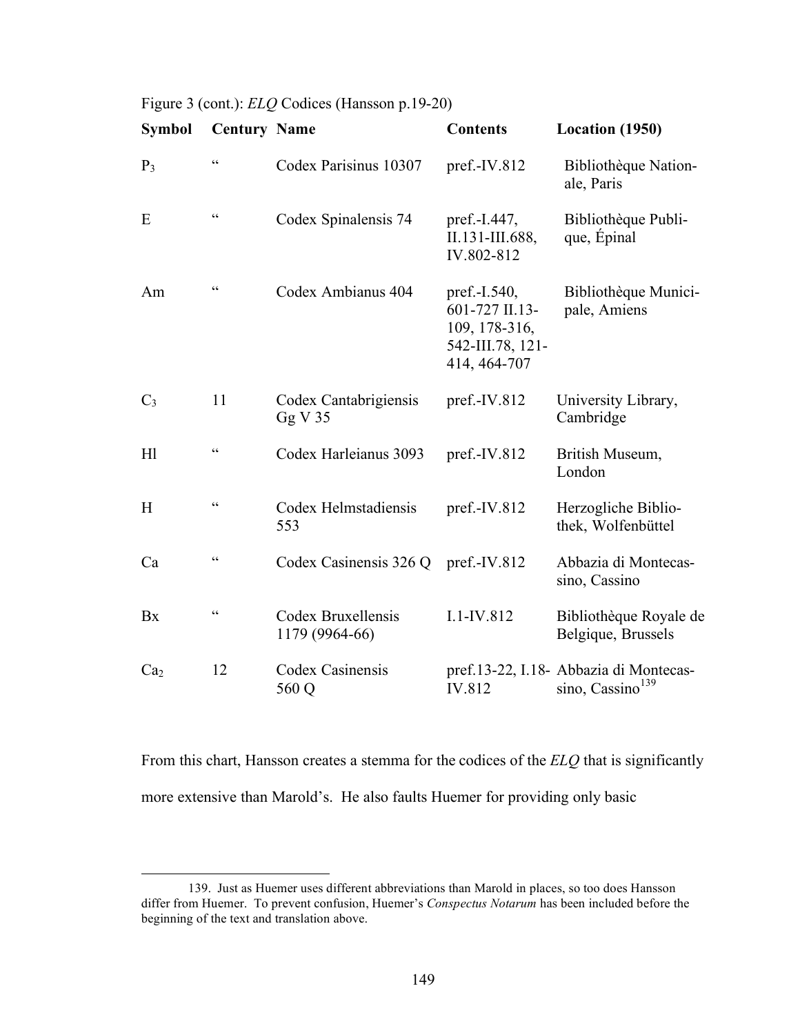Figure 3 (cont.): *ELQ* Codices (Hansson p.19-20)

| Symbol | Century | Name | Contents | Location (1950) |
|---|---|---|---|---|
| $P_3$ | " | Codex Parisinus 10307 | pref.-IV.812 | Bibliothèque Nationale, Paris |
| E | " | Codex Spinalensis 74 | pref.-I.447, II.131-III.688, IV.802-812 | Bibliothèque Publique, Épinal |
| Am | " | Codex Ambianus 404 | pref.-I.540, 601-727 II.13-109, 178-316, 542-III.78, 121-414, 464-707 | Bibliothèque Municipale, Amiens |
| $C_3$ | 11 | Codex Cantabrigiensis Gg V 35 | pref.-IV.812 | University Library, Cambridge |
| Hl | " | Codex Harleianus 3093 | pref.-IV.812 | British Museum, London |
| H | " | Codex Helmstadiensis 553 | pref.-IV.812 | Herzogliche Bibliothek, Wolfenbüttel |
| Ca | " | Codex Casinensis 326 Q | pref.-IV.812 | Abbazia di Montecassino, Cassino |
| Bx | " | Codex Bruxellensis 1179 (9964-66) | I.1-IV.812 | Bibliothèque Royale de Belgique, Brussels |
| $Ca_2$ | 12 | Codex Casinensis 560 Q | pref.13-22, I.18-IV.812 | Abbazia di Montecassino, Cassino[139] |

From this chart, Hansson creates a stemma for the codices of the *ELQ* that is significantly more extensive than Marold's. He also faults Huemer for providing only basic

139. Just as Huemer uses different abbreviations than Marold in places, so too does Hansson differ from Huemer. To prevent confusion, Huemer's *Conspectus Notarum* has been included before the beginning of the text and translation above.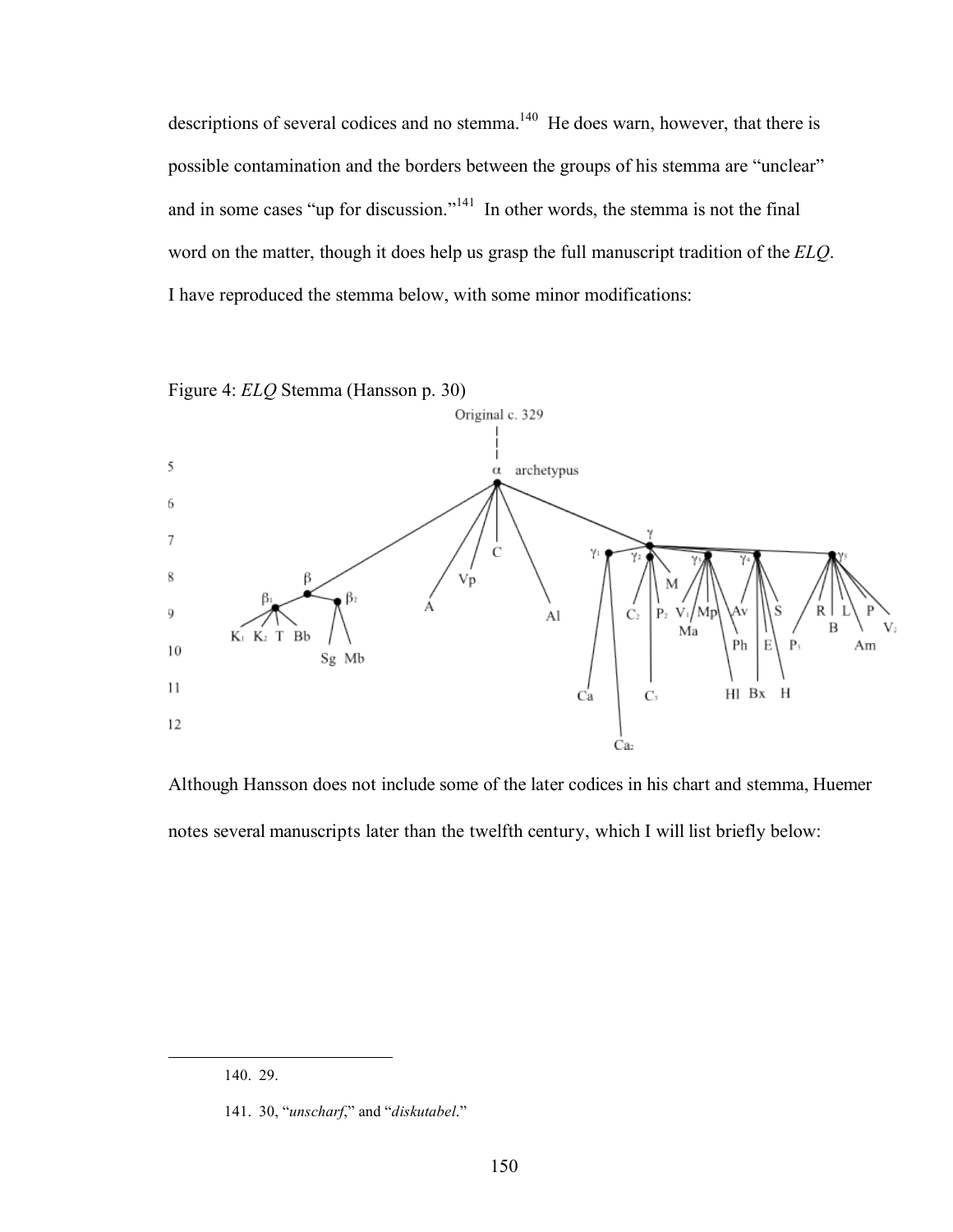descriptions of several codices and no stemma.[140] He does warn, however, that there is possible contamination and the borders between the groups of his stemma are "unclear" and in some cases "up for discussion."[141] In other words, the stemma is not the final word on the matter, though it does help us grasp the full manuscript tradition of the *ELQ*. I have reproduced the stemma below, with some minor modifications:

Figure 4: *ELQ* Stemma (Hansson p. 30)

Although Hansson does not include some of the later codices in his chart and stemma, Huemer notes several manuscripts later than the twelfth century, which I will list briefly below:

140. 29.

141. 30, "*unscharf*," and "*diskutabel*."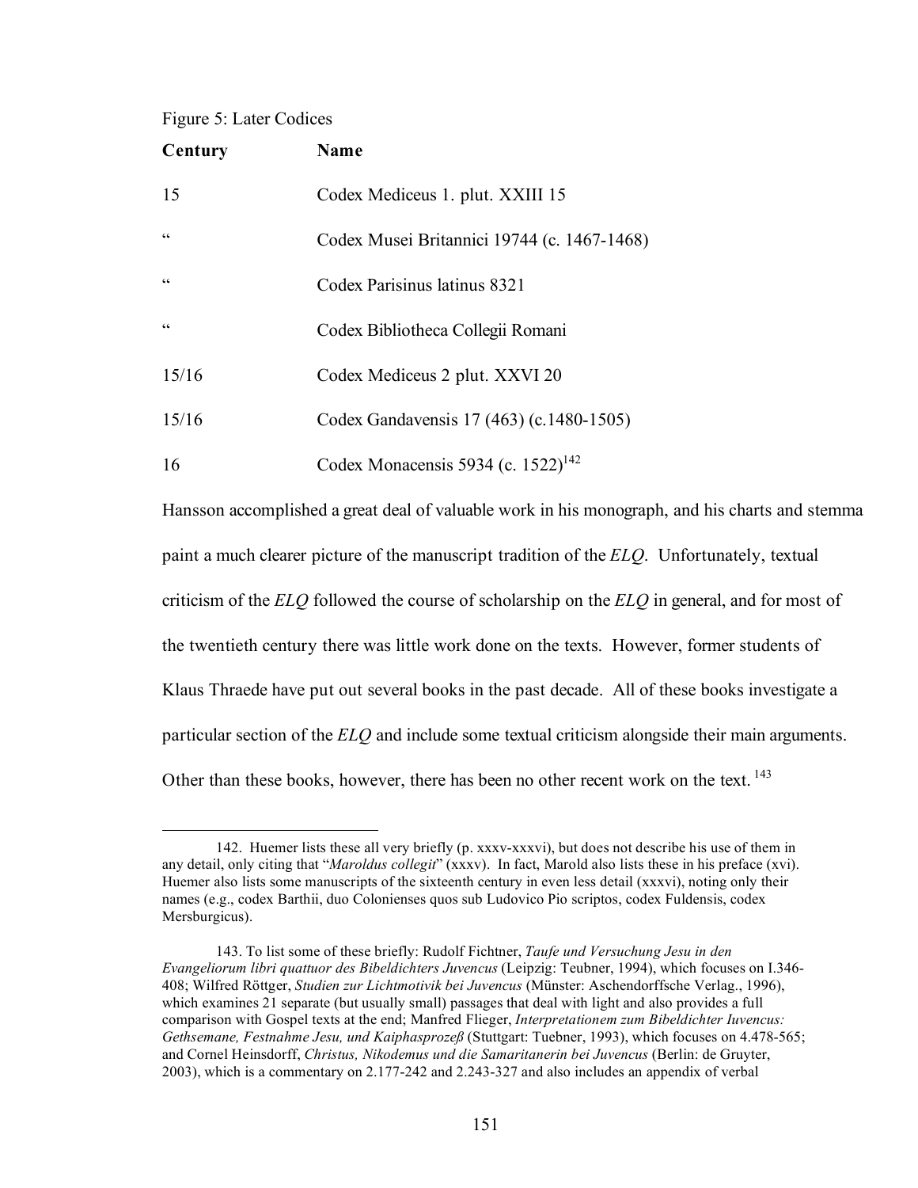Figure 5: Later Codices

| **Century** | **Name** |
|---|---|
| 15 | Codex Mediceus 1. plut. XXIII 15 |
| " | Codex Musei Britannici 19744 (c. 1467-1468) |
| " | Codex Parisinus latinus 8321 |
| " | Codex Bibliotheca Collegii Romani |
| 15/16 | Codex Mediceus 2 plut. XXVI 20 |
| 15/16 | Codex Gandavensis 17 (463) (c.1480-1505) |
| 16 | Codex Monacensis 5934 (c. 1522)[142] |

Hansson accomplished a great deal of valuable work in his monograph, and his charts and stemma paint a much clearer picture of the manuscript tradition of the *ELQ*. Unfortunately, textual criticism of the *ELQ* followed the course of scholarship on the *ELQ* in general, and for most of the twentieth century there was little work done on the texts. However, former students of Klaus Thraede have put out several books in the past decade. All of these books investigate a particular section of the *ELQ* and include some textual criticism alongside their main arguments. Other than these books, however, there has been no other recent work on the text.[143]

---

142. Huemer lists these all very briefly (p. xxxv-xxxvi), but does not describe his use of them in any detail, only citing that "*Maroldus collegit*" (xxxv). In fact, Marold also lists these in his preface (xvi). Huemer also lists some manuscripts of the sixteenth century in even less detail (xxxvi), noting only their names (e.g., codex Barthii, duo Colonienses quos sub Ludovico Pio scriptos, codex Fuldensis, codex Mersburgicus).

143. To list some of these briefly: Rudolf Fichtner, *Taufe und Versuchung Jesu in den Evangeliorum libri quattuor des Bibeldichters Juvencus* (Leipzig: Teubner, 1994), which focuses on I.346-408; Wilfred Röttger, *Studien zur Lichtmotivik bei Juvencus* (Münster: Aschendorffsche Verlag., 1996), which examines 21 separate (but usually small) passages that deal with light and also provides a full comparison with Gospel texts at the end; Manfred Flieger, *Interpretationem zum Bibeldichter Iuvencus: Gethsemane, Festnahme Jesu, und Kaiphasprozeß* (Stuttgart: Tuebner, 1993), which focuses on 4.478-565; and Cornel Heinsdorff, *Christus, Nikodemus und die Samaritanerin bei Juvencus* (Berlin: de Gruyter, 2003), which is a commentary on 2.177-242 and 2.243-327 and also includes an appendix of verbal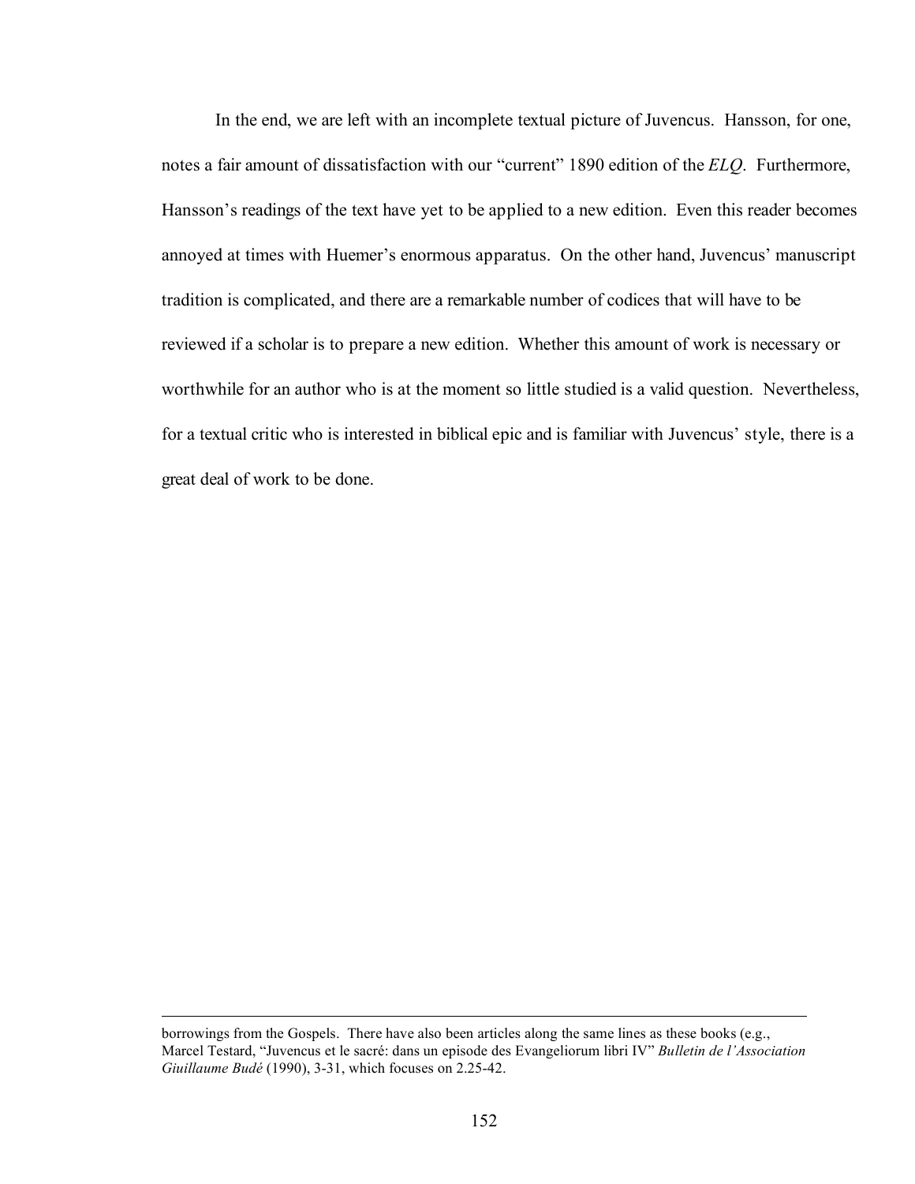In the end, we are left with an incomplete textual picture of Juvencus. Hansson, for one, notes a fair amount of dissatisfaction with our "current" 1890 edition of the *ELQ*. Furthermore, Hansson's readings of the text have yet to be applied to a new edition. Even this reader becomes annoyed at times with Huemer's enormous apparatus. On the other hand, Juvencus' manuscript tradition is complicated, and there are a remarkable number of codices that will have to be reviewed if a scholar is to prepare a new edition. Whether this amount of work is necessary or worthwhile for an author who is at the moment so little studied is a valid question. Nevertheless, for a textual critic who is interested in biblical epic and is familiar with Juvencus' style, there is a great deal of work to be done.

---

borrowings from the Gospels. There have also been articles along the same lines as these books (e.g., Marcel Testard, "Juvencus et le sacré: dans un episode des Evangeliorum libri IV" *Bulletin de l'Association Giuillaume Budé* (1990), 3-31, which focuses on 2.25-42.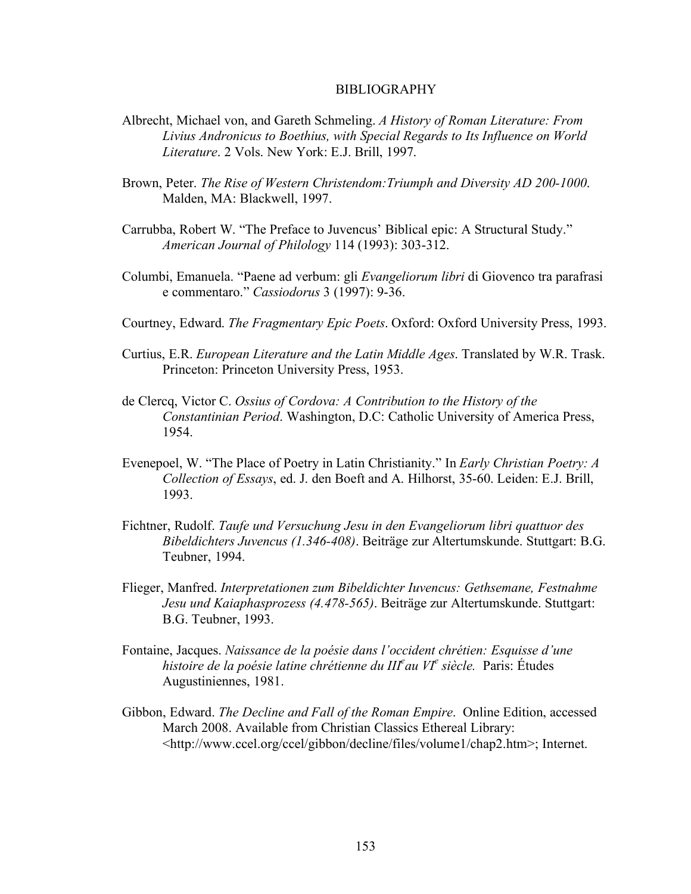# BIBLIOGRAPHY

Albrecht, Michael von, and Gareth Schmeling. *A History of Roman Literature: From Livius Andronicus to Boethius, with Special Regards to Its Influence on World Literature*. 2 Vols. New York: E.J. Brill, 1997.

Brown, Peter. *The Rise of Western Christendom:Triumph and Diversity AD 200-1000*. Malden, MA: Blackwell, 1997.

Carrubba, Robert W. "The Preface to Juvencus' Biblical epic: A Structural Study." *American Journal of Philology* 114 (1993): 303-312.

Columbi, Emanuela. "Paene ad verbum: gli *Evangeliorum libri* di Giovenco tra parafrasi e commentaro." *Cassiodorus* 3 (1997): 9-36.

Courtney, Edward. *The Fragmentary Epic Poets*. Oxford: Oxford University Press, 1993.

Curtius, E.R. *European Literature and the Latin Middle Ages*. Translated by W.R. Trask. Princeton: Princeton University Press, 1953.

de Clercq, Victor C. *Ossius of Cordova: A Contribution to the History of the Constantinian Period*. Washington, D.C: Catholic University of America Press, 1954.

Evenepoel, W. "The Place of Poetry in Latin Christianity." In *Early Christian Poetry: A Collection of Essays*, ed. J. den Boeft and A. Hilhorst, 35-60. Leiden: E.J. Brill, 1993.

Fichtner, Rudolf. *Taufe und Versuchung Jesu in den Evangeliorum libri quattuor des Bibeldichters Juvencus (1.346-408)*. Beiträge zur Altertumskunde. Stuttgart: B.G. Teubner, 1994.

Flieger, Manfred. *Interpretationen zum Bibeldichter Iuvencus: Gethsemane, Festnahme Jesu und Kaiaphasprozess (4.478-565)*. Beiträge zur Altertumskunde. Stuttgart: B.G. Teubner, 1993.

Fontaine, Jacques. *Naissance de la poésie dans l'occident chrétien: Esquisse d'une histoire de la poésie latine chrétienne du III[e] au VI[e] siècle.* Paris: Études Augustiniennes, 1981.

Gibbon, Edward. *The Decline and Fall of the Roman Empire*. Online Edition, accessed March 2008. Available from Christian Classics Ethereal Library: <http://www.ccel.org/ccel/gibbon/decline/files/volume1/chap2.htm>; Internet.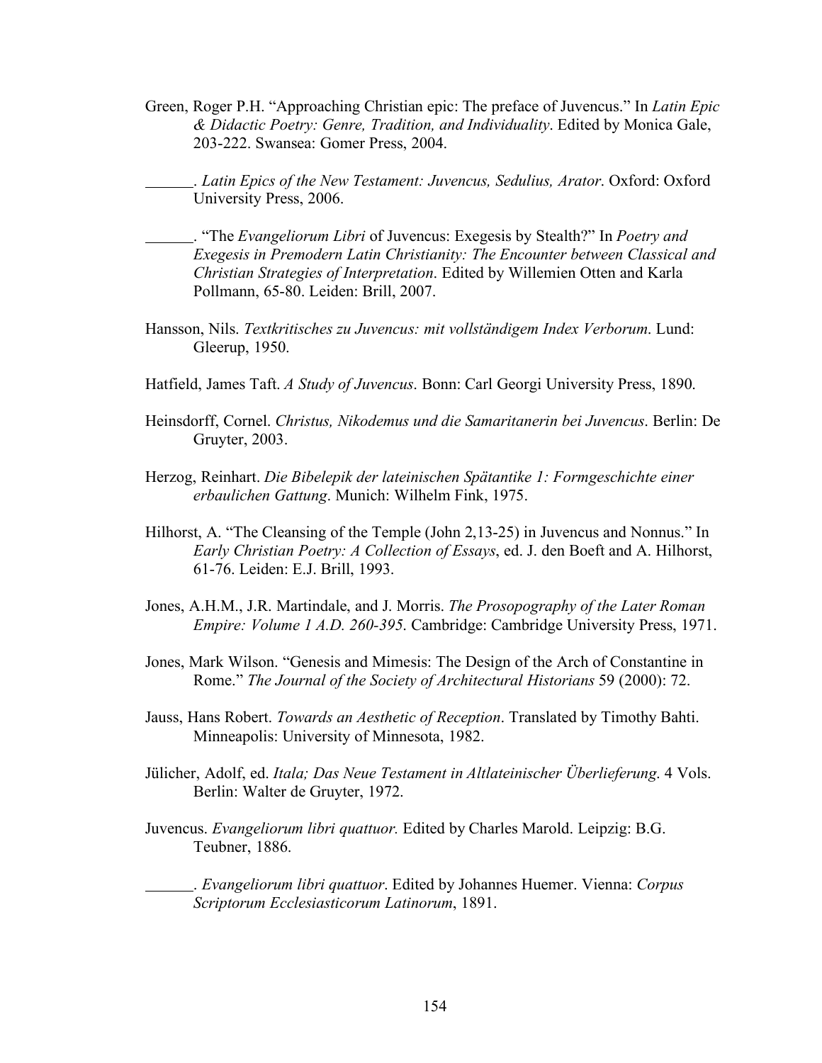Green, Roger P.H. "Approaching Christian epic: The preface of Juvencus." In *Latin Epic & Didactic Poetry: Genre, Tradition, and Individuality*. Edited by Monica Gale, 203-222. Swansea: Gomer Press, 2004.

______. *Latin Epics of the New Testament: Juvencus, Sedulius, Arator*. Oxford: Oxford University Press, 2006.

______. "The *Evangeliorum Libri* of Juvencus: Exegesis by Stealth?" In *Poetry and Exegesis in Premodern Latin Christianity: The Encounter between Classical and Christian Strategies of Interpretation*. Edited by Willemien Otten and Karla Pollmann, 65-80. Leiden: Brill, 2007.

Hansson, Nils. *Textkritisches zu Juvencus: mit vollständigem Index Verborum*. Lund: Gleerup, 1950.

Hatfield, James Taft. *A Study of Juvencus*. Bonn: Carl Georgi University Press, 1890.

Heinsdorff, Cornel. *Christus, Nikodemus und die Samaritanerin bei Juvencus*. Berlin: De Gruyter, 2003.

Herzog, Reinhart. *Die Bibelepik der lateinischen Spätantike 1: Formgeschichte einer erbaulichen Gattung*. Munich: Wilhelm Fink, 1975.

Hilhorst, A. "The Cleansing of the Temple (John 2,13-25) in Juvencus and Nonnus." In *Early Christian Poetry: A Collection of Essays*, ed. J. den Boeft and A. Hilhorst, 61-76. Leiden: E.J. Brill, 1993.

Jones, A.H.M., J.R. Martindale, and J. Morris. *The Prosopography of the Later Roman Empire: Volume 1 A.D. 260-395*. Cambridge: Cambridge University Press, 1971.

Jones, Mark Wilson. "Genesis and Mimesis: The Design of the Arch of Constantine in Rome." *The Journal of the Society of Architectural Historians* 59 (2000): 72.

Jauss, Hans Robert. *Towards an Aesthetic of Reception*. Translated by Timothy Bahti. Minneapolis: University of Minnesota, 1982.

Jülicher, Adolf, ed. *Itala; Das Neue Testament in Altlateinischer Überlieferung*. 4 Vols. Berlin: Walter de Gruyter, 1972.

Juvencus. *Evangeliorum libri quattuor.* Edited by Charles Marold. Leipzig: B.G. Teubner, 1886.

______. *Evangeliorum libri quattuor*. Edited by Johannes Huemer. Vienna: *Corpus Scriptorum Ecclesiasticorum Latinorum*, 1891.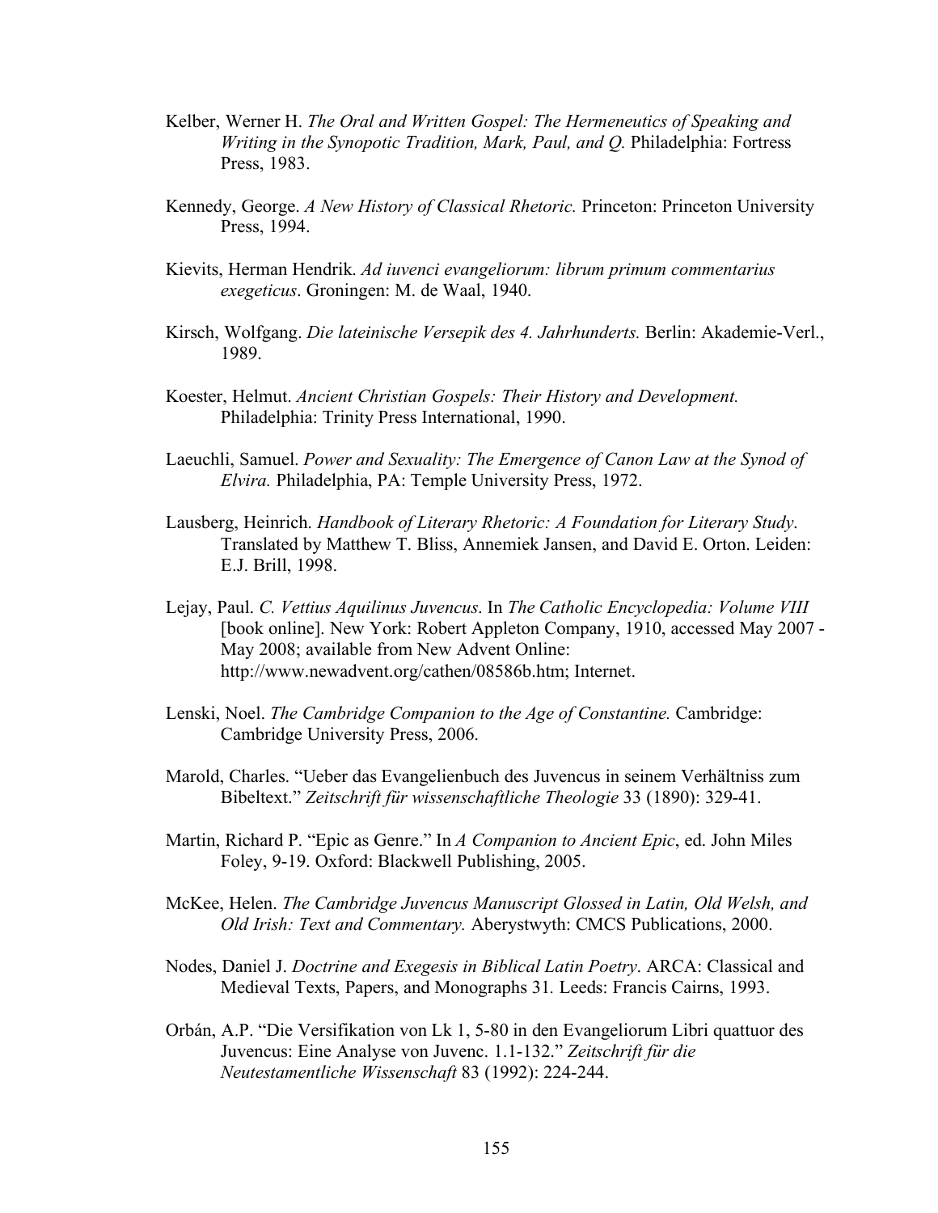Kelber, Werner H. *The Oral and Written Gospel: The Hermeneutics of Speaking and Writing in the Synoptic Tradition, Mark, Paul, and Q.* Philadelphia: Fortress Press, 1983.

Kennedy, George. *A New History of Classical Rhetoric.* Princeton: Princeton University Press, 1994.

Kievits, Herman Hendrik. *Ad iuvenci evangeliorum: librum primum commentarius exegeticus*. Groningen: M. de Waal, 1940.

Kirsch, Wolfgang. *Die lateinische Versepik des 4. Jahrhunderts.* Berlin: Akademie-Verl., 1989.

Koester, Helmut. *Ancient Christian Gospels: Their History and Development.* Philadelphia: Trinity Press International, 1990.

Laeuchli, Samuel. *Power and Sexuality: The Emergence of Canon Law at the Synod of Elvira.* Philadelphia, PA: Temple University Press, 1972.

Lausberg, Heinrich. *Handbook of Literary Rhetoric: A Foundation for Literary Study*. Translated by Matthew T. Bliss, Annemiek Jansen, and David E. Orton. Leiden: E.J. Brill, 1998.

Lejay, Paul. *C. Vettius Aquilinus Juvencus*. In *The Catholic Encyclopedia: Volume VIII* [book online]. New York: Robert Appleton Company, 1910, accessed May 2007 - May 2008; available from New Advent Online: http://www.newadvent.org/cathen/08586b.htm; Internet.

Lenski, Noel. *The Cambridge Companion to the Age of Constantine.* Cambridge: Cambridge University Press, 2006.

Marold, Charles. "Ueber das Evangelienbuch des Juvencus in seinem Verhältniss zum Bibeltext." *Zeitschrift für wissenschaftliche Theologie* 33 (1890): 329-41.

Martin, Richard P. "Epic as Genre." In *A Companion to Ancient Epic*, ed. John Miles Foley, 9-19. Oxford: Blackwell Publishing, 2005.

McKee, Helen. *The Cambridge Juvencus Manuscript Glossed in Latin, Old Welsh, and Old Irish: Text and Commentary.* Aberystwyth: CMCS Publications, 2000.

Nodes, Daniel J. *Doctrine and Exegesis in Biblical Latin Poetry*. ARCA: Classical and Medieval Texts, Papers, and Monographs 31. Leeds: Francis Cairns, 1993.

Orbán, A.P. "Die Versifikation von Lk 1, 5-80 in den Evangeliorum Libri quattuor des Juvencus: Eine Analyse von Juvenc. 1.1-132." *Zeitschrift für die Neutestamentliche Wissenschaft* 83 (1992): 224-244.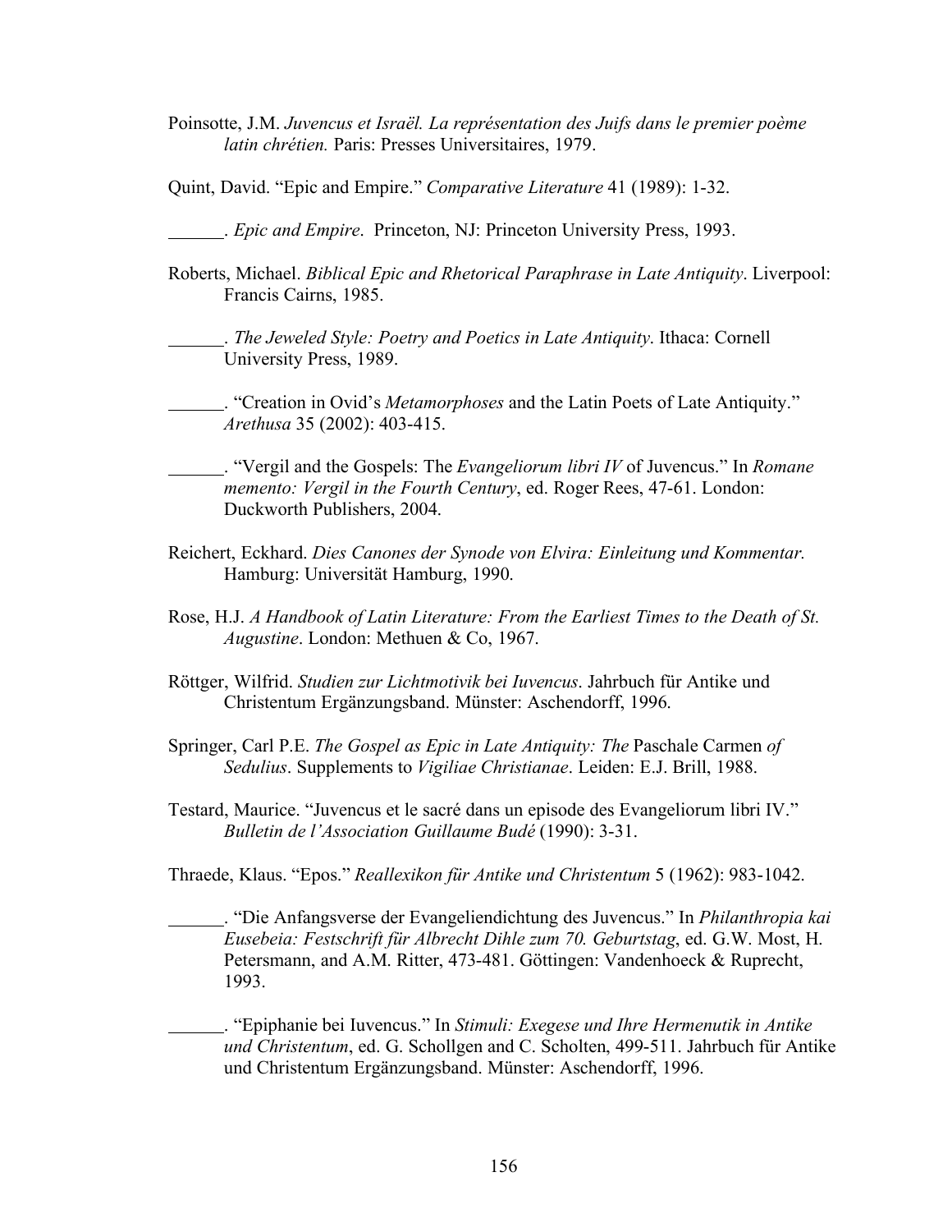Poinsotte, J.M. *Juvencus et Israël. La représentation des Juifs dans le premier poème latin chrétien.* Paris: Presses Universitaires, 1979.

Quint, David. "Epic and Empire." *Comparative Literature* 41 (1989): 1-32.

______. *Epic and Empire*. Princeton, NJ: Princeton University Press, 1993.

Roberts, Michael. *Biblical Epic and Rhetorical Paraphrase in Late Antiquity*. Liverpool: Francis Cairns, 1985.

______. *The Jeweled Style: Poetry and Poetics in Late Antiquity*. Ithaca: Cornell University Press, 1989.

______. "Creation in Ovid's *Metamorphoses* and the Latin Poets of Late Antiquity." *Arethusa* 35 (2002): 403-415.

______. "Vergil and the Gospels: The *Evangeliorum libri IV* of Juvencus." In *Romane memento: Vergil in the Fourth Century*, ed. Roger Rees, 47-61. London: Duckworth Publishers, 2004.

Reichert, Eckhard. *Dies Canones der Synode von Elvira: Einleitung und Kommentar.* Hamburg: Universität Hamburg, 1990.

Rose, H.J. *A Handbook of Latin Literature: From the Earliest Times to the Death of St. Augustine*. London: Methuen & Co, 1967.

Röttger, Wilfrid. *Studien zur Lichtmotivik bei Iuvencus*. Jahrbuch für Antike und Christentum Ergänzungsband. Münster: Aschendorff, 1996.

Springer, Carl P.E. *The Gospel as Epic in Late Antiquity: The* Paschale Carmen *of Sedulius*. Supplements to *Vigiliae Christianae*. Leiden: E.J. Brill, 1988.

Testard, Maurice. "Juvencus et le sacré dans un episode des Evangeliorum libri IV." *Bulletin de l'Association Guillaume Budé* (1990): 3-31.

Thraede, Klaus. "Epos." *Reallexikon für Antike und Christentum* 5 (1962): 983-1042.

______. "Die Anfangsverse der Evangeliendichtung des Juvencus." In *Philanthropia kai Eusebeia: Festschrift für Albrecht Dihle zum 70. Geburtstag*, ed. G.W. Most, H. Petersmann, and A.M. Ritter, 473-481. Göttingen: Vandenhoeck & Ruprecht, 1993.

______. "Epiphanie bei Iuvencus." In *Stimuli: Exegese und Ihre Hermenutik in Antike und Christentum*, ed. G. Schollgen and C. Scholten, 499-511. Jahrbuch für Antike und Christentum Ergänzungsband. Münster: Aschendorff, 1996.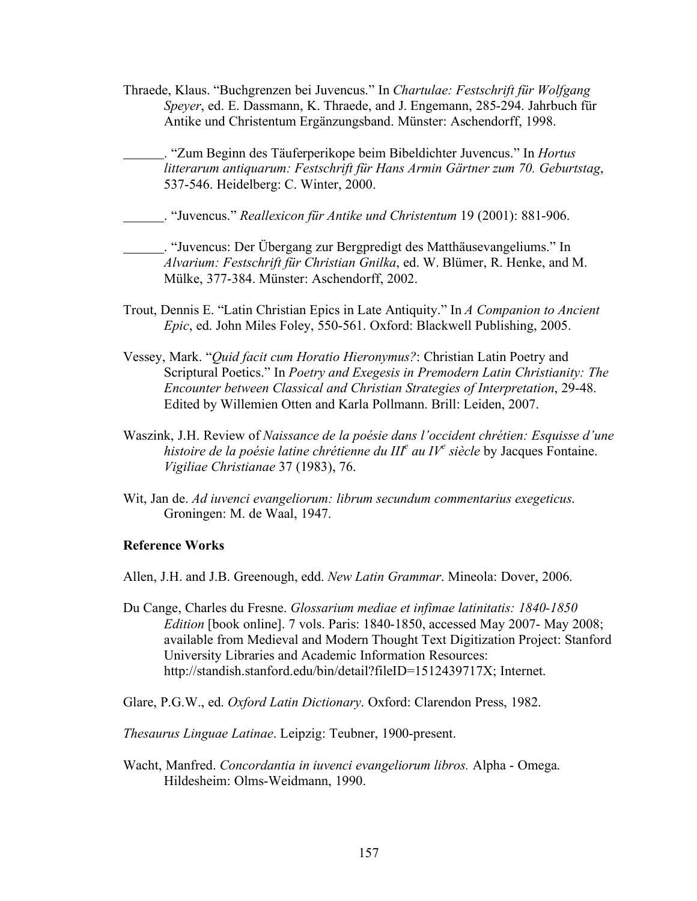Thraede, Klaus. "Buchgrenzen bei Juvencus." In *Chartulae: Festschrift für Wolfgang Speyer*, ed. E. Dassmann, K. Thraede, and J. Engemann, 285-294. Jahrbuch für Antike und Christentum Ergänzungsband. Münster: Aschendorff, 1998.

______. "Zum Beginn des Täuferperikope beim Bibeldichter Juvencus." In *Hortus litterarum antiquarum: Festschrift für Hans Armin Gärtner zum 70. Geburtstag*, 537-546. Heidelberg: C. Winter, 2000.

______. "Juvencus." *Reallexicon für Antike und Christentum* 19 (2001): 881-906.

______. "Juvencus: Der Übergang zur Bergpredigt des Matthäusevangeliums." In *Alvarium: Festschrift für Christian Gnilka*, ed. W. Blümer, R. Henke, and M. Mülke, 377-384. Münster: Aschendorff, 2002.

Trout, Dennis E. "Latin Christian Epics in Late Antiquity." In *A Companion to Ancient Epic*, ed. John Miles Foley, 550-561. Oxford: Blackwell Publishing, 2005.

Vessey, Mark. "*Quid facit cum Horatio Hieronymus?*: Christian Latin Poetry and Scriptural Poetics." In *Poetry and Exegesis in Premodern Latin Christianity: The Encounter between Classical and Christian Strategies of Interpretation*, 29-48. Edited by Willemien Otten and Karla Pollmann. Brill: Leiden, 2007.

Waszink, J.H. Review of *Naissance de la poésie dans l'occident chrétien: Esquisse d'une histoire de la poésie latine chrétienne du III$^{e}$ au IV$^{e}$ siècle* by Jacques Fontaine. *Vigiliae Christianae* 37 (1983), 76.

Wit, Jan de. *Ad iuvenci evangeliorum: librum secundum commentarius exegeticus.* Groningen: M. de Waal, 1947.

**Reference Works**

Allen, J.H. and J.B. Greenough, edd. *New Latin Grammar*. Mineola: Dover, 2006.

Du Cange, Charles du Fresne. *Glossarium mediae et infimae latinitatis: 1840-1850 Edition* [book online]. 7 vols. Paris: 1840-1850, accessed May 2007- May 2008; available from Medieval and Modern Thought Text Digitization Project: Stanford University Libraries and Academic Information Resources: http://standish.stanford.edu/bin/detail?fileID=1512439717X; Internet.

Glare, P.G.W., ed. *Oxford Latin Dictionary*. Oxford: Clarendon Press, 1982.

*Thesaurus Linguae Latinae*. Leipzig: Teubner, 1900-present.

Wacht, Manfred. *Concordantia in iuvenci evangeliorum libros.* Alpha - Omega. Hildesheim: Olms-Weidmann, 1990.